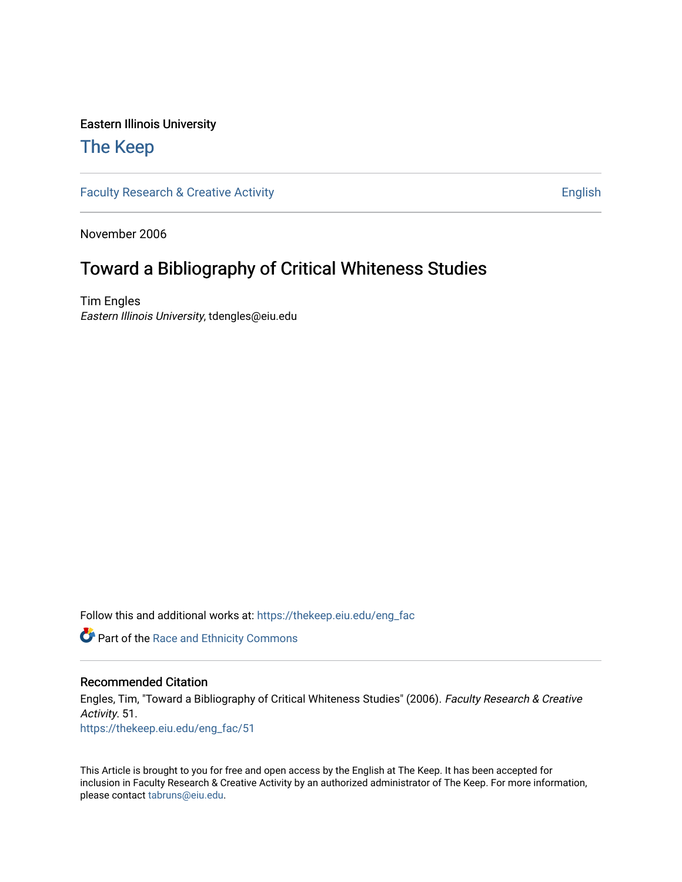Eastern Illinois University

# The Keep

Faculty Research & Creative Activity English

November 2006

## Toward a Bibliography of Critical Whiteness Studies

Tim Engles
*Eastern Illinois University*, tdengles@eiu.edu

Follow this and additional works at: https://thekeep.eiu.edu/eng_fac

Part of the Race and Ethnicity Commons

### Recommended Citation

Engles, Tim, "Toward a Bibliography of Critical Whiteness Studies" (2006). *Faculty Research & Creative Activity*. 51.
https://thekeep.eiu.edu/eng_fac/51

This Article is brought to you for free and open access by the English at The Keep. It has been accepted for inclusion in Faculty Research & Creative Activity by an authorized administrator of The Keep. For more information, please contact tabruns@eiu.edu.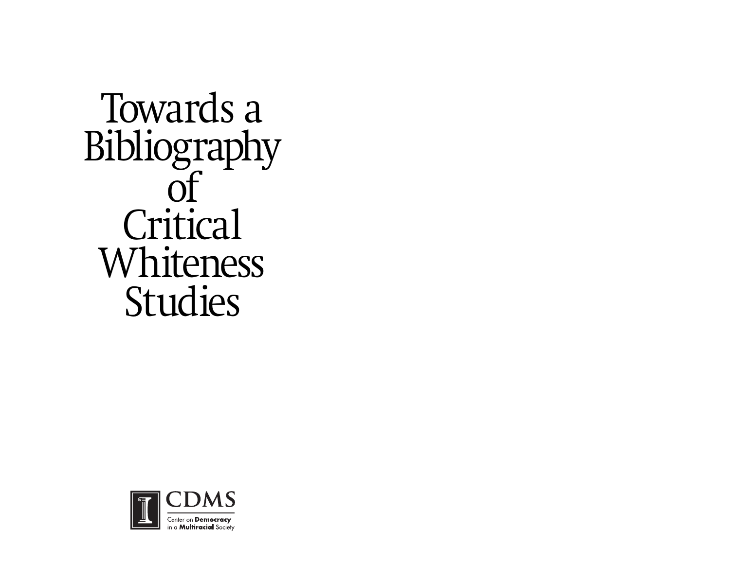# Towards a Bibliography of Critical Whiteness Studies

CDMS

Center on **Democracy** in a **Multiracial** Society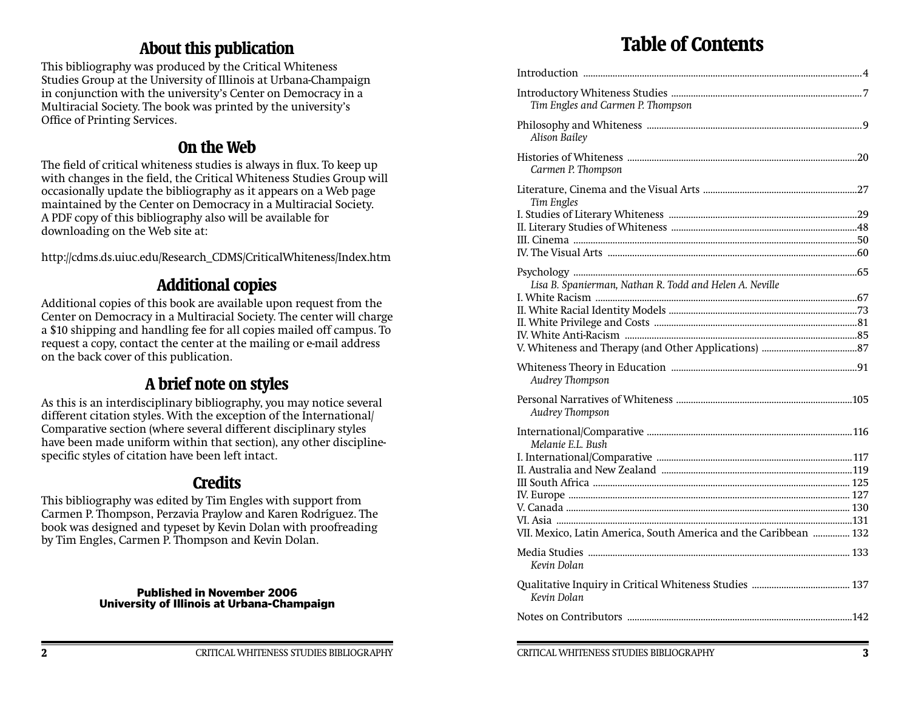## About this publication

This bibliography was produced by the Critical Whiteness Studies Group at the University of Illinois at Urbana-Champaign in conjunction with the university's Center on Democracy in a Multiracial Society. The book was printed by the university's Office of Printing Services.

## On the Web

The field of critical whiteness studies is always in flux. To keep up with changes in the field, the Critical Whiteness Studies Group will occasionally update the bibliography as it appears on a Web page maintained by the Center on Democracy in a Multiracial Society. A PDF copy of this bibliography also will be available for downloading on the Web site at:

http://cdms.ds.uiuc.edu/Research_CDMS/CriticalWhiteness/Index.htm

## Additional copies

Additional copies of this book are available upon request from the Center on Democracy in a Multiracial Society. The center will charge a $10 shipping and handling fee for all copies mailed off campus. To request a copy, contact the center at the mailing or e-mail address on the back cover of this publication.

## A brief note on styles

As this is an interdisciplinary bibliography, you may notice several different citation styles. With the exception of the International/Comparative section (where several different disciplinary styles have been made uniform within that section), any other discipline-specific styles of citation have been left intact.

## Credits

This bibliography was edited by Tim Engles with support from Carmen P. Thompson, Perzavia Praylow and Karen Rodríguez. The book was designed and typeset by Kevin Dolan with proofreading by Tim Engles, Carmen P. Thompson and Kevin Dolan.

**Published in November 2006**
**University of Illinois at Urbana-Champaign**

# Table of Contents

Introduction ........ 4

Introductory Whiteness Studies ........ 7
*Tim Engles and Carmen P. Thompson*

Philosophy and Whiteness ........ 9
*Alison Bailey*

Histories of Whiteness ........ 20
*Carmen P. Thompson*

Literature, Cinema and the Visual Arts ........ 27
*Tim Engles*
I. Studies of Literary Whiteness ........ 29
II. Literary Studies of Whiteness ........ 48
III. Cinema ........ 50
IV. The Visual Arts ........ 60

Psychology ........ 65
*Lisa B. Spanierman, Nathan R. Todd and Helen A. Neville*
I. White Racism ........ 67
II. White Racial Identity Models ........ 73
II. White Privilege and Costs ........ 81
IV. White Anti-Racism ........ 85
V. Whiteness and Therapy (and Other Applications) ........ 87

Whiteness Theory in Education ........ 91
*Audrey Thompson*

Personal Narratives of Whiteness ........ 105
*Audrey Thompson*

International/Comparative ........ 116
*Melanie E.L. Bush*
I. International/Comparative ........ 117
II. Australia and New Zealand ........ 119
III South Africa ........ 125
IV. Europe ........ 127
V. Canada ........ 130
VI. Asia ........ 131
VII. Mexico, Latin America, South America and the Caribbean ........ 132

Media Studies ........ 133
*Kevin Dolan*

Qualitative Inquiry in Critical Whiteness Studies ........ 137
*Kevin Dolan*

Notes on Contributors ........ 142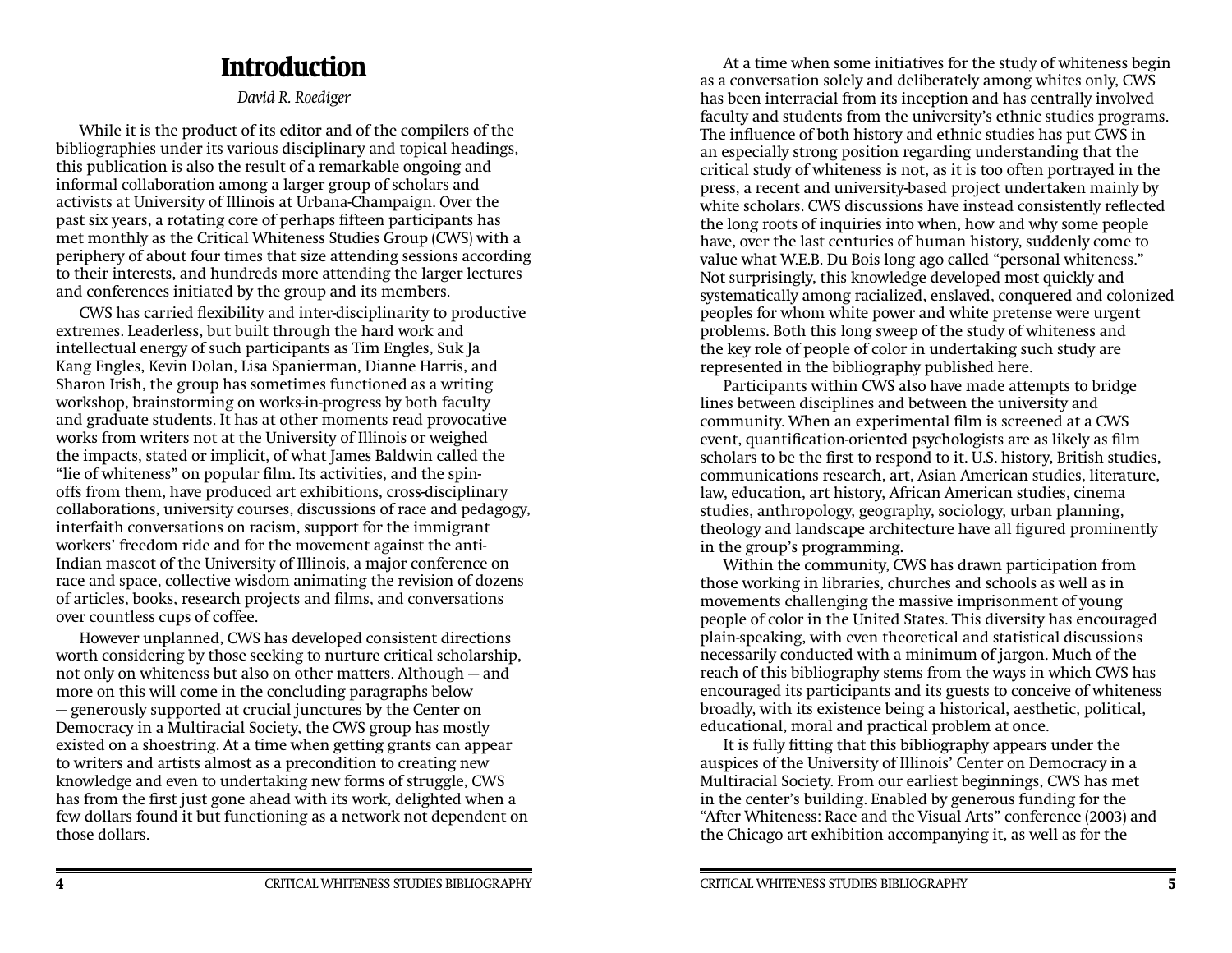# Introduction

*David R. Roediger*

While it is the product of its editor and of the compilers of the bibliographies under its various disciplinary and topical headings, this publication is also the result of a remarkable ongoing and informal collaboration among a larger group of scholars and activists at University of Illinois at Urbana-Champaign. Over the past six years, a rotating core of perhaps fifteen participants has met monthly as the Critical Whiteness Studies Group (CWS) with a periphery of about four times that size attending sessions according to their interests, and hundreds more attending the larger lectures and conferences initiated by the group and its members.

CWS has carried flexibility and inter-disciplinarity to productive extremes. Leaderless, but built through the hard work and intellectual energy of such participants as Tim Engles, Suk Ja Kang Engles, Kevin Dolan, Lisa Spanierman, Dianne Harris, and Sharon Irish, the group has sometimes functioned as a writing workshop, brainstorming on works-in-progress by both faculty and graduate students. It has at other moments read provocative works from writers not at the University of Illinois or weighed the impacts, stated or implicit, of what James Baldwin called the "lie of whiteness" on popular film. Its activities, and the spin-offs from them, have produced art exhibitions, cross-disciplinary collaborations, university courses, discussions of race and pedagogy, interfaith conversations on racism, support for the immigrant workers' freedom ride and for the movement against the anti-Indian mascot of the University of Illinois, a major conference on race and space, collective wisdom animating the revision of dozens of articles, books, research projects and films, and conversations over countless cups of coffee.

However unplanned, CWS has developed consistent directions worth considering by those seeking to nurture critical scholarship, not only on whiteness but also on other matters. Although — and more on this will come in the concluding paragraphs below — generously supported at crucial junctures by the Center on Democracy in a Multiracial Society, the CWS group has mostly existed on a shoestring. At a time when getting grants can appear to writers and artists almost as a precondition to creating new knowledge and even to undertaking new forms of struggle, CWS has from the first just gone ahead with its work, delighted when a few dollars found it but functioning as a network not dependent on those dollars.

At a time when some initiatives for the study of whiteness begin as a conversation solely and deliberately among whites only, CWS has been interracial from its inception and has centrally involved faculty and students from the university's ethnic studies programs. The influence of both history and ethnic studies has put CWS in an especially strong position regarding understanding that the critical study of whiteness is not, as it is too often portrayed in the press, a recent and university-based project undertaken mainly by white scholars. CWS discussions have instead consistently reflected the long roots of inquiries into when, how and why some people have, over the last centuries of human history, suddenly come to value what W.E.B. Du Bois long ago called "personal whiteness." Not surprisingly, this knowledge developed most quickly and systematically among racialized, enslaved, conquered and colonized peoples for whom white power and white pretense were urgent problems. Both this long sweep of the study of whiteness and the key role of people of color in undertaking such study are represented in the bibliography published here.

Participants within CWS also have made attempts to bridge lines between disciplines and between the university and community. When an experimental film is screened at a CWS event, quantification-oriented psychologists are as likely as film scholars to be the first to respond to it. U.S. history, British studies, communications research, art, Asian American studies, literature, law, education, art history, African American studies, cinema studies, anthropology, geography, sociology, urban planning, theology and landscape architecture have all figured prominently in the group's programming.

Within the community, CWS has drawn participation from those working in libraries, churches and schools as well as in movements challenging the massive imprisonment of young people of color in the United States. This diversity has encouraged plain-speaking, with even theoretical and statistical discussions necessarily conducted with a minimum of jargon. Much of the reach of this bibliography stems from the ways in which CWS has encouraged its participants and its guests to conceive of whiteness broadly, with its existence being a historical, aesthetic, political, educational, moral and practical problem at once.

It is fully fitting that this bibliography appears under the auspices of the University of Illinois' Center on Democracy in a Multiracial Society. From our earliest beginnings, CWS has met in the center's building. Enabled by generous funding for the "After Whiteness: Race and the Visual Arts" conference (2003) and the Chicago art exhibition accompanying it, as well as for the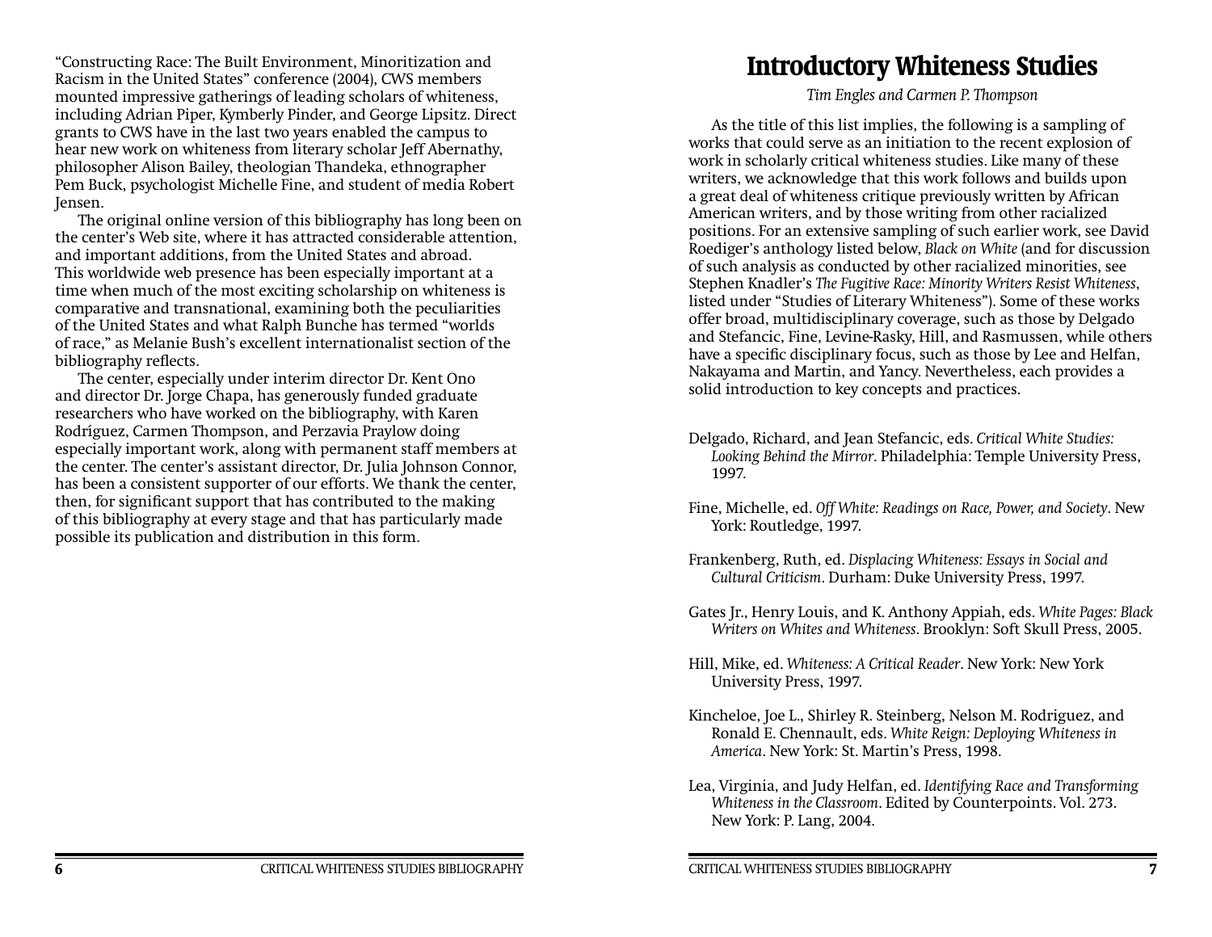"Constructing Race: The Built Environment, Minoritization and Racism in the United States" conference (2004), CWS members mounted impressive gatherings of leading scholars of whiteness, including Adrian Piper, Kymberly Pinder, and George Lipsitz. Direct grants to CWS have in the last two years enabled the campus to hear new work on whiteness from literary scholar Jeff Abernathy, philosopher Alison Bailey, theologian Thandeka, ethnographer Pem Buck, psychologist Michelle Fine, and student of media Robert Jensen.

The original online version of this bibliography has long been on the center's Web site, where it has attracted considerable attention, and important additions, from the United States and abroad. This worldwide web presence has been especially important at a time when much of the most exciting scholarship on whiteness is comparative and transnational, examining both the peculiarities of the United States and what Ralph Bunche has termed "worlds of race," as Melanie Bush's excellent internationalist section of the bibliography reflects.

The center, especially under interim director Dr. Kent Ono and director Dr. Jorge Chapa, has generously funded graduate researchers who have worked on the bibliography, with Karen Rodríguez, Carmen Thompson, and Perzavia Praylow doing especially important work, along with permanent staff members at the center. The center's assistant director, Dr. Julia Johnson Connor, has been a consistent supporter of our efforts. We thank the center, then, for significant support that has contributed to the making of this bibliography at every stage and that has particularly made possible its publication and distribution in this form.

# Introductory Whiteness Studies

*Tim Engles and Carmen P. Thompson*

As the title of this list implies, the following is a sampling of works that could serve as an initiation to the recent explosion of work in scholarly critical whiteness studies. Like many of these writers, we acknowledge that this work follows and builds upon a great deal of whiteness critique previously written by African American writers, and by those writing from other racialized positions. For an extensive sampling of such earlier work, see David Roediger's anthology listed below, *Black on White* (and for discussion of such analysis as conducted by other racialized minorities, see Stephen Knadler's *The Fugitive Race: Minority Writers Resist Whiteness*, listed under "Studies of Literary Whiteness"). Some of these works offer broad, multidisciplinary coverage, such as those by Delgado and Stefancic, Fine, Levine-Rasky, Hill, and Rasmussen, while others have a specific disciplinary focus, such as those by Lee and Helfan, Nakayama and Martin, and Yancy. Nevertheless, each provides a solid introduction to key concepts and practices.

Delgado, Richard, and Jean Stefancic, eds. *Critical White Studies: Looking Behind the Mirror*. Philadelphia: Temple University Press, 1997.

Fine, Michelle, ed. *Off White: Readings on Race, Power, and Society*. New York: Routledge, 1997.

Frankenberg, Ruth, ed. *Displacing Whiteness: Essays in Social and Cultural Criticism*. Durham: Duke University Press, 1997.

Gates Jr., Henry Louis, and K. Anthony Appiah, eds. *White Pages: Black Writers on Whites and Whiteness*. Brooklyn: Soft Skull Press, 2005.

Hill, Mike, ed. *Whiteness: A Critical Reader*. New York: New York University Press, 1997.

Kincheloe, Joe L., Shirley R. Steinberg, Nelson M. Rodriguez, and Ronald E. Chennault, eds. *White Reign: Deploying Whiteness in America*. New York: St. Martin's Press, 1998.

Lea, Virginia, and Judy Helfan, ed. *Identifying Race and Transforming Whiteness in the Classroom*. Edited by Counterpoints. Vol. 273. New York: P. Lang, 2004.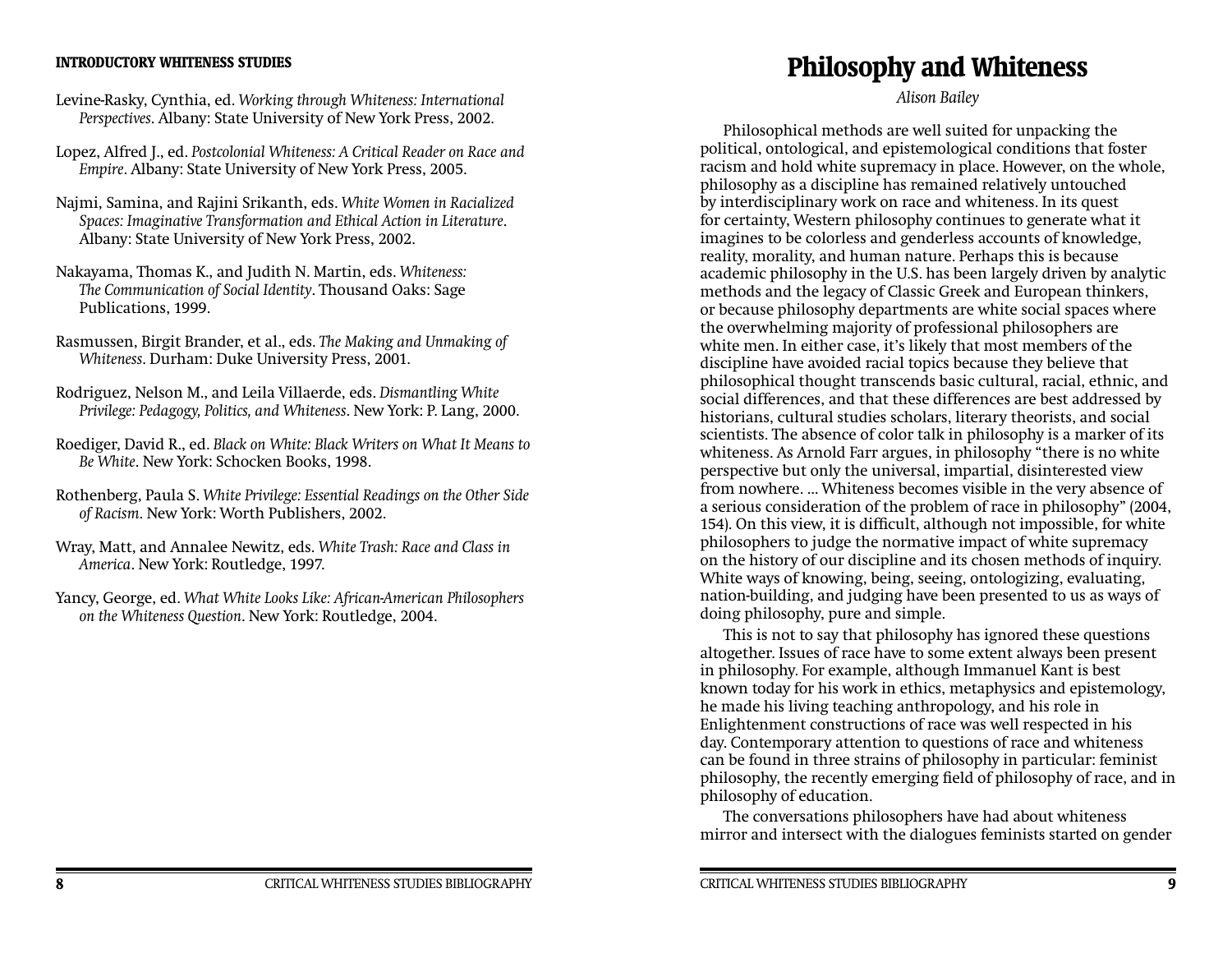Levine-Rasky, Cynthia, ed. *Working through Whiteness: International Perspectives*. Albany: State University of New York Press, 2002.

Lopez, Alfred J., ed. *Postcolonial Whiteness: A Critical Reader on Race and Empire*. Albany: State University of New York Press, 2005.

Najmi, Samina, and Rajini Srikanth, eds. *White Women in Racialized Spaces: Imaginative Transformation and Ethical Action in Literature*. Albany: State University of New York Press, 2002.

Nakayama, Thomas K., and Judith N. Martin, eds. *Whiteness: The Communication of Social Identity*. Thousand Oaks: Sage Publications, 1999.

Rasmussen, Birgit Brander, et al., eds. *The Making and Unmaking of Whiteness*. Durham: Duke University Press, 2001.

Rodriguez, Nelson M., and Leila Villaerde, eds. *Dismantling White Privilege: Pedagogy, Politics, and Whiteness*. New York: P. Lang, 2000.

Roediger, David R., ed. *Black on White: Black Writers on What It Means to Be White*. New York: Schocken Books, 1998.

Rothenberg, Paula S. *White Privilege: Essential Readings on the Other Side of Racism*. New York: Worth Publishers, 2002.

Wray, Matt, and Annalee Newitz, eds. *White Trash: Race and Class in America*. New York: Routledge, 1997.

Yancy, George, ed. *What White Looks Like: African-American Philosophers on the Whiteness Question*. New York: Routledge, 2004.

# Philosophy and Whiteness

*Alison Bailey*

Philosophical methods are well suited for unpacking the political, ontological, and epistemological conditions that foster racism and hold white supremacy in place. However, on the whole, philosophy as a discipline has remained relatively untouched by interdisciplinary work on race and whiteness. In its quest for certainty, Western philosophy continues to generate what it imagines to be colorless and genderless accounts of knowledge, reality, morality, and human nature. Perhaps this is because academic philosophy in the U.S. has been largely driven by analytic methods and the legacy of Classic Greek and European thinkers, or because philosophy departments are white social spaces where the overwhelming majority of professional philosophers are white men. In either case, it's likely that most members of the discipline have avoided racial topics because they believe that philosophical thought transcends basic cultural, racial, ethnic, and social differences, and that these differences are best addressed by historians, cultural studies scholars, literary theorists, and social scientists. The absence of color talk in philosophy is a marker of its whiteness. As Arnold Farr argues, in philosophy "there is no white perspective but only the universal, impartial, disinterested view from nowhere. ... Whiteness becomes visible in the very absence of a serious consideration of the problem of race in philosophy" (2004, 154). On this view, it is difficult, although not impossible, for white philosophers to judge the normative impact of white supremacy on the history of our discipline and its chosen methods of inquiry. White ways of knowing, being, seeing, ontologizing, evaluating, nation-building, and judging have been presented to us as ways of doing philosophy, pure and simple.

This is not to say that philosophy has ignored these questions altogether. Issues of race have to some extent always been present in philosophy. For example, although Immanuel Kant is best known today for his work in ethics, metaphysics and epistemology, he made his living teaching anthropology, and his role in Enlightenment constructions of race was well respected in his day. Contemporary attention to questions of race and whiteness can be found in three strains of philosophy in particular: feminist philosophy, the recently emerging field of philosophy of race, and in philosophy of education.

The conversations philosophers have had about whiteness mirror and intersect with the dialogues feminists started on gender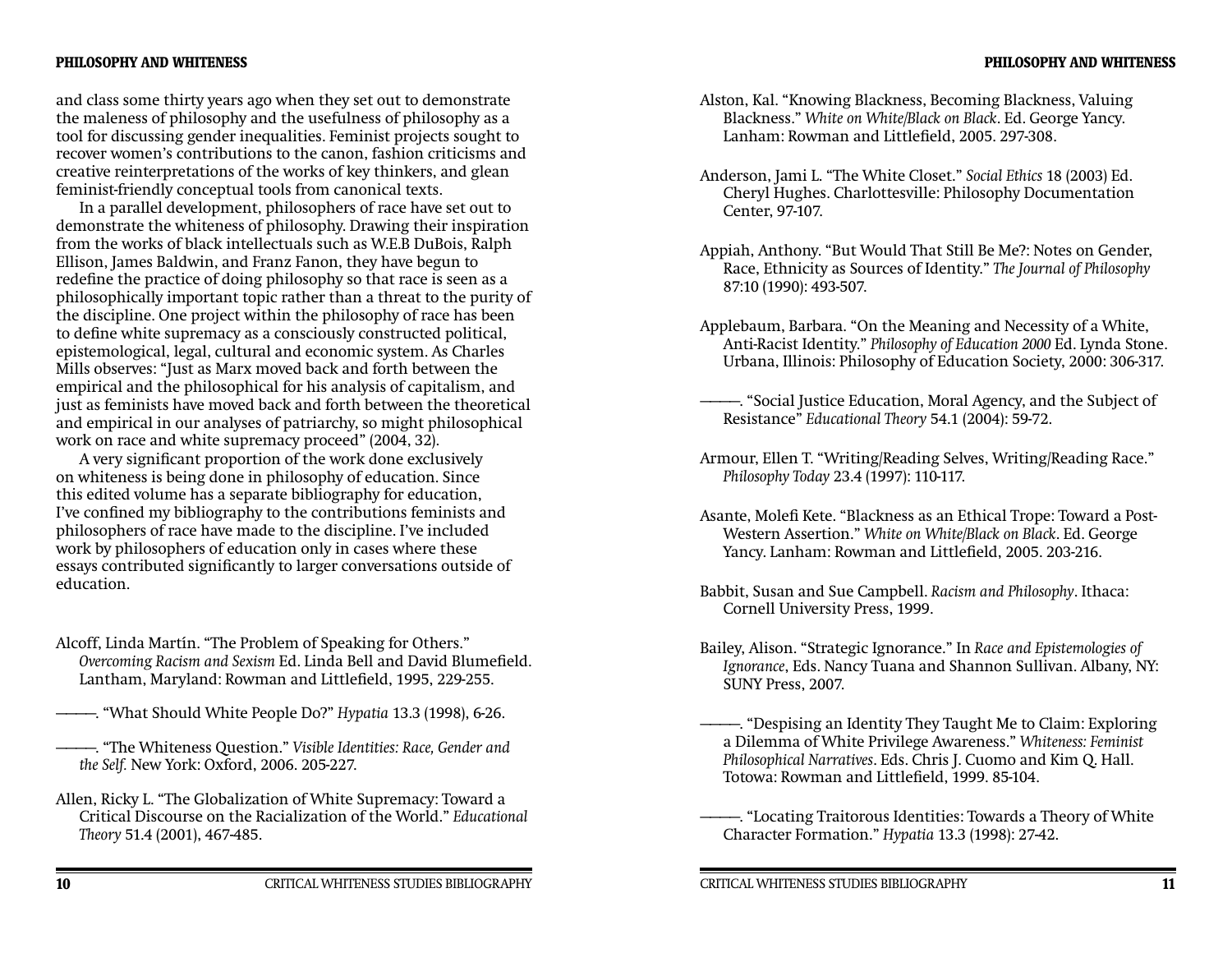and class some thirty years ago when they set out to demonstrate the maleness of philosophy and the usefulness of philosophy as a tool for discussing gender inequalities. Feminist projects sought to recover women's contributions to the canon, fashion criticisms and creative reinterpretations of the works of key thinkers, and glean feminist-friendly conceptual tools from canonical texts.

In a parallel development, philosophers of race have set out to demonstrate the whiteness of philosophy. Drawing their inspiration from the works of black intellectuals such as W.E.B DuBois, Ralph Ellison, James Baldwin, and Franz Fanon, they have begun to redefine the practice of doing philosophy so that race is seen as a philosophically important topic rather than a threat to the purity of the discipline. One project within the philosophy of race has been to define white supremacy as a consciously constructed political, epistemological, legal, cultural and economic system. As Charles Mills observes: "Just as Marx moved back and forth between the empirical and the philosophical for his analysis of capitalism, and just as feminists have moved back and forth between the theoretical and empirical in our analyses of patriarchy, so might philosophical work on race and white supremacy proceed" (2004, 32).

A very significant proportion of the work done exclusively on whiteness is being done in philosophy of education. Since this edited volume has a separate bibliography for education, I've confined my bibliography to the contributions feminists and philosophers of race have made to the discipline. I've included work by philosophers of education only in cases where these essays contributed significantly to larger conversations outside of education.

Alcoff, Linda Martín. "The Problem of Speaking for Others." *Overcoming Racism and Sexism* Ed. Linda Bell and David Blumefield. Lantham, Maryland: Rowman and Littlefield, 1995, 229-255.

———. "What Should White People Do?" *Hypatia* 13.3 (1998), 6-26.

———. "The Whiteness Question." *Visible Identities: Race, Gender and the Self.* New York: Oxford, 2006. 205-227.

Allen, Ricky L. "The Globalization of White Supremacy: Toward a Critical Discourse on the Racialization of the World." *Educational Theory* 51.4 (2001), 467-485.

Alston, Kal. "Knowing Blackness, Becoming Blackness, Valuing Blackness." *White on White/Black on Black*. Ed. George Yancy. Lanham: Rowman and Littlefield, 2005. 297-308.

Anderson, Jami L. "The White Closet." *Social Ethics* 18 (2003) Ed. Cheryl Hughes. Charlottesville: Philosophy Documentation Center, 97-107.

Appiah, Anthony. "But Would That Still Be Me?: Notes on Gender, Race, Ethnicity as Sources of Identity." *The Journal of Philosophy* 87:10 (1990): 493-507.

Applebaum, Barbara. "On the Meaning and Necessity of a White, Anti-Racist Identity." *Philosophy of Education 2000* Ed. Lynda Stone. Urbana, Illinois: Philosophy of Education Society, 2000: 306-317.

———. "Social Justice Education, Moral Agency, and the Subject of Resistance" *Educational Theory* 54.1 (2004): 59-72.

Armour, Ellen T. "Writing/Reading Selves, Writing/Reading Race." *Philosophy Today* 23.4 (1997): 110-117.

Asante, Molefi Kete. "Blackness as an Ethical Trope: Toward a Post-Western Assertion." *White on White/Black on Black*. Ed. George Yancy. Lanham: Rowman and Littlefield, 2005. 203-216.

Babbit, Susan and Sue Campbell. *Racism and Philosophy*. Ithaca: Cornell University Press, 1999.

Bailey, Alison. "Strategic Ignorance." In *Race and Epistemologies of Ignorance*, Eds. Nancy Tuana and Shannon Sullivan. Albany, NY: SUNY Press, 2007.

———. "Despising an Identity They Taught Me to Claim: Exploring a Dilemma of White Privilege Awareness." *Whiteness: Feminist Philosophical Narratives*. Eds. Chris J. Cuomo and Kim Q. Hall. Totowa: Rowman and Littlefield, 1999. 85-104.

———. "Locating Traitorous Identities: Towards a Theory of White Character Formation." *Hypatia* 13.3 (1998): 27-42.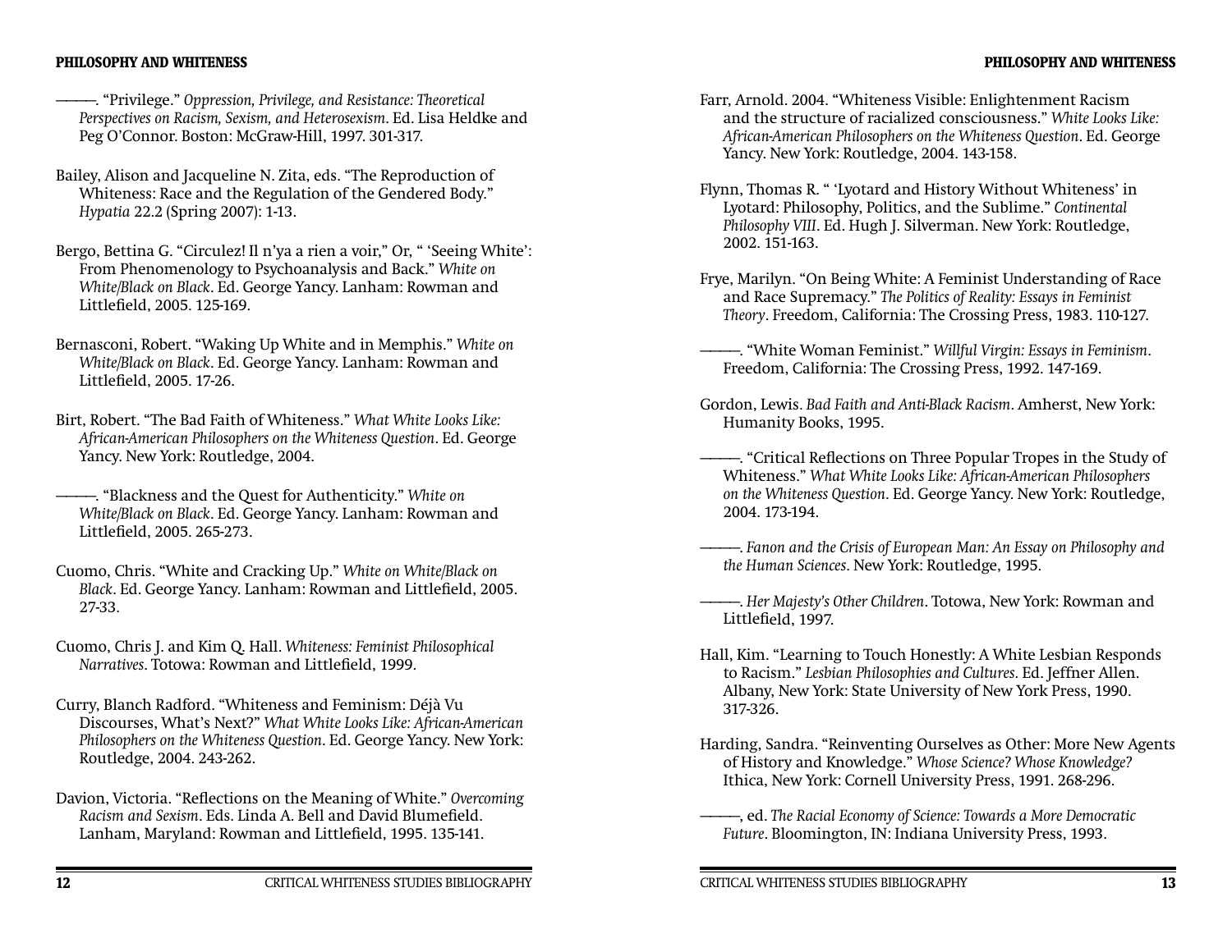———. "Privilege." *Oppression, Privilege, and Resistance: Theoretical Perspectives on Racism, Sexism, and Heterosexism*. Ed. Lisa Heldke and Peg O'Connor. Boston: McGraw-Hill, 1997. 301-317.

Bailey, Alison and Jacqueline N. Zita, eds. "The Reproduction of Whiteness: Race and the Regulation of the Gendered Body." *Hypatia* 22.2 (Spring 2007): 1-13.

Bergo, Bettina G. "Circulez! Il n'ya a rien a voir," Or, " 'Seeing White': From Phenomenology to Psychoanalysis and Back." *White on White/Black on Black*. Ed. George Yancy. Lanham: Rowman and Littlefield, 2005. 125-169.

Bernasconi, Robert. "Waking Up White and in Memphis." *White on White/Black on Black*. Ed. George Yancy. Lanham: Rowman and Littlefield, 2005. 17-26.

Birt, Robert. "The Bad Faith of Whiteness." *What White Looks Like: African-American Philosophers on the Whiteness Question*. Ed. George Yancy. New York: Routledge, 2004.

———. "Blackness and the Quest for Authenticity." *White on White/Black on Black*. Ed. George Yancy. Lanham: Rowman and Littlefield, 2005. 265-273.

Cuomo, Chris. "White and Cracking Up." *White on White/Black on Black*. Ed. George Yancy. Lanham: Rowman and Littlefield, 2005. 27-33.

Cuomo, Chris J. and Kim Q. Hall. *Whiteness: Feminist Philosophical Narratives*. Totowa: Rowman and Littlefield, 1999.

Curry, Blanch Radford. "Whiteness and Feminism: Déjà Vu Discourses, What's Next?" *What White Looks Like: African-American Philosophers on the Whiteness Question*. Ed. George Yancy. New York: Routledge, 2004. 243-262.

Davion, Victoria. "Reflections on the Meaning of White." *Overcoming Racism and Sexism*. Eds. Linda A. Bell and David Blumefield. Lanham, Maryland: Rowman and Littlefield, 1995. 135-141.

Farr, Arnold. 2004. "Whiteness Visible: Enlightenment Racism and the structure of racialized consciousness." *White Looks Like: African-American Philosophers on the Whiteness Question*. Ed. George Yancy. New York: Routledge, 2004. 143-158.

Flynn, Thomas R. " 'Lyotard and History Without Whiteness' in Lyotard: Philosophy, Politics, and the Sublime." *Continental Philosophy VIII*. Ed. Hugh J. Silverman. New York: Routledge, 2002. 151-163.

Frye, Marilyn. "On Being White: A Feminist Understanding of Race and Race Supremacy." *The Politics of Reality: Essays in Feminist Theory*. Freedom, California: The Crossing Press, 1983. 110-127.

———. "White Woman Feminist." *Willful Virgin: Essays in Feminism*. Freedom, California: The Crossing Press, 1992. 147-169.

Gordon, Lewis. *Bad Faith and Anti-Black Racism*. Amherst, New York: Humanity Books, 1995.

———. "Critical Reflections on Three Popular Tropes in the Study of Whiteness." *What White Looks Like: African-American Philosophers on the Whiteness Question*. Ed. George Yancy. New York: Routledge, 2004. 173-194.

———. *Fanon and the Crisis of European Man: An Essay on Philosophy and the Human Sciences*. New York: Routledge, 1995.

———. *Her Majesty's Other Children*. Totowa, New York: Rowman and Littlefield, 1997.

Hall, Kim. "Learning to Touch Honestly: A White Lesbian Responds to Racism." *Lesbian Philosophies and Cultures*. Ed. Jeffner Allen. Albany, New York: State University of New York Press, 1990. 317-326.

Harding, Sandra. "Reinventing Ourselves as Other: More New Agents of History and Knowledge." *Whose Science? Whose Knowledge?* Ithica, New York: Cornell University Press, 1991. 268-296.

———, ed. *The Racial Economy of Science: Towards a More Democratic Future*. Bloomington, IN: Indiana University Press, 1993.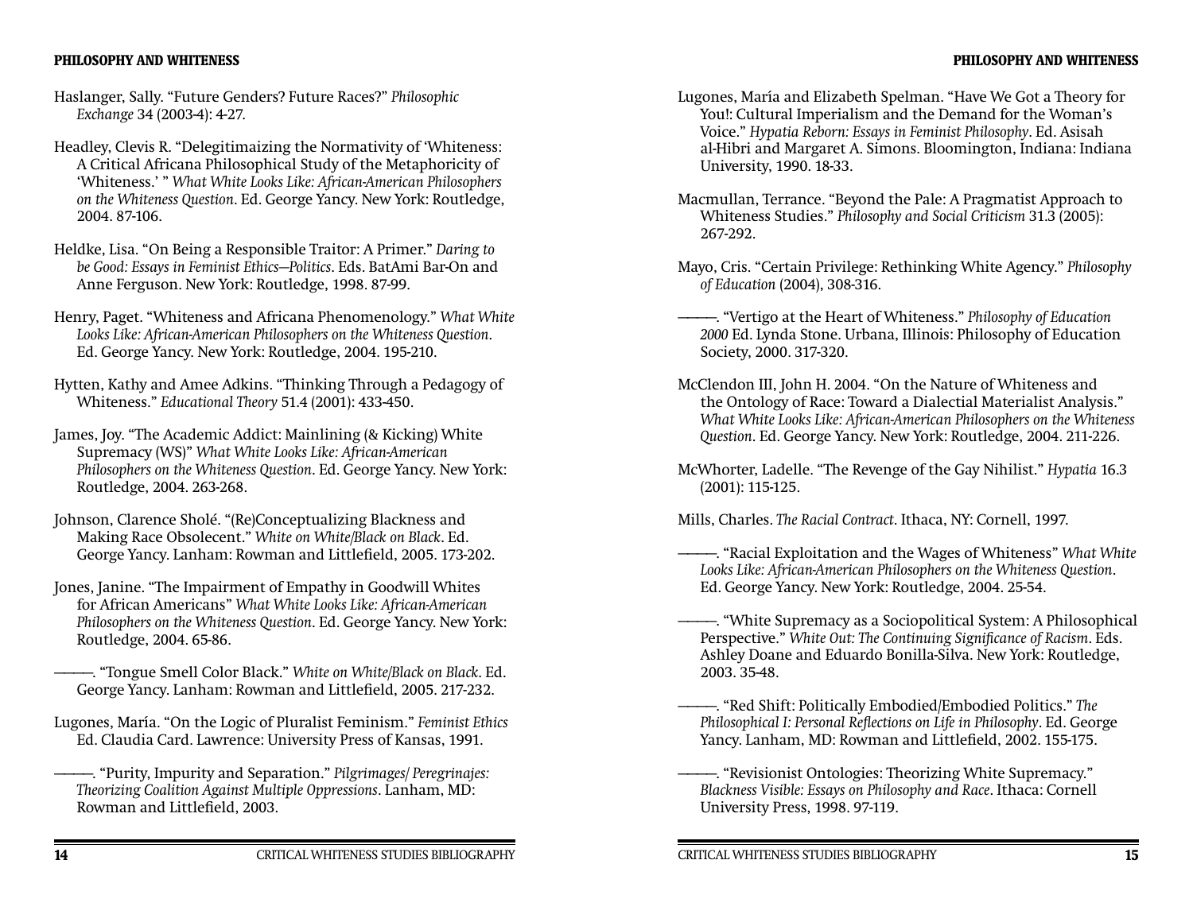Haslanger, Sally. “Future Genders? Future Races?” *Philosophic Exchange* 34 (2003-4): 4-27.

Headley, Clevis R. “Delegitimaizing the Normativity of ‘Whiteness: A Critical Africana Philosophical Study of the Metaphoricity of ‘Whiteness.’ ” *What White Looks Like: African-American Philosophers on the Whiteness Question*. Ed. George Yancy. New York: Routledge, 2004. 87-106.

Heldke, Lisa. “On Being a Responsible Traitor: A Primer.” *Daring to be Good: Essays in Feminist Ethics—Politics*. Eds. BatAmi Bar-On and Anne Ferguson. New York: Routledge, 1998. 87-99.

Henry, Paget. “Whiteness and Africana Phenomenology.” *What White Looks Like: African-American Philosophers on the Whiteness Question*. Ed. George Yancy. New York: Routledge, 2004. 195-210.

Hytten, Kathy and Amee Adkins. “Thinking Through a Pedagogy of Whiteness.” *Educational Theory* 51.4 (2001): 433-450.

James, Joy. “The Academic Addict: Mainlining (& Kicking) White Supremacy (WS)” *What White Looks Like: African-American Philosophers on the Whiteness Question*. Ed. George Yancy. New York: Routledge, 2004. 263-268.

Johnson, Clarence Sholé. “(Re)Conceptualizing Blackness and Making Race Obsolecent.” *White on White/Black on Black*. Ed. George Yancy. Lanham: Rowman and Littlefield, 2005. 173-202.

Jones, Janine. “The Impairment of Empathy in Goodwill Whites for African Americans” *What White Looks Like: African-American Philosophers on the Whiteness Question*. Ed. George Yancy. New York: Routledge, 2004. 65-86.

———. “Tongue Smell Color Black.” *White on White/Black on Black*. Ed. George Yancy. Lanham: Rowman and Littlefield, 2005. 217-232.

Lugones, María. “On the Logic of Pluralist Feminism.” *Feminist Ethics* Ed. Claudia Card. Lawrence: University Press of Kansas, 1991.

———. “Purity, Impurity and Separation.” *Pilgrimages/ Peregrinajes: Theorizing Coalition Against Multiple Oppressions*. Lanham, MD: Rowman and Littlefield, 2003.

Lugones, María and Elizabeth Spelman. “Have We Got a Theory for You!: Cultural Imperialism and the Demand for the Woman’s Voice.” *Hypatia Reborn: Essays in Feminist Philosophy*. Ed. Asisah al-Hibri and Margaret A. Simons. Bloomington, Indiana: Indiana University, 1990. 18-33.

Macmullan, Terrance. “Beyond the Pale: A Pragmatist Approach to Whiteness Studies.” *Philosophy and Social Criticism* 31.3 (2005): 267-292.

Mayo, Cris. “Certain Privilege: Rethinking White Agency.” *Philosophy of Education* (2004), 308-316.

———. “Vertigo at the Heart of Whiteness.” *Philosophy of Education 2000* Ed. Lynda Stone. Urbana, Illinois: Philosophy of Education Society, 2000. 317-320.

McClendon III, John H. 2004. “On the Nature of Whiteness and the Ontology of Race: Toward a Dialectial Materialist Analysis.” *What White Looks Like: African-American Philosophers on the Whiteness Question*. Ed. George Yancy. New York: Routledge, 2004. 211-226.

McWhorter, Ladelle. “The Revenge of the Gay Nihilist.” *Hypatia* 16.3 (2001): 115-125.

Mills, Charles. *The Racial Contract*. Ithaca, NY: Cornell, 1997.

———. “Racial Exploitation and the Wages of Whiteness” *What White Looks Like: African-American Philosophers on the Whiteness Question*. Ed. George Yancy. New York: Routledge, 2004. 25-54.

———. “White Supremacy as a Sociopolitical System: A Philosophical Perspective.” *White Out: The Continuing Significance of Racism*. Eds. Ashley Doane and Eduardo Bonilla-Silva. New York: Routledge, 2003. 35-48.

———. “Red Shift: Politically Embodied/Embodied Politics.” *The Philosophical I: Personal Reflections on Life in Philosophy*. Ed. George Yancy. Lanham, MD: Rowman and Littlefield, 2002. 155-175.

———. “Revisionist Ontologies: Theorizing White Supremacy.” *Blackness Visible: Essays on Philosophy and Race*. Ithaca: Cornell University Press, 1998. 97-119.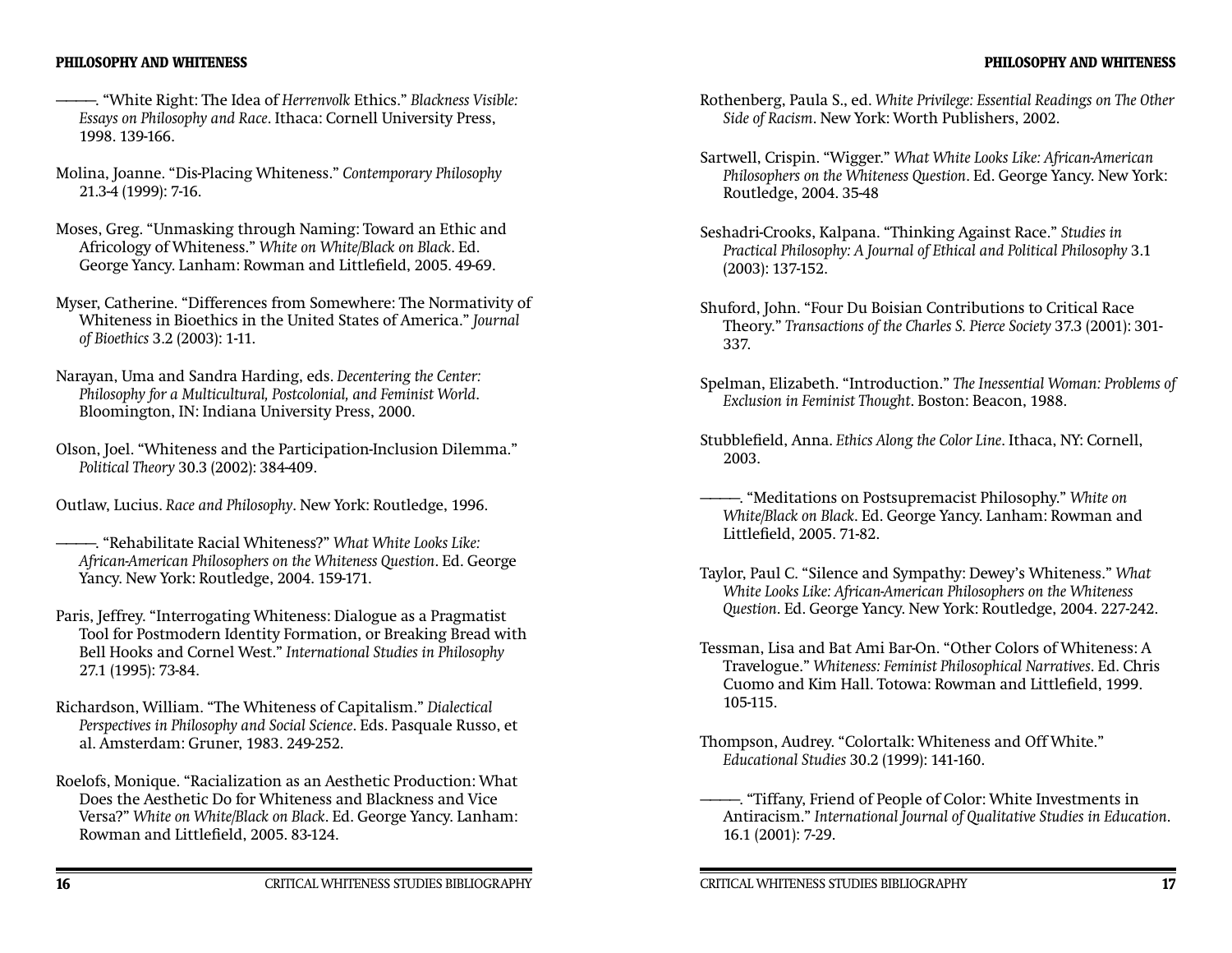———. "White Right: The Idea of *Herrenvolk* Ethics." *Blackness Visible: Essays on Philosophy and Race*. Ithaca: Cornell University Press, 1998. 139-166.

Molina, Joanne. "Dis-Placing Whiteness." *Contemporary Philosophy* 21.3-4 (1999): 7-16.

Moses, Greg. "Unmasking through Naming: Toward an Ethic and Africology of Whiteness." *White on White/Black on Black*. Ed. George Yancy. Lanham: Rowman and Littlefield, 2005. 49-69.

Myser, Catherine. "Differences from Somewhere: The Normativity of Whiteness in Bioethics in the United States of America." *Journal of Bioethics* 3.2 (2003): 1-11.

Narayan, Uma and Sandra Harding, eds. *Decentering the Center: Philosophy for a Multicultural, Postcolonial, and Feminist World*. Bloomington, IN: Indiana University Press, 2000.

Olson, Joel. "Whiteness and the Participation-Inclusion Dilemma." *Political Theory* 30.3 (2002): 384-409.

Outlaw, Lucius. *Race and Philosophy*. New York: Routledge, 1996.

———. "Rehabilitate Racial Whiteness?" *What White Looks Like: African-American Philosophers on the Whiteness Question*. Ed. George Yancy. New York: Routledge, 2004. 159-171.

Paris, Jeffrey. "Interrogating Whiteness: Dialogue as a Pragmatist Tool for Postmodern Identity Formation, or Breaking Bread with Bell Hooks and Cornel West." *International Studies in Philosophy* 27.1 (1995): 73-84.

Richardson, William. "The Whiteness of Capitalism." *Dialectical Perspectives in Philosophy and Social Science*. Eds. Pasquale Russo, et al. Amsterdam: Gruner, 1983. 249-252.

Roelofs, Monique. "Racialization as an Aesthetic Production: What Does the Aesthetic Do for Whiteness and Blackness and Vice Versa?" *White on White/Black on Black*. Ed. George Yancy. Lanham: Rowman and Littlefield, 2005. 83-124.

Rothenberg, Paula S., ed. *White Privilege: Essential Readings on The Other Side of Racism*. New York: Worth Publishers, 2002.

Sartwell, Crispin. "Wigger." *What White Looks Like: African-American Philosophers on the Whiteness Question*. Ed. George Yancy. New York: Routledge, 2004. 35-48

Seshadri-Crooks, Kalpana. "Thinking Against Race." *Studies in Practical Philosophy: A Journal of Ethical and Political Philosophy* 3.1 (2003): 137-152.

Shuford, John. "Four Du Boisian Contributions to Critical Race Theory." *Transactions of the Charles S. Pierce Society* 37.3 (2001): 301-337.

Spelman, Elizabeth. "Introduction." *The Inessential Woman: Problems of Exclusion in Feminist Thought*. Boston: Beacon, 1988.

Stubblefield, Anna. *Ethics Along the Color Line*. Ithaca, NY: Cornell, 2003.

———. "Meditations on Postsupremacist Philosophy." *White on White/Black on Black*. Ed. George Yancy. Lanham: Rowman and Littlefield, 2005. 71-82.

Taylor, Paul C. "Silence and Sympathy: Dewey's Whiteness." *What White Looks Like: African-American Philosophers on the Whiteness Question*. Ed. George Yancy. New York: Routledge, 2004. 227-242.

Tessman, Lisa and Bat Ami Bar-On. "Other Colors of Whiteness: A Travelogue." *Whiteness: Feminist Philosophical Narratives*. Ed. Chris Cuomo and Kim Hall. Totowa: Rowman and Littlefield, 1999. 105-115.

Thompson, Audrey. "Colortalk: Whiteness and Off White." *Educational Studies* 30.2 (1999): 141-160.

———. "Tiffany, Friend of People of Color: White Investments in Antiracism." *International Journal of Qualitative Studies in Education*. 16.1 (2001): 7-29.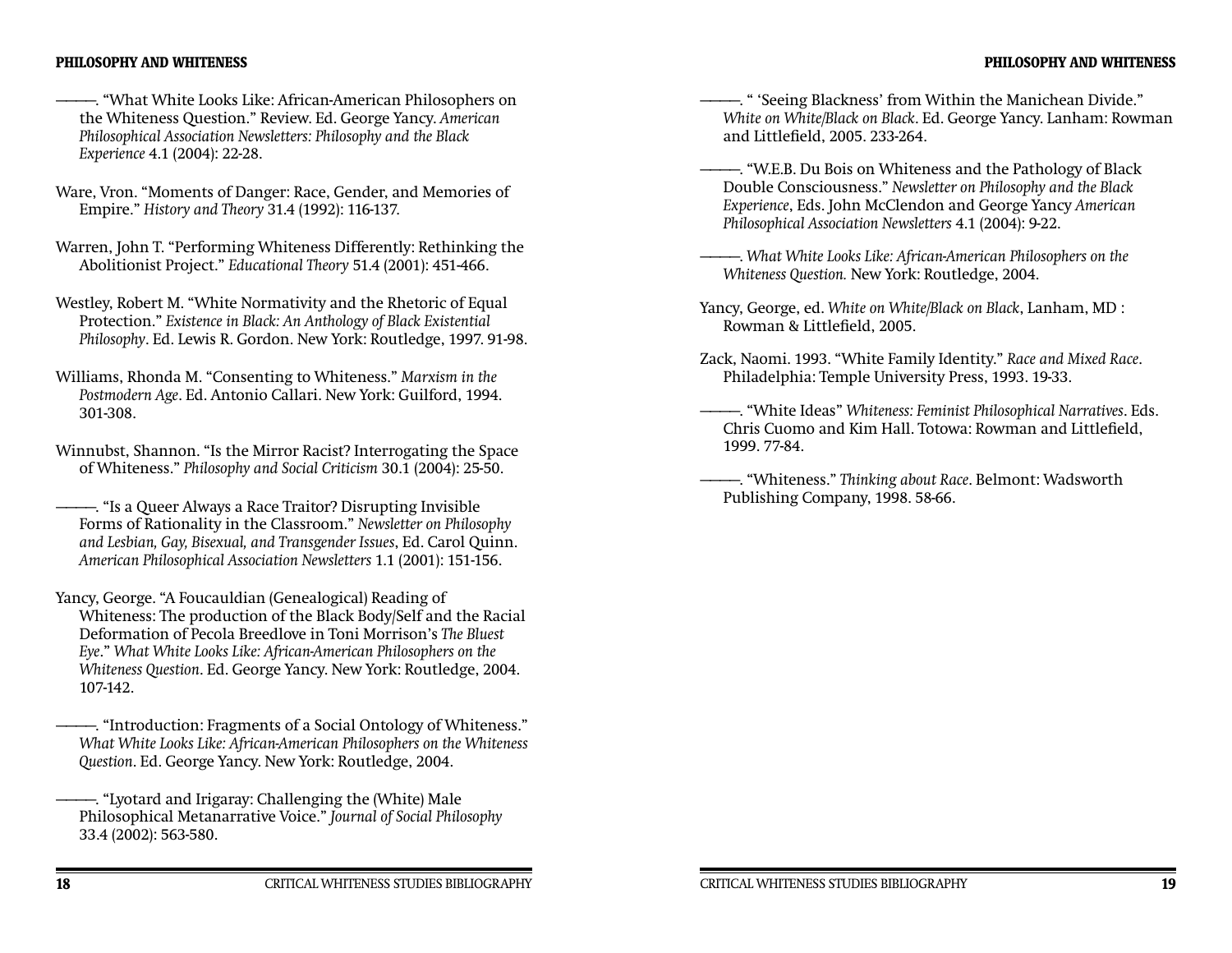———. "What White Looks Like: African-American Philosophers on the Whiteness Question." Review. Ed. George Yancy. *American Philosophical Association Newsletters: Philosophy and the Black Experience* 4.1 (2004): 22-28.

Ware, Vron. "Moments of Danger: Race, Gender, and Memories of Empire." *History and Theory* 31.4 (1992): 116-137.

Warren, John T. "Performing Whiteness Differently: Rethinking the Abolitionist Project." *Educational Theory* 51.4 (2001): 451-466.

Westley, Robert M. "White Normativity and the Rhetoric of Equal Protection." *Existence in Black: An Anthology of Black Existential Philosophy*. Ed. Lewis R. Gordon. New York: Routledge, 1997. 91-98.

Williams, Rhonda M. "Consenting to Whiteness." *Marxism in the Postmodern Age*. Ed. Antonio Callari. New York: Guilford, 1994. 301-308.

Winnubst, Shannon. "Is the Mirror Racist? Interrogating the Space of Whiteness." *Philosophy and Social Criticism* 30.1 (2004): 25-50.

———. "Is a Queer Always a Race Traitor? Disrupting Invisible Forms of Rationality in the Classroom." *Newsletter on Philosophy and Lesbian, Gay, Bisexual, and Transgender Issues*, Ed. Carol Quinn. *American Philosophical Association Newsletters* 1.1 (2001): 151-156.

Yancy, George. "A Foucauldian (Genealogical) Reading of Whiteness: The production of the Black Body/Self and the Racial Deformation of Pecola Breedlove in Toni Morrison's *The Bluest Eye*." *What White Looks Like: African-American Philosophers on the Whiteness Question*. Ed. George Yancy. New York: Routledge, 2004. 107-142.

———. "Introduction: Fragments of a Social Ontology of Whiteness." *What White Looks Like: African-American Philosophers on the Whiteness Question*. Ed. George Yancy. New York: Routledge, 2004.

———. "Lyotard and Irigaray: Challenging the (White) Male Philosophical Metanarrative Voice." *Journal of Social Philosophy* 33.4 (2002): 563-580.

———. " 'Seeing Blackness' from Within the Manichean Divide." *White on White/Black on Black*. Ed. George Yancy. Lanham: Rowman and Littlefield, 2005. 233-264.

———. "W.E.B. Du Bois on Whiteness and the Pathology of Black Double Consciousness." *Newsletter on Philosophy and the Black Experience*, Eds. John McClendon and George Yancy *American Philosophical Association Newsletters* 4.1 (2004): 9-22.

———. *What White Looks Like: African-American Philosophers on the Whiteness Question.* New York: Routledge, 2004.

Yancy, George, ed. *White on White/Black on Black*, Lanham, MD : Rowman & Littlefield, 2005.

Zack, Naomi. 1993. "White Family Identity." *Race and Mixed Race*. Philadelphia: Temple University Press, 1993. 19-33.

———. "White Ideas" *Whiteness: Feminist Philosophical Narratives*. Eds. Chris Cuomo and Kim Hall. Totowa: Rowman and Littlefield, 1999. 77-84.

———. "Whiteness." *Thinking about Race*. Belmont: Wadsworth Publishing Company, 1998. 58-66.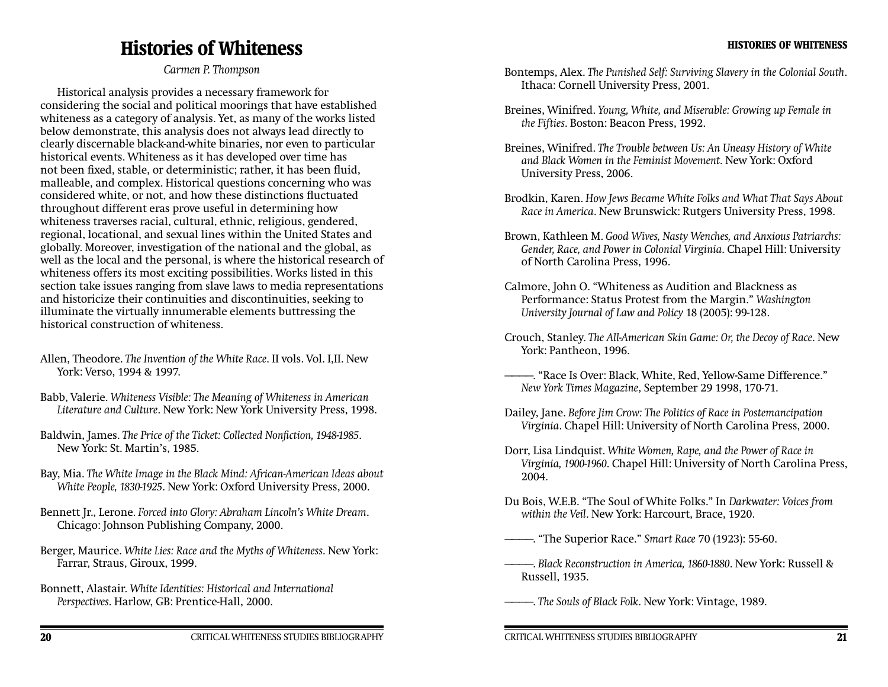# Histories of Whiteness

*Carmen P. Thompson*

Historical analysis provides a necessary framework for considering the social and political moorings that have established whiteness as a category of analysis. Yet, as many of the works listed below demonstrate, this analysis does not always lead directly to clearly discernable black-and-white binaries, nor even to particular historical events. Whiteness as it has developed over time has not been fixed, stable, or deterministic; rather, it has been fluid, malleable, and complex. Historical questions concerning who was considered white, or not, and how these distinctions fluctuated throughout different eras prove useful in determining how whiteness traverses racial, cultural, ethnic, religious, gendered, regional, locational, and sexual lines within the United States and globally. Moreover, investigation of the national and the global, as well as the local and the personal, is where the historical research of whiteness offers its most exciting possibilities. Works listed in this section take issues ranging from slave laws to media representations and historicize their continuities and discontinuities, seeking to illuminate the virtually innumerable elements buttressing the historical construction of whiteness.

Allen, Theodore. *The Invention of the White Race*. II vols. Vol. I,II. New York: Verso, 1994 & 1997.

Babb, Valerie. *Whiteness Visible: The Meaning of Whiteness in American Literature and Culture*. New York: New York University Press, 1998.

Baldwin, James. *The Price of the Ticket: Collected Nonfiction, 1948-1985*. New York: St. Martin's, 1985.

Bay, Mia. *The White Image in the Black Mind: African-American Ideas about White People, 1830-1925*. New York: Oxford University Press, 2000.

Bennett Jr., Lerone. *Forced into Glory: Abraham Lincoln's White Dream*. Chicago: Johnson Publishing Company, 2000.

Berger, Maurice. *White Lies: Race and the Myths of Whiteness*. New York: Farrar, Straus, Giroux, 1999.

Bonnett, Alastair. *White Identities: Historical and International Perspectives*. Harlow, GB: Prentice-Hall, 2000.

Bontemps, Alex. *The Punished Self: Surviving Slavery in the Colonial South*. Ithaca: Cornell University Press, 2001.

Breines, Winifred. *Young, White, and Miserable: Growing up Female in the Fifties*. Boston: Beacon Press, 1992.

Breines, Winifred. *The Trouble between Us: An Uneasy History of White and Black Women in the Feminist Movement*. New York: Oxford University Press, 2006.

Brodkin, Karen. *How Jews Became White Folks and What That Says About Race in America*. New Brunswick: Rutgers University Press, 1998.

Brown, Kathleen M. *Good Wives, Nasty Wenches, and Anxious Patriarchs: Gender, Race, and Power in Colonial Virginia*. Chapel Hill: University of North Carolina Press, 1996.

Calmore, John O. "Whiteness as Audition and Blackness as Performance: Status Protest from the Margin." *Washington University Journal of Law and Policy* 18 (2005): 99-128.

Crouch, Stanley. *The All-American Skin Game: Or, the Decoy of Race*. New York: Pantheon, 1996.

———. "Race Is Over: Black, White, Red, Yellow-Same Difference." *New York Times Magazine*, September 29 1998, 170-71.

Dailey, Jane. *Before Jim Crow: The Politics of Race in Postemancipation Virginia*. Chapel Hill: University of North Carolina Press, 2000.

Dorr, Lisa Lindquist. *White Women, Rape, and the Power of Race in Virginia, 1900-1960*. Chapel Hill: University of North Carolina Press, 2004.

Du Bois, W.E.B. "The Soul of White Folks." In *Darkwater: Voices from within the Veil*. New York: Harcourt, Brace, 1920.

———. "The Superior Race." *Smart Race* 70 (1923): 55-60.

———. *Black Reconstruction in America, 1860-1880*. New York: Russell & Russell, 1935.

———. *The Souls of Black Folk*. New York: Vintage, 1989.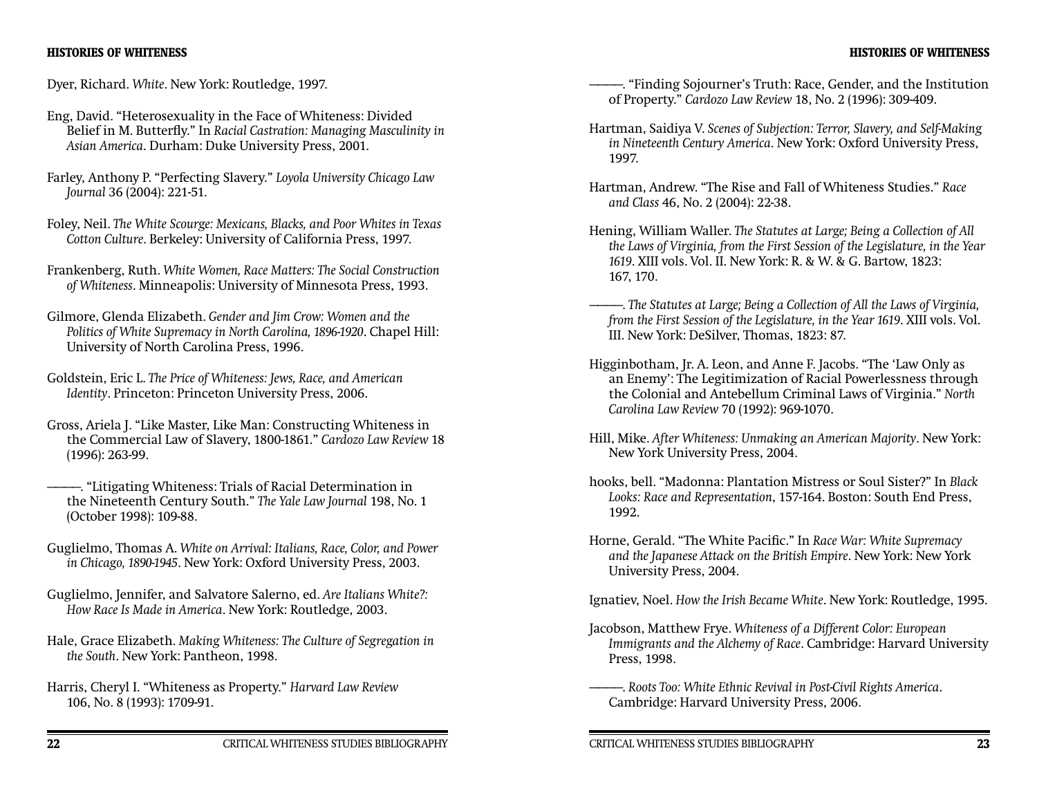Dyer, Richard. *White*. New York: Routledge, 1997.

Eng, David. "Heterosexuality in the Face of Whiteness: Divided Belief in M. Butterfly." In *Racial Castration: Managing Masculinity in Asian America*. Durham: Duke University Press, 2001.

Farley, Anthony P. "Perfecting Slavery." *Loyola University Chicago Law Journal* 36 (2004): 221-51.

Foley, Neil. *The White Scourge: Mexicans, Blacks, and Poor Whites in Texas Cotton Culture*. Berkeley: University of California Press, 1997.

Frankenberg, Ruth. *White Women, Race Matters: The Social Construction of Whiteness*. Minneapolis: University of Minnesota Press, 1993.

Gilmore, Glenda Elizabeth. *Gender and Jim Crow: Women and the Politics of White Supremacy in North Carolina, 1896-1920*. Chapel Hill: University of North Carolina Press, 1996.

Goldstein, Eric L. *The Price of Whiteness: Jews, Race, and American Identity*. Princeton: Princeton University Press, 2006.

Gross, Ariela J. "Like Master, Like Man: Constructing Whiteness in the Commercial Law of Slavery, 1800-1861." *Cardozo Law Review* 18 (1996): 263-99.

———. "Litigating Whiteness: Trials of Racial Determination in the Nineteenth Century South." *The Yale Law Journal* 198, No. 1 (October 1998): 109-88.

Guglielmo, Thomas A. *White on Arrival: Italians, Race, Color, and Power in Chicago, 1890-1945*. New York: Oxford University Press, 2003.

Guglielmo, Jennifer, and Salvatore Salerno, ed. *Are Italians White?: How Race Is Made in America*. New York: Routledge, 2003.

Hale, Grace Elizabeth. *Making Whiteness: The Culture of Segregation in the South*. New York: Pantheon, 1998.

Harris, Cheryl I. "Whiteness as Property." *Harvard Law Review* 106, No. 8 (1993): 1709-91.

———. "Finding Sojourner's Truth: Race, Gender, and the Institution of Property." *Cardozo Law Review* 18, No. 2 (1996): 309-409.

Hartman, Saidiya V. *Scenes of Subjection: Terror, Slavery, and Self-Making in Nineteenth Century America*. New York: Oxford University Press, 1997.

Hartman, Andrew. "The Rise and Fall of Whiteness Studies." *Race and Class* 46, No. 2 (2004): 22-38.

Hening, William Waller. *The Statutes at Large; Being a Collection of All the Laws of Virginia, from the First Session of the Legislature, in the Year 1619*. XIII vols. Vol. II. New York: R. & W. & G. Bartow, 1823: 167, 170.

———. *The Statutes at Large; Being a Collection of All the Laws of Virginia, from the First Session of the Legislature, in the Year 1619*. XIII vols. Vol. III. New York: DeSilver, Thomas, 1823: 87.

Higginbotham, Jr. A. Leon, and Anne F. Jacobs. "The 'Law Only as an Enemy': The Legitimization of Racial Powerlessness through the Colonial and Antebellum Criminal Laws of Virginia." *North Carolina Law Review* 70 (1992): 969-1070.

Hill, Mike. *After Whiteness: Unmaking an American Majority*. New York: New York University Press, 2004.

hooks, bell. "Madonna: Plantation Mistress or Soul Sister?" In *Black Looks: Race and Representation*, 157-164. Boston: South End Press, 1992.

Horne, Gerald. "The White Pacific." In *Race War: White Supremacy and the Japanese Attack on the British Empire*. New York: New York University Press, 2004.

Ignatiev, Noel. *How the Irish Became White*. New York: Routledge, 1995.

Jacobson, Matthew Frye. *Whiteness of a Different Color: European Immigrants and the Alchemy of Race*. Cambridge: Harvard University Press, 1998.

———. *Roots Too: White Ethnic Revival in Post-Civil Rights America*. Cambridge: Harvard University Press, 2006.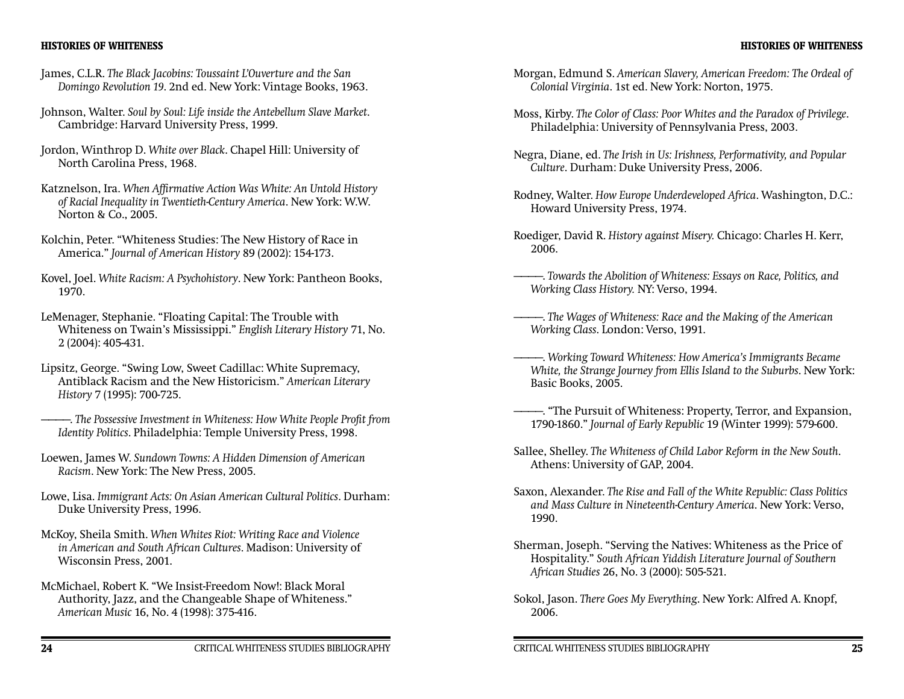James, C.L.R. *The Black Jacobins: Toussaint L'Ouverture and the San Domingo Revolution 19*. 2nd ed. New York: Vintage Books, 1963.

Johnson, Walter. *Soul by Soul: Life inside the Antebellum Slave Market*. Cambridge: Harvard University Press, 1999.

Jordon, Winthrop D. *White over Black*. Chapel Hill: University of North Carolina Press, 1968.

Katznelson, Ira. *When Affirmative Action Was White: An Untold History of Racial Inequality in Twentieth-Century America*. New York: W.W. Norton & Co., 2005.

Kolchin, Peter. "Whiteness Studies: The New History of Race in America." *Journal of American History* 89 (2002): 154-173.

Kovel, Joel. *White Racism: A Psychohistory*. New York: Pantheon Books, 1970.

LeMenager, Stephanie. "Floating Capital: The Trouble with Whiteness on Twain's Mississippi." *English Literary History* 71, No. 2 (2004): 405-431.

Lipsitz, George. "Swing Low, Sweet Cadillac: White Supremacy, Antiblack Racism and the New Historicism." *American Literary History* 7 (1995): 700-725.

———. *The Possessive Investment in Whiteness: How White People Profit from Identity Politics*. Philadelphia: Temple University Press, 1998.

Loewen, James W. *Sundown Towns: A Hidden Dimension of American Racism*. New York: The New Press, 2005.

Lowe, Lisa. *Immigrant Acts: On Asian American Cultural Politics*. Durham: Duke University Press, 1996.

McKoy, Sheila Smith. *When Whites Riot: Writing Race and Violence in American and South African Cultures*. Madison: University of Wisconsin Press, 2001.

McMichael, Robert K. "We Insist-Freedom Now!: Black Moral Authority, Jazz, and the Changeable Shape of Whiteness." *American Music* 16, No. 4 (1998): 375-416.

Morgan, Edmund S. *American Slavery, American Freedom: The Ordeal of Colonial Virginia*. 1st ed. New York: Norton, 1975.

Moss, Kirby. *The Color of Class: Poor Whites and the Paradox of Privilege*. Philadelphia: University of Pennsylvania Press, 2003.

Negra, Diane, ed. *The Irish in Us: Irishness, Performativity, and Popular Culture*. Durham: Duke University Press, 2006.

Rodney, Walter. *How Europe Underdeveloped Africa*. Washington, D.C.: Howard University Press, 1974.

Roediger, David R. *History against Misery.* Chicago: Charles H. Kerr, 2006.

———. *Towards the Abolition of Whiteness: Essays on Race, Politics, and Working Class History.* NY: Verso, 1994.

———. *The Wages of Whiteness: Race and the Making of the American Working Class*. London: Verso, 1991.

———. *Working Toward Whiteness: How America's Immigrants Became White, the Strange Journey from Ellis Island to the Suburbs*. New York: Basic Books, 2005.

———. "The Pursuit of Whiteness: Property, Terror, and Expansion, 1790-1860." *Journal of Early Republic* 19 (Winter 1999): 579-600.

Sallee, Shelley. *The Whiteness of Child Labor Reform in the New South*. Athens: University of GAP, 2004.

Saxon, Alexander. *The Rise and Fall of the White Republic: Class Politics and Mass Culture in Nineteenth-Century America*. New York: Verso, 1990.

Sherman, Joseph. "Serving the Natives: Whiteness as the Price of Hospitality." *South African Yiddish Literature Journal of Southern African Studies* 26, No. 3 (2000): 505-521.

Sokol, Jason. *There Goes My Everything*. New York: Alfred A. Knopf, 2006.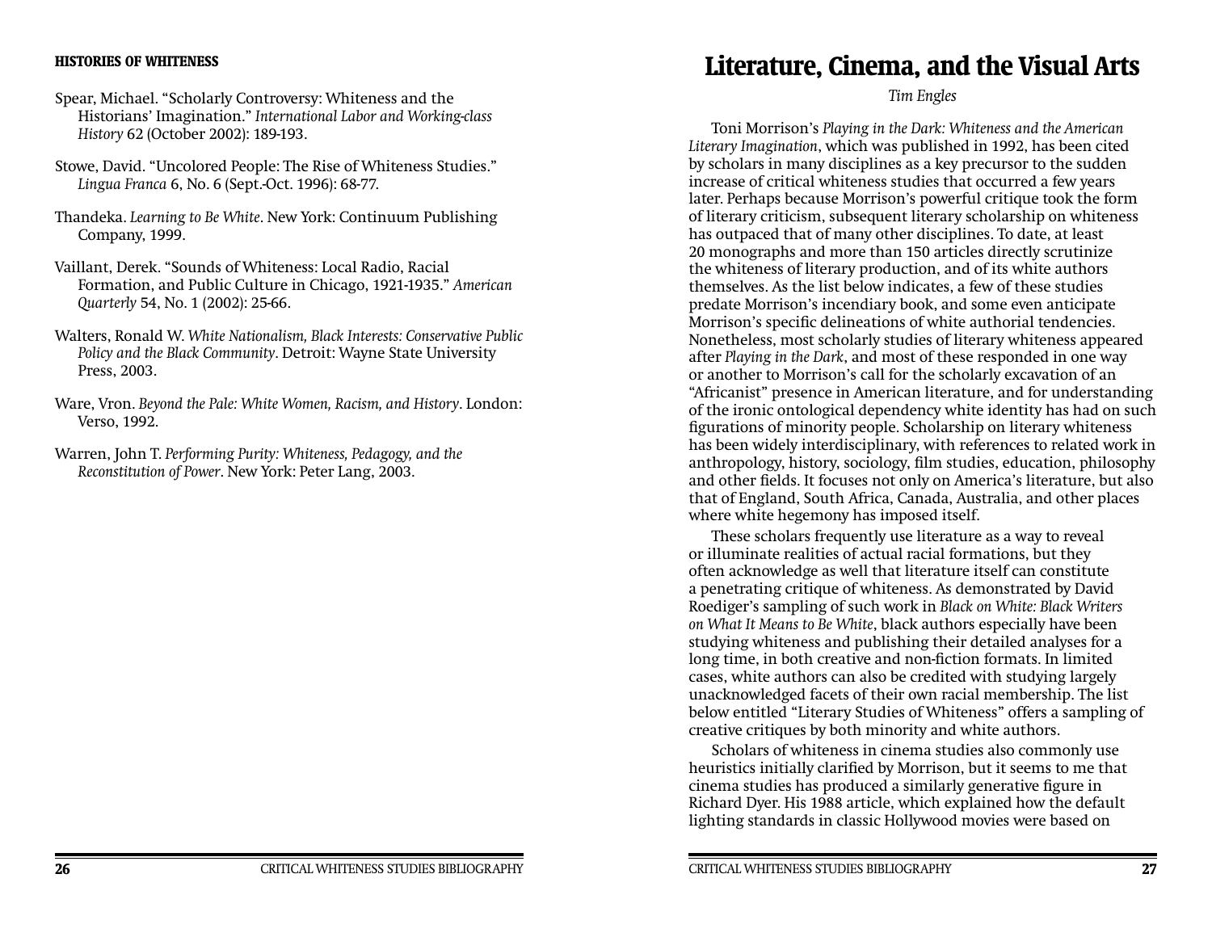Spear, Michael. “Scholarly Controversy: Whiteness and the Historians’ Imagination.” *International Labor and Working-class History* 62 (October 2002): 189-193.

Stowe, David. “Uncolored People: The Rise of Whiteness Studies.” *Lingua Franca* 6, No. 6 (Sept.-Oct. 1996): 68-77.

Thandeka. *Learning to Be White*. New York: Continuum Publishing Company, 1999.

Vaillant, Derek. “Sounds of Whiteness: Local Radio, Racial Formation, and Public Culture in Chicago, 1921-1935.” *American Quarterly* 54, No. 1 (2002): 25-66.

Walters, Ronald W. *White Nationalism, Black Interests: Conservative Public Policy and the Black Community*. Detroit: Wayne State University Press, 2003.

Ware, Vron. *Beyond the Pale: White Women, Racism, and History*. London: Verso, 1992.

Warren, John T. *Performing Purity: Whiteness, Pedagogy, and the Reconstitution of Power*. New York: Peter Lang, 2003.

# Literature, Cinema, and the Visual Arts

*Tim Engles*

Toni Morrison’s *Playing in the Dark: Whiteness and the American Literary Imagination*, which was published in 1992, has been cited by scholars in many disciplines as a key precursor to the sudden increase of critical whiteness studies that occurred a few years later. Perhaps because Morrison’s powerful critique took the form of literary criticism, subsequent literary scholarship on whiteness has outpaced that of many other disciplines. To date, at least 20 monographs and more than 150 articles directly scrutinize the whiteness of literary production, and of its white authors themselves. As the list below indicates, a few of these studies predate Morrison’s incendiary book, and some even anticipate Morrison’s specific delineations of white authorial tendencies. Nonetheless, most scholarly studies of literary whiteness appeared after *Playing in the Dark*, and most of these responded in one way or another to Morrison’s call for the scholarly excavation of an “Africanist” presence in American literature, and for understanding of the ironic ontological dependency white identity has had on such figurations of minority people. Scholarship on literary whiteness has been widely interdisciplinary, with references to related work in anthropology, history, sociology, film studies, education, philosophy and other fields. It focuses not only on America’s literature, but also that of England, South Africa, Canada, Australia, and other places where white hegemony has imposed itself.

These scholars frequently use literature as a way to reveal or illuminate realities of actual racial formations, but they often acknowledge as well that literature itself can constitute a penetrating critique of whiteness. As demonstrated by David Roediger’s sampling of such work in *Black on White: Black Writers on What It Means to Be White*, black authors especially have been studying whiteness and publishing their detailed analyses for a long time, in both creative and non-fiction formats. In limited cases, white authors can also be credited with studying largely unacknowledged facets of their own racial membership. The list below entitled “Literary Studies of Whiteness” offers a sampling of creative critiques by both minority and white authors.

Scholars of whiteness in cinema studies also commonly use heuristics initially clarified by Morrison, but it seems to me that cinema studies has produced a similarly generative figure in Richard Dyer. His 1988 article, which explained how the default lighting standards in classic Hollywood movies were based on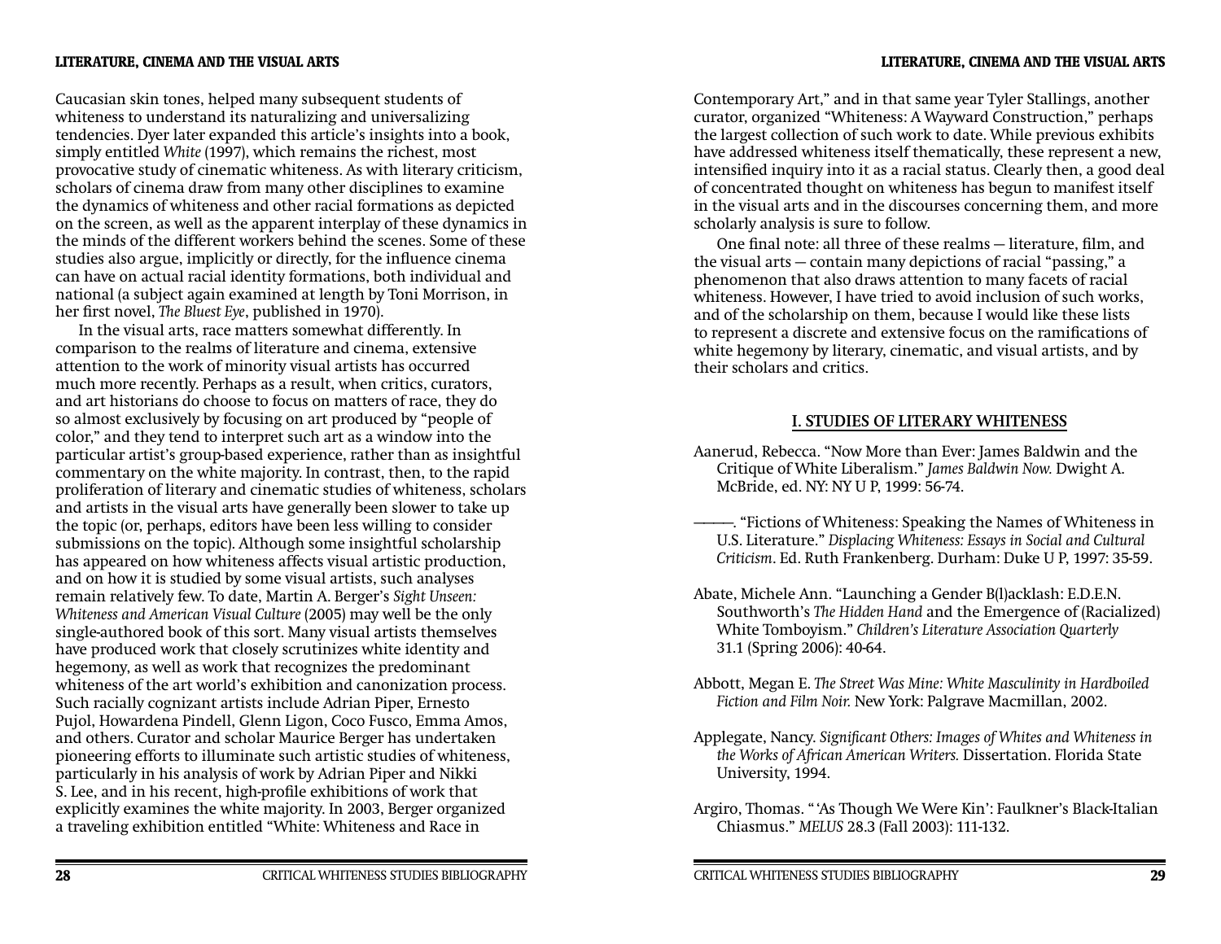Caucasian skin tones, helped many subsequent students of whiteness to understand its naturalizing and universalizing tendencies. Dyer later expanded this article's insights into a book, simply entitled *White* (1997), which remains the richest, most provocative study of cinematic whiteness. As with literary criticism, scholars of cinema draw from many other disciplines to examine the dynamics of whiteness and other racial formations as depicted on the screen, as well as the apparent interplay of these dynamics in the minds of the different workers behind the scenes. Some of these studies also argue, implicitly or directly, for the influence cinema can have on actual racial identity formations, both individual and national (a subject again examined at length by Toni Morrison, in her first novel, *The Bluest Eye*, published in 1970).

In the visual arts, race matters somewhat differently. In comparison to the realms of literature and cinema, extensive attention to the work of minority visual artists has occurred much more recently. Perhaps as a result, when critics, curators, and art historians do choose to focus on matters of race, they do so almost exclusively by focusing on art produced by "people of color," and they tend to interpret such art as a window into the particular artist's group-based experience, rather than as insightful commentary on the white majority. In contrast, then, to the rapid proliferation of literary and cinematic studies of whiteness, scholars and artists in the visual arts have generally been slower to take up the topic (or, perhaps, editors have been less willing to consider submissions on the topic). Although some insightful scholarship has appeared on how whiteness affects visual artistic production, and on how it is studied by some visual artists, such analyses remain relatively few. To date, Martin A. Berger's *Sight Unseen: Whiteness and American Visual Culture* (2005) may well be the only single-authored book of this sort. Many visual artists themselves have produced work that closely scrutinizes white identity and hegemony, as well as work that recognizes the predominant whiteness of the art world's exhibition and canonization process. Such racially cognizant artists include Adrian Piper, Ernesto Pujol, Howardena Pindell, Glenn Ligon, Coco Fusco, Emma Amos, and others. Curator and scholar Maurice Berger has undertaken pioneering efforts to illuminate such artistic studies of whiteness, particularly in his analysis of work by Adrian Piper and Nikki S. Lee, and in his recent, high-profile exhibitions of work that explicitly examines the white majority. In 2003, Berger organized a traveling exhibition entitled "White: Whiteness and Race in Contemporary Art," and in that same year Tyler Stallings, another curator, organized "Whiteness: A Wayward Construction," perhaps the largest collection of such work to date. While previous exhibits have addressed whiteness itself thematically, these represent a new, intensified inquiry into it as a racial status. Clearly then, a good deal of concentrated thought on whiteness has begun to manifest itself in the visual arts and in the discourses concerning them, and more scholarly analysis is sure to follow.

One final note: all three of these realms — literature, film, and the visual arts — contain many depictions of racial "passing," a phenomenon that also draws attention to many facets of racial whiteness. However, I have tried to avoid inclusion of such works, and of the scholarship on them, because I would like these lists to represent a discrete and extensive focus on the ramifications of white hegemony by literary, cinematic, and visual artists, and by their scholars and critics.

## I. STUDIES OF LITERARY WHITENESS

Aanerud, Rebecca. "Now More than Ever: James Baldwin and the Critique of White Liberalism." *James Baldwin Now.* Dwight A. McBride, ed. NY: NY U P, 1999: 56-74.

———. "Fictions of Whiteness: Speaking the Names of Whiteness in U.S. Literature." *Displacing Whiteness: Essays in Social and Cultural Criticism*. Ed. Ruth Frankenberg. Durham: Duke U P, 1997: 35-59.

Abate, Michele Ann. "Launching a Gender B(l)acklash: E.D.E.N. Southworth's *The Hidden Hand* and the Emergence of (Racialized) White Tomboyism." *Children's Literature Association Quarterly* 31.1 (Spring 2006): 40-64.

Abbott, Megan E. *The Street Was Mine: White Masculinity in Hardboiled Fiction and Film Noir.* New York: Palgrave Macmillan, 2002.

Applegate, Nancy. *Significant Others: Images of Whites and Whiteness in the Works of African American Writers.* Dissertation. Florida State University, 1994.

Argiro, Thomas. "'As Though We Were Kin': Faulkner's Black-Italian Chiasmus." *MELUS* 28.3 (Fall 2003): 111-132.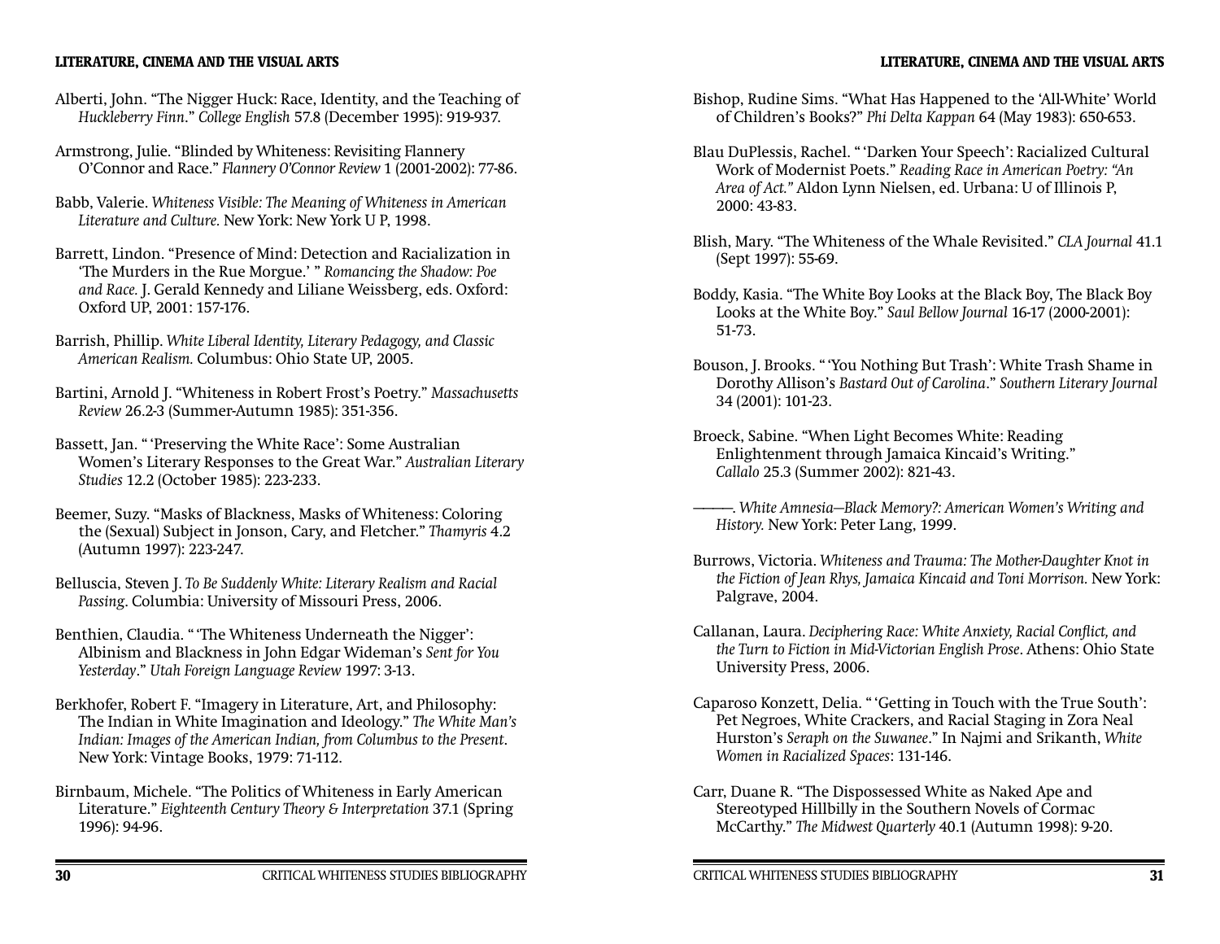Alberti, John. "The Nigger Huck: Race, Identity, and the Teaching of *Huckleberry Finn*." *College English* 57.8 (December 1995): 919-937.

Armstrong, Julie. "Blinded by Whiteness: Revisiting Flannery O'Connor and Race." *Flannery O'Connor Review* 1 (2001-2002): 77-86.

Babb, Valerie. *Whiteness Visible: The Meaning of Whiteness in American Literature and Culture.* New York: New York U P, 1998.

Barrett, Lindon. "Presence of Mind: Detection and Racialization in 'The Murders in the Rue Morgue.' " *Romancing the Shadow: Poe and Race.* J. Gerald Kennedy and Liliane Weissberg, eds. Oxford: Oxford UP, 2001: 157-176.

Barrish, Phillip. *White Liberal Identity, Literary Pedagogy, and Classic American Realism.* Columbus: Ohio State UP, 2005.

Bartini, Arnold J. "Whiteness in Robert Frost's Poetry." *Massachusetts Review* 26.2-3 (Summer-Autumn 1985): 351-356.

Bassett, Jan. " 'Preserving the White Race': Some Australian Women's Literary Responses to the Great War." *Australian Literary Studies* 12.2 (October 1985): 223-233.

Beemer, Suzy. "Masks of Blackness, Masks of Whiteness: Coloring the (Sexual) Subject in Jonson, Cary, and Fletcher." *Thamyris* 4.2 (Autumn 1997): 223-247.

Belluscia, Steven J. *To Be Suddenly White: Literary Realism and Racial Passing*. Columbia: University of Missouri Press, 2006.

Benthien, Claudia. " 'The Whiteness Underneath the Nigger': Albinism and Blackness in John Edgar Wideman's *Sent for You Yesterday*." *Utah Foreign Language Review* 1997: 3-13.

Berkhofer, Robert F. "Imagery in Literature, Art, and Philosophy: The Indian in White Imagination and Ideology." *The White Man's Indian: Images of the American Indian, from Columbus to the Present*. New York: Vintage Books, 1979: 71-112.

Birnbaum, Michele. "The Politics of Whiteness in Early American Literature." *Eighteenth Century Theory & Interpretation* 37.1 (Spring 1996): 94-96.

Bishop, Rudine Sims. "What Has Happened to the 'All-White' World of Children's Books?" *Phi Delta Kappan* 64 (May 1983): 650-653.

Blau DuPlessis, Rachel. " 'Darken Your Speech': Racialized Cultural Work of Modernist Poets." *Reading Race in American Poetry: "An Area of Act."* Aldon Lynn Nielsen, ed. Urbana: U of Illinois P, 2000: 43-83.

Blish, Mary. "The Whiteness of the Whale Revisited." *CLA Journal* 41.1 (Sept 1997): 55-69.

Boddy, Kasia. "The White Boy Looks at the Black Boy, The Black Boy Looks at the White Boy." *Saul Bellow Journal* 16-17 (2000-2001): 51-73.

Bouson, J. Brooks. " 'You Nothing But Trash': White Trash Shame in Dorothy Allison's *Bastard Out of Carolina*." *Southern Literary Journal* 34 (2001): 101-23.

Broeck, Sabine. "When Light Becomes White: Reading Enlightenment through Jamaica Kincaid's Writing." *Callalo* 25.3 (Summer 2002): 821-43.

———. *White Amnesia—Black Memory?: American Women's Writing and History.* New York: Peter Lang, 1999.

Burrows, Victoria. *Whiteness and Trauma: The Mother-Daughter Knot in the Fiction of Jean Rhys, Jamaica Kincaid and Toni Morrison.* New York: Palgrave, 2004.

Callanan, Laura. *Deciphering Race: White Anxiety, Racial Conflict, and the Turn to Fiction in Mid-Victorian English Prose*. Athens: Ohio State University Press, 2006.

Caparoso Konzett, Delia. " 'Getting in Touch with the True South': Pet Negroes, White Crackers, and Racial Staging in Zora Neal Hurston's *Seraph on the Suwanee*." In Najmi and Srikanth, *White Women in Racialized Spaces*: 131-146.

Carr, Duane R. "The Dispossessed White as Naked Ape and Stereotyped Hillbilly in the Southern Novels of Cormac McCarthy." *The Midwest Quarterly* 40.1 (Autumn 1998): 9-20.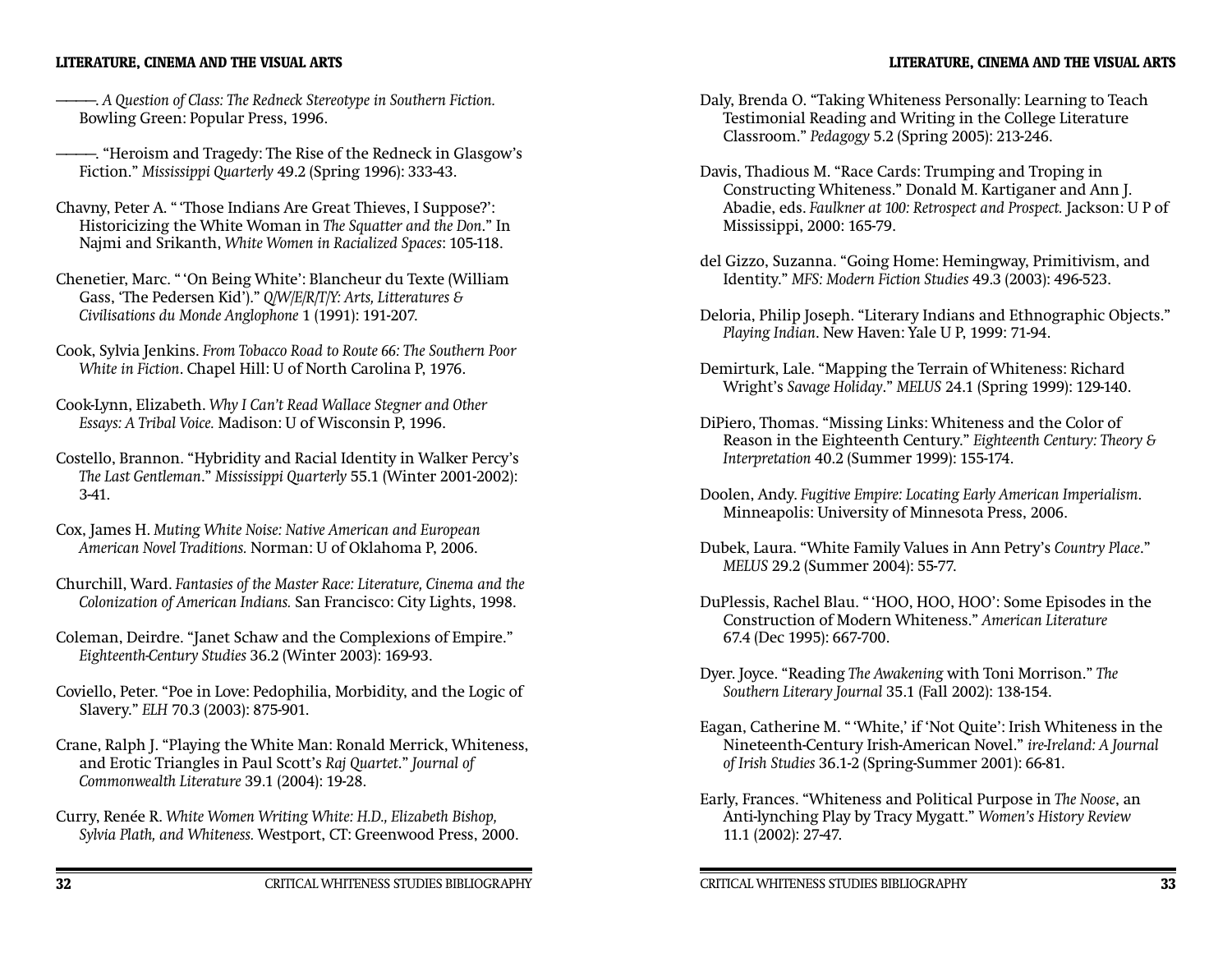———. *A Question of Class: The Redneck Stereotype in Southern Fiction.* Bowling Green: Popular Press, 1996.

———. "Heroism and Tragedy: The Rise of the Redneck in Glasgow's Fiction." *Mississippi Quarterly* 49.2 (Spring 1996): 333-43.

Chavny, Peter A. " 'Those Indians Are Great Thieves, I Suppose?': Historicizing the White Woman in *The Squatter and the Don*." In Najmi and Srikanth, *White Women in Racialized Spaces*: 105-118.

Chenetier, Marc. " 'On Being White': Blancheur du Texte (William Gass, 'The Pedersen Kid')." *Q/W/E/R/T/Y: Arts, Litteratures & Civilisations du Monde Anglophone* 1 (1991): 191-207.

Cook, Sylvia Jenkins. *From Tobacco Road to Route 66: The Southern Poor White in Fiction*. Chapel Hill: U of North Carolina P, 1976.

Cook-Lynn, Elizabeth. *Why I Can't Read Wallace Stegner and Other Essays: A Tribal Voice.* Madison: U of Wisconsin P, 1996.

Costello, Brannon. "Hybridity and Racial Identity in Walker Percy's *The Last Gentleman*." *Mississippi Quarterly* 55.1 (Winter 2001-2002): 3-41.

Cox, James H. *Muting White Noise: Native American and European American Novel Traditions.* Norman: U of Oklahoma P, 2006.

Churchill, Ward. *Fantasies of the Master Race: Literature, Cinema and the Colonization of American Indians.* San Francisco: City Lights, 1998.

Coleman, Deirdre. "Janet Schaw and the Complexions of Empire." *Eighteenth-Century Studies* 36.2 (Winter 2003): 169-93.

Coviello, Peter. "Poe in Love: Pedophilia, Morbidity, and the Logic of Slavery." *ELH* 70.3 (2003): 875-901.

Crane, Ralph J. "Playing the White Man: Ronald Merrick, Whiteness, and Erotic Triangles in Paul Scott's *Raj Quartet*." *Journal of Commonwealth Literature* 39.1 (2004): 19-28.

Curry, Renée R. *White Women Writing White: H.D., Elizabeth Bishop, Sylvia Plath, and Whiteness.* Westport, CT: Greenwood Press, 2000.

Daly, Brenda O. "Taking Whiteness Personally: Learning to Teach Testimonial Reading and Writing in the College Literature Classroom." *Pedagogy* 5.2 (Spring 2005): 213-246.

Davis, Thadious M. "Race Cards: Trumping and Troping in Constructing Whiteness." Donald M. Kartiganer and Ann J. Abadie, eds. *Faulkner at 100: Retrospect and Prospect.* Jackson: U P of Mississippi, 2000: 165-79.

del Gizzo, Suzanna. "Going Home: Hemingway, Primitivism, and Identity." *MFS: Modern Fiction Studies* 49.3 (2003): 496-523.

Deloria, Philip Joseph. "Literary Indians and Ethnographic Objects." *Playing Indian*. New Haven: Yale U P, 1999: 71-94.

Demirturk, Lale. "Mapping the Terrain of Whiteness: Richard Wright's *Savage Holiday*." *MELUS* 24.1 (Spring 1999): 129-140.

DiPiero, Thomas. "Missing Links: Whiteness and the Color of Reason in the Eighteenth Century." *Eighteenth Century: Theory & Interpretation* 40.2 (Summer 1999): 155-174.

Doolen, Andy. *Fugitive Empire: Locating Early American Imperialism*. Minneapolis: University of Minnesota Press, 2006.

Dubek, Laura. "White Family Values in Ann Petry's *Country Place*." *MELUS* 29.2 (Summer 2004): 55-77.

DuPlessis, Rachel Blau. " 'HOO, HOO, HOO': Some Episodes in the Construction of Modern Whiteness." *American Literature* 67.4 (Dec 1995): 667-700.

Dyer. Joyce. "Reading *The Awakening* with Toni Morrison." *The Southern Literary Journal* 35.1 (Fall 2002): 138-154.

Eagan, Catherine M. " 'White,' if 'Not Quite': Irish Whiteness in the Nineteenth-Century Irish-American Novel." *ire-Ireland: A Journal of Irish Studies* 36.1-2 (Spring-Summer 2001): 66-81.

Early, Frances. "Whiteness and Political Purpose in *The Noose*, an Anti-lynching Play by Tracy Mygatt." *Women's History Review* 11.1 (2002): 27-47.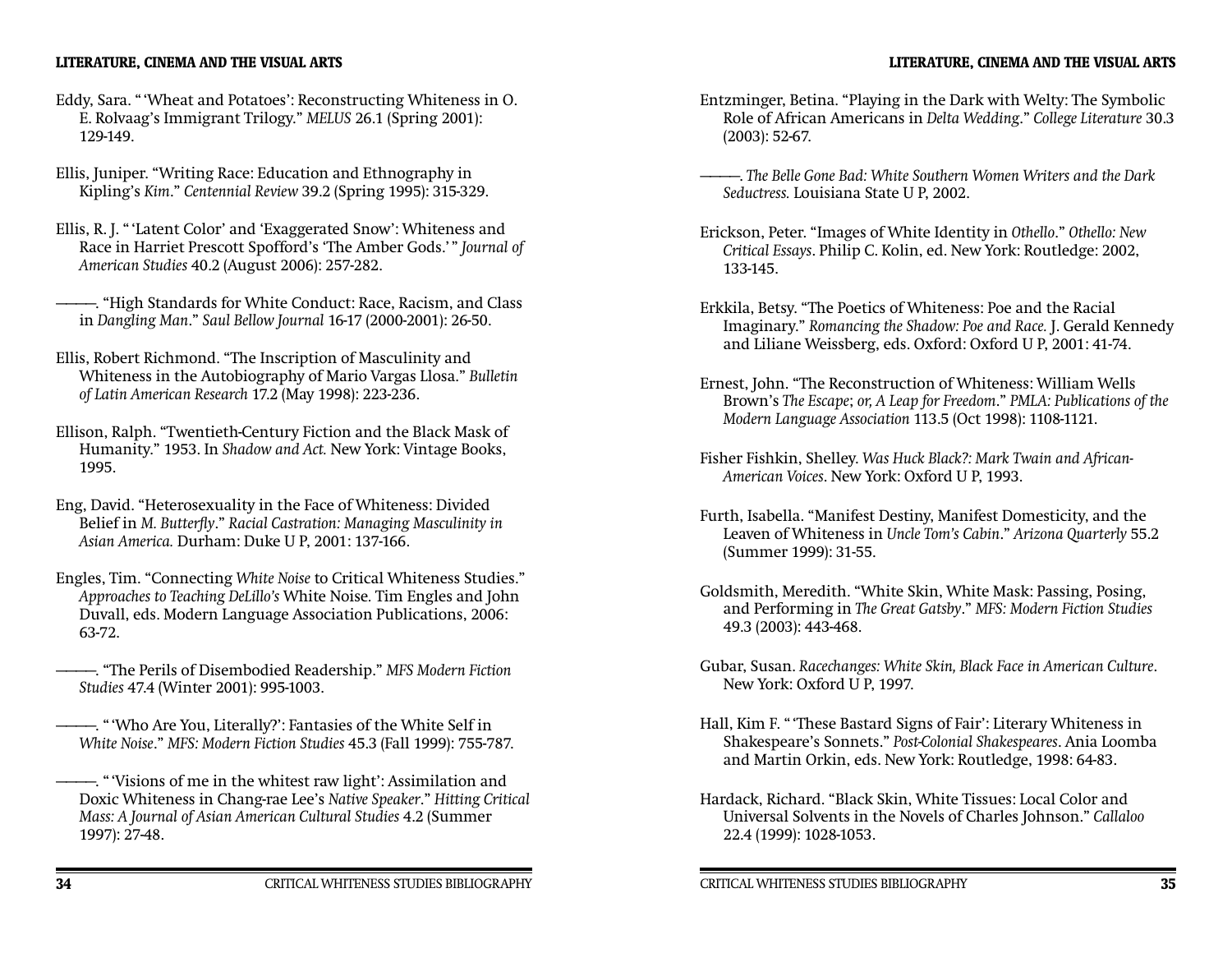Eddy, Sara. " 'Wheat and Potatoes': Reconstructing Whiteness in O. E. Rolvaag's Immigrant Trilogy." *MELUS* 26.1 (Spring 2001): 129-149.

Ellis, Juniper. "Writing Race: Education and Ethnography in Kipling's *Kim*." *Centennial Review* 39.2 (Spring 1995): 315-329.

Ellis, R. J. " 'Latent Color' and 'Exaggerated Snow': Whiteness and Race in Harriet Prescott Spofford's 'The Amber Gods.' " *Journal of American Studies* 40.2 (August 2006): 257-282.

———. "High Standards for White Conduct: Race, Racism, and Class in *Dangling Man*." *Saul Bellow Journal* 16-17 (2000-2001): 26-50.

Ellis, Robert Richmond. "The Inscription of Masculinity and Whiteness in the Autobiography of Mario Vargas Llosa." *Bulletin of Latin American Research* 17.2 (May 1998): 223-236.

Ellison, Ralph. "Twentieth-Century Fiction and the Black Mask of Humanity." 1953. In *Shadow and Act.* New York: Vintage Books, 1995.

Eng, David. "Heterosexuality in the Face of Whiteness: Divided Belief in *M. Butterfly*." *Racial Castration: Managing Masculinity in Asian America.* Durham: Duke U P, 2001: 137-166.

Engles, Tim. "Connecting *White Noise* to Critical Whiteness Studies." *Approaches to Teaching DeLillo's* White Noise. Tim Engles and John Duvall, eds. Modern Language Association Publications, 2006: 63-72.

———. "The Perils of Disembodied Readership." *MFS Modern Fiction Studies* 47.4 (Winter 2001): 995-1003.

———. " 'Who Are You, Literally?': Fantasies of the White Self in *White Noise*." *MFS: Modern Fiction Studies* 45.3 (Fall 1999): 755-787.

———. " 'Visions of me in the whitest raw light': Assimilation and Doxic Whiteness in Chang-rae Lee's *Native Speaker*." *Hitting Critical Mass: A Journal of Asian American Cultural Studies* 4.2 (Summer 1997): 27-48.

Entzminger, Betina. "Playing in the Dark with Welty: The Symbolic Role of African Americans in *Delta Wedding*." *College Literature* 30.3 (2003): 52-67.

———. *The Belle Gone Bad: White Southern Women Writers and the Dark Seductress.* Louisiana State U P, 2002.

Erickson, Peter. "Images of White Identity in *Othello*." *Othello: New Critical Essays*. Philip C. Kolin, ed. New York: Routledge: 2002, 133-145.

Erkkila, Betsy. "The Poetics of Whiteness: Poe and the Racial Imaginary." *Romancing the Shadow: Poe and Race.* J. Gerald Kennedy and Liliane Weissberg, eds. Oxford: Oxford U P, 2001: 41-74.

Ernest, John. "The Reconstruction of Whiteness: William Wells Brown's *The Escape*; *or, A Leap for Freedom*." *PMLA: Publications of the Modern Language Association* 113.5 (Oct 1998): 1108-1121.

Fisher Fishkin, Shelley. *Was Huck Black?: Mark Twain and African-American Voices*. New York: Oxford U P, 1993.

Furth, Isabella. "Manifest Destiny, Manifest Domesticity, and the Leaven of Whiteness in *Uncle Tom's Cabin*." *Arizona Quarterly* 55.2 (Summer 1999): 31-55.

Goldsmith, Meredith. "White Skin, White Mask: Passing, Posing, and Performing in *The Great Gatsby*." *MFS: Modern Fiction Studies* 49.3 (2003): 443-468.

Gubar, Susan. *Racechanges: White Skin, Black Face in American Culture*. New York: Oxford U P, 1997.

Hall, Kim F. " 'These Bastard Signs of Fair': Literary Whiteness in Shakespeare's Sonnets." *Post-Colonial Shakespeares*. Ania Loomba and Martin Orkin, eds. New York: Routledge, 1998: 64-83.

Hardack, Richard. "Black Skin, White Tissues: Local Color and Universal Solvents in the Novels of Charles Johnson." *Callaloo* 22.4 (1999): 1028-1053.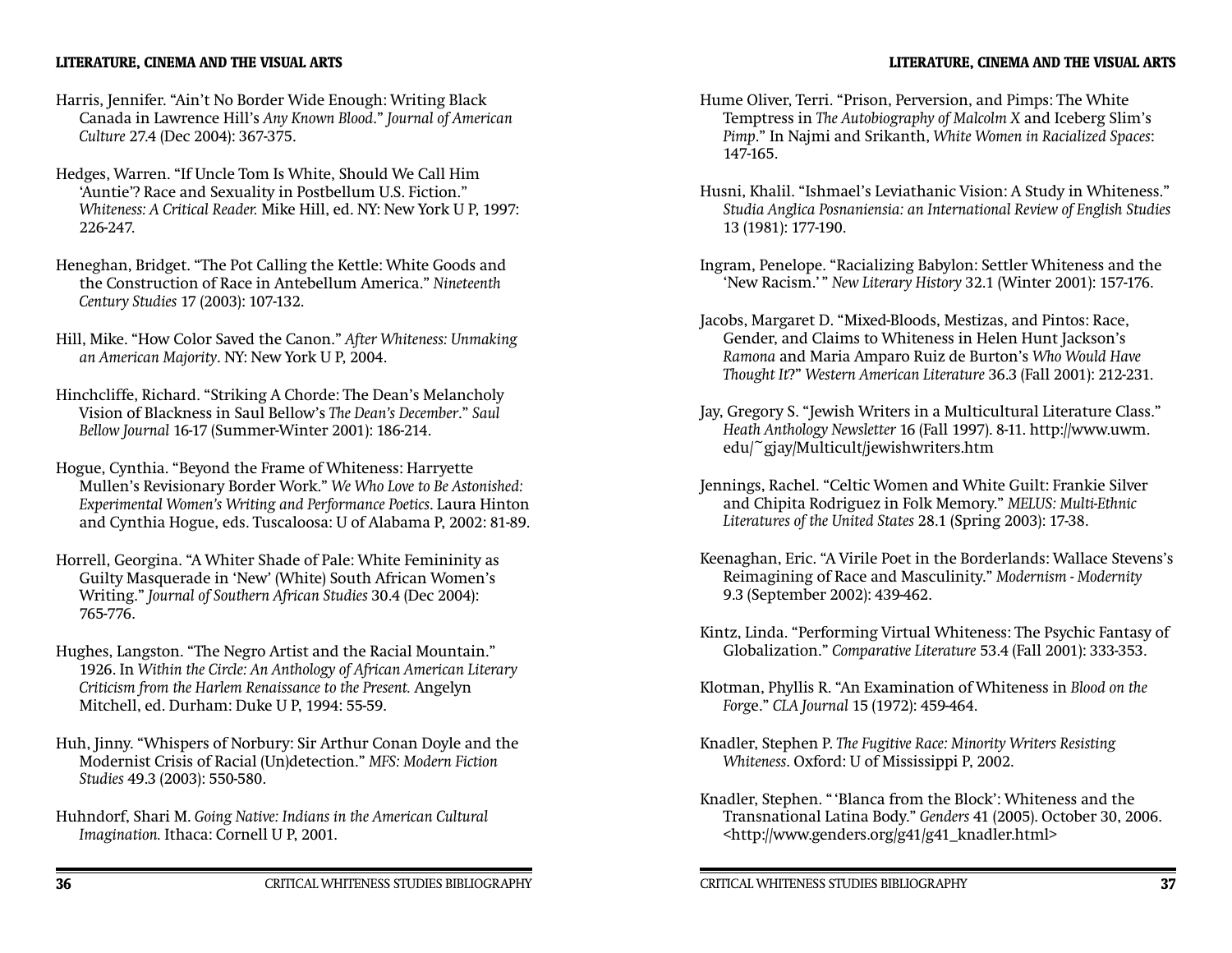Harris, Jennifer. "Ain't No Border Wide Enough: Writing Black Canada in Lawrence Hill's *Any Known Blood*." *Journal of American Culture* 27.4 (Dec 2004): 367-375.

Hedges, Warren. "If Uncle Tom Is White, Should We Call Him 'Auntie'? Race and Sexuality in Postbellum U.S. Fiction." *Whiteness: A Critical Reader.* Mike Hill, ed. NY: New York U P, 1997: 226-247.

Heneghan, Bridget. "The Pot Calling the Kettle: White Goods and the Construction of Race in Antebellum America." *Nineteenth Century Studies* 17 (2003): 107-132.

Hill, Mike. "How Color Saved the Canon." *After Whiteness: Unmaking an American Majority*. NY: New York U P, 2004.

Hinchcliffe, Richard. "Striking A Chorde: The Dean's Melancholy Vision of Blackness in Saul Bellow's *The Dean's December*." *Saul Bellow Journal* 16-17 (Summer-Winter 2001): 186-214.

Hogue, Cynthia. "Beyond the Frame of Whiteness: Harryette Mullen's Revisionary Border Work." *We Who Love to Be Astonished: Experimental Women's Writing and Performance Poetics*. Laura Hinton and Cynthia Hogue, eds. Tuscaloosa: U of Alabama P, 2002: 81-89.

Horrell, Georgina. "A Whiter Shade of Pale: White Femininity as Guilty Masquerade in 'New' (White) South African Women's Writing." *Journal of Southern African Studies* 30.4 (Dec 2004): 765-776.

Hughes, Langston. "The Negro Artist and the Racial Mountain." 1926. In *Within the Circle: An Anthology of African American Literary Criticism from the Harlem Renaissance to the Present.* Angelyn Mitchell, ed. Durham: Duke U P, 1994: 55-59.

Huh, Jinny. "Whispers of Norbury: Sir Arthur Conan Doyle and the Modernist Crisis of Racial (Un)detection." *MFS: Modern Fiction Studies* 49.3 (2003): 550-580.

Huhndorf, Shari M. *Going Native: Indians in the American Cultural Imagination.* Ithaca: Cornell U P, 2001.

Hume Oliver, Terri. "Prison, Perversion, and Pimps: The White Temptress in *The Autobiography of Malcolm X* and Iceberg Slim's *Pimp*." In Najmi and Srikanth, *White Women in Racialized Spaces*: 147-165.

Husni, Khalil. "Ishmael's Leviathanic Vision: A Study in Whiteness." *Studia Anglica Posnaniensia: an International Review of English Studies* 13 (1981): 177-190.

Ingram, Penelope. "Racializing Babylon: Settler Whiteness and the 'New Racism.' " *New Literary History* 32.1 (Winter 2001): 157-176.

Jacobs, Margaret D. "Mixed-Bloods, Mestizas, and Pintos: Race, Gender, and Claims to Whiteness in Helen Hunt Jackson's *Ramona* and Maria Amparo Ruiz de Burton's *Who Would Have Thought It*?" *Western American Literature* 36.3 (Fall 2001): 212-231.

Jay, Gregory S. "Jewish Writers in a Multicultural Literature Class." *Heath Anthology Newsletter* 16 (Fall 1997). 8-11. http://www.uwm.edu/~gjay/Multicult/jewishwriters.htm

Jennings, Rachel. "Celtic Women and White Guilt: Frankie Silver and Chipita Rodriguez in Folk Memory." *MELUS: Multi-Ethnic Literatures of the United States* 28.1 (Spring 2003): 17-38.

Keenaghan, Eric. "A Virile Poet in the Borderlands: Wallace Stevens's Reimagining of Race and Masculinity." *Modernism - Modernity* 9.3 (September 2002): 439-462.

Kintz, Linda. "Performing Virtual Whiteness: The Psychic Fantasy of Globalization." *Comparative Literature* 53.4 (Fall 2001): 333-353.

Klotman, Phyllis R. "An Examination of Whiteness in *Blood on the Forge*." *CLA Journal* 15 (1972): 459-464.

Knadler, Stephen P. *The Fugitive Race: Minority Writers Resisting Whiteness*. Oxford: U of Mississippi P, 2002.

Knadler, Stephen. " 'Blanca from the Block': Whiteness and the Transnational Latina Body." *Genders* 41 (2005). October 30, 2006. <http://www.genders.org/g41/g41_knadler.html>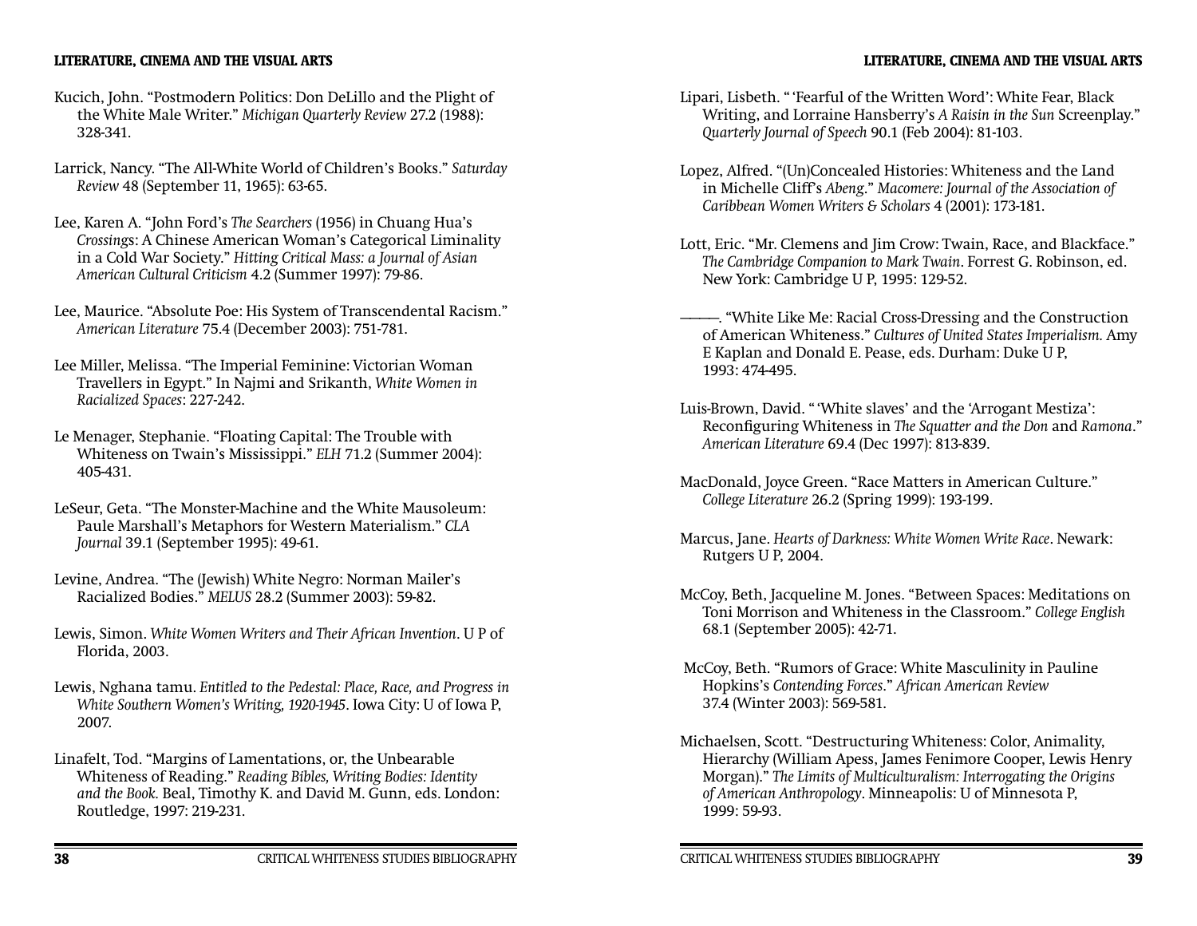Kucich, John. "Postmodern Politics: Don DeLillo and the Plight of the White Male Writer." *Michigan Quarterly Review* 27.2 (1988): 328-341.

Larrick, Nancy. "The All-White World of Children's Books." *Saturday Review* 48 (September 11, 1965): 63-65.

Lee, Karen A. "John Ford's *The Searchers* (1956) in Chuang Hua's *Crossings*: A Chinese American Woman's Categorical Liminality in a Cold War Society." *Hitting Critical Mass: a Journal of Asian American Cultural Criticism* 4.2 (Summer 1997): 79-86.

Lee, Maurice. "Absolute Poe: His System of Transcendental Racism." *American Literature* 75.4 (December 2003): 751-781.

Lee Miller, Melissa. "The Imperial Feminine: Victorian Woman Travellers in Egypt." In Najmi and Srikanth, *White Women in Racialized Spaces*: 227-242.

Le Menager, Stephanie. "Floating Capital: The Trouble with Whiteness on Twain's Mississippi." *ELH* 71.2 (Summer 2004): 405-431.

LeSeur, Geta. "The Monster-Machine and the White Mausoleum: Paule Marshall's Metaphors for Western Materialism." *CLA Journal* 39.1 (September 1995): 49-61.

Levine, Andrea. "The (Jewish) White Negro: Norman Mailer's Racialized Bodies." *MELUS* 28.2 (Summer 2003): 59-82.

Lewis, Simon. *White Women Writers and Their African Invention*. U P of Florida, 2003.

Lewis, Nghana tamu. *Entitled to the Pedestal: Place, Race, and Progress in White Southern Women's Writing, 1920-1945*. Iowa City: U of Iowa P, 2007.

Linafelt, Tod. "Margins of Lamentations, or, the Unbearable Whiteness of Reading." *Reading Bibles, Writing Bodies: Identity and the Book*. Beal, Timothy K. and David M. Gunn, eds. London: Routledge, 1997: 219-231.

Lipari, Lisbeth. " 'Fearful of the Written Word': White Fear, Black Writing, and Lorraine Hansberry's *A Raisin in the Sun* Screenplay." *Quarterly Journal of Speech* 90.1 (Feb 2004): 81-103.

Lopez, Alfred. "(Un)Concealed Histories: Whiteness and the Land in Michelle Cliff's *Abeng*." *Macomere: Journal of the Association of Caribbean Women Writers & Scholars* 4 (2001): 173-181.

Lott, Eric. "Mr. Clemens and Jim Crow: Twain, Race, and Blackface." *The Cambridge Companion to Mark Twain*. Forrest G. Robinson, ed. New York: Cambridge U P, 1995: 129-52.

———. "White Like Me: Racial Cross-Dressing and the Construction of American Whiteness." *Cultures of United States Imperialism.* Amy E Kaplan and Donald E. Pease, eds. Durham: Duke U P, 1993: 474-495.

Luis-Brown, David. " 'White slaves' and the 'Arrogant Mestiza': Reconfiguring Whiteness in *The Squatter and the Don* and *Ramona*." *American Literature* 69.4 (Dec 1997): 813-839.

MacDonald, Joyce Green. "Race Matters in American Culture." *College Literature* 26.2 (Spring 1999): 193-199.

Marcus, Jane. *Hearts of Darkness: White Women Write Race*. Newark: Rutgers U P, 2004.

McCoy, Beth, Jacqueline M. Jones. "Between Spaces: Meditations on Toni Morrison and Whiteness in the Classroom." *College English* 68.1 (September 2005): 42-71.

McCoy, Beth. "Rumors of Grace: White Masculinity in Pauline Hopkins's *Contending Forces*." *African American Review* 37.4 (Winter 2003): 569-581.

Michaelsen, Scott. "Destructuring Whiteness: Color, Animality, Hierarchy (William Apess, James Fenimore Cooper, Lewis Henry Morgan)." *The Limits of Multiculturalism: Interrogating the Origins of American Anthropology*. Minneapolis: U of Minnesota P, 1999: 59-93.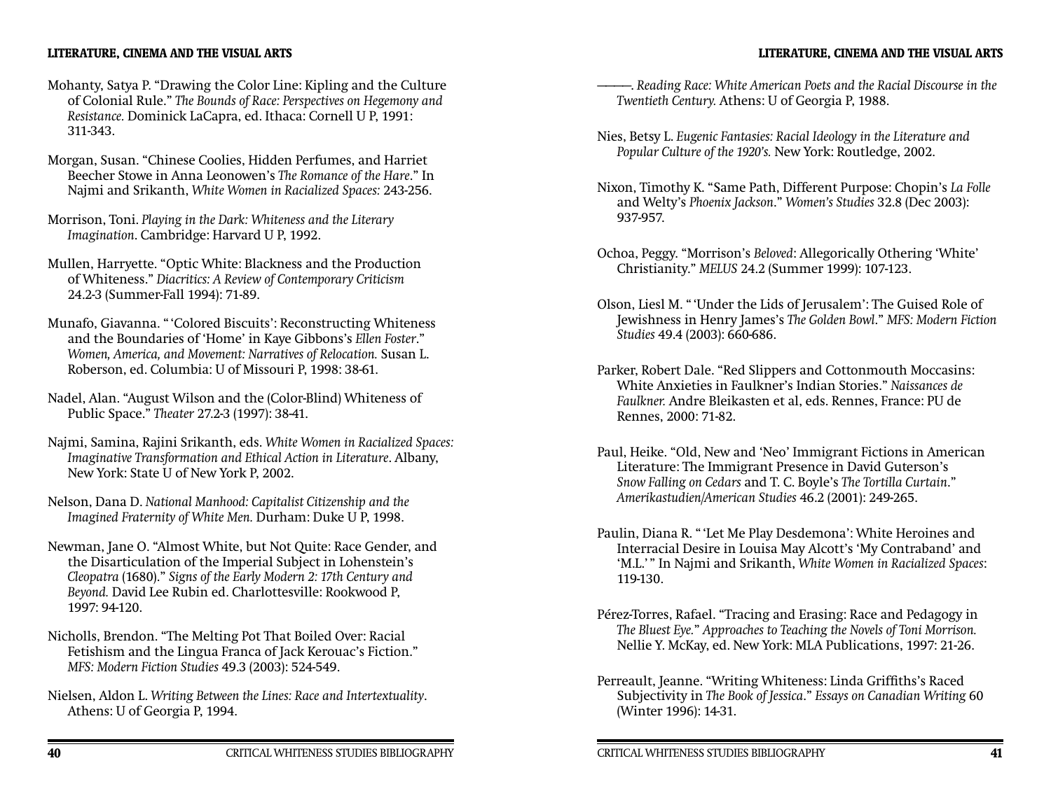Mohanty, Satya P. "Drawing the Color Line: Kipling and the Culture of Colonial Rule." *The Bounds of Race: Perspectives on Hegemony and Resistance.* Dominick LaCapra, ed. Ithaca: Cornell U P, 1991: 311-343.

Morgan, Susan. "Chinese Coolies, Hidden Perfumes, and Harriet Beecher Stowe in Anna Leonowen's *The Romance of the Hare*." In Najmi and Srikanth, *White Women in Racialized Spaces:* 243-256.

Morrison, Toni. *Playing in the Dark: Whiteness and the Literary Imagination*. Cambridge: Harvard U P, 1992.

Mullen, Harryette. "Optic White: Blackness and the Production of Whiteness." *Diacritics: A Review of Contemporary Criticism* 24.2-3 (Summer-Fall 1994): 71-89.

Munafo, Giavanna. "'Colored Biscuits': Reconstructing Whiteness and the Boundaries of 'Home' in Kaye Gibbons's *Ellen Foster*." *Women, America, and Movement: Narratives of Relocation.* Susan L. Roberson, ed. Columbia: U of Missouri P, 1998: 38-61.

Nadel, Alan. "August Wilson and the (Color-Blind) Whiteness of Public Space." *Theater* 27.2-3 (1997): 38-41.

Najmi, Samina, Rajini Srikanth, eds. *White Women in Racialized Spaces: Imaginative Transformation and Ethical Action in Literature*. Albany, New York: State U of New York P, 2002.

Nelson, Dana D. *National Manhood: Capitalist Citizenship and the Imagined Fraternity of White Men.* Durham: Duke U P, 1998.

Newman, Jane O. "Almost White, but Not Quite: Race Gender, and the Disarticulation of the Imperial Subject in Lohenstein's *Cleopatra* (1680)." *Signs of the Early Modern 2: 17th Century and Beyond.* David Lee Rubin ed. Charlottesville: Rookwood P, 1997: 94-120.

Nicholls, Brendon. "The Melting Pot That Boiled Over: Racial Fetishism and the Lingua Franca of Jack Kerouac's Fiction." *MFS: Modern Fiction Studies* 49.3 (2003): 524-549.

Nielsen, Aldon L. *Writing Between the Lines: Race and Intertextuality*. Athens: U of Georgia P, 1994.

———. *Reading Race: White American Poets and the Racial Discourse in the Twentieth Century.* Athens: U of Georgia P, 1988.

Nies, Betsy L. *Eugenic Fantasies: Racial Ideology in the Literature and Popular Culture of the 1920's.* New York: Routledge, 2002.

Nixon, Timothy K. "Same Path, Different Purpose: Chopin's *La Folle* and Welty's *Phoenix Jackson*." *Women's Studies* 32.8 (Dec 2003): 937-957.

Ochoa, Peggy. "Morrison's *Beloved*: Allegorically Othering 'White' Christianity." *MELUS* 24.2 (Summer 1999): 107-123.

Olson, Liesl M. "'Under the Lids of Jerusalem': The Guised Role of Jewishness in Henry James's *The Golden Bowl*." *MFS: Modern Fiction Studies* 49.4 (2003): 660-686.

Parker, Robert Dale. "Red Slippers and Cottonmouth Moccasins: White Anxieties in Faulkner's Indian Stories." *Naissances de Faulkner.* Andre Bleikasten et al, eds. Rennes, France: PU de Rennes, 2000: 71-82.

Paul, Heike. "Old, New and 'Neo' Immigrant Fictions in American Literature: The Immigrant Presence in David Guterson's *Snow Falling on Cedars* and T. C. Boyle's *The Tortilla Curtain*." *Amerikastudien/American Studies* 46.2 (2001): 249-265.

Paulin, Diana R. "'Let Me Play Desdemona': White Heroines and Interracial Desire in Louisa May Alcott's 'My Contraband' and 'M.L.'" In Najmi and Srikanth, *White Women in Racialized Spaces*: 119-130.

Pérez-Torres, Rafael. "Tracing and Erasing: Race and Pedagogy in *The Bluest Eye*." *Approaches to Teaching the Novels of Toni Morrison.* Nellie Y. McKay, ed. New York: MLA Publications, 1997: 21-26.

Perreault, Jeanne. "Writing Whiteness: Linda Griffiths's Raced Subjectivity in *The Book of Jessica*." *Essays on Canadian Writing* 60 (Winter 1996): 14-31.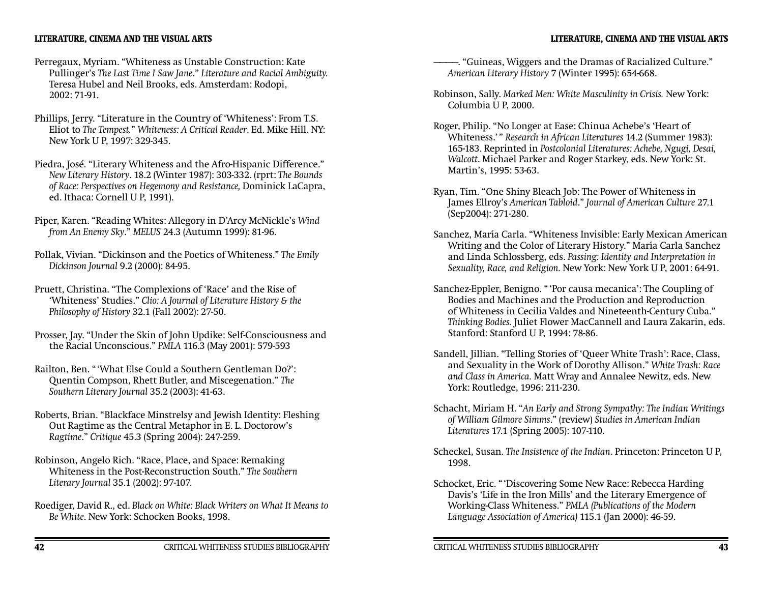Perregaux, Myriam. "Whiteness as Unstable Construction: Kate Pullinger's *The Last Time I Saw Jane*." *Literature and Racial Ambiguity.* Teresa Hubel and Neil Brooks, eds. Amsterdam: Rodopi, 2002: 71-91.

Phillips, Jerry. "Literature in the Country of 'Whiteness': From T.S. Eliot to *The Tempest.*" *Whiteness: A Critical Reader*. Ed. Mike Hill. NY: New York U P, 1997: 329-345.

Piedra, José. "Literary Whiteness and the Afro-Hispanic Difference." *New Literary History*. 18.2 (Winter 1987): 303-332. (rprt: *The Bounds of Race: Perspectives on Hegemony and Resistance,* Dominick LaCapra, ed. Ithaca: Cornell U P, 1991).

Piper, Karen. "Reading Whites: Allegory in D'Arcy McNickle's *Wind from An Enemy Sky*." *MELUS* 24.3 (Autumn 1999): 81-96.

Pollak, Vivian. "Dickinson and the Poetics of Whiteness." *The Emily Dickinson Journal* 9.2 (2000): 84-95.

Pruett, Christina. "The Complexions of 'Race' and the Rise of 'Whiteness' Studies." *Clio: A Journal of Literature History & the Philosophy of History* 32.1 (Fall 2002): 27-50.

Prosser, Jay. "Under the Skin of John Updike: Self-Consciousness and the Racial Unconscious." *PMLA* 116.3 (May 2001): 579-593

Railton, Ben. " 'What Else Could a Southern Gentleman Do?': Quentin Compson, Rhett Butler, and Miscegenation." *The Southern Literary Journal* 35.2 (2003): 41-63.

Roberts, Brian. "Blackface Minstrelsy and Jewish Identity: Fleshing Out Ragtime as the Central Metaphor in E. L. Doctorow's *Ragtime*." *Critique* 45.3 (Spring 2004): 247-259.

Robinson, Angelo Rich. "Race, Place, and Space: Remaking Whiteness in the Post-Reconstruction South." *The Southern Literary Journal* 35.1 (2002): 97-107.

Roediger, David R., ed. *Black on White: Black Writers on What It Means to Be White*. New York: Schocken Books, 1998.

———. "Guineas, Wiggers and the Dramas of Racialized Culture." *American Literary History* 7 (Winter 1995): 654-668.

Robinson, Sally. *Marked Men: White Masculinity in Crisis.* New York: Columbia U P, 2000.

Roger, Philip. "No Longer at Ease: Chinua Achebe's 'Heart of Whiteness.' " *Research in African Literatures* 14.2 (Summer 1983): 165-183. Reprinted in *Postcolonial Literatures: Achebe, Ngugi, Desai, Walcott*. Michael Parker and Roger Starkey, eds. New York: St. Martin's, 1995: 53-63.

Ryan, Tim. "One Shiny Bleach Job: The Power of Whiteness in James Ellroy's *American Tabloid*." *Journal of American Culture* 27.1 (Sep2004): 271-280.

Sanchez, María Carla. "Whiteness Invisible: Early Mexican American Writing and the Color of Literary History." María Carla Sanchez and Linda Schlossberg, eds. *Passing: Identity and Interpretation in Sexuality, Race, and Religion.* New York: New York U P, 2001: 64-91.

Sanchez-Eppler, Benigno. " 'Por causa mecanica': The Coupling of Bodies and Machines and the Production and Reproduction of Whiteness in Cecilia Valdes and Nineteenth-Century Cuba." *Thinking Bodies.* Juliet Flower MacCannell and Laura Zakarin, eds. Stanford: Stanford U P, 1994: 78-86.

Sandell, Jillian. "Telling Stories of 'Queer White Trash': Race, Class, and Sexuality in the Work of Dorothy Allison." *White Trash: Race and Class in America.* Matt Wray and Annalee Newitz, eds. New York: Routledge, 1996: 211-230.

Schacht, Miriam H. "*An Early and Strong Sympathy: The Indian Writings of William Gilmore Simms*." (review) *Studies in American Indian Literatures* 17.1 (Spring 2005): 107-110.

Scheckel, Susan. *The Insistence of the Indian*. Princeton: Princeton U P, 1998.

Schocket, Eric. " 'Discovering Some New Race: Rebecca Harding Davis's 'Life in the Iron Mills' and the Literary Emergence of Working-Class Whiteness." *PMLA (Publications of the Modern Language Association of America)* 115.1 (Jan 2000): 46-59.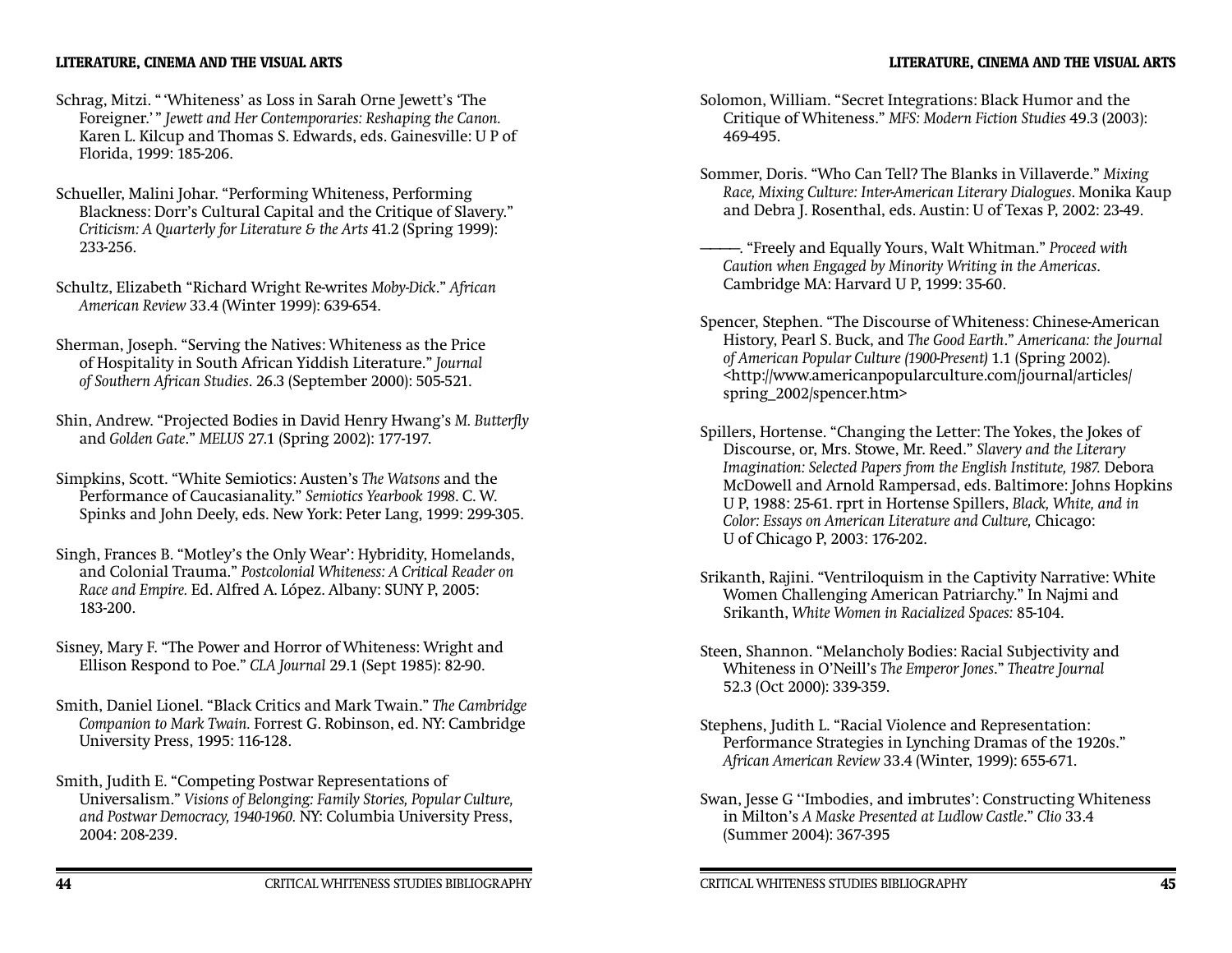Schrag, Mitzi. " 'Whiteness' as Loss in Sarah Orne Jewett's 'The Foreigner.' " *Jewett and Her Contemporaries: Reshaping the Canon.* Karen L. Kilcup and Thomas S. Edwards, eds. Gainesville: U P of Florida, 1999: 185-206.

Schueller, Malini Johar. "Performing Whiteness, Performing Blackness: Dorr's Cultural Capital and the Critique of Slavery." *Criticism: A Quarterly for Literature & the Arts* 41.2 (Spring 1999): 233-256.

Schultz, Elizabeth "Richard Wright Re-writes *Moby-Dick*." *African American Review* 33.4 (Winter 1999): 639-654.

Sherman, Joseph. "Serving the Natives: Whiteness as the Price of Hospitality in South African Yiddish Literature." *Journal of Southern African Studies*. 26.3 (September 2000): 505-521.

Shin, Andrew. "Projected Bodies in David Henry Hwang's *M. Butterfly* and *Golden Gate*." *MELUS* 27.1 (Spring 2002): 177-197.

Simpkins, Scott. "White Semiotics: Austen's *The Watsons* and the Performance of Caucasianality." *Semiotics Yearbook 1998*. C. W. Spinks and John Deely, eds. New York: Peter Lang, 1999: 299-305.

Singh, Frances B. "Motley's the Only Wear': Hybridity, Homelands, and Colonial Trauma." *Postcolonial Whiteness: A Critical Reader on Race and Empire.* Ed. Alfred A. López. Albany: SUNY P, 2005: 183-200.

Sisney, Mary F. "The Power and Horror of Whiteness: Wright and Ellison Respond to Poe." *CLA Journal* 29.1 (Sept 1985): 82-90.

Smith, Daniel Lionel. "Black Critics and Mark Twain." *The Cambridge Companion to Mark Twain.* Forrest G. Robinson, ed. NY: Cambridge University Press, 1995: 116-128.

Smith, Judith E. "Competing Postwar Representations of Universalism." *Visions of Belonging: Family Stories, Popular Culture, and Postwar Democracy, 1940-1960.* NY: Columbia University Press, 2004: 208-239.

Solomon, William. "Secret Integrations: Black Humor and the Critique of Whiteness." *MFS: Modern Fiction Studies* 49.3 (2003): 469-495.

Sommer, Doris. "Who Can Tell? The Blanks in Villaverde." *Mixing Race, Mixing Culture: Inter-American Literary Dialogues*. Monika Kaup and Debra J. Rosenthal, eds. Austin: U of Texas P, 2002: 23-49.

———. "Freely and Equally Yours, Walt Whitman." *Proceed with Caution when Engaged by Minority Writing in the Americas*. Cambridge MA: Harvard U P, 1999: 35-60.

Spencer, Stephen. "The Discourse of Whiteness: Chinese-American History, Pearl S. Buck, and *The Good Earth*." *Americana: the Journal of American Popular Culture (1900-Present)* 1.1 (Spring 2002). <http://www.americanpopularculture.com/journal/articles/spring_2002/spencer.htm>

Spillers, Hortense. "Changing the Letter: The Yokes, the Jokes of Discourse, or, Mrs. Stowe, Mr. Reed." *Slavery and the Literary Imagination: Selected Papers from the English Institute, 1987.* Debora McDowell and Arnold Rampersad, eds. Baltimore: Johns Hopkins U P, 1988: 25-61. rprt in Hortense Spillers, *Black, White, and in Color: Essays on American Literature and Culture,* Chicago: U of Chicago P, 2003: 176-202.

Srikanth, Rajini. "Ventriloquism in the Captivity Narrative: White Women Challenging American Patriarchy." In Najmi and Srikanth, *White Women in Racialized Spaces:* 85-104.

Steen, Shannon. "Melancholy Bodies: Racial Subjectivity and Whiteness in O'Neill's *The Emperor Jones*." *Theatre Journal* 52.3 (Oct 2000): 339-359.

Stephens, Judith L. "Racial Violence and Representation: Performance Strategies in Lynching Dramas of the 1920s." *African American Review* 33.4 (Winter, 1999): 655-671.

Swan, Jesse G ''Imbodies, and imbrutes': Constructing Whiteness in Milton's *A Maske Presented at Ludlow Castle*." *Clio* 33.4 (Summer 2004): 367-395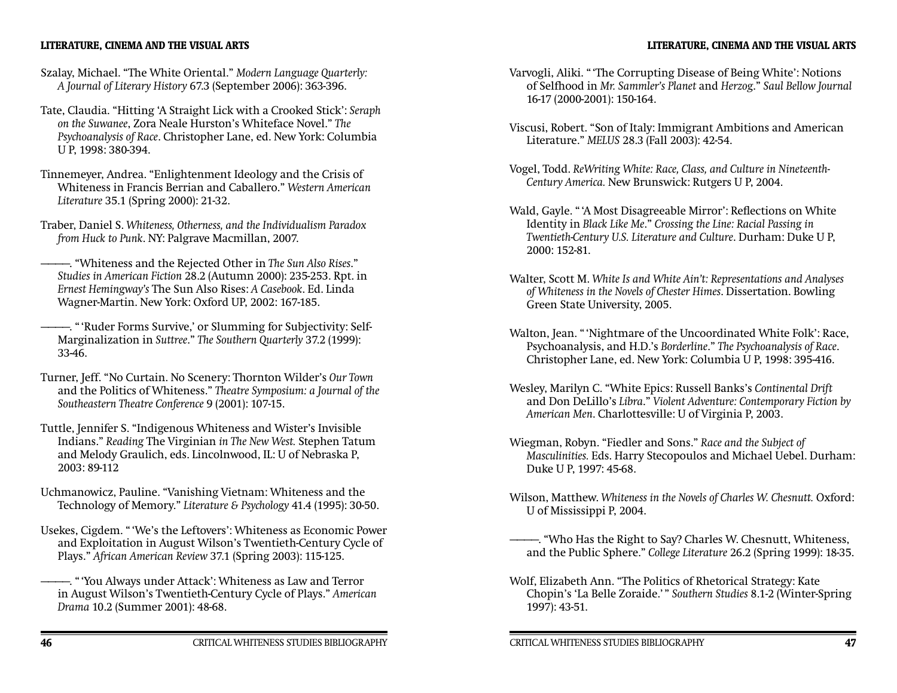Szalay, Michael. “The White Oriental.” *Modern Language Quarterly: A Journal of Literary History* 67.3 (September 2006): 363-396.

Tate, Claudia. “Hitting ‘A Straight Lick with a Crooked Stick’: *Seraph on the Suwanee*, Zora Neale Hurston’s Whiteface Novel.” *The Psychoanalysis of Race*. Christopher Lane, ed. New York: Columbia U P, 1998: 380-394.

Tinnemeyer, Andrea. “Enlightenment Ideology and the Crisis of Whiteness in Francis Berrian and Caballero.” *Western American Literature* 35.1 (Spring 2000): 21-32.

Traber, Daniel S. *Whiteness, Otherness, and the Individualism Paradox from Huck to Punk*. NY: Palgrave Macmillan, 2007.

———. “Whiteness and the Rejected Other in *The Sun Also Rises*.” *Studies in American Fiction* 28.2 (Autumn 2000): 235-253. Rpt. in *Ernest Hemingway’s* The Sun Also Rises: *A Casebook*. Ed. Linda Wagner-Martin. New York: Oxford UP, 2002: 167-185.

———. “ ‘Ruder Forms Survive,’ or Slumming for Subjectivity: Self-Marginalization in *Suttree*.” *The Southern Quarterly* 37.2 (1999): 33-46.

Turner, Jeff. “No Curtain. No Scenery: Thornton Wilder’s *Our Town* and the Politics of Whiteness.” *Theatre Symposium: a Journal of the Southeastern Theatre Conference* 9 (2001): 107-15.

Tuttle, Jennifer S. “Indigenous Whiteness and Wister’s Invisible Indians.” *Reading* The Virginian *in The New West.* Stephen Tatum and Melody Graulich, eds. Lincolnwood, IL: U of Nebraska P, 2003: 89-112

Uchmanowicz, Pauline. “Vanishing Vietnam: Whiteness and the Technology of Memory.” *Literature & Psychology* 41.4 (1995): 30-50.

Usekes, Cigdem. “ ‘We’s the Leftovers’: Whiteness as Economic Power and Exploitation in August Wilson’s Twentieth-Century Cycle of Plays.” *African American Review* 37.1 (Spring 2003): 115-125.

———. “ ‘You Always under Attack’: Whiteness as Law and Terror in August Wilson’s Twentieth-Century Cycle of Plays.” *American Drama* 10.2 (Summer 2001): 48-68.

Varvogli, Aliki. “ ‘The Corrupting Disease of Being White’: Notions of Selfhood in *Mr. Sammler’s Planet* and *Herzog*.” *Saul Bellow Journal* 16-17 (2000-2001): 150-164.

Viscusi, Robert. “Son of Italy: Immigrant Ambitions and American Literature.” *MELUS* 28.3 (Fall 2003): 42-54.

Vogel, Todd. *ReWriting White: Race, Class, and Culture in Nineteenth-Century America.* New Brunswick: Rutgers U P, 2004.

Wald, Gayle. “ ‘A Most Disagreeable Mirror’: Reflections on White Identity in *Black Like Me*.” *Crossing the Line: Racial Passing in Twentieth-Century U.S. Literature and Culture*. Durham: Duke U P, 2000: 152-81.

Walter, Scott M. *White Is and White Ain’t: Representations and Analyses of Whiteness in the Novels of Chester Himes*. Dissertation. Bowling Green State University, 2005.

Walton, Jean. “ ‘Nightmare of the Uncoordinated White Folk’: Race, Psychoanalysis, and H.D.’s *Borderline*.” *The Psychoanalysis of Race*. Christopher Lane, ed. New York: Columbia U P, 1998: 395-416.

Wesley, Marilyn C. “White Epics: Russell Banks’s *Continental Drift* and Don DeLillo’s *Libra*.” *Violent Adventure: Contemporary Fiction by American Men*. Charlottesville: U of Virginia P, 2003.

Wiegman, Robyn. “Fiedler and Sons.” *Race and the Subject of Masculinities.* Eds. Harry Stecopoulos and Michael Uebel. Durham: Duke U P, 1997: 45-68.

Wilson, Matthew. *Whiteness in the Novels of Charles W. Chesnutt.* Oxford: U of Mississippi P, 2004.

———. “Who Has the Right to Say? Charles W. Chesnutt, Whiteness, and the Public Sphere.” *College Literature* 26.2 (Spring 1999): 18-35.

Wolf, Elizabeth Ann. “The Politics of Rhetorical Strategy: Kate Chopin’s ‘La Belle Zoraide.’ ” *Southern Studies* 8.1-2 (Winter-Spring 1997): 43-51.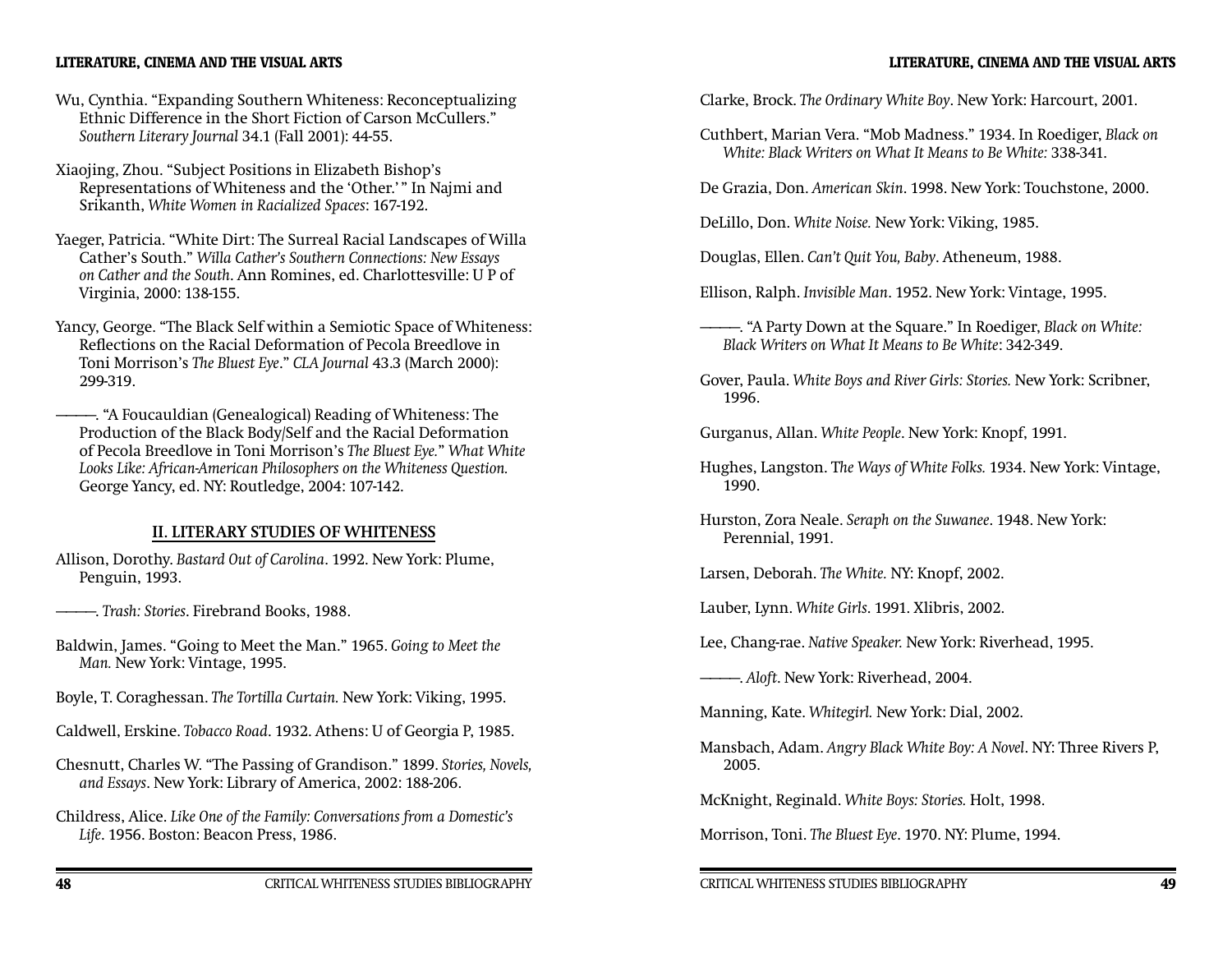Wu, Cynthia. "Expanding Southern Whiteness: Reconceptualizing Ethnic Difference in the Short Fiction of Carson McCullers." *Southern Literary Journal* 34.1 (Fall 2001): 44-55.

Xiaojing, Zhou. "Subject Positions in Elizabeth Bishop's Representations of Whiteness and the 'Other.'" In Najmi and Srikanth, *White Women in Racialized Spaces*: 167-192.

Yaeger, Patricia. "White Dirt: The Surreal Racial Landscapes of Willa Cather's South." *Willa Cather's Southern Connections: New Essays on Cather and the South*. Ann Romines, ed. Charlottesville: U P of Virginia, 2000: 138-155.

Yancy, George. "The Black Self within a Semiotic Space of Whiteness: Reflections on the Racial Deformation of Pecola Breedlove in Toni Morrison's *The Bluest Eye*." *CLA Journal* 43.3 (March 2000): 299-319.

———. "A Foucauldian (Genealogical) Reading of Whiteness: The Production of the Black Body/Self and the Racial Deformation of Pecola Breedlove in Toni Morrison's *The Bluest Eye.*" *What White Looks Like: African-American Philosophers on the Whiteness Question.* George Yancy, ed. NY: Routledge, 2004: 107-142.

## II. LITERARY STUDIES OF WHITENESS

Allison, Dorothy. *Bastard Out of Carolina*. 1992. New York: Plume, Penguin, 1993.

———. *Trash: Stories*. Firebrand Books, 1988.

Baldwin, James. "Going to Meet the Man." 1965. *Going to Meet the Man.* New York: Vintage, 1995.

Boyle, T. Coraghessan. *The Tortilla Curtain.* New York: Viking, 1995.

Caldwell, Erskine. *Tobacco Road*. 1932. Athens: U of Georgia P, 1985.

Chesnutt, Charles W. "The Passing of Grandison." 1899. *Stories, Novels, and Essays*. New York: Library of America, 2002: 188-206.

Childress, Alice. *Like One of the Family: Conversations from a Domestic's Life*. 1956. Boston: Beacon Press, 1986.

Clarke, Brock. *The Ordinary White Boy*. New York: Harcourt, 2001.

Cuthbert, Marian Vera. "Mob Madness." 1934. In Roediger, *Black on White: Black Writers on What It Means to Be White:* 338-341.

De Grazia, Don. *American Skin*. 1998. New York: Touchstone, 2000.

DeLillo, Don. *White Noise.* New York: Viking, 1985.

Douglas, Ellen. *Can't Quit You, Baby*. Atheneum, 1988.

Ellison, Ralph. *Invisible Man*. 1952. New York: Vintage, 1995.

———. "A Party Down at the Square." In Roediger, *Black on White: Black Writers on What It Means to Be White*: 342-349.

Gover, Paula. *White Boys and River Girls: Stories.* New York: Scribner, 1996.

Gurganus, Allan. *White People*. New York: Knopf, 1991.

Hughes, Langston. *The Ways of White Folks.* 1934. New York: Vintage, 1990.

Hurston, Zora Neale. *Seraph on the Suwanee*. 1948. New York: Perennial, 1991.

Larsen, Deborah. *The White.* NY: Knopf, 2002.

Lauber, Lynn. *White Girls*. 1991. Xlibris, 2002.

Lee, Chang-rae. *Native Speaker.* New York: Riverhead, 1995.

———. *Aloft*. New York: Riverhead, 2004.

Manning, Kate. *Whitegirl.* New York: Dial, 2002.

Mansbach, Adam. *Angry Black White Boy: A Novel*. NY: Three Rivers P, 2005.

McKnight, Reginald. *White Boys: Stories.* Holt, 1998.

Morrison, Toni. *The Bluest Eye*. 1970. NY: Plume, 1994.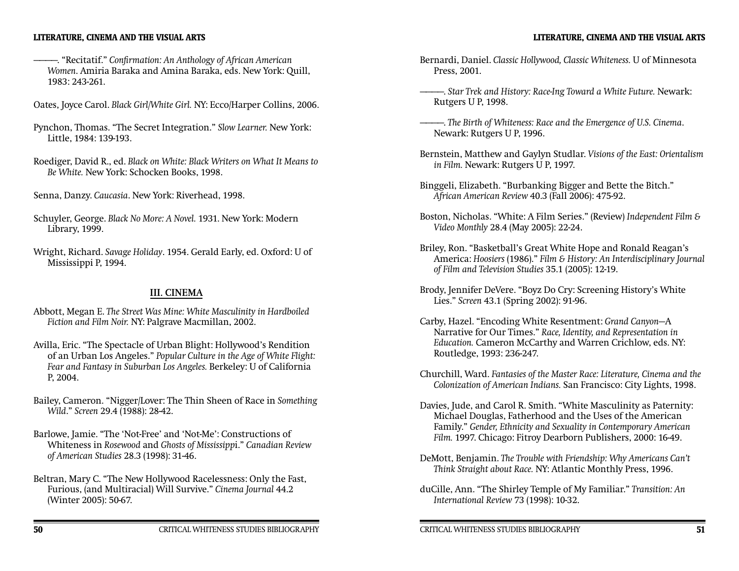———. "Recitatif." *Confirmation: An Anthology of African American Women*. Amiria Baraka and Amina Baraka, eds. New York: Quill, 1983: 243-261.

Oates, Joyce Carol. *Black Girl/White Girl.* NY: Ecco/Harper Collins, 2006.

Pynchon, Thomas. "The Secret Integration." *Slow Learner.* New York: Little, 1984: 139-193.

Roediger, David R., ed. *Black on White: Black Writers on What It Means to Be White.* New York: Schocken Books, 1998.

Senna, Danzy. *Caucasia*. New York: Riverhead, 1998.

Schuyler, George. *Black No More: A Novel.* 1931. New York: Modern Library, 1999.

Wright, Richard. *Savage Holiday*. 1954. Gerald Early, ed. Oxford: U of Mississippi P, 1994.

## III. CINEMA

Abbott, Megan E. *The Street Was Mine: White Masculinity in Hardboiled Fiction and Film Noir.* NY: Palgrave Macmillan, 2002.

Avilla, Eric. "The Spectacle of Urban Blight: Hollywood's Rendition of an Urban Los Angeles." *Popular Culture in the Age of White Flight: Fear and Fantasy in Suburban Los Angeles.* Berkeley: U of California P, 2004.

Bailey, Cameron. "Nigger/Lover: The Thin Sheen of Race in *Something Wild*." *Screen* 29.4 (1988): 28-42.

Barlowe, Jamie. "The 'Not-Free' and 'Not-Me': Constructions of Whiteness in *Rosewood* and *Ghosts of Mississippi*." *Canadian Review of American Studies* 28.3 (1998): 31-46.

Beltran, Mary C. "The New Hollywood Racelessness: Only the Fast, Furious, (and Multiracial) Will Survive." *Cinema Journal* 44.2 (Winter 2005): 50-67.

Bernardi, Daniel. *Classic Hollywood, Classic Whiteness.* U of Minnesota Press, 2001.

———. *Star Trek and History: Race-Ing Toward a White Future.* Newark: Rutgers U P, 1998.

———. *The Birth of Whiteness: Race and the Emergence of U.S. Cinema*. Newark: Rutgers U P, 1996.

Bernstein, Matthew and Gaylyn Studlar. *Visions of the East: Orientalism in Film.* Newark: Rutgers U P, 1997.

Binggeli, Elizabeth. "Burbanking Bigger and Bette the Bitch." *African American Review* 40.3 (Fall 2006): 475-92.

Boston, Nicholas. "White: A Film Series." (Review) *Independent Film & Video Monthly* 28.4 (May 2005): 22-24.

Briley, Ron. "Basketball's Great White Hope and Ronald Reagan's America: *Hoosiers* (1986)." *Film & History: An Interdisciplinary Journal of Film and Television Studies* 35.1 (2005): 12-19.

Brody, Jennifer DeVere. "Boyz Do Cry: Screening History's White Lies." *Screen* 43.1 (Spring 2002): 91-96.

Carby, Hazel. "Encoding White Resentment: *Grand Canyon*—A Narrative for Our Times." *Race, Identity, and Representation in Education.* Cameron McCarthy and Warren Crichlow, eds. NY: Routledge, 1993: 236-247.

Churchill, Ward. *Fantasies of the Master Race: Literature, Cinema and the Colonization of American Indians.* San Francisco: City Lights, 1998.

Davies, Jude, and Carol R. Smith. "White Masculinity as Paternity: Michael Douglas, Fatherhood and the Uses of the American Family." *Gender, Ethnicity and Sexuality in Contemporary American Film.* 1997. Chicago: Fitroy Dearborn Publishers, 2000: 16-49.

DeMott, Benjamin. *The Trouble with Friendship: Why Americans Can't Think Straight about Race.* NY: Atlantic Monthly Press, 1996.

duCille, Ann. "The Shirley Temple of My Familiar." *Transition: An International Review* 73 (1998): 10-32.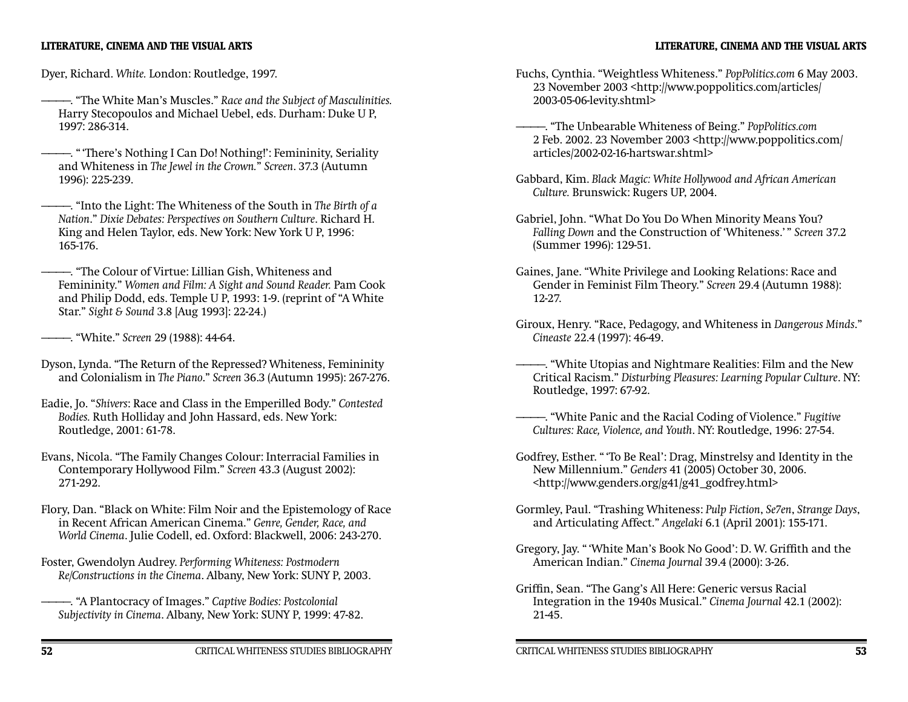Dyer, Richard. *White.* London: Routledge, 1997.

———. "The White Man's Muscles." *Race and the Subject of Masculinities.* Harry Stecopoulos and Michael Uebel, eds. Durham: Duke U P, 1997: 286-314.

———. " 'There's Nothing I Can Do! Nothing!': Femininity, Seriality and Whiteness in *The Jewel in the Crown.*" *Screen*. 37.3 (Autumn 1996): 225-239.

———. "Into the Light: The Whiteness of the South in *The Birth of a Nation*." *Dixie Debates: Perspectives on Southern Culture*. Richard H. King and Helen Taylor, eds. New York: New York U P, 1996: 165-176.

———. "The Colour of Virtue: Lillian Gish, Whiteness and Femininity." *Women and Film: A Sight and Sound Reader.* Pam Cook and Philip Dodd, eds. Temple U P, 1993: 1-9. (reprint of "A White Star." *Sight & Sound* 3.8 [Aug 1993]: 22-24.)

———. "White." *Screen* 29 (1988): 44-64.

Dyson, Lynda. "The Return of the Repressed? Whiteness, Femininity and Colonialism in *The Piano*." *Screen* 36.3 (Autumn 1995): 267-276.

Eadie, Jo. "*Shivers*: Race and Class in the Emperilled Body." *Contested Bodies.* Ruth Holliday and John Hassard, eds. New York: Routledge, 2001: 61-78.

Evans, Nicola. "The Family Changes Colour: Interracial Families in Contemporary Hollywood Film." *Screen* 43.3 (August 2002): 271-292.

Flory, Dan. "Black on White: Film Noir and the Epistemology of Race in Recent African American Cinema." *Genre, Gender, Race, and World Cinema*. Julie Codell, ed. Oxford: Blackwell, 2006: 243-270.

Foster, Gwendolyn Audrey. *Performing Whiteness: Postmodern Re/Constructions in the Cinema*. Albany, New York: SUNY P, 2003.

———. "A Plantocracy of Images." *Captive Bodies: Postcolonial Subjectivity in Cinema*. Albany, New York: SUNY P, 1999: 47-82.

Fuchs, Cynthia. "Weightless Whiteness." *PopPolitics.com* 6 May 2003. 23 November 2003 <http://www.poppolitics.com/articles/2003-05-06-levity.shtml>

———. "The Unbearable Whiteness of Being." *PopPolitics.com* 2 Feb. 2002. 23 November 2003 <http://www.poppolitics.com/articles/2002-02-16-hartswar.shtml>

Gabbard, Kim. *Black Magic: White Hollywood and African American Culture.* Brunswick: Rugers UP, 2004.

Gabriel, John. "What Do You Do When Minority Means You? *Falling Down* and the Construction of 'Whiteness.' " *Screen* 37.2 (Summer 1996): 129-51.

Gaines, Jane. "White Privilege and Looking Relations: Race and Gender in Feminist Film Theory." *Screen* 29.4 (Autumn 1988): 12-27.

Giroux, Henry. "Race, Pedagogy, and Whiteness in *Dangerous Minds*." *Cineaste* 22.4 (1997): 46-49.

———. "White Utopias and Nightmare Realities: Film and the New Critical Racism." *Disturbing Pleasures: Learning Popular Culture*. NY: Routledge, 1997: 67-92.

———. "White Panic and the Racial Coding of Violence." *Fugitive Cultures: Race, Violence, and Youth*. NY: Routledge, 1996: 27-54.

Godfrey, Esther. " 'To Be Real': Drag, Minstrelsy and Identity in the New Millennium." *Genders* 41 (2005) October 30, 2006. <http://www.genders.org/g41/g41_godfrey.html>

Gormley, Paul. "Trashing Whiteness: *Pulp Fiction*, *Se7en*, *Strange Days*, and Articulating Affect." *Angelaki* 6.1 (April 2001): 155-171.

Gregory, Jay. " 'White Man's Book No Good': D. W. Griffith and the American Indian." *Cinema Journal* 39.4 (2000): 3-26.

Griffin, Sean. "The Gang's All Here: Generic versus Racial Integration in the 1940s Musical." *Cinema Journal* 42.1 (2002): 21-45.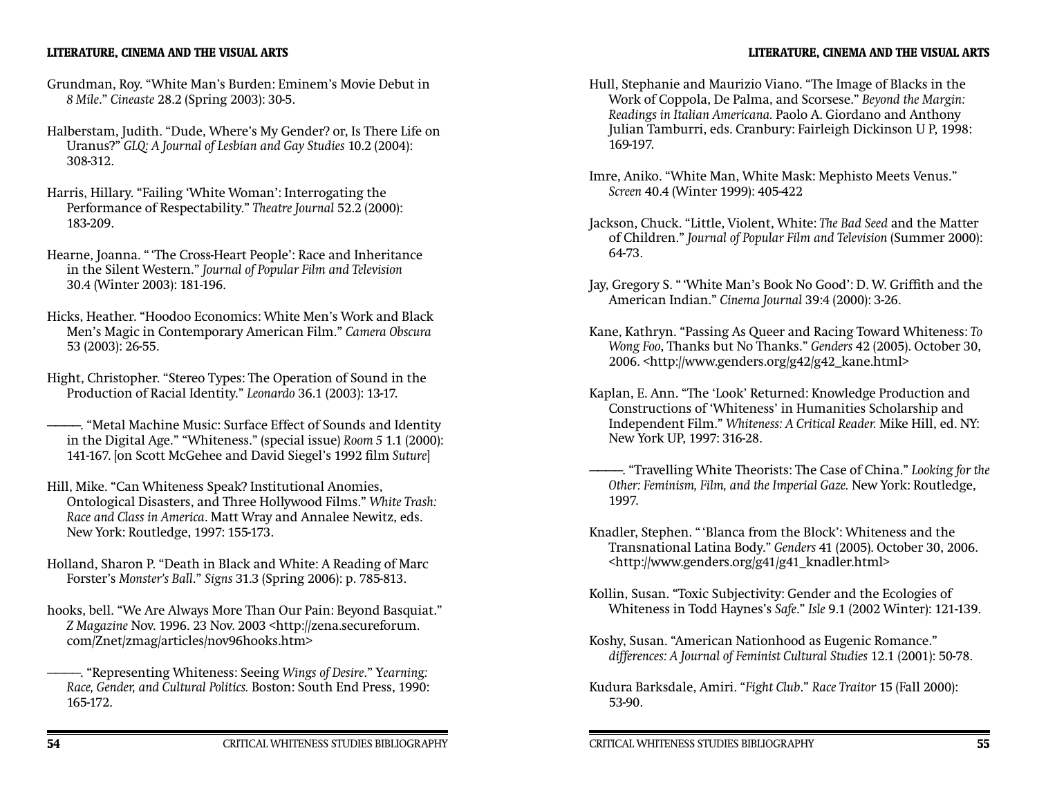Grundman, Roy. "White Man's Burden: Eminem's Movie Debut in *8 Mile*." *Cineaste* 28.2 (Spring 2003): 30-5.

Halberstam, Judith. "Dude, Where's My Gender? or, Is There Life on Uranus?" *GLQ: A Journal of Lesbian and Gay Studies* 10.2 (2004): 308-312.

Harris, Hillary. "Failing 'White Woman': Interrogating the Performance of Respectability." *Theatre Journal* 52.2 (2000): 183-209.

Hearne, Joanna. " 'The Cross-Heart People': Race and Inheritance in the Silent Western." *Journal of Popular Film and Television* 30.4 (Winter 2003): 181-196.

Hicks, Heather. "Hoodoo Economics: White Men's Work and Black Men's Magic in Contemporary American Film." *Camera Obscura* 53 (2003): 26-55.

Hight, Christopher. "Stereo Types: The Operation of Sound in the Production of Racial Identity." *Leonardo* 36.1 (2003): 13-17.

———. "Metal Machine Music: Surface Effect of Sounds and Identity in the Digital Age." "Whiteness." (special issue) *Room 5* 1.1 (2000): 141-167. [on Scott McGehee and David Siegel's 1992 film *Suture*]

Hill, Mike. "Can Whiteness Speak? Institutional Anomies, Ontological Disasters, and Three Hollywood Films." *White Trash: Race and Class in America*. Matt Wray and Annalee Newitz, eds. New York: Routledge, 1997: 155-173.

Holland, Sharon P. "Death in Black and White: A Reading of Marc Forster's *Monster's Ball*." *Signs* 31.3 (Spring 2006): p. 785-813.

hooks, bell. "We Are Always More Than Our Pain: Beyond Basquiat." *Z Magazine* Nov. 1996. 23 Nov. 2003 <http://zena.secureforum.com/Znet/zmag/articles/nov96hooks.htm>

———. "Representing Whiteness: Seeing *Wings of Desire*." *Yearning: Race, Gender, and Cultural Politics.* Boston: South End Press, 1990: 165-172.

Hull, Stephanie and Maurizio Viano. "The Image of Blacks in the Work of Coppola, De Palma, and Scorsese." *Beyond the Margin: Readings in Italian Americana.* Paolo A. Giordano and Anthony Julian Tamburri, eds. Cranbury: Fairleigh Dickinson U P, 1998: 169-197.

Imre, Aniko. "White Man, White Mask: Mephisto Meets Venus." *Screen* 40.4 (Winter 1999): 405-422

Jackson, Chuck. "Little, Violent, White: *The Bad Seed* and the Matter of Children." *Journal of Popular Film and Television* (Summer 2000): 64-73.

Jay, Gregory S. " 'White Man's Book No Good': D. W. Griffith and the American Indian." *Cinema Journal* 39:4 (2000): 3-26.

Kane, Kathryn. "Passing As Queer and Racing Toward Whiteness: *To Wong Foo*, Thanks but No Thanks." *Genders* 42 (2005). October 30, 2006. <http://www.genders.org/g42/g42_kane.html>

Kaplan, E. Ann. "The 'Look' Returned: Knowledge Production and Constructions of 'Whiteness' in Humanities Scholarship and Independent Film." *Whiteness: A Critical Reader.* Mike Hill, ed. NY: New York UP, 1997: 316-28.

———. "Travelling White Theorists: The Case of China." *Looking for the Other: Feminism, Film, and the Imperial Gaze.* New York: Routledge, 1997.

Knadler, Stephen. " 'Blanca from the Block': Whiteness and the Transnational Latina Body." *Genders* 41 (2005). October 30, 2006. <http://www.genders.org/g41/g41_knadler.html>

Kollin, Susan. "Toxic Subjectivity: Gender and the Ecologies of Whiteness in Todd Haynes's *Safe*." *Isle* 9.1 (2002 Winter): 121-139.

Koshy, Susan. "American Nationhood as Eugenic Romance." *differences: A Journal of Feminist Cultural Studies* 12.1 (2001): 50-78.

Kudura Barksdale, Amiri. "*Fight Club*." *Race Traitor* 15 (Fall 2000): 53-90.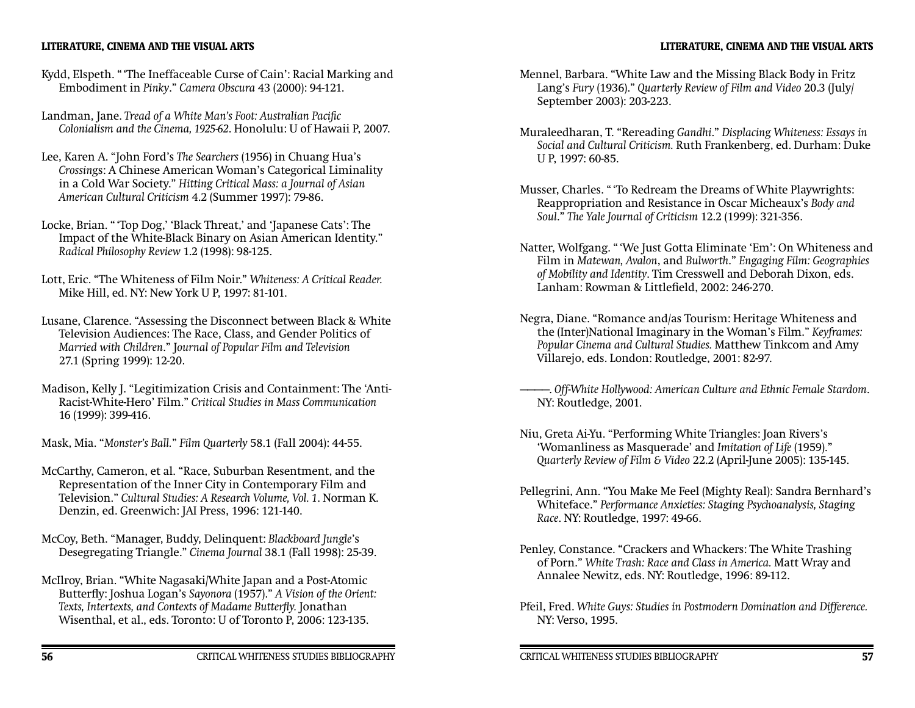Kydd, Elspeth. "'The Ineffaceable Curse of Cain': Racial Marking and Embodiment in *Pinky*." *Camera Obscura* 43 (2000): 94-121.

Landman, Jane. *Tread of a White Man's Foot: Australian Pacific Colonialism and the Cinema, 1925-62*. Honolulu: U of Hawaii P, 2007.

Lee, Karen A. "John Ford's *The Searchers* (1956) in Chuang Hua's *Crossings*: A Chinese American Woman's Categorical Liminality in a Cold War Society." *Hitting Critical Mass: a Journal of Asian American Cultural Criticism* 4.2 (Summer 1997): 79-86.

Locke, Brian. "'Top Dog,' 'Black Threat,' and 'Japanese Cats': The Impact of the White-Black Binary on Asian American Identity." *Radical Philosophy Review* 1.2 (1998): 98-125.

Lott, Eric. "The Whiteness of Film Noir." *Whiteness: A Critical Reader.* Mike Hill, ed. NY: New York U P, 1997: 81-101.

Lusane, Clarence. "Assessing the Disconnect between Black & White Television Audiences: The Race, Class, and Gender Politics of *Married with Children*." *Journal of Popular Film and Television* 27.1 (Spring 1999): 12-20.

Madison, Kelly J. "Legitimization Crisis and Containment: The 'Anti-Racist-White-Hero' Film." *Critical Studies in Mass Communication* 16 (1999): 399-416.

Mask, Mia. "*Monster's Ball.*" *Film Quarterly* 58.1 (Fall 2004): 44-55.

McCarthy, Cameron, et al. "Race, Suburban Resentment, and the Representation of the Inner City in Contemporary Film and Television." *Cultural Studies: A Research Volume, Vol. 1*. Norman K. Denzin, ed. Greenwich: JAI Press, 1996: 121-140.

McCoy, Beth. "Manager, Buddy, Delinquent: *Blackboard Jungle*'s Desegregating Triangle." *Cinema Journal* 38.1 (Fall 1998): 25-39.

McIlroy, Brian. "White Nagasaki/White Japan and a Post-Atomic Butterfly: Joshua Logan's *Sayonora* (1957)." *A Vision of the Orient: Texts, Intertexts, and Contexts of Madame Butterfly.* Jonathan Wisenthal, et al., eds. Toronto: U of Toronto P, 2006: 123-135.

Mennel, Barbara. "White Law and the Missing Black Body in Fritz Lang's *Fury* (1936)." *Quarterly Review of Film and Video* 20.3 (July/September 2003): 203-223.

Muraleedharan, T. "Rereading *Gandhi*." *Displacing Whiteness: Essays in Social and Cultural Criticism.* Ruth Frankenberg, ed. Durham: Duke U P, 1997: 60-85.

Musser, Charles. "'To Redream the Dreams of White Playwrights: Reappropriation and Resistance in Oscar Micheaux's *Body and Soul*." *The Yale Journal of Criticism* 12.2 (1999): 321-356.

Natter, Wolfgang. "'We Just Gotta Eliminate 'Em': On Whiteness and Film in *Matewan, Avalon*, and *Bulworth*." *Engaging Film: Geographies of Mobility and Identity*. Tim Cresswell and Deborah Dixon, eds. Lanham: Rowman & Littlefield, 2002: 246-270.

Negra, Diane. "Romance and/as Tourism: Heritage Whiteness and the (Inter)National Imaginary in the Woman's Film." *Keyframes: Popular Cinema and Cultural Studies.* Matthew Tinkcom and Amy Villarejo, eds. London: Routledge, 2001: 82-97.

———. *Off-White Hollywood: American Culture and Ethnic Female Stardom*. NY: Routledge, 2001.

Niu, Greta Ai-Yu. "Performing White Triangles: Joan Rivers's 'Womanliness as Masquerade' and *Imitation of Life* (1959)." *Quarterly Review of Film & Video* 22.2 (April-June 2005): 135-145.

Pellegrini, Ann. "You Make Me Feel (Mighty Real): Sandra Bernhard's Whiteface." *Performance Anxieties: Staging Psychoanalysis, Staging Race*. NY: Routledge, 1997: 49-66.

Penley, Constance. "Crackers and Whackers: The White Trashing of Porn." *White Trash: Race and Class in America.* Matt Wray and Annalee Newitz, eds. NY: Routledge, 1996: 89-112.

Pfeil, Fred. *White Guys: Studies in Postmodern Domination and Difference.* NY: Verso, 1995.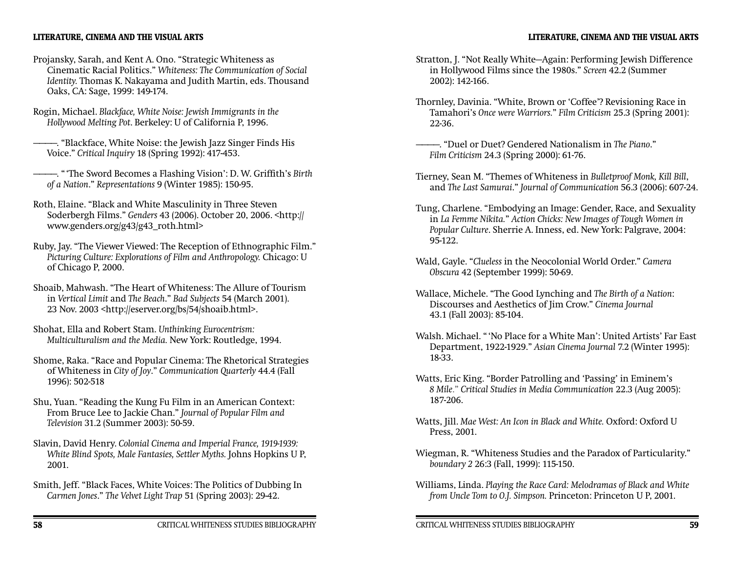Projansky, Sarah, and Kent A. Ono. "Strategic Whiteness as Cinematic Racial Politics." *Whiteness: The Communication of Social Identity.* Thomas K. Nakayama and Judith Martin, eds. Thousand Oaks, CA: Sage, 1999: 149-174.

Rogin, Michael. *Blackface, White Noise: Jewish Immigrants in the Hollywood Melting Pot*. Berkeley: U of California P, 1996.

———. "Blackface, White Noise: the Jewish Jazz Singer Finds His Voice." *Critical Inquiry* 18 (Spring 1992): 417-453.

———. " 'The Sword Becomes a Flashing Vision': D. W. Griffith's *Birth of a Nation*." *Representations* 9 (Winter 1985): 150-95.

Roth, Elaine. "Black and White Masculinity in Three Steven Soderbergh Films." *Genders* 43 (2006). October 20, 2006. <http://www.genders.org/g43/g43_roth.html>

Ruby, Jay. "The Viewer Viewed: The Reception of Ethnographic Film." *Picturing Culture: Explorations of Film and Anthropology.* Chicago: U of Chicago P, 2000.

Shoaib, Mahwash. "The Heart of Whiteness: The Allure of Tourism in *Vertical Limit* and *The Beach*." *Bad Subjects* 54 (March 2001). 23 Nov. 2003 <http://eserver.org/bs/54/shoaib.html>.

Shohat, Ella and Robert Stam. *Unthinking Eurocentrism: Multiculturalism and the Media.* New York: Routledge, 1994.

Shome, Raka. "Race and Popular Cinema: The Rhetorical Strategies of Whiteness in *City of Joy*." *Communication Quarterly* 44.4 (Fall 1996): 502-518

Shu, Yuan. "Reading the Kung Fu Film in an American Context: From Bruce Lee to Jackie Chan." *Journal of Popular Film and Television* 31.2 (Summer 2003): 50-59.

Slavin, David Henry. *Colonial Cinema and Imperial France, 1919-1939: White Blind Spots, Male Fantasies, Settler Myths.* Johns Hopkins U P, 2001.

Smith, Jeff. "Black Faces, White Voices: The Politics of Dubbing In *Carmen Jones*." *The Velvet Light Trap* 51 (Spring 2003): 29-42.

Stratton, J. "Not Really White—Again: Performing Jewish Difference in Hollywood Films since the 1980s." *Screen* 42.2 (Summer 2002): 142-166.

Thornley, Davinia. "White, Brown or 'Coffee'? Revisioning Race in Tamahori's *Once were Warriors*." *Film Criticism* 25.3 (Spring 2001): 22-36.

———. "Duel or Duet? Gendered Nationalism in *The Piano*." *Film Criticism* 24.3 (Spring 2000): 61-76.

Tierney, Sean M. "Themes of Whiteness in *Bulletproof Monk, Kill Bill*, and *The Last Samurai*." *Journal of Communication* 56.3 (2006): 607-24.

Tung, Charlene. "Embodying an Image: Gender, Race, and Sexuality in *La Femme Nikita*." *Action Chicks: New Images of Tough Women in Popular Culture*. Sherrie A. Inness, ed. New York: Palgrave, 2004: 95-122.

Wald, Gayle. "*Clueless* in the Neocolonial World Order." *Camera Obscura* 42 (September 1999): 50-69.

Wallace, Michele. "The Good Lynching and *The Birth of a Nation*: Discourses and Aesthetics of Jim Crow." *Cinema Journal* 43.1 (Fall 2003): 85-104.

Walsh. Michael. " 'No Place for a White Man': United Artists' Far East Department, 1922-1929." *Asian Cinema Journal* 7.2 (Winter 1995): 18-33.

Watts, Eric King. "Border Patrolling and 'Passing' in Eminem's *8 Mile*." *Critical Studies in Media Communication* 22.3 (Aug 2005): 187-206.

Watts, Jill. *Mae West: An Icon in Black and White.* Oxford: Oxford U Press, 2001.

Wiegman, R. "Whiteness Studies and the Paradox of Particularity." *boundary 2* 26:3 (Fall, 1999): 115-150.

Williams, Linda. *Playing the Race Card: Melodramas of Black and White from Uncle Tom to O.J. Simpson.* Princeton: Princeton U P, 2001.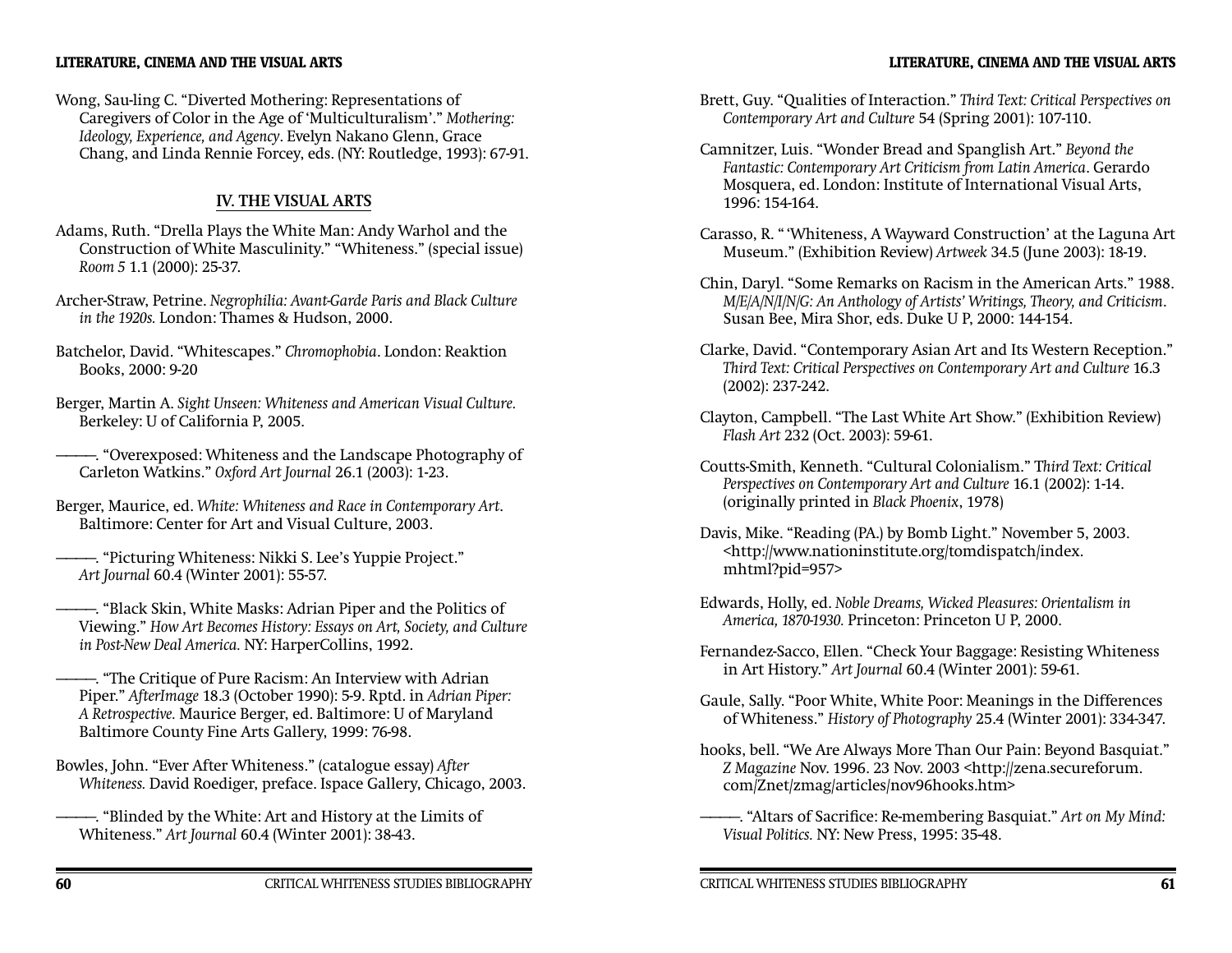Wong, Sau-ling C. "Diverted Mothering: Representations of Caregivers of Color in the Age of 'Multiculturalism'." *Mothering: Ideology, Experience, and Agency*. Evelyn Nakano Glenn, Grace Chang, and Linda Rennie Forcey, eds. (NY: Routledge, 1993): 67-91.

## IV. THE VISUAL ARTS

Adams, Ruth. "Drella Plays the White Man: Andy Warhol and the Construction of White Masculinity." "Whiteness." (special issue) *Room 5* 1.1 (2000): 25-37.

Archer-Straw, Petrine. *Negrophilia: Avant-Garde Paris and Black Culture in the 1920s.* London: Thames & Hudson, 2000.

Batchelor, David. "Whitescapes." *Chromophobia*. London: Reaktion Books, 2000: 9-20

Berger, Martin A. *Sight Unseen: Whiteness and American Visual Culture.* Berkeley: U of California P, 2005.

———. "Overexposed: Whiteness and the Landscape Photography of Carleton Watkins." *Oxford Art Journal* 26.1 (2003): 1-23.

Berger, Maurice, ed. *White: Whiteness and Race in Contemporary Art*. Baltimore: Center for Art and Visual Culture, 2003.

———. "Picturing Whiteness: Nikki S. Lee's Yuppie Project." *Art Journal* 60.4 (Winter 2001): 55-57.

———. "Black Skin, White Masks: Adrian Piper and the Politics of Viewing." *How Art Becomes History: Essays on Art, Society, and Culture in Post-New Deal America.* NY: HarperCollins, 1992.

———. "The Critique of Pure Racism: An Interview with Adrian Piper." *AfterImage* 18.3 (October 1990): 5-9. Rptd. in *Adrian Piper: A Retrospective.* Maurice Berger, ed. Baltimore: U of Maryland Baltimore County Fine Arts Gallery, 1999: 76-98.

Bowles, John. "Ever After Whiteness." (catalogue essay) *After Whiteness.* David Roediger, preface. Ispace Gallery, Chicago, 2003.

———. "Blinded by the White: Art and History at the Limits of Whiteness." *Art Journal* 60.4 (Winter 2001): 38-43.

Brett, Guy. "Qualities of Interaction." *Third Text: Critical Perspectives on Contemporary Art and Culture* 54 (Spring 2001): 107-110.

Camnitzer, Luis. "Wonder Bread and Spanglish Art." *Beyond the Fantastic: Contemporary Art Criticism from Latin America*. Gerardo Mosquera, ed. London: Institute of International Visual Arts, 1996: 154-164.

Carasso, R. " 'Whiteness, A Wayward Construction' at the Laguna Art Museum." (Exhibition Review) *Artweek* 34.5 (June 2003): 18-19.

Chin, Daryl. "Some Remarks on Racism in the American Arts." 1988. *M/E/A/N/I/N/G: An Anthology of Artists' Writings, Theory, and Criticism*. Susan Bee, Mira Shor, eds. Duke U P, 2000: 144-154.

Clarke, David. "Contemporary Asian Art and Its Western Reception." *Third Text: Critical Perspectives on Contemporary Art and Culture* 16.3 (2002): 237-242.

Clayton, Campbell. "The Last White Art Show." (Exhibition Review) *Flash Art* 232 (Oct. 2003): 59-61.

Coutts-Smith, Kenneth. "Cultural Colonialism." *Third Text: Critical Perspectives on Contemporary Art and Culture* 16.1 (2002): 1-14. (originally printed in *Black Phoenix*, 1978)

Davis, Mike. "Reading (PA.) by Bomb Light." November 5, 2003. <http://www.nationinstitute.org/tomdispatch/index.mhtml?pid=957>

Edwards, Holly, ed. *Noble Dreams, Wicked Pleasures: Orientalism in America, 1870-1930.* Princeton: Princeton U P, 2000.

Fernandez-Sacco, Ellen. "Check Your Baggage: Resisting Whiteness in Art History." *Art Journal* 60.4 (Winter 2001): 59-61.

Gaule, Sally. "Poor White, White Poor: Meanings in the Differences of Whiteness." *History of Photography* 25.4 (Winter 2001): 334-347.

hooks, bell. "We Are Always More Than Our Pain: Beyond Basquiat." *Z Magazine* Nov. 1996. 23 Nov. 2003 <http://zena.secureforum.com/Znet/zmag/articles/nov96hooks.htm>

———. "Altars of Sacrifice: Re-membering Basquiat." *Art on My Mind: Visual Politics.* NY: New Press, 1995: 35-48.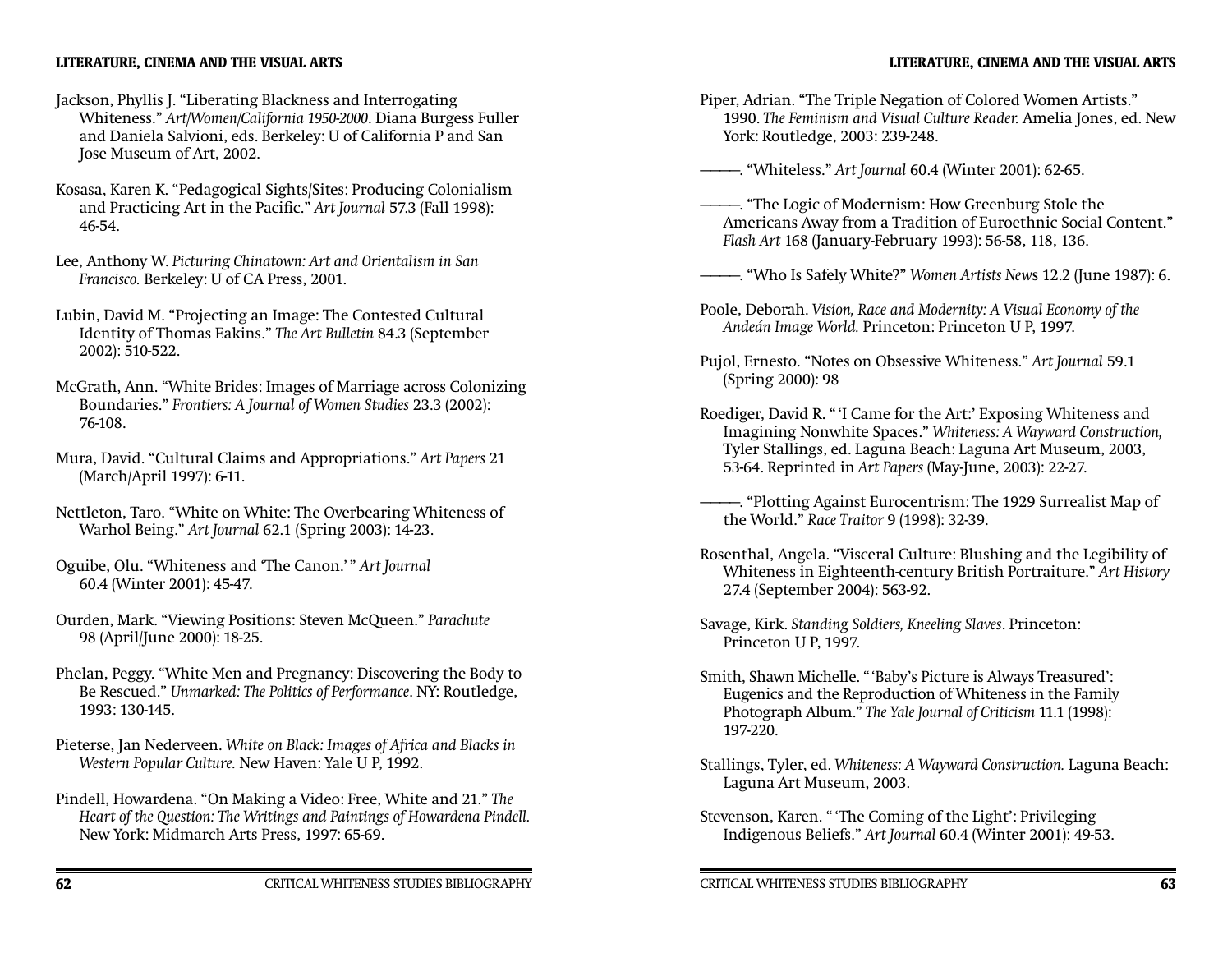Jackson, Phyllis J. "Liberating Blackness and Interrogating Whiteness." *Art/Women/California 1950-2000*. Diana Burgess Fuller and Daniela Salvioni, eds. Berkeley: U of California P and San Jose Museum of Art, 2002.

Kosasa, Karen K. "Pedagogical Sights/Sites: Producing Colonialism and Practicing Art in the Pacific." *Art Journal* 57.3 (Fall 1998): 46-54.

Lee, Anthony W. *Picturing Chinatown: Art and Orientalism in San Francisco.* Berkeley: U of CA Press, 2001.

Lubin, David M. "Projecting an Image: The Contested Cultural Identity of Thomas Eakins." *The Art Bulletin* 84.3 (September 2002): 510-522.

McGrath, Ann. "White Brides: Images of Marriage across Colonizing Boundaries." *Frontiers: A Journal of Women Studies* 23.3 (2002): 76-108.

Mura, David. "Cultural Claims and Appropriations." *Art Papers* 21 (March/April 1997): 6-11.

Nettleton, Taro. "White on White: The Overbearing Whiteness of Warhol Being." *Art Journal* 62.1 (Spring 2003): 14-23.

Oguibe, Olu. "Whiteness and 'The Canon.'" *Art Journal* 60.4 (Winter 2001): 45-47.

Ourden, Mark. "Viewing Positions: Steven McQueen." *Parachute* 98 (April/June 2000): 18-25.

Phelan, Peggy. "White Men and Pregnancy: Discovering the Body to Be Rescued." *Unmarked: The Politics of Performance*. NY: Routledge, 1993: 130-145.

Pieterse, Jan Nederveen. *White on Black: Images of Africa and Blacks in Western Popular Culture.* New Haven: Yale U P, 1992.

Pindell, Howardena. "On Making a Video: Free, White and 21." *The Heart of the Question: The Writings and Paintings of Howardena Pindell.* New York: Midmarch Arts Press, 1997: 65-69.

Piper, Adrian. "The Triple Negation of Colored Women Artists." 1990. *The Feminism and Visual Culture Reader.* Amelia Jones, ed. New York: Routledge, 2003: 239-248.

———. "Whiteless." *Art Journal* 60.4 (Winter 2001): 62-65.

———. "The Logic of Modernism: How Greenburg Stole the Americans Away from a Tradition of Euroethnic Social Content." *Flash Art* 168 (January-February 1993): 56-58, 118, 136.

———. "Who Is Safely White?" *Women Artists News* 12.2 (June 1987): 6.

Poole, Deborah. *Vision, Race and Modernity: A Visual Economy of the Andeán Image World.* Princeton: Princeton U P, 1997.

Pujol, Ernesto. "Notes on Obsessive Whiteness." *Art Journal* 59.1 (Spring 2000): 98

Roediger, David R. "'I Came for the Art:' Exposing Whiteness and Imagining Nonwhite Spaces." *Whiteness: A Wayward Construction,* Tyler Stallings, ed. Laguna Beach: Laguna Art Museum, 2003, 53-64. Reprinted in *Art Papers* (May-June, 2003): 22-27.

———. "Plotting Against Eurocentrism: The 1929 Surrealist Map of the World." *Race Traitor* 9 (1998): 32-39.

Rosenthal, Angela. "Visceral Culture: Blushing and the Legibility of Whiteness in Eighteenth-century British Portraiture." *Art History* 27.4 (September 2004): 563-92.

Savage, Kirk. *Standing Soldiers, Kneeling Slaves*. Princeton: Princeton U P, 1997.

Smith, Shawn Michelle. "'Baby's Picture is Always Treasured': Eugenics and the Reproduction of Whiteness in the Family Photograph Album." *The Yale Journal of Criticism* 11.1 (1998): 197-220.

Stallings, Tyler, ed. *Whiteness: A Wayward Construction.* Laguna Beach: Laguna Art Museum, 2003.

Stevenson, Karen. "'The Coming of the Light': Privileging Indigenous Beliefs." *Art Journal* 60.4 (Winter 2001): 49-53.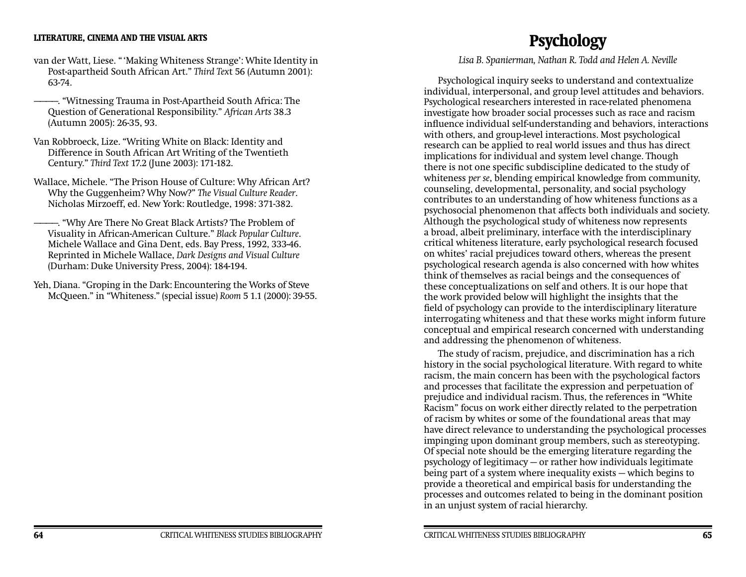van der Watt, Liese. "'Making Whiteness Strange': White Identity in Post-apartheid South African Art." *Third Text* 56 (Autumn 2001): 63-74.

———. "Witnessing Trauma in Post-Apartheid South Africa: The Question of Generational Responsibility." *African Arts* 38.3 (Autumn 2005): 26-35, 93.

Van Robbroeck, Lize. "Writing White on Black: Identity and Difference in South African Art Writing of the Twentieth Century." *Third Text* 17.2 (June 2003): 171-182.

Wallace, Michele. "The Prison House of Culture: Why African Art? Why the Guggenheim? Why Now?" *The Visual Culture Reader*. Nicholas Mirzoeff, ed. New York: Routledge, 1998: 371-382.

———. "Why Are There No Great Black Artists? The Problem of Visuality in African-American Culture." *Black Popular Culture*. Michele Wallace and Gina Dent, eds. Bay Press, 1992, 333-46. Reprinted in Michele Wallace, *Dark Designs and Visual Culture* (Durham: Duke University Press, 2004): 184-194.

Yeh, Diana. "Groping in the Dark: Encountering the Works of Steve McQueen." in "Whiteness." (special issue) *Room* 5 1.1 (2000): 39-55.

# Psychology

*Lisa B. Spanierman, Nathan R. Todd and Helen A. Neville*

Psychological inquiry seeks to understand and contextualize individual, interpersonal, and group level attitudes and behaviors. Psychological researchers interested in race-related phenomena investigate how broader social processes such as race and racism influence individual self-understanding and behaviors, interactions with others, and group-level interactions. Most psychological research can be applied to real world issues and thus has direct implications for individual and system level change. Though there is not one specific subdiscipline dedicated to the study of whiteness *per se*, blending empirical knowledge from community, counseling, developmental, personality, and social psychology contributes to an understanding of how whiteness functions as a psychosocial phenomenon that affects both individuals and society. Although the psychological study of whiteness now represents a broad, albeit preliminary, interface with the interdisciplinary critical whiteness literature, early psychological research focused on whites' racial prejudices toward others, whereas the present psychological research agenda is also concerned with how whites think of themselves as racial beings and the consequences of these conceptualizations on self and others. It is our hope that the work provided below will highlight the insights that the field of psychology can provide to the interdisciplinary literature interrogating whiteness and that these works might inform future conceptual and empirical research concerned with understanding and addressing the phenomenon of whiteness.

The study of racism, prejudice, and discrimination has a rich history in the social psychological literature. With regard to white racism, the main concern has been with the psychological factors and processes that facilitate the expression and perpetuation of prejudice and individual racism. Thus, the references in "White Racism" focus on work either directly related to the perpetration of racism by whites or some of the foundational areas that may have direct relevance to understanding the psychological processes impinging upon dominant group members, such as stereotyping. Of special note should be the emerging literature regarding the psychology of legitimacy — or rather how individuals legitimate being part of a system where inequality exists — which begins to provide a theoretical and empirical basis for understanding the processes and outcomes related to being in the dominant position in an unjust system of racial hierarchy.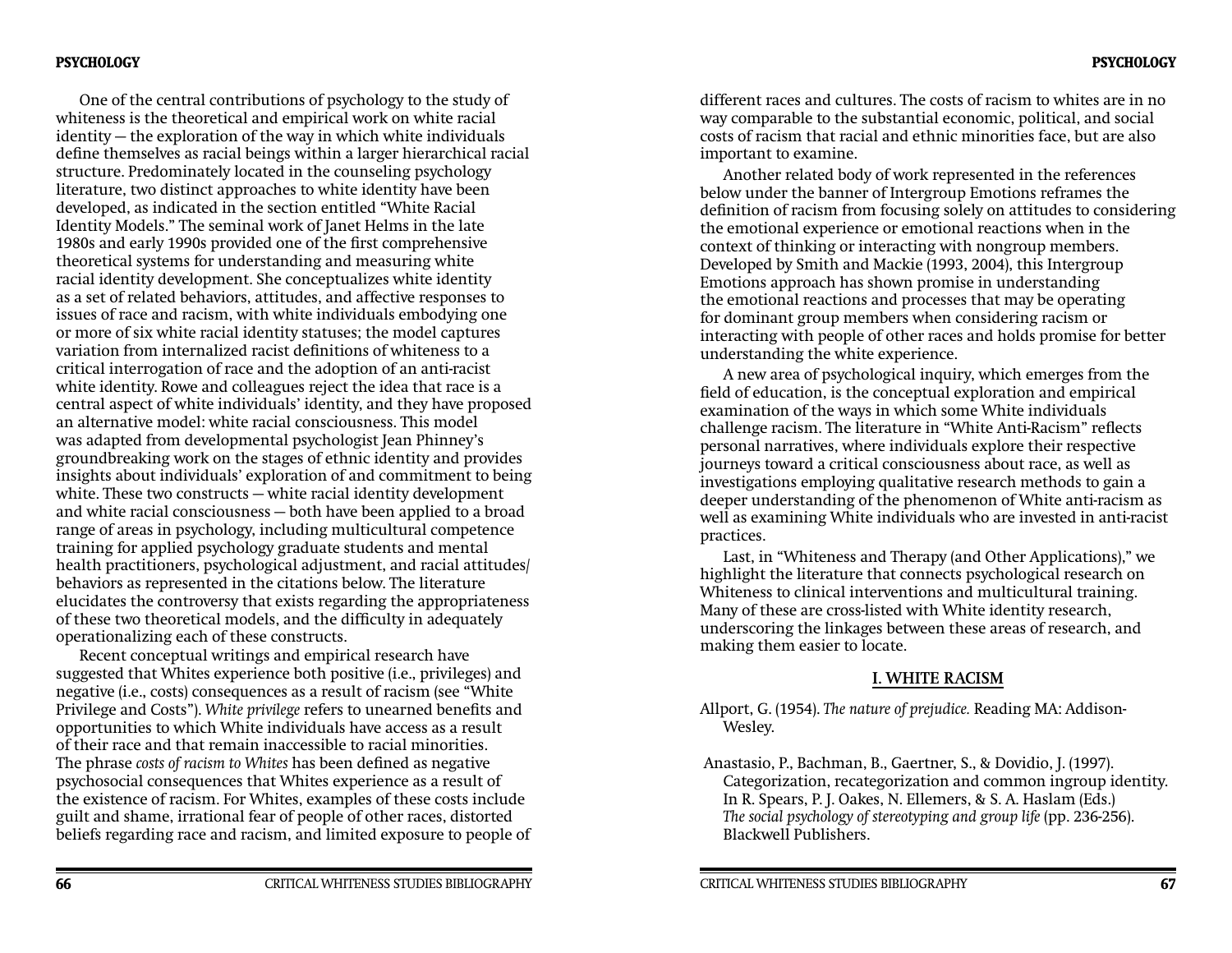One of the central contributions of psychology to the study of whiteness is the theoretical and empirical work on white racial identity — the exploration of the way in which white individuals define themselves as racial beings within a larger hierarchical racial structure. Predominately located in the counseling psychology literature, two distinct approaches to white identity have been developed, as indicated in the section entitled "White Racial Identity Models." The seminal work of Janet Helms in the late 1980s and early 1990s provided one of the first comprehensive theoretical systems for understanding and measuring white racial identity development. She conceptualizes white identity as a set of related behaviors, attitudes, and affective responses to issues of race and racism, with white individuals embodying one or more of six white racial identity statuses; the model captures variation from internalized racist definitions of whiteness to a critical interrogation of race and the adoption of an anti-racist white identity. Rowe and colleagues reject the idea that race is a central aspect of white individuals' identity, and they have proposed an alternative model: white racial consciousness. This model was adapted from developmental psychologist Jean Phinney's groundbreaking work on the stages of ethnic identity and provides insights about individuals' exploration of and commitment to being white. These two constructs — white racial identity development and white racial consciousness — both have been applied to a broad range of areas in psychology, including multicultural competence training for applied psychology graduate students and mental health practitioners, psychological adjustment, and racial attitudes/behaviors as represented in the citations below. The literature elucidates the controversy that exists regarding the appropriateness of these two theoretical models, and the difficulty in adequately operationalizing each of these constructs.

Recent conceptual writings and empirical research have suggested that Whites experience both positive (i.e., privileges) and negative (i.e., costs) consequences as a result of racism (see "White Privilege and Costs"). *White privilege* refers to unearned benefits and opportunities to which White individuals have access as a result of their race and that remain inaccessible to racial minorities. The phrase *costs of racism to Whites* has been defined as negative psychosocial consequences that Whites experience as a result of the existence of racism. For Whites, examples of these costs include guilt and shame, irrational fear of people of other races, distorted beliefs regarding race and racism, and limited exposure to people of different races and cultures. The costs of racism to whites are in no way comparable to the substantial economic, political, and social costs of racism that racial and ethnic minorities face, but are also important to examine.

Another related body of work represented in the references below under the banner of Intergroup Emotions reframes the definition of racism from focusing solely on attitudes to considering the emotional experience or emotional reactions when in the context of thinking or interacting with nongroup members. Developed by Smith and Mackie (1993, 2004), this Intergroup Emotions approach has shown promise in understanding the emotional reactions and processes that may be operating for dominant group members when considering racism or interacting with people of other races and holds promise for better understanding the white experience.

A new area of psychological inquiry, which emerges from the field of education, is the conceptual exploration and empirical examination of the ways in which some White individuals challenge racism. The literature in "White Anti-Racism" reflects personal narratives, where individuals explore their respective journeys toward a critical consciousness about race, as well as investigations employing qualitative research methods to gain a deeper understanding of the phenomenon of White anti-racism as well as examining White individuals who are invested in anti-racist practices.

Last, in "Whiteness and Therapy (and Other Applications)," we highlight the literature that connects psychological research on Whiteness to clinical interventions and multicultural training. Many of these are cross-listed with White identity research, underscoring the linkages between these areas of research, and making them easier to locate.

## I. WHITE RACISM

Allport, G. (1954). *The nature of prejudice.* Reading MA: Addison-Wesley.

Anastasio, P., Bachman, B., Gaertner, S., & Dovidio, J. (1997). Categorization, recategorization and common ingroup identity. In R. Spears, P. J. Oakes, N. Ellemers, & S. A. Haslam (Eds.) *The social psychology of stereotyping and group life* (pp. 236-256). Blackwell Publishers.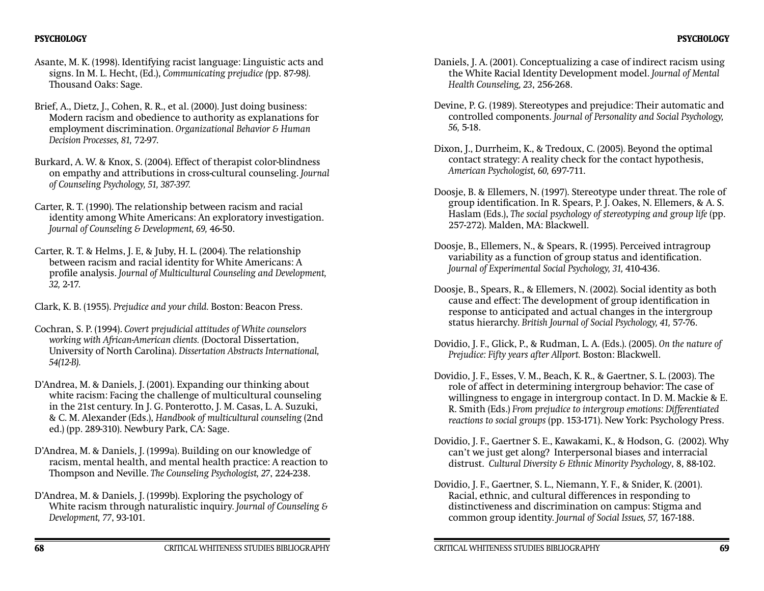Asante, M. K. (1998). Identifying racist language: Linguistic acts and signs. In M. L. Hecht, (Ed.), *Communicating prejudice (*pp. 87-98*).* Thousand Oaks: Sage.

Brief, A., Dietz, J., Cohen, R. R., et al. (2000). Just doing business: Modern racism and obedience to authority as explanations for employment discrimination. *Organizational Behavior & Human Decision Processes, 81,* 72-97.

Burkard, A. W. & Knox, S. (2004). Effect of therapist color-blindness on empathy and attributions in cross-cultural counseling. *Journal of Counseling Psychology, 51, 387-397.*

Carter, R. T. (1990). The relationship between racism and racial identity among White Americans: An exploratory investigation. *Journal of Counseling & Development, 69,* 46-50.

Carter, R. T. & Helms, J. E, & Juby, H. L. (2004). The relationship between racism and racial identity for White Americans: A profile analysis. *Journal of Multicultural Counseling and Development, 32,* 2-17.

Clark, K. B. (1955). *Prejudice and your child.* Boston: Beacon Press.

Cochran, S. P. (1994). *Covert prejudicial attitudes of White counselors working with African-American clients.* (Doctoral Dissertation, University of North Carolina). *Dissertation Abstracts International, 54(12-B).*

D'Andrea, M. & Daniels, J. (2001). Expanding our thinking about white racism: Facing the challenge of multicultural counseling in the 21st century. In J. G. Ponterotto, J. M. Casas, L. A. Suzuki, & C. M. Alexander (Eds.), *Handbook of multicultural counseling* (2nd ed.) (pp. 289-310). Newbury Park, CA: Sage.

D'Andrea, M. & Daniels, J. (1999a). Building on our knowledge of racism, mental health, and mental health practice: A reaction to Thompson and Neville. *The Counseling Psychologist, 27*, 224-238.

D'Andrea, M. & Daniels, J. (1999b). Exploring the psychology of White racism through naturalistic inquiry. *Journal of Counseling & Development, 77*, 93-101.

Daniels, J. A. (2001). Conceptualizing a case of indirect racism using the White Racial Identity Development model. *Journal of Mental Health Counseling, 23*, 256-268.

Devine, P. G. (1989). Stereotypes and prejudice: Their automatic and controlled components. *Journal of Personality and Social Psychology, 56,* 5-18.

Dixon, J., Durrheim, K., & Tredoux, C. (2005). Beyond the optimal contact strategy: A reality check for the contact hypothesis, *American Psychologist, 60,* 697-711.

Doosje, B. & Ellemers, N. (1997). Stereotype under threat. The role of group identification. In R. Spears, P. J. Oakes, N. Ellemers, & A. S. Haslam (Eds.), *The social psychology of stereotyping and group life* (pp. 257-272). Malden, MA: Blackwell.

Doosje, B., Ellemers, N., & Spears, R. (1995). Perceived intragroup variability as a function of group status and identification. *Journal of Experimental Social Psychology, 31,* 410-436.

Doosje, B., Spears, R., & Ellemers, N. (2002). Social identity as both cause and effect: The development of group identification in response to anticipated and actual changes in the intergroup status hierarchy. *British Journal of Social Psychology, 41,* 57-76.

Dovidio, J. F., Glick, P., & Rudman, L. A. (Eds.). (2005). *On the nature of Prejudice: Fifty years after Allport.* Boston: Blackwell.

Dovidio, J. F., Esses, V. M., Beach, K. R., & Gaertner, S. L. (2003). The role of affect in determining intergroup behavior: The case of willingness to engage in intergroup contact. In D. M. Mackie & E. R. Smith (Eds.) *From prejudice to intergroup emotions: Differentiated reactions to social groups* (pp. 153-171). New York: Psychology Press.

Dovidio, J. F., Gaertner S. E., Kawakami, K., & Hodson, G. (2002). Why can't we just get along? Interpersonal biases and interracial distrust. *Cultural Diversity & Ethnic Minority Psychology*, 8, 88-102.

Dovidio, J. F., Gaertner, S. L., Niemann, Y. F., & Snider, K. (2001). Racial, ethnic, and cultural differences in responding to distinctiveness and discrimination on campus: Stigma and common group identity. *Journal of Social Issues, 57,* 167-188.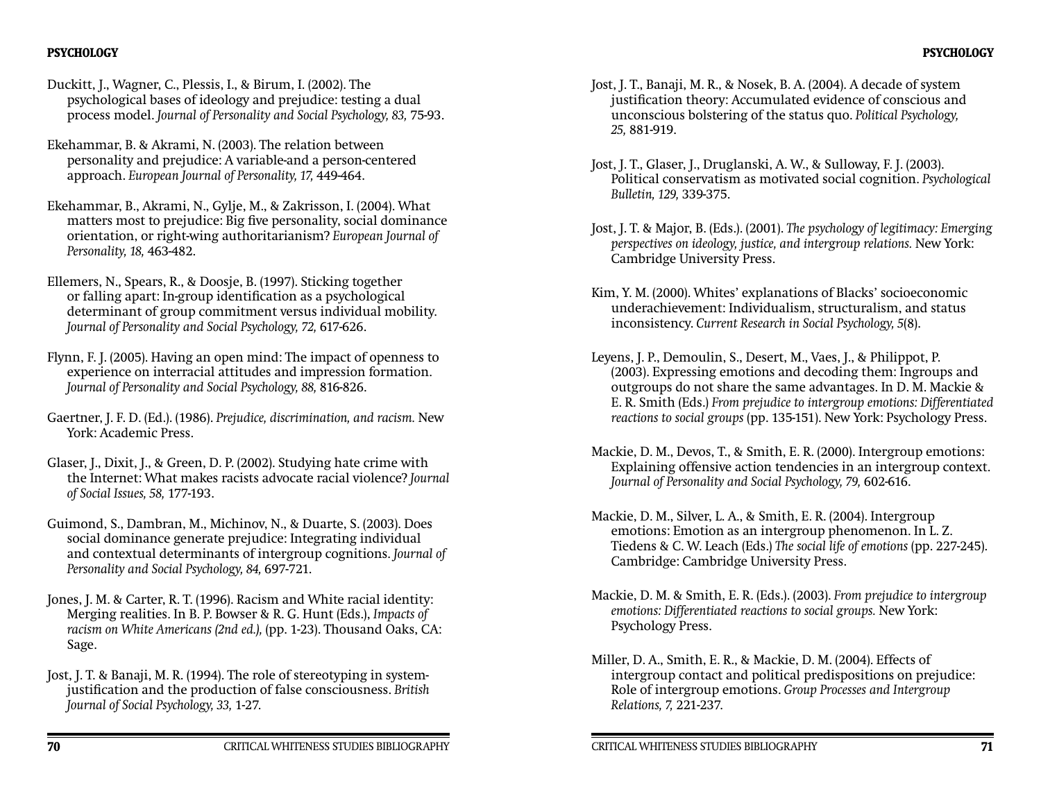Duckitt, J., Wagner, C., Plessis, I., & Birum, I. (2002). The psychological bases of ideology and prejudice: testing a dual process model. *Journal of Personality and Social Psychology, 83,* 75-93.

Ekehammar, B. & Akrami, N. (2003). The relation between personality and prejudice: A variable-and a person-centered approach. *European Journal of Personality, 17,* 449-464.

Ekehammar, B., Akrami, N., Gylje, M., & Zakrisson, I. (2004). What matters most to prejudice: Big five personality, social dominance orientation, or right-wing authoritarianism? *European Journal of Personality, 18,* 463-482.

Ellemers, N., Spears, R., & Doosje, B. (1997). Sticking together or falling apart: In-group identification as a psychological determinant of group commitment versus individual mobility. *Journal of Personality and Social Psychology, 72,* 617-626.

Flynn, F. J. (2005). Having an open mind: The impact of openness to experience on interracial attitudes and impression formation. *Journal of Personality and Social Psychology, 88,* 816-826.

Gaertner, J. F. D. (Ed.). (1986). *Prejudice, discrimination, and racism.* New York: Academic Press.

Glaser, J., Dixit, J., & Green, D. P. (2002). Studying hate crime with the Internet: What makes racists advocate racial violence? *Journal of Social Issues, 58,* 177-193.

Guimond, S., Dambran, M., Michinov, N., & Duarte, S. (2003). Does social dominance generate prejudice: Integrating individual and contextual determinants of intergroup cognitions. *Journal of Personality and Social Psychology, 84,* 697-721.

Jones, J. M. & Carter, R. T. (1996). Racism and White racial identity: Merging realities. In B. P. Bowser & R. G. Hunt (Eds.), *Impacts of racism on White Americans (2nd ed.),* (pp. 1-23). Thousand Oaks, CA: Sage.

Jost, J. T. & Banaji, M. R. (1994). The role of stereotyping in system-justification and the production of false consciousness. *British Journal of Social Psychology, 33,* 1-27.

Jost, J. T., Banaji, M. R., & Nosek, B. A. (2004). A decade of system justification theory: Accumulated evidence of conscious and unconscious bolstering of the status quo. *Political Psychology, 25,* 881-919.

Jost, J. T., Glaser, J., Druglanski, A. W., & Sulloway, F. J. (2003). Political conservatism as motivated social cognition. *Psychological Bulletin, 129,* 339-375.

Jost, J. T. & Major, B. (Eds.). (2001). *The psychology of legitimacy: Emerging perspectives on ideology, justice, and intergroup relations.* New York: Cambridge University Press.

Kim, Y. M. (2000). Whites' explanations of Blacks' socioeconomic underachievement: Individualism, structuralism, and status inconsistency. *Current Research in Social Psychology, 5*(8).

Leyens, J. P., Demoulin, S., Desert, M., Vaes, J., & Philippot, P. (2003). Expressing emotions and decoding them: Ingroups and outgroups do not share the same advantages. In D. M. Mackie & E. R. Smith (Eds.) *From prejudice to intergroup emotions: Differentiated reactions to social groups* (pp. 135-151). New York: Psychology Press.

Mackie, D. M., Devos, T., & Smith, E. R. (2000). Intergroup emotions: Explaining offensive action tendencies in an intergroup context. *Journal of Personality and Social Psychology, 79,* 602-616.

Mackie, D. M., Silver, L. A., & Smith, E. R. (2004). Intergroup emotions: Emotion as an intergroup phenomenon. In L. Z. Tiedens & C. W. Leach (Eds.) *The social life of emotions* (pp. 227-245). Cambridge: Cambridge University Press.

Mackie, D. M. & Smith, E. R. (Eds.). (2003). *From prejudice to intergroup emotions: Differentiated reactions to social groups.* New York: Psychology Press.

Miller, D. A., Smith, E. R., & Mackie, D. M. (2004). Effects of intergroup contact and political predispositions on prejudice: Role of intergroup emotions. *Group Processes and Intergroup Relations, 7,* 221-237.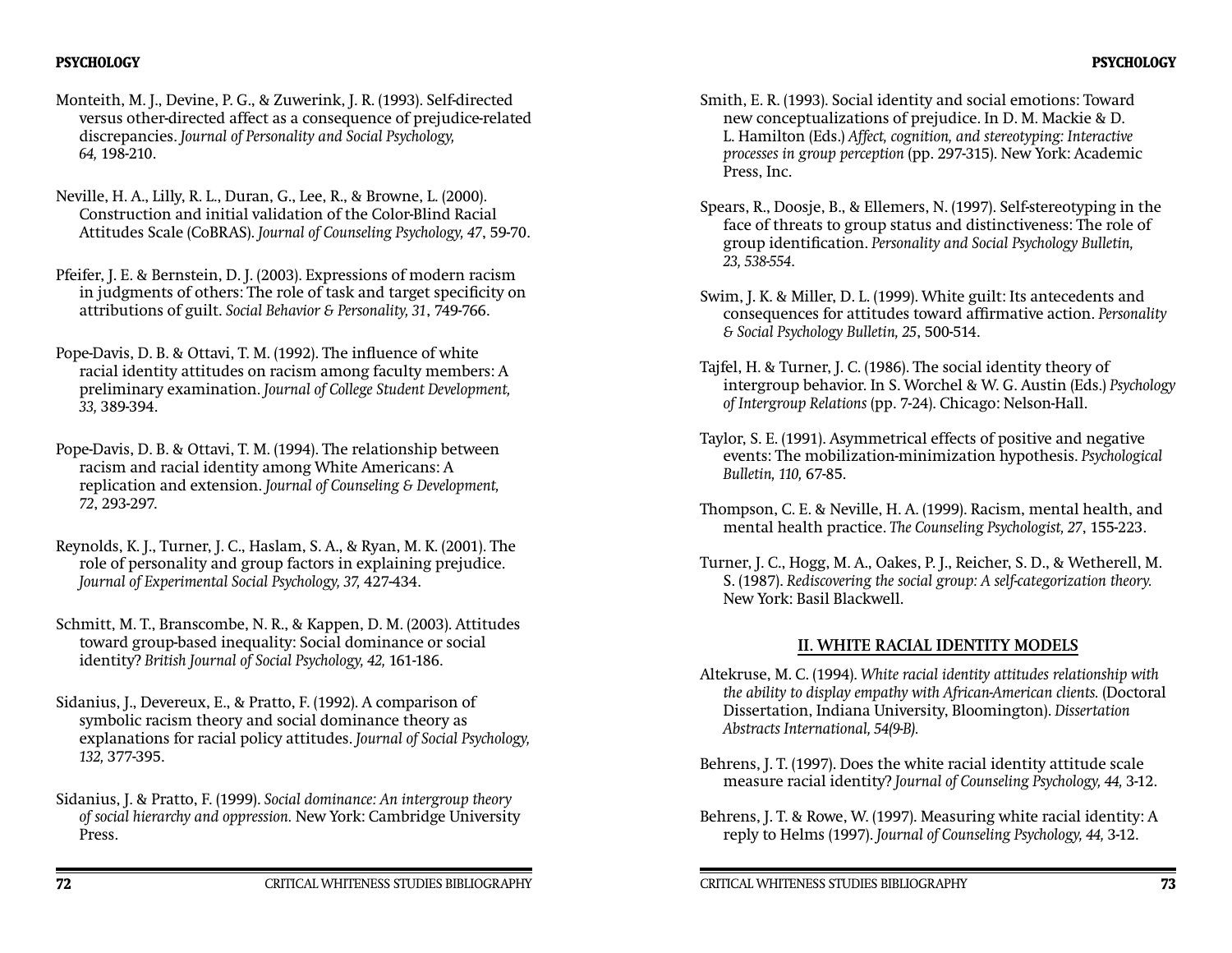Monteith, M. J., Devine, P. G., & Zuwerink, J. R. (1993). Self-directed versus other-directed affect as a consequence of prejudice-related discrepancies. *Journal of Personality and Social Psychology, 64,* 198-210.

Neville, H. A., Lilly, R. L., Duran, G., Lee, R., & Browne, L. (2000). Construction and initial validation of the Color-Blind Racial Attitudes Scale (CoBRAS). *Journal of Counseling Psychology, 47*, 59-70.

Pfeifer, J. E. & Bernstein, D. J. (2003). Expressions of modern racism in judgments of others: The role of task and target specificity on attributions of guilt. *Social Behavior & Personality, 31*, 749-766.

Pope-Davis, D. B. & Ottavi, T. M. (1992). The influence of white racial identity attitudes on racism among faculty members: A preliminary examination. *Journal of College Student Development, 33,* 389-394.

Pope-Davis, D. B. & Ottavi, T. M. (1994). The relationship between racism and racial identity among White Americans: A replication and extension. *Journal of Counseling & Development, 72*, 293-297.

Reynolds, K. J., Turner, J. C., Haslam, S. A., & Ryan, M. K. (2001). The role of personality and group factors in explaining prejudice. *Journal of Experimental Social Psychology, 37,* 427-434.

Schmitt, M. T., Branscombe, N. R., & Kappen, D. M. (2003). Attitudes toward group-based inequality: Social dominance or social identity? *British Journal of Social Psychology, 42,* 161-186.

Sidanius, J., Devereux, E., & Pratto, F. (1992). A comparison of symbolic racism theory and social dominance theory as explanations for racial policy attitudes. *Journal of Social Psychology, 132,* 377-395.

Sidanius, J. & Pratto, F. (1999). *Social dominance: An intergroup theory of social hierarchy and oppression.* New York: Cambridge University Press.

Smith, E. R. (1993). Social identity and social emotions: Toward new conceptualizations of prejudice. In D. M. Mackie & D. L. Hamilton (Eds.) *Affect, cognition, and stereotyping: Interactive processes in group perception* (pp. 297-315). New York: Academic Press, Inc.

Spears, R., Doosje, B., & Ellemers, N. (1997). Self-stereotyping in the face of threats to group status and distinctiveness: The role of group identification. *Personality and Social Psychology Bulletin, 23, 538-554*.

Swim, J. K. & Miller, D. L. (1999). White guilt: Its antecedents and consequences for attitudes toward affirmative action. *Personality & Social Psychology Bulletin, 25*, 500-514.

Tajfel, H. & Turner, J. C. (1986). The social identity theory of intergroup behavior. In S. Worchel & W. G. Austin (Eds.) *Psychology of Intergroup Relations* (pp. 7-24). Chicago: Nelson-Hall.

Taylor, S. E. (1991). Asymmetrical effects of positive and negative events: The mobilization-minimization hypothesis. *Psychological Bulletin, 110,* 67-85.

Thompson, C. E. & Neville, H. A. (1999). Racism, mental health, and mental health practice. *The Counseling Psychologist, 27*, 155-223.

Turner, J. C., Hogg, M. A., Oakes, P. J., Reicher, S. D., & Wetherell, M. S. (1987). *Rediscovering the social group: A self-categorization theory.* New York: Basil Blackwell.

## II. WHITE RACIAL IDENTITY MODELS

Altekruse, M. C. (1994). *White racial identity attitudes relationship with the ability to display empathy with African-American clients.* (Doctoral Dissertation, Indiana University, Bloomington). *Dissertation Abstracts International, 54(9-B).*

Behrens, J. T. (1997). Does the white racial identity attitude scale measure racial identity? *Journal of Counseling Psychology, 44,* 3-12.

Behrens, J. T. & Rowe, W. (1997). Measuring white racial identity: A reply to Helms (1997). *Journal of Counseling Psychology, 44,* 3-12.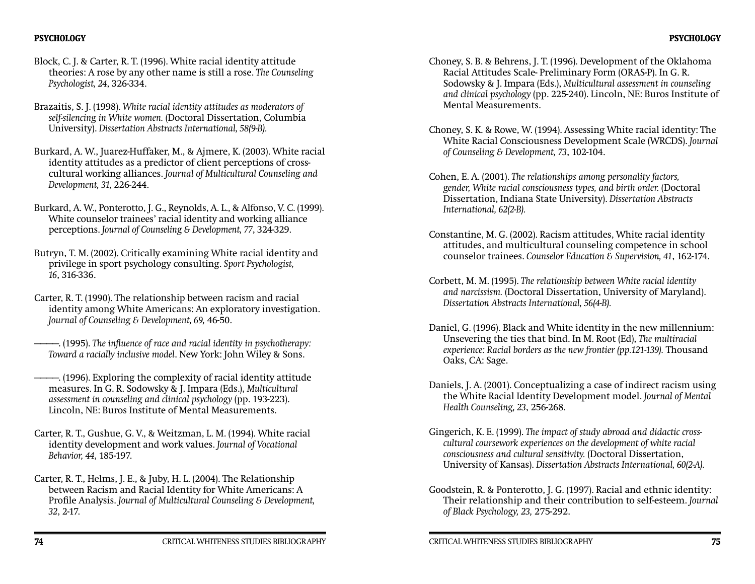Block, C. J. & Carter, R. T. (1996). White racial identity attitude theories: A rose by any other name is still a rose. *The Counseling Psychologist, 24*, 326-334.

Brazaitis, S. J. (1998). *White racial identity attitudes as moderators of self-silencing in White women.* (Doctoral Dissertation, Columbia University). *Dissertation Abstracts International, 58(9-B).*

Burkard, A. W., Juarez-Huffaker, M., & Ajmere, K. (2003). White racial identity attitudes as a predictor of client perceptions of cross-cultural working alliances. *Journal of Multicultural Counseling and Development, 31,* 226-244.

Burkard, A. W., Ponterotto, J. G., Reynolds, A. L., & Alfonso, V. C. (1999). White counselor trainees' racial identity and working alliance perceptions. *Journal of Counseling & Development, 77*, 324-329.

Butryn, T. M. (2002). Critically examining White racial identity and privilege in sport psychology consulting. *Sport Psychologist, 16*, 316-336.

Carter, R. T. (1990). The relationship between racism and racial identity among White Americans: An exploratory investigation. *Journal of Counseling & Development, 69,* 46-50.

———. (1995). *The influence of race and racial identity in psychotherapy: Toward a racially inclusive model*. New York: John Wiley & Sons.

———. (1996). Exploring the complexity of racial identity attitude measures. In G. R. Sodowsky & J. Impara (Eds.), *Multicultural assessment in counseling and clinical psychology* (pp. 193-223). Lincoln, NE: Buros Institute of Mental Measurements.

Carter, R. T., Gushue, G. V., & Weitzman, L. M. (1994). White racial identity development and work values. *Journal of Vocational Behavior, 44*, 185-197.

Carter, R. T., Helms, J. E., & Juby, H. L. (2004). The Relationship between Racism and Racial Identity for White Americans: A Profile Analysis. *Journal of Multicultural Counseling & Development, 32*, 2-17.

Choney, S. B. & Behrens, J. T. (1996). Development of the Oklahoma Racial Attitudes Scale- Preliminary Form (ORAS-P). In G. R. Sodowsky & J. Impara (Eds.), *Multicultural assessment in counseling and clinical psychology* (pp. 225-240). Lincoln, NE: Buros Institute of Mental Measurements.

Choney, S. K. & Rowe, W. (1994). Assessing White racial identity: The White Racial Consciousness Development Scale (WRCDS). *Journal of Counseling & Development, 73*, 102-104.

Cohen, E. A. (2001). *The relationships among personality factors, gender, White racial consciousness types, and birth order.* (Doctoral Dissertation, Indiana State University). *Dissertation Abstracts International, 62(2-B).*

Constantine, M. G. (2002). Racism attitudes, White racial identity attitudes, and multicultural counseling competence in school counselor trainees. *Counselor Education & Supervision, 41*, 162-174.

Corbett, M. M. (1995). *The relationship between White racial identity and narcissism.* (Doctoral Dissertation, University of Maryland). *Dissertation Abstracts International, 56(4-B).*

Daniel, G. (1996). Black and White identity in the new millennium: Unsevering the ties that bind. In M. Root (Ed), *The multiracial experience: Racial borders as the new frontier (pp.121-139).* Thousand Oaks, CA: Sage.

Daniels, J. A. (2001). Conceptualizing a case of indirect racism using the White Racial Identity Development model. *Journal of Mental Health Counseling, 23*, 256-268.

Gingerich, K. E. (1999). *The impact of study abroad and didactic cross-cultural coursework experiences on the development of white racial consciousness and cultural sensitivity.* (Doctoral Dissertation, University of Kansas). *Dissertation Abstracts International, 60(2-A).*

Goodstein, R. & Ponterotto, J. G. (1997). Racial and ethnic identity: Their relationship and their contribution to self-esteem. *Journal of Black Psychology, 23,* 275-292.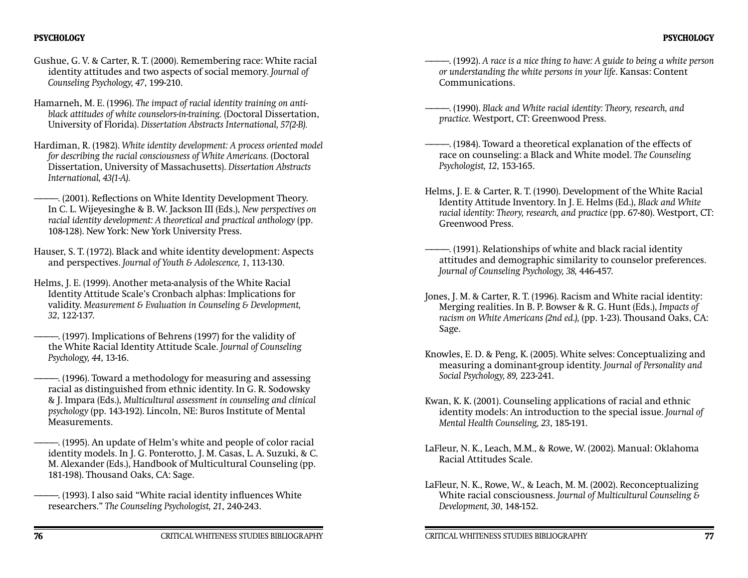Gushue, G. V. & Carter, R. T. (2000). Remembering race: White racial identity attitudes and two aspects of social memory. *Journal of Counseling Psychology, 47*, 199-210.

Hamarneh, M. E. (1996). *The impact of racial identity training on anti-black attitudes of white counselors-in-training.* (Doctoral Dissertation, University of Florida). *Dissertation Abstracts International, 57(2-B).*

Hardiman, R. (1982). *White identity development: A process oriented model for describing the racial consciousness of White Americans.* (Doctoral Dissertation, University of Massachusetts). *Dissertation Abstracts International, 43(1-A).*

———. (2001). Reflections on White Identity Development Theory. In C. L. Wijeyesinghe & B. W. Jackson III (Eds.), *New perspectives on racial identity development: A theoretical and practical anthology* (pp. 108-128). New York: New York University Press.

Hauser, S. T. (1972). Black and white identity development: Aspects and perspectives. *Journal of Youth & Adolescence, 1*, 113-130.

Helms, J. E. (1999). Another meta-analysis of the White Racial Identity Attitude Scale's Cronbach alphas: Implications for validity. *Measurement & Evaluation in Counseling & Development, 32*, 122-137.

———. (1997). Implications of Behrens (1997) for the validity of the White Racial Identity Attitude Scale. *Journal of Counseling Psychology, 44*, 13-16.

———. (1996). Toward a methodology for measuring and assessing racial as distinguished from ethnic identity. In G. R. Sodowsky & J. Impara (Eds.), *Multicultural assessment in counseling and clinical psychology* (pp. 143-192). Lincoln, NE: Buros Institute of Mental Measurements.

———. (1995). An update of Helm's white and people of color racial identity models. In J. G. Ponterotto, J. M. Casas, L. A. Suzuki, & C. M. Alexander (Eds.), Handbook of Multicultural Counseling (pp. 181-198). Thousand Oaks, CA: Sage.

———. (1993). I also said "White racial identity influences White researchers." *The Counseling Psychologist, 21*, 240-243.

———. (1992). *A race is a nice thing to have: A guide to being a white person or understanding the white persons in your life*. Kansas: Content Communications.

———. (1990). *Black and White racial identity: Theory, research, and practice.* Westport, CT: Greenwood Press.

———. (1984). Toward a theoretical explanation of the effects of race on counseling: a Black and White model. *The Counseling Psychologist, 12*, 153-165.

Helms, J. E. & Carter, R. T. (1990). Development of the White Racial Identity Attitude Inventory. In J. E. Helms (Ed.), *Black and White racial identity: Theory, research, and practice* (pp. 67-80). Westport, CT: Greenwood Press.

———. (1991). Relationships of white and black racial identity attitudes and demographic similarity to counselor preferences. *Journal of Counseling Psychology, 38,* 446-457.

Jones, J. M. & Carter, R. T. (1996). Racism and White racial identity: Merging realities. In B. P. Bowser & R. G. Hunt (Eds.), *Impacts of racism on White Americans (2nd ed.),* (pp. 1-23). Thousand Oaks, CA: Sage.

Knowles, E. D. & Peng, K. (2005). White selves: Conceptualizing and measuring a dominant-group identity. *Journal of Personality and Social Psychology, 89,* 223-241.

Kwan, K. K. (2001). Counseling applications of racial and ethnic identity models: An introduction to the special issue. *Journal of Mental Health Counseling, 23*, 185-191.

LaFleur, N. K., Leach, M.M., & Rowe, W. (2002). Manual: Oklahoma Racial Attitudes Scale.

LaFleur, N. K., Rowe, W., & Leach, M. M. (2002). Reconceptualizing White racial consciousness. *Journal of Multicultural Counseling & Development, 30*, 148-152.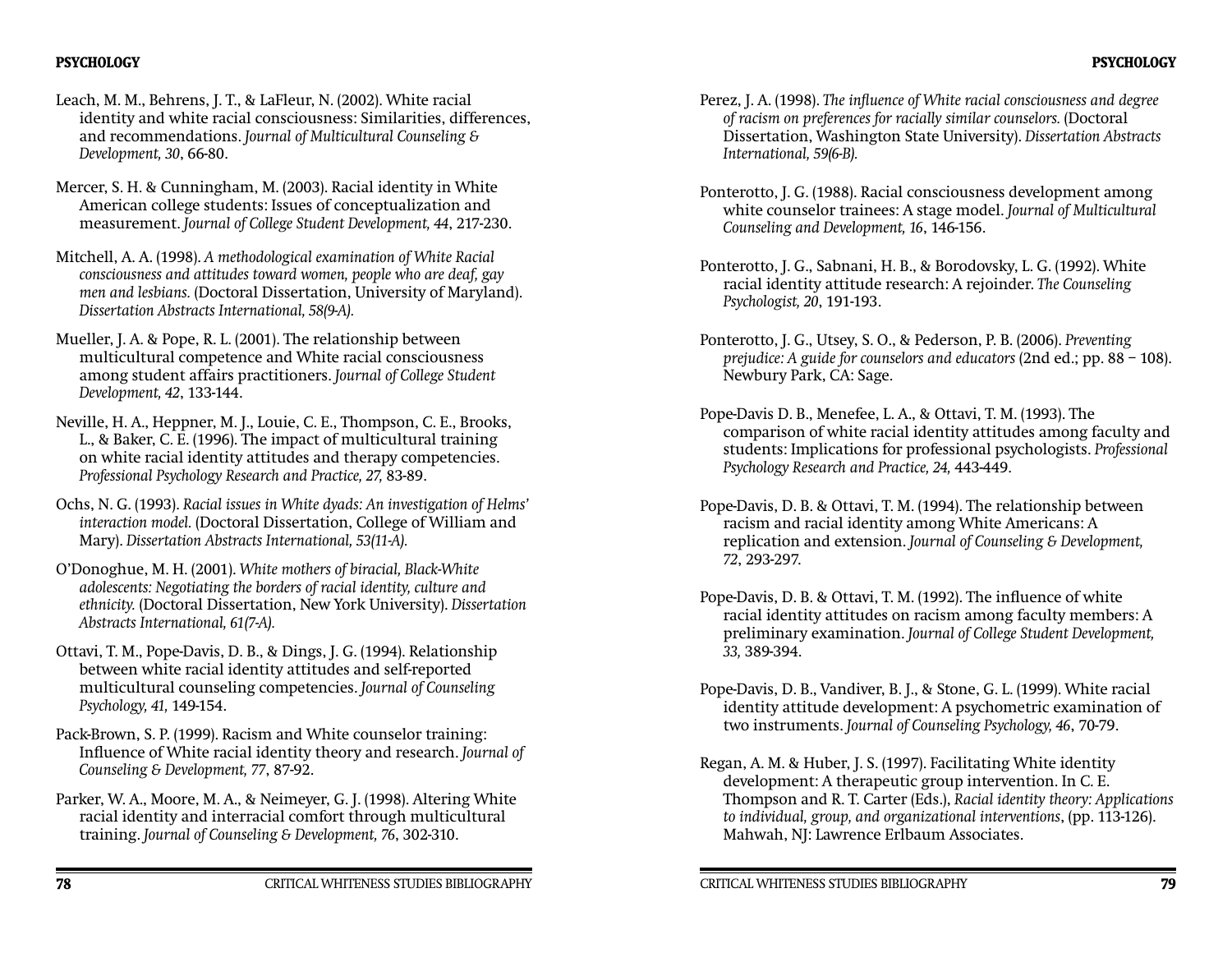Leach, M. M., Behrens, J. T., & LaFleur, N. (2002). White racial identity and white racial consciousness: Similarities, differences, and recommendations. *Journal of Multicultural Counseling & Development, 30*, 66-80.

Mercer, S. H. & Cunningham, M. (2003). Racial identity in White American college students: Issues of conceptualization and measurement. *Journal of College Student Development, 44*, 217-230.

Mitchell, A. A. (1998). *A methodological examination of White Racial consciousness and attitudes toward women, people who are deaf, gay men and lesbians.* (Doctoral Dissertation, University of Maryland). *Dissertation Abstracts International, 58(9-A).*

Mueller, J. A. & Pope, R. L. (2001). The relationship between multicultural competence and White racial consciousness among student affairs practitioners. *Journal of College Student Development, 42*, 133-144.

Neville, H. A., Heppner, M. J., Louie, C. E., Thompson, C. E., Brooks, L., & Baker, C. E. (1996). The impact of multicultural training on white racial identity attitudes and therapy competencies. *Professional Psychology Research and Practice, 27,* 83-89.

Ochs, N. G. (1993). *Racial issues in White dyads: An investigation of Helms' interaction model.* (Doctoral Dissertation, College of William and Mary). *Dissertation Abstracts International, 53(11-A).*

O'Donoghue, M. H. (2001). *White mothers of biracial, Black-White adolescents: Negotiating the borders of racial identity, culture and ethnicity.* (Doctoral Dissertation, New York University). *Dissertation Abstracts International, 61(7-A).*

Ottavi, T. M., Pope-Davis, D. B., & Dings, J. G. (1994). Relationship between white racial identity attitudes and self-reported multicultural counseling competencies. *Journal of Counseling Psychology, 41,* 149-154.

Pack-Brown, S. P. (1999). Racism and White counselor training: Influence of White racial identity theory and research. *Journal of Counseling & Development, 77*, 87-92.

Parker, W. A., Moore, M. A., & Neimeyer, G. J. (1998). Altering White racial identity and interracial comfort through multicultural training. *Journal of Counseling & Development, 76*, 302-310.

Perez, J. A. (1998). *The influence of White racial consciousness and degree of racism on preferences for racially similar counselors.* (Doctoral Dissertation, Washington State University). *Dissertation Abstracts International, 59(6-B).*

Ponterotto, J. G. (1988). Racial consciousness development among white counselor trainees: A stage model. *Journal of Multicultural Counseling and Development, 16*, 146-156.

Ponterotto, J. G., Sabnani, H. B., & Borodovsky, L. G. (1992). White racial identity attitude research: A rejoinder. *The Counseling Psychologist, 20*, 191-193.

Ponterotto, J. G., Utsey, S. O., & Pederson, P. B. (2006). *Preventing prejudice: A guide for counselors and educators* (2nd ed.; pp. 88 – 108). Newbury Park, CA: Sage.

Pope-Davis D. B., Menefee, L. A., & Ottavi, T. M. (1993). The comparison of white racial identity attitudes among faculty and students: Implications for professional psychologists. *Professional Psychology Research and Practice, 24,* 443-449.

Pope-Davis, D. B. & Ottavi, T. M. (1994). The relationship between racism and racial identity among White Americans: A replication and extension. *Journal of Counseling & Development, 72*, 293-297.

Pope-Davis, D. B. & Ottavi, T. M. (1992). The influence of white racial identity attitudes on racism among faculty members: A preliminary examination. *Journal of College Student Development, 33,* 389-394.

Pope-Davis, D. B., Vandiver, B. J., & Stone, G. L. (1999). White racial identity attitude development: A psychometric examination of two instruments. *Journal of Counseling Psychology, 46*, 70-79.

Regan, A. M. & Huber, J. S. (1997). Facilitating White identity development: A therapeutic group intervention. In C. E. Thompson and R. T. Carter (Eds.), *Racial identity theory: Applications to individual, group, and organizational interventions*, (pp. 113-126). Mahwah, NJ: Lawrence Erlbaum Associates.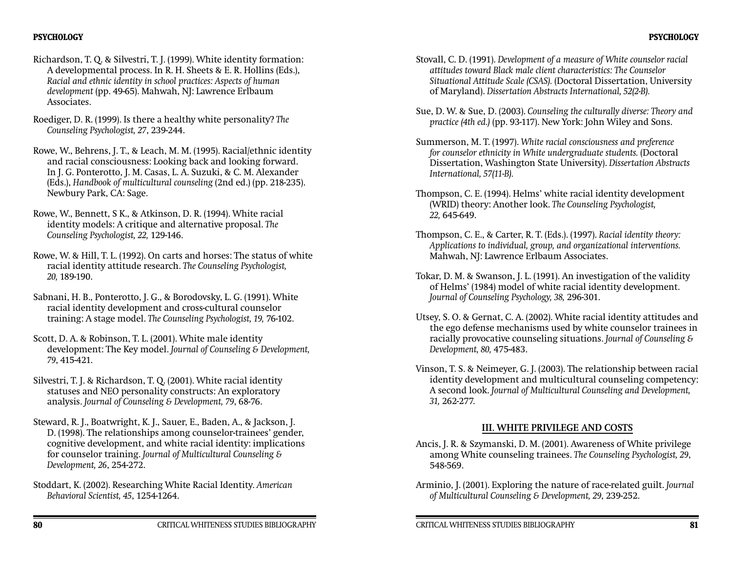Richardson, T. Q. & Silvestri, T. J. (1999). White identity formation: A developmental process. In R. H. Sheets & E. R. Hollins (Eds.), *Racial and ethnic identity in school practices: Aspects of human development* (pp. 49-65). Mahwah, NJ: Lawrence Erlbaum Associates.

Roediger, D. R. (1999). Is there a healthy white personality? *The Counseling Psychologist, 27*, 239-244.

Rowe, W., Behrens, J. T., & Leach, M. M. (1995). Racial/ethnic identity and racial consciousness: Looking back and looking forward. In J. G. Ponterotto, J. M. Casas, L. A. Suzuki, & C. M. Alexander (Eds.), *Handbook of multicultural counseling* (2nd ed.) (pp. 218-235). Newbury Park, CA: Sage.

Rowe, W., Bennett, S K., & Atkinson, D. R. (1994). White racial identity models: A critique and alternative proposal. *The Counseling Psychologist, 22,* 129-146.

Rowe, W. & Hill, T. L. (1992). On carts and horses: The status of white racial identity attitude research. *The Counseling Psychologist, 20,* 189-190.

Sabnani, H. B., Ponterotto, J. G., & Borodovsky, L. G. (1991). White racial identity development and cross-cultural counselor training: A stage model. *The Counseling Psychologist, 19,* 76-102.

Scott, D. A. & Robinson, T. L. (2001). White male identity development: The Key model. *Journal of Counseling & Development, 79*, 415-421.

Silvestri, T. J. & Richardson, T. Q. (2001). White racial identity statuses and NEO personality constructs: An exploratory analysis. *Journal of Counseling & Development, 79*, 68-76.

Steward, R. J., Boatwright, K. J., Sauer, E., Baden, A., & Jackson, J. D. (1998). The relationships among counselor-trainees' gender, cognitive development, and white racial identity: implications for counselor training. *Journal of Multicultural Counseling & Development, 26*, 254-272.

Stoddart, K. (2002). Researching White Racial Identity. *American Behavioral Scientist, 45*, 1254-1264.

Stovall, C. D. (1991). *Development of a measure of White counselor racial attitudes toward Black male client characteristics: The Counselor Situational Attitude Scale (CSAS).* (Doctoral Dissertation, University of Maryland). *Dissertation Abstracts International, 52(2-B).*

Sue, D. W. & Sue, D. (2003). *Counseling the culturally diverse: Theory and practice (4th ed.)* (pp. 93-117). New York: John Wiley and Sons.

Summerson, M. T. (1997). *White racial consciousness and preference for counselor ethnicity in White undergraduate students.* (Doctoral Dissertation, Washington State University). *Dissertation Abstracts International, 57(11-B).*

Thompson, C. E. (1994). Helms' white racial identity development (WRID) theory: Another look. *The Counseling Psychologist, 22,* 645-649.

Thompson, C. E., & Carter, R. T. (Eds.). (1997). *Racial identity theory: Applications to individual, group, and organizational interventions.* Mahwah, NJ: Lawrence Erlbaum Associates.

Tokar, D. M. & Swanson, J. L. (1991). An investigation of the validity of Helms' (1984) model of white racial identity development. *Journal of Counseling Psychology, 38,* 296-301.

Utsey, S. O. & Gernat, C. A. (2002). White racial identity attitudes and the ego defense mechanisms used by white counselor trainees in racially provocative counseling situations. *Journal of Counseling & Development, 80,* 475-483.

Vinson, T. S. & Neimeyer, G. J. (2003). The relationship between racial identity development and multicultural counseling competency: A second look. *Journal of Multicultural Counseling and Development, 31,* 262-277.

## III. WHITE PRIVILEGE AND COSTS

Ancis, J. R. & Szymanski, D. M. (2001). Awareness of White privilege among White counseling trainees. *The Counseling Psychologist, 29*, 548-569.

Arminio, J. (2001). Exploring the nature of race-related guilt. *Journal of Multicultural Counseling & Development, 29*, 239-252.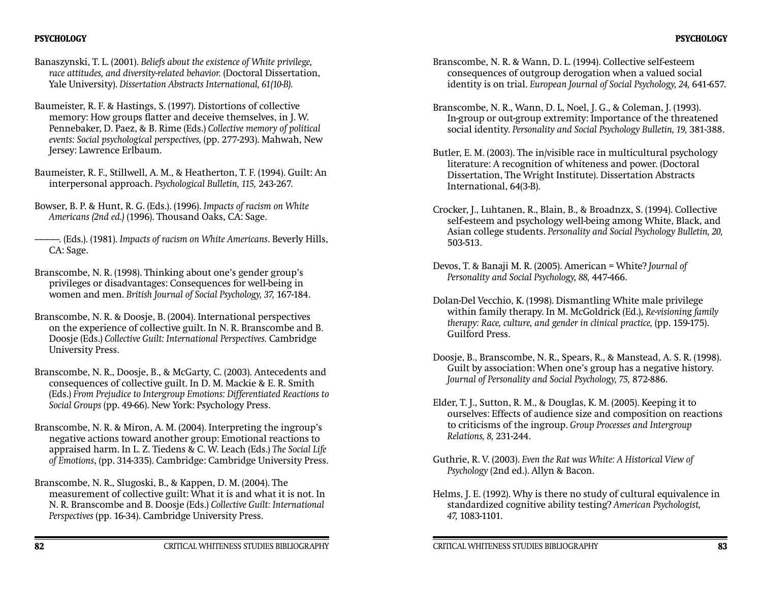Banaszynski, T. L. (2001). *Beliefs about the existence of White privilege, race attitudes, and diversity-related behavior.* (Doctoral Dissertation, Yale University). *Dissertation Abstracts International, 61(10-B).*

Baumeister, R. F. & Hastings, S. (1997). Distortions of collective memory: How groups flatter and deceive themselves, in J. W. Pennebaker, D. Paez, & B. Rime (Eds.) *Collective memory of political events: Social psychological perspectives,* (pp. 277-293). Mahwah, New Jersey: Lawrence Erlbaum.

Baumeister, R. F., Stillwell, A. M., & Heatherton, T. F. (1994). Guilt: An interpersonal approach. *Psychological Bulletin, 115,* 243-267.

Bowser, B. P. & Hunt, R. G. (Eds.). (1996). *Impacts of racism on White Americans (2nd ed.)* (1996). Thousand Oaks, CA: Sage.

———. (Eds.). (1981). *Impacts of racism on White Americans*. Beverly Hills, CA: Sage.

Branscombe, N. R. (1998). Thinking about one's gender group's privileges or disadvantages: Consequences for well-being in women and men. *British Journal of Social Psychology, 37,* 167-184.

Branscombe, N. R. & Doosje, B. (2004). International perspectives on the experience of collective guilt. In N. R. Branscombe and B. Doosje (Eds.) *Collective Guilt: International Perspectives.* Cambridge University Press.

Branscombe, N. R., Doosje, B., & McGarty, C. (2003). Antecedents and consequences of collective guilt. In D. M. Mackie & E. R. Smith (Eds.) *From Prejudice to Intergroup Emotions: Differentiated Reactions to Social Groups* (pp. 49-66). New York: Psychology Press.

Branscombe, N. R. & Miron, A. M. (2004). Interpreting the ingroup's negative actions toward another group: Emotional reactions to appraised harm. In L. Z. Tiedens & C. W. Leach (Eds.) *The Social Life of Emotions*, (pp. 314-335). Cambridge: Cambridge University Press.

Branscombe, N. R., Slugoski, B., & Kappen, D. M. (2004). The measurement of collective guilt: What it is and what it is not. In N. R. Branscombe and B. Doosje (Eds.) *Collective Guilt: International Perspectives* (pp. 16-34). Cambridge University Press.

Branscombe, N. R. & Wann, D. L. (1994). Collective self-esteem consequences of outgroup derogation when a valued social identity is on trial. *European Journal of Social Psychology, 24,* 641-657.

Branscombe, N. R., Wann, D. L, Noel, J. G., & Coleman, J. (1993). In-group or out-group extremity: Importance of the threatened social identity. *Personality and Social Psychology Bulletin, 19,* 381-388.

Butler, E. M. (2003). The in/visible race in multicultural psychology literature: A recognition of whiteness and power. (Doctoral Dissertation, The Wright Institute). Dissertation Abstracts International, 64(3-B).

Crocker, J., Luhtanen, R., Blain, B., & Broadnzx, S. (1994). Collective self-esteem and psychology well-being among White, Black, and Asian college students. *Personality and Social Psychology Bulletin, 20,* 503-513.

Devos, T. & Banaji M. R. (2005). American = White? *Journal of Personality and Social Psychology, 88,* 447-466.

Dolan-Del Vecchio, K. (1998). Dismantling White male privilege within family therapy. In M. McGoldrick (Ed.), *Re-visioning family therapy: Race, culture, and gender in clinical practice,* (pp. 159-175). Guilford Press.

Doosje, B., Branscombe, N. R., Spears, R., & Manstead, A. S. R. (1998). Guilt by association: When one's group has a negative history. *Journal of Personality and Social Psychology, 75,* 872-886.

Elder, T. J., Sutton, R. M., & Douglas, K. M. (2005). Keeping it to ourselves: Effects of audience size and composition on reactions to criticisms of the ingroup. *Group Processes and Intergroup Relations, 8,* 231-244.

Guthrie, R. V. (2003). *Even the Rat was White: A Historical View of Psychology* (2nd ed.). Allyn & Bacon.

Helms, J. E. (1992). Why is there no study of cultural equivalence in standardized cognitive ability testing? *American Psychologist, 47,* 1083-1101.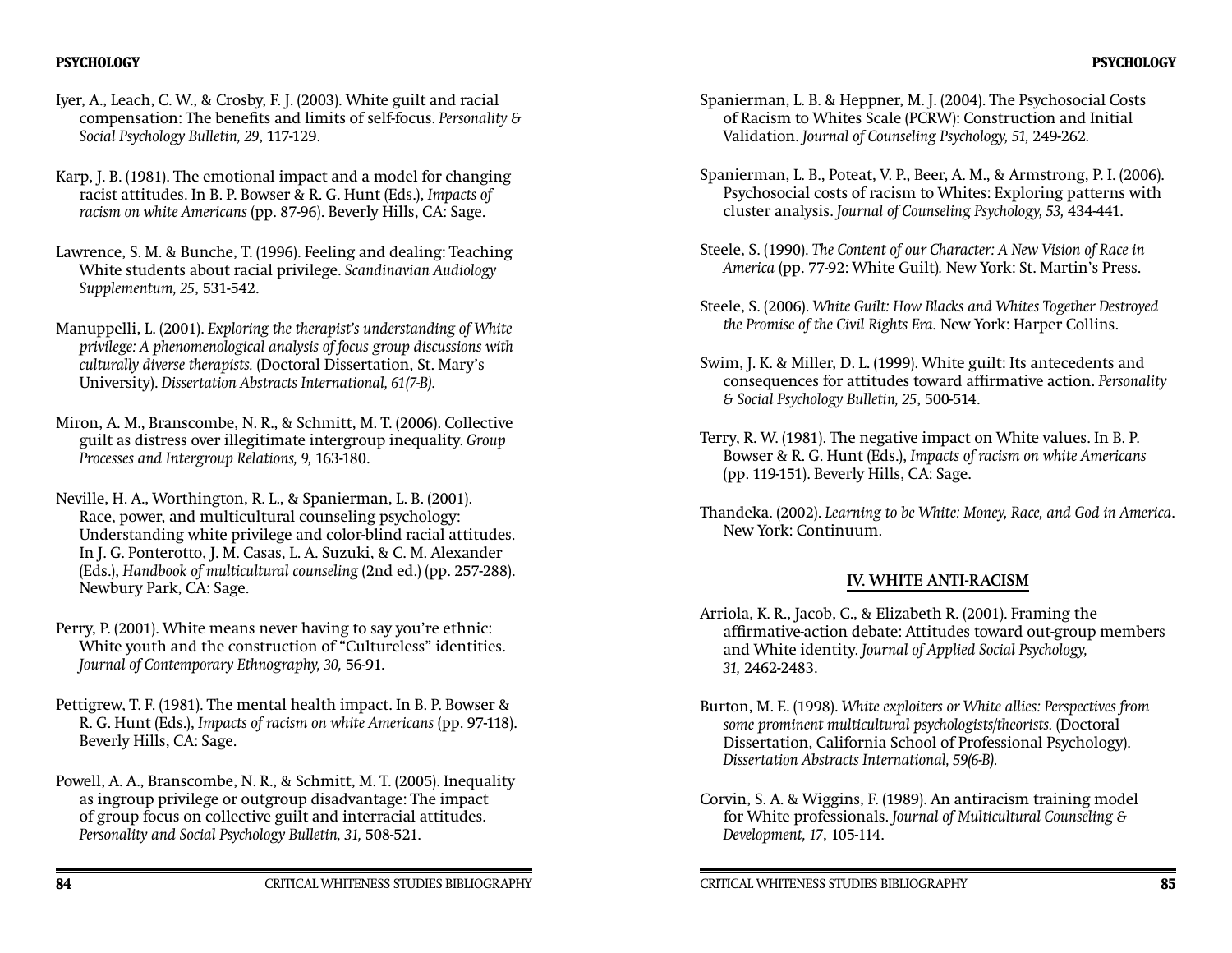Iyer, A., Leach, C. W., & Crosby, F. J. (2003). White guilt and racial compensation: The benefits and limits of self-focus. *Personality & Social Psychology Bulletin, 29*, 117-129.

Karp, J. B. (1981). The emotional impact and a model for changing racist attitudes. In B. P. Bowser & R. G. Hunt (Eds.), *Impacts of racism on white Americans* (pp. 87-96). Beverly Hills, CA: Sage.

Lawrence, S. M. & Bunche, T. (1996). Feeling and dealing: Teaching White students about racial privilege. *Scandinavian Audiology Supplementum, 25*, 531-542.

Manuppelli, L. (2001). *Exploring the therapist's understanding of White privilege: A phenomenological analysis of focus group discussions with culturally diverse therapists.* (Doctoral Dissertation, St. Mary's University). *Dissertation Abstracts International, 61(7-B).*

Miron, A. M., Branscombe, N. R., & Schmitt, M. T. (2006). Collective guilt as distress over illegitimate intergroup inequality. *Group Processes and Intergroup Relations, 9,* 163-180.

Neville, H. A., Worthington, R. L., & Spanierman, L. B. (2001). Race, power, and multicultural counseling psychology: Understanding white privilege and color-blind racial attitudes. In J. G. Ponterotto, J. M. Casas, L. A. Suzuki, & C. M. Alexander (Eds.), *Handbook of multicultural counseling* (2nd ed.) (pp. 257-288). Newbury Park, CA: Sage.

Perry, P. (2001). White means never having to say you're ethnic: White youth and the construction of "Cultureless" identities. *Journal of Contemporary Ethnography, 30,* 56-91.

Pettigrew, T. F. (1981). The mental health impact. In B. P. Bowser & R. G. Hunt (Eds.), *Impacts of racism on white Americans* (pp. 97-118). Beverly Hills, CA: Sage.

Powell, A. A., Branscombe, N. R., & Schmitt, M. T. (2005). Inequality as ingroup privilege or outgroup disadvantage: The impact of group focus on collective guilt and interracial attitudes. *Personality and Social Psychology Bulletin, 31,* 508-521.

Spanierman, L. B. & Heppner, M. J. (2004). The Psychosocial Costs of Racism to Whites Scale (PCRW): Construction and Initial Validation. *Journal of Counseling Psychology, 51,* 249-262.

Spanierman, L. B., Poteat, V. P., Beer, A. M., & Armstrong, P. I. (2006). Psychosocial costs of racism to Whites: Exploring patterns with cluster analysis. *Journal of Counseling Psychology, 53,* 434-441.

Steele, S. (1990). *The Content of our Character: A New Vision of Race in America* (pp. 77-92: White Guilt)*.* New York: St. Martin's Press.

Steele, S. (2006). *White Guilt: How Blacks and Whites Together Destroyed the Promise of the Civil Rights Era.* New York: Harper Collins.

Swim, J. K. & Miller, D. L. (1999). White guilt: Its antecedents and consequences for attitudes toward affirmative action. *Personality & Social Psychology Bulletin, 25*, 500-514.

Terry, R. W. (1981). The negative impact on White values. In B. P. Bowser & R. G. Hunt (Eds.), *Impacts of racism on white Americans* (pp. 119-151). Beverly Hills, CA: Sage.

Thandeka. (2002). *Learning to be White: Money, Race, and God in America*. New York: Continuum.

## IV. WHITE ANTI-RACISM

Arriola, K. R., Jacob, C., & Elizabeth R. (2001). Framing the affirmative-action debate: Attitudes toward out-group members and White identity. *Journal of Applied Social Psychology, 31,* 2462-2483.

Burton, M. E. (1998). *White exploiters or White allies: Perspectives from some prominent multicultural psychologists/theorists.* (Doctoral Dissertation, California School of Professional Psychology). *Dissertation Abstracts International, 59(6-B).*

Corvin, S. A. & Wiggins, F. (1989). An antiracism training model for White professionals. *Journal of Multicultural Counseling & Development, 17*, 105-114.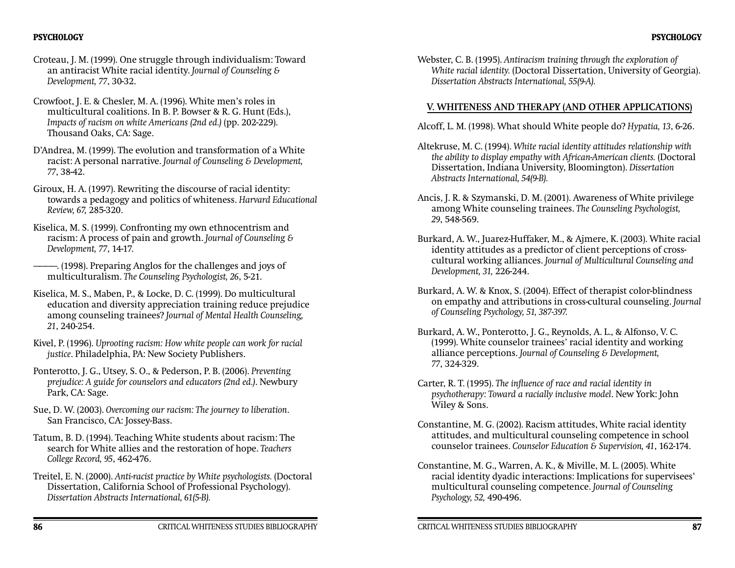Croteau, J. M. (1999). One struggle through individualism: Toward an antiracist White racial identity. *Journal of Counseling & Development, 77*, 30-32.

Crowfoot, J. E. & Chesler, M. A. (1996). White men's roles in multicultural coalitions. In B. P. Bowser & R. G. Hunt (Eds.), *Impacts of racism on white Americans (2nd ed.)* (pp. 202-229). Thousand Oaks, CA: Sage.

D'Andrea, M. (1999). The evolution and transformation of a White racist: A personal narrative. *Journal of Counseling & Development, 77*, 38-42.

Giroux, H. A. (1997). Rewriting the discourse of racial identity: towards a pedagogy and politics of whiteness. *Harvard Educational Review, 67,* 285-320.

Kiselica, M. S. (1999). Confronting my own ethnocentrism and racism: A process of pain and growth. *Journal of Counseling & Development, 77*, 14-17.

———. (1998). Preparing Anglos for the challenges and joys of multiculturalism. *The Counseling Psychologist, 26*, 5-21.

Kiselica, M. S., Maben, P., & Locke, D. C. (1999). Do multicultural education and diversity appreciation training reduce prejudice among counseling trainees? *Journal of Mental Health Counseling, 21*, 240-254.

Kivel, P. (1996). *Uprooting racism: How white people can work for racial justice*. Philadelphia, PA: New Society Publishers.

Ponterotto, J. G., Utsey, S. O., & Pederson, P. B. (2006). *Preventing prejudice: A guide for counselors and educators (2nd ed.)*. Newbury Park, CA: Sage.

Sue, D. W. (2003). *Overcoming our racism: The journey to liberation*. San Francisco, CA: Jossey-Bass.

Tatum, B. D. (1994). Teaching White students about racism: The search for White allies and the restoration of hope. *Teachers College Record, 95*, 462-476.

Treitel, E. N. (2000). *Anti-racist practice by White psychologists.* (Doctoral Dissertation, California School of Professional Psychology). *Dissertation Abstracts International, 61(5-B).*

Webster, C. B. (1995). *Antiracism training through the exploration of White racial identity.* (Doctoral Dissertation, University of Georgia). *Dissertation Abstracts International, 55(9-A).*

## V. WHITENESS AND THERAPY (AND OTHER APPLICATIONS)

Alcoff, L. M. (1998). What should White people do? *Hypatia, 13*, 6-26.

Altekruse, M. C. (1994). *White racial identity attitudes relationship with the ability to display empathy with African-American clients.* (Doctoral Dissertation, Indiana University, Bloomington). *Dissertation Abstracts International, 54(9-B).*

Ancis, J. R. & Szymanski, D. M. (2001). Awareness of White privilege among White counseling trainees. *The Counseling Psychologist, 29*, 548-569.

Burkard, A. W., Juarez-Huffaker, M., & Ajmere, K. (2003). White racial identity attitudes as a predictor of client perceptions of cross-cultural working alliances. *Journal of Multicultural Counseling and Development, 31,* 226-244.

Burkard, A. W. & Knox, S. (2004). Effect of therapist color-blindness on empathy and attributions in cross-cultural counseling. *Journal of Counseling Psychology, 51, 387-397.*

Burkard, A. W., Ponterotto, J. G., Reynolds, A. L., & Alfonso, V. C. (1999). White counselor trainees' racial identity and working alliance perceptions. *Journal of Counseling & Development, 77*, 324-329.

Carter, R. T. (1995). *The influence of race and racial identity in psychotherapy: Toward a racially inclusive model*. New York: John Wiley & Sons.

Constantine, M. G. (2002). Racism attitudes, White racial identity attitudes, and multicultural counseling competence in school counselor trainees. *Counselor Education & Supervision, 41*, 162-174.

Constantine, M. G., Warren, A. K., & Miville, M. L. (2005). White racial identity dyadic interactions: Implications for supervisees' multicultural counseling competence. *Journal of Counseling Psychology, 52,* 490-496.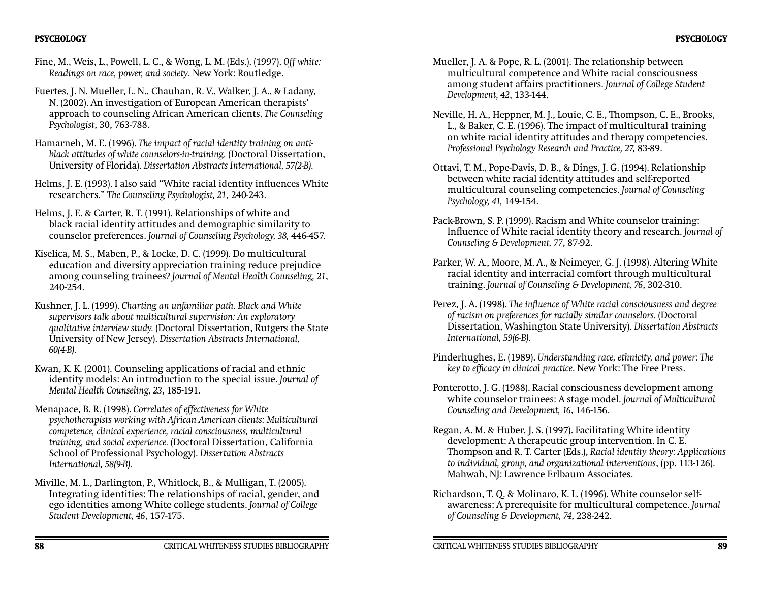Fine, M., Weis, L., Powell, L. C., & Wong, L. M. (Eds.). (1997). *Off white: Readings on race, power, and society*. New York: Routledge.

Fuertes, J. N. Mueller, L. N., Chauhan, R. V., Walker, J. A., & Ladany, N. (2002). An investigation of European American therapists' approach to counseling African American clients. *The Counseling Psychologist*, 30, 763-788.

Hamarneh, M. E. (1996). *The impact of racial identity training on anti-black attitudes of white counselors-in-training.* (Doctoral Dissertation, University of Florida). *Dissertation Abstracts International, 57(2-B).*

Helms, J. E. (1993). I also said "White racial identity influences White researchers." *The Counseling Psychologist, 21*, 240-243.

Helms, J. E. & Carter, R. T. (1991). Relationships of white and black racial identity attitudes and demographic similarity to counselor preferences. *Journal of Counseling Psychology, 38,* 446-457.

Kiselica, M. S., Maben, P., & Locke, D. C. (1999). Do multicultural education and diversity appreciation training reduce prejudice among counseling trainees? *Journal of Mental Health Counseling, 21*, 240-254.

Kushner, J. L. (1999). *Charting an unfamiliar path. Black and White supervisors talk about multicultural supervision: An exploratory qualitative interview study.* (Doctoral Dissertation, Rutgers the State University of New Jersey). *Dissertation Abstracts International, 60(4-B).*

Kwan, K. K. (2001). Counseling applications of racial and ethnic identity models: An introduction to the special issue. *Journal of Mental Health Counseling, 23*, 185-191.

Menapace, B. R. (1998). *Correlates of effectiveness for White psychotherapists working with African American clients: Multicultural competence, clinical experience, racial consciousness, multicultural training, and social experience.* (Doctoral Dissertation, California School of Professional Psychology). *Dissertation Abstracts International, 58(9-B).*

Miville, M. L., Darlington, P., Whitlock, B., & Mulligan, T. (2005). Integrating identities: The relationships of racial, gender, and ego identities among White college students. *Journal of College Student Development, 46*, 157-175.

Mueller, J. A. & Pope, R. L. (2001). The relationship between multicultural competence and White racial consciousness among student affairs practitioners. *Journal of College Student Development, 42*, 133-144.

Neville, H. A., Heppner, M. J., Louie, C. E., Thompson, C. E., Brooks, L., & Baker, C. E. (1996). The impact of multicultural training on white racial identity attitudes and therapy competencies. *Professional Psychology Research and Practice, 27,* 83-89.

Ottavi, T. M., Pope-Davis, D. B., & Dings, J. G. (1994). Relationship between white racial identity attitudes and self-reported multicultural counseling competencies. *Journal of Counseling Psychology, 41,* 149-154.

Pack-Brown, S. P. (1999). Racism and White counselor training: Influence of White racial identity theory and research. *Journal of Counseling & Development, 77*, 87-92.

Parker, W. A., Moore, M. A., & Neimeyer, G. J. (1998). Altering White racial identity and interracial comfort through multicultural training. *Journal of Counseling & Development, 76*, 302-310.

Perez, J. A. (1998). *The influence of White racial consciousness and degree of racism on preferences for racially similar counselors.* (Doctoral Dissertation, Washington State University). *Dissertation Abstracts International, 59(6-B).*

Pinderhughes, E. (1989). *Understanding race, ethnicity, and power: The key to efficacy in clinical practice*. New York: The Free Press.

Ponterotto, J. G. (1988). Racial consciousness development among white counselor trainees: A stage model. *Journal of Multicultural Counseling and Development, 16*, 146-156.

Regan, A. M. & Huber, J. S. (1997). Facilitating White identity development: A therapeutic group intervention. In C. E. Thompson and R. T. Carter (Eds.), *Racial identity theory: Applications to individual, group, and organizational interventions*, (pp. 113-126). Mahwah, NJ: Lawrence Erlbaum Associates.

Richardson, T. Q. & Molinaro, K. L. (1996). White counselor self-awareness: A prerequisite for multicultural competence. *Journal of Counseling & Development, 74*, 238-242.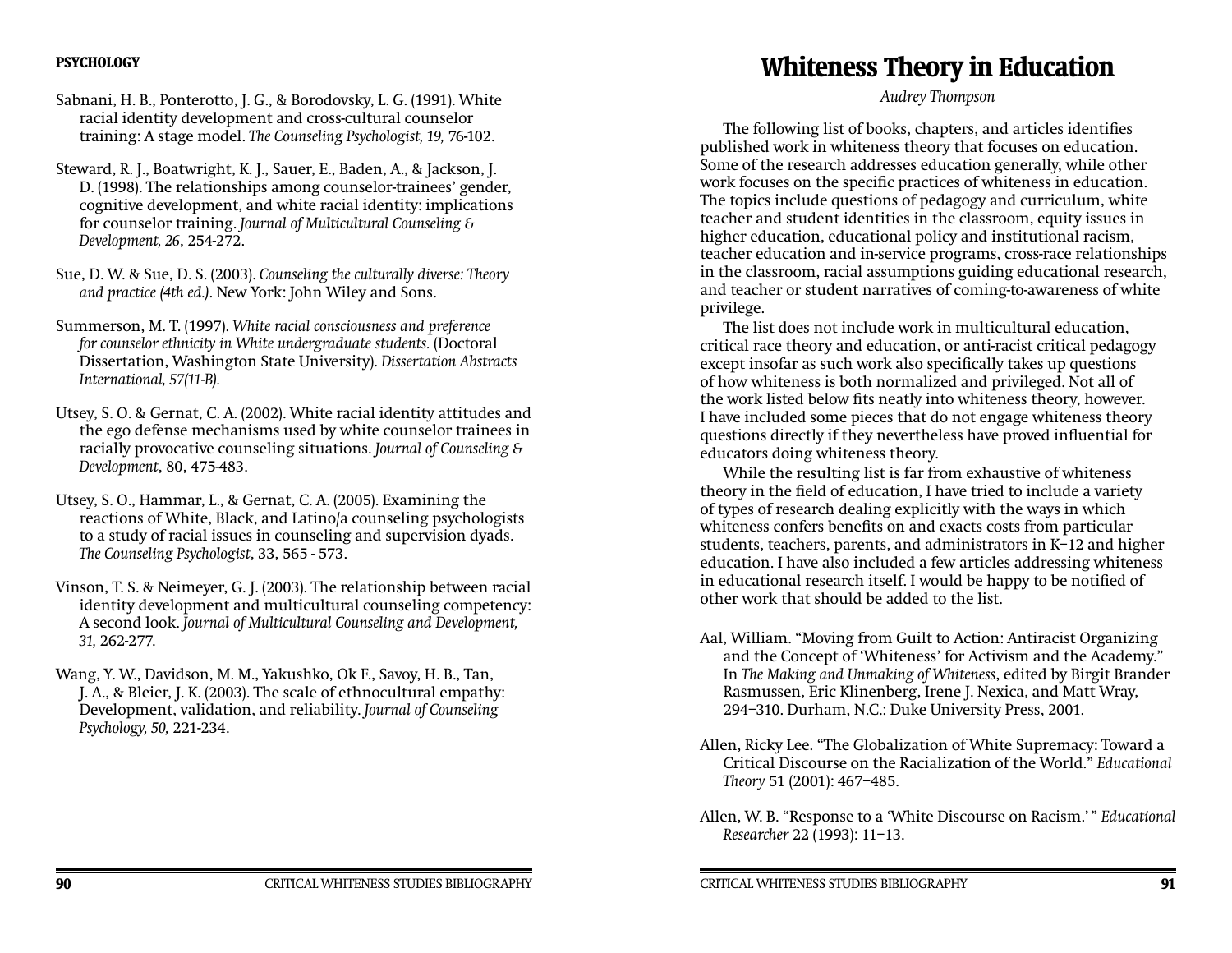Sabnani, H. B., Ponterotto, J. G., & Borodovsky, L. G. (1991). White racial identity development and cross-cultural counselor training: A stage model. *The Counseling Psychologist, 19,* 76-102.

Steward, R. J., Boatwright, K. J., Sauer, E., Baden, A., & Jackson, J. D. (1998). The relationships among counselor-trainees' gender, cognitive development, and white racial identity: implications for counselor training. *Journal of Multicultural Counseling & Development, 26*, 254-272.

Sue, D. W. & Sue, D. S. (2003). *Counseling the culturally diverse: Theory and practice (4th ed.)*. New York: John Wiley and Sons.

Summerson, M. T. (1997). *White racial consciousness and preference for counselor ethnicity in White undergraduate students.* (Doctoral Dissertation, Washington State University). *Dissertation Abstracts International, 57(11-B).*

Utsey, S. O. & Gernat, C. A. (2002). White racial identity attitudes and the ego defense mechanisms used by white counselor trainees in racially provocative counseling situations. *Journal of Counseling & Development*, 80, 475-483.

Utsey, S. O., Hammar, L., & Gernat, C. A. (2005). Examining the reactions of White, Black, and Latino/a counseling psychologists to a study of racial issues in counseling and supervision dyads. *The Counseling Psychologist*, 33, 565 - 573.

Vinson, T. S. & Neimeyer, G. J. (2003). The relationship between racial identity development and multicultural counseling competency: A second look. *Journal of Multicultural Counseling and Development, 31,* 262-277.

Wang, Y. W., Davidson, M. M., Yakushko, Ok F., Savoy, H. B., Tan, J. A., & Bleier, J. K. (2003). The scale of ethnocultural empathy: Development, validation, and reliability. *Journal of Counseling Psychology, 50,* 221-234.

# Whiteness Theory in Education

*Audrey Thompson*

The following list of books, chapters, and articles identifies published work in whiteness theory that focuses on education. Some of the research addresses education generally, while other work focuses on the specific practices of whiteness in education. The topics include questions of pedagogy and curriculum, white teacher and student identities in the classroom, equity issues in higher education, educational policy and institutional racism, teacher education and in-service programs, cross-race relationships in the classroom, racial assumptions guiding educational research, and teacher or student narratives of coming-to-awareness of white privilege.

The list does not include work in multicultural education, critical race theory and education, or anti-racist critical pedagogy except insofar as such work also specifically takes up questions of how whiteness is both normalized and privileged. Not all of the work listed below fits neatly into whiteness theory, however. I have included some pieces that do not engage whiteness theory questions directly if they nevertheless have proved influential for educators doing whiteness theory.

While the resulting list is far from exhaustive of whiteness theory in the field of education, I have tried to include a variety of types of research dealing explicitly with the ways in which whiteness confers benefits on and exacts costs from particular students, teachers, parents, and administrators in K–12 and higher education. I have also included a few articles addressing whiteness in educational research itself. I would be happy to be notified of other work that should be added to the list.

Aal, William. "Moving from Guilt to Action: Antiracist Organizing and the Concept of 'Whiteness' for Activism and the Academy." In *The Making and Unmaking of Whiteness*, edited by Birgit Brander Rasmussen, Eric Klinenberg, Irene J. Nexica, and Matt Wray, 294–310. Durham, N.C.: Duke University Press, 2001.

Allen, Ricky Lee. "The Globalization of White Supremacy: Toward a Critical Discourse on the Racialization of the World." *Educational Theory* 51 (2001): 467–485.

Allen, W. B. "Response to a 'White Discourse on Racism.' " *Educational Researcher* 22 (1993): 11–13.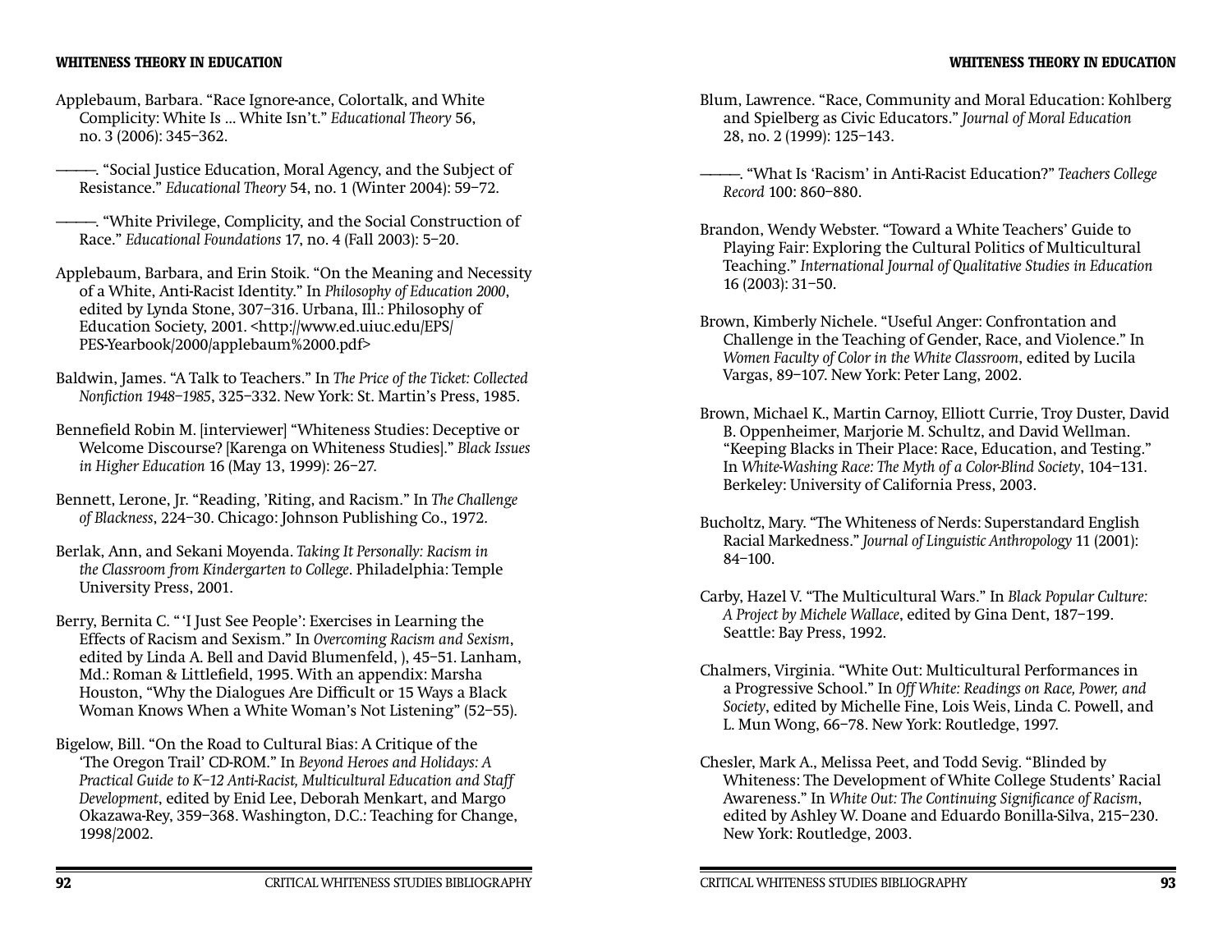Applebaum, Barbara. "Race Ignore-ance, Colortalk, and White Complicity: White Is ... White Isn't." *Educational Theory* 56, no. 3 (2006): 345–362.

———. "Social Justice Education, Moral Agency, and the Subject of Resistance." *Educational Theory* 54, no. 1 (Winter 2004): 59–72.

———. "White Privilege, Complicity, and the Social Construction of Race." *Educational Foundations* 17, no. 4 (Fall 2003): 5–20.

Applebaum, Barbara, and Erin Stoik. "On the Meaning and Necessity of a White, Anti-Racist Identity." In *Philosophy of Education 2000*, edited by Lynda Stone, 307–316. Urbana, Ill.: Philosophy of Education Society, 2001. <http://www.ed.uiuc.edu/EPS/PES-Yearbook/2000/applebaum%2000.pdf>

Baldwin, James. "A Talk to Teachers." In *The Price of the Ticket: Collected Nonfiction 1948–1985*, 325–332. New York: St. Martin's Press, 1985.

Bennefield Robin M. [interviewer] "Whiteness Studies: Deceptive or Welcome Discourse? [Karenga on Whiteness Studies]." *Black Issues in Higher Education* 16 (May 13, 1999): 26–27.

Bennett, Lerone, Jr. "Reading, 'Riting, and Racism." In *The Challenge of Blackness*, 224–30. Chicago: Johnson Publishing Co., 1972.

Berlak, Ann, and Sekani Moyenda. *Taking It Personally: Racism in the Classroom from Kindergarten to College*. Philadelphia: Temple University Press, 2001.

Berry, Bernita C. " 'I Just See People': Exercises in Learning the Effects of Racism and Sexism." In *Overcoming Racism and Sexism*, edited by Linda A. Bell and David Blumenfeld, ), 45–51. Lanham, Md.: Roman & Littlefield, 1995. With an appendix: Marsha Houston, "Why the Dialogues Are Difficult or 15 Ways a Black Woman Knows When a White Woman's Not Listening" (52–55).

Bigelow, Bill. "On the Road to Cultural Bias: A Critique of the 'The Oregon Trail' CD-ROM." In *Beyond Heroes and Holidays: A Practical Guide to K–12 Anti-Racist, Multicultural Education and Staff Development*, edited by Enid Lee, Deborah Menkart, and Margo Okazawa-Rey, 359–368. Washington, D.C.: Teaching for Change, 1998/2002.

Blum, Lawrence. "Race, Community and Moral Education: Kohlberg and Spielberg as Civic Educators." *Journal of Moral Education* 28, no. 2 (1999): 125–143.

———. "What Is 'Racism' in Anti-Racist Education?" *Teachers College Record* 100: 860–880.

Brandon, Wendy Webster. "Toward a White Teachers' Guide to Playing Fair: Exploring the Cultural Politics of Multicultural Teaching." *International Journal of Qualitative Studies in Education* 16 (2003): 31–50.

Brown, Kimberly Nichele. "Useful Anger: Confrontation and Challenge in the Teaching of Gender, Race, and Violence." In *Women Faculty of Color in the White Classroom*, edited by Lucila Vargas, 89–107. New York: Peter Lang, 2002.

Brown, Michael K., Martin Carnoy, Elliott Currie, Troy Duster, David B. Oppenheimer, Marjorie M. Schultz, and David Wellman. "Keeping Blacks in Their Place: Race, Education, and Testing." In *White-Washing Race: The Myth of a Color-Blind Society*, 104–131. Berkeley: University of California Press, 2003.

Bucholtz, Mary. "The Whiteness of Nerds: Superstandard English Racial Markedness." *Journal of Linguistic Anthropology* 11 (2001): 84–100.

Carby, Hazel V. "The Multicultural Wars." In *Black Popular Culture: A Project by Michele Wallace*, edited by Gina Dent, 187–199. Seattle: Bay Press, 1992.

Chalmers, Virginia. "White Out: Multicultural Performances in a Progressive School." In *Off White: Readings on Race, Power, and Society*, edited by Michelle Fine, Lois Weis, Linda C. Powell, and L. Mun Wong, 66–78. New York: Routledge, 1997.

Chesler, Mark A., Melissa Peet, and Todd Sevig. "Blinded by Whiteness: The Development of White College Students' Racial Awareness." In *White Out: The Continuing Significance of Racism*, edited by Ashley W. Doane and Eduardo Bonilla-Silva, 215–230. New York: Routledge, 2003.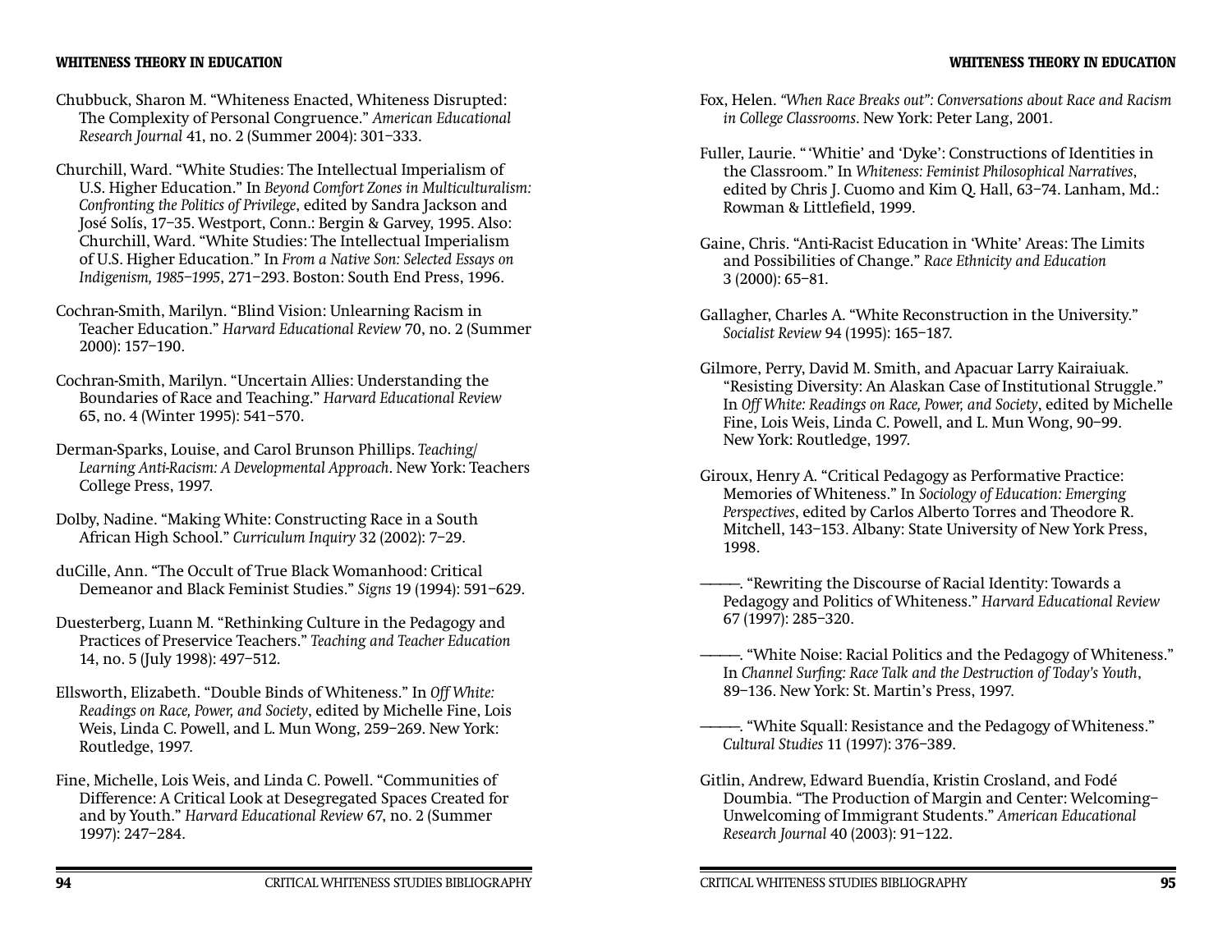Chubbuck, Sharon M. "Whiteness Enacted, Whiteness Disrupted: The Complexity of Personal Congruence." *American Educational Research Journal* 41, no. 2 (Summer 2004): 301–333.

Churchill, Ward. "White Studies: The Intellectual Imperialism of U.S. Higher Education." In *Beyond Comfort Zones in Multiculturalism: Confronting the Politics of Privilege*, edited by Sandra Jackson and José Solís, 17–35. Westport, Conn.: Bergin & Garvey, 1995. Also: Churchill, Ward. "White Studies: The Intellectual Imperialism of U.S. Higher Education." In *From a Native Son: Selected Essays on Indigenism, 1985–1995*, 271–293. Boston: South End Press, 1996.

Cochran-Smith, Marilyn. "Blind Vision: Unlearning Racism in Teacher Education." *Harvard Educational Review* 70, no. 2 (Summer 2000): 157–190.

Cochran-Smith, Marilyn. "Uncertain Allies: Understanding the Boundaries of Race and Teaching." *Harvard Educational Review* 65, no. 4 (Winter 1995): 541–570.

Derman-Sparks, Louise, and Carol Brunson Phillips. *Teaching/Learning Anti-Racism: A Developmental Approach*. New York: Teachers College Press, 1997.

Dolby, Nadine. "Making White: Constructing Race in a South African High School." *Curriculum Inquiry* 32 (2002): 7–29.

duCille, Ann. "The Occult of True Black Womanhood: Critical Demeanor and Black Feminist Studies." *Signs* 19 (1994): 591–629.

Duesterberg, Luann M. "Rethinking Culture in the Pedagogy and Practices of Preservice Teachers." *Teaching and Teacher Education* 14, no. 5 (July 1998): 497–512.

Ellsworth, Elizabeth. "Double Binds of Whiteness." In *Off White: Readings on Race, Power, and Society*, edited by Michelle Fine, Lois Weis, Linda C. Powell, and L. Mun Wong, 259–269. New York: Routledge, 1997.

Fine, Michelle, Lois Weis, and Linda C. Powell. "Communities of Difference: A Critical Look at Desegregated Spaces Created for and by Youth." *Harvard Educational Review* 67, no. 2 (Summer 1997): 247–284.

Fox, Helen. *"When Race Breaks out": Conversations about Race and Racism in College Classrooms*. New York: Peter Lang, 2001.

Fuller, Laurie. " 'Whitie' and 'Dyke': Constructions of Identities in the Classroom." In *Whiteness: Feminist Philosophical Narratives*, edited by Chris J. Cuomo and Kim Q. Hall, 63–74. Lanham, Md.: Rowman & Littlefield, 1999.

Gaine, Chris. "Anti-Racist Education in 'White' Areas: The Limits and Possibilities of Change." *Race Ethnicity and Education* 3 (2000): 65–81.

Gallagher, Charles A. "White Reconstruction in the University." *Socialist Review* 94 (1995): 165–187.

Gilmore, Perry, David M. Smith, and Apacuar Larry Kairaiuak. "Resisting Diversity: An Alaskan Case of Institutional Struggle." In *Off White: Readings on Race, Power, and Society*, edited by Michelle Fine, Lois Weis, Linda C. Powell, and L. Mun Wong, 90–99. New York: Routledge, 1997.

Giroux, Henry A. "Critical Pedagogy as Performative Practice: Memories of Whiteness." In *Sociology of Education: Emerging Perspectives*, edited by Carlos Alberto Torres and Theodore R. Mitchell, 143–153. Albany: State University of New York Press, 1998.

———. "Rewriting the Discourse of Racial Identity: Towards a Pedagogy and Politics of Whiteness." *Harvard Educational Review* 67 (1997): 285–320.

———. "White Noise: Racial Politics and the Pedagogy of Whiteness." In *Channel Surfing: Race Talk and the Destruction of Today's Youth*, 89–136. New York: St. Martin's Press, 1997.

———. "White Squall: Resistance and the Pedagogy of Whiteness." *Cultural Studies* 11 (1997): 376–389.

Gitlin, Andrew, Edward Buendía, Kristin Crosland, and Fodé Doumbia. "The Production of Margin and Center: Welcoming–Unwelcoming of Immigrant Students." *American Educational Research Journal* 40 (2003): 91–122.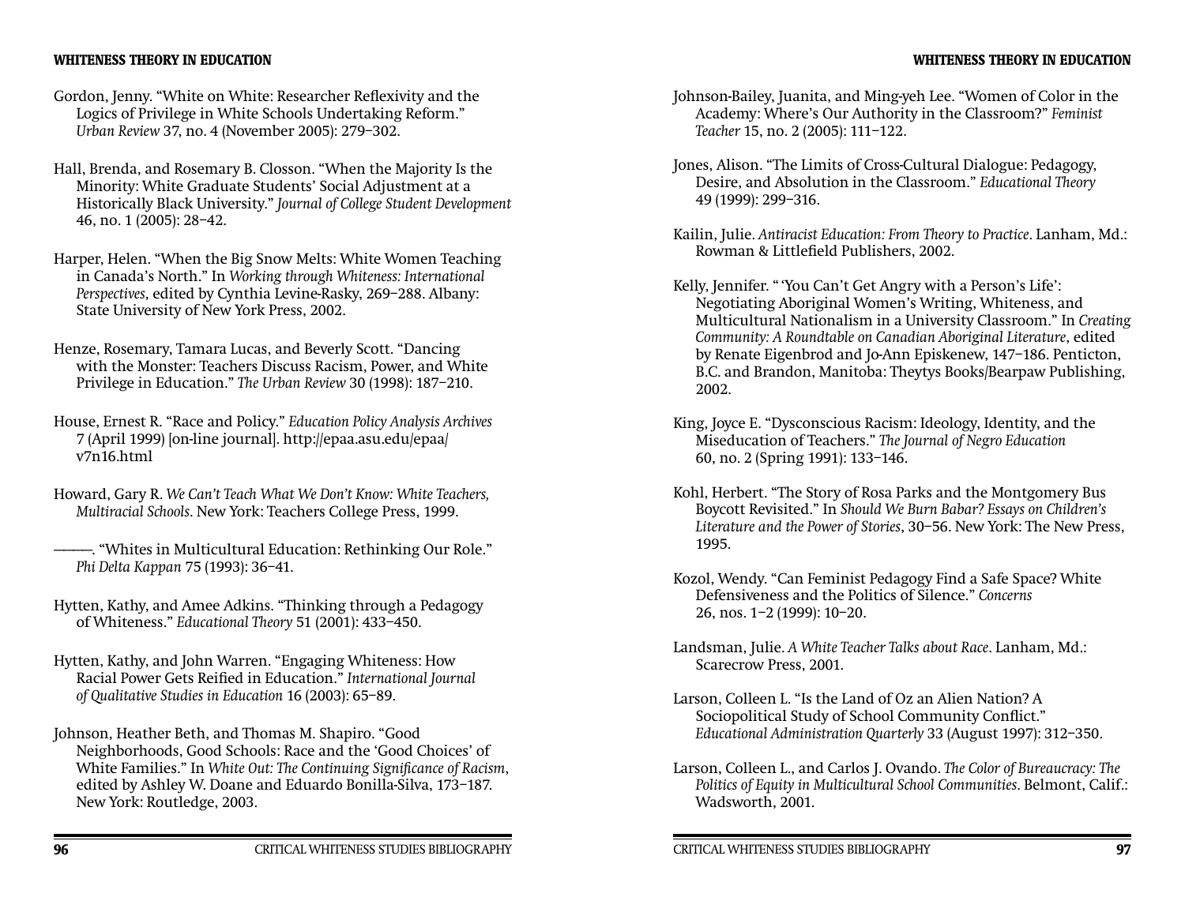Gordon, Jenny. "White on White: Researcher Reflexivity and the Logics of Privilege in White Schools Undertaking Reform." *Urban Review* 37, no. 4 (November 2005): 279–302.

Hall, Brenda, and Rosemary B. Closson. "When the Majority Is the Minority: White Graduate Students' Social Adjustment at a Historically Black University." *Journal of College Student Development* 46, no. 1 (2005): 28–42.

Harper, Helen. "When the Big Snow Melts: White Women Teaching in Canada's North." In *Working through Whiteness: International Perspectives*, edited by Cynthia Levine-Rasky, 269–288. Albany: State University of New York Press, 2002.

Henze, Rosemary, Tamara Lucas, and Beverly Scott. "Dancing with the Monster: Teachers Discuss Racism, Power, and White Privilege in Education." *The Urban Review* 30 (1998): 187–210.

House, Ernest R. "Race and Policy." *Education Policy Analysis Archives* 7 (April 1999) [on-line journal]. http://epaa.asu.edu/epaa/v7n16.html

Howard, Gary R. *We Can't Teach What We Don't Know: White Teachers, Multiracial Schools*. New York: Teachers College Press, 1999.

———. "Whites in Multicultural Education: Rethinking Our Role." *Phi Delta Kappan* 75 (1993): 36–41.

Hytten, Kathy, and Amee Adkins. "Thinking through a Pedagogy of Whiteness." *Educational Theory* 51 (2001): 433–450.

Hytten, Kathy, and John Warren. "Engaging Whiteness: How Racial Power Gets Reified in Education." *International Journal of Qualitative Studies in Education* 16 (2003): 65–89.

Johnson, Heather Beth, and Thomas M. Shapiro. "Good Neighborhoods, Good Schools: Race and the 'Good Choices' of White Families." In *White Out: The Continuing Significance of Racism*, edited by Ashley W. Doane and Eduardo Bonilla-Silva, 173–187. New York: Routledge, 2003.

Johnson-Bailey, Juanita, and Ming-yeh Lee. "Women of Color in the Academy: Where's Our Authority in the Classroom?" *Feminist Teacher* 15, no. 2 (2005): 111–122.

Jones, Alison. "The Limits of Cross-Cultural Dialogue: Pedagogy, Desire, and Absolution in the Classroom." *Educational Theory* 49 (1999): 299–316.

Kailin, Julie. *Antiracist Education: From Theory to Practice*. Lanham, Md.: Rowman & Littlefield Publishers, 2002.

Kelly, Jennifer. "'You Can't Get Angry with a Person's Life': Negotiating Aboriginal Women's Writing, Whiteness, and Multicultural Nationalism in a University Classroom." In *Creating Community: A Roundtable on Canadian Aboriginal Literature*, edited by Renate Eigenbrod and Jo-Ann Episkenew, 147–186. Penticton, B.C. and Brandon, Manitoba: Theytys Books/Bearpaw Publishing, 2002.

King, Joyce E. "Dysconscious Racism: Ideology, Identity, and the Miseducation of Teachers." *The Journal of Negro Education* 60, no. 2 (Spring 1991): 133–146.

Kohl, Herbert. "The Story of Rosa Parks and the Montgomery Bus Boycott Revisited." In *Should We Burn Babar? Essays on Children's Literature and the Power of Stories*, 30–56. New York: The New Press, 1995.

Kozol, Wendy. "Can Feminist Pedagogy Find a Safe Space? White Defensiveness and the Politics of Silence." *Concerns* 26, nos. 1–2 (1999): 10–20.

Landsman, Julie. *A White Teacher Talks about Race*. Lanham, Md.: Scarecrow Press, 2001.

Larson, Colleen L. "Is the Land of Oz an Alien Nation? A Sociopolitical Study of School Community Conflict." *Educational Administration Quarterly* 33 (August 1997): 312–350.

Larson, Colleen L., and Carlos J. Ovando. *The Color of Bureaucracy: The Politics of Equity in Multicultural School Communities*. Belmont, Calif.: Wadsworth, 2001.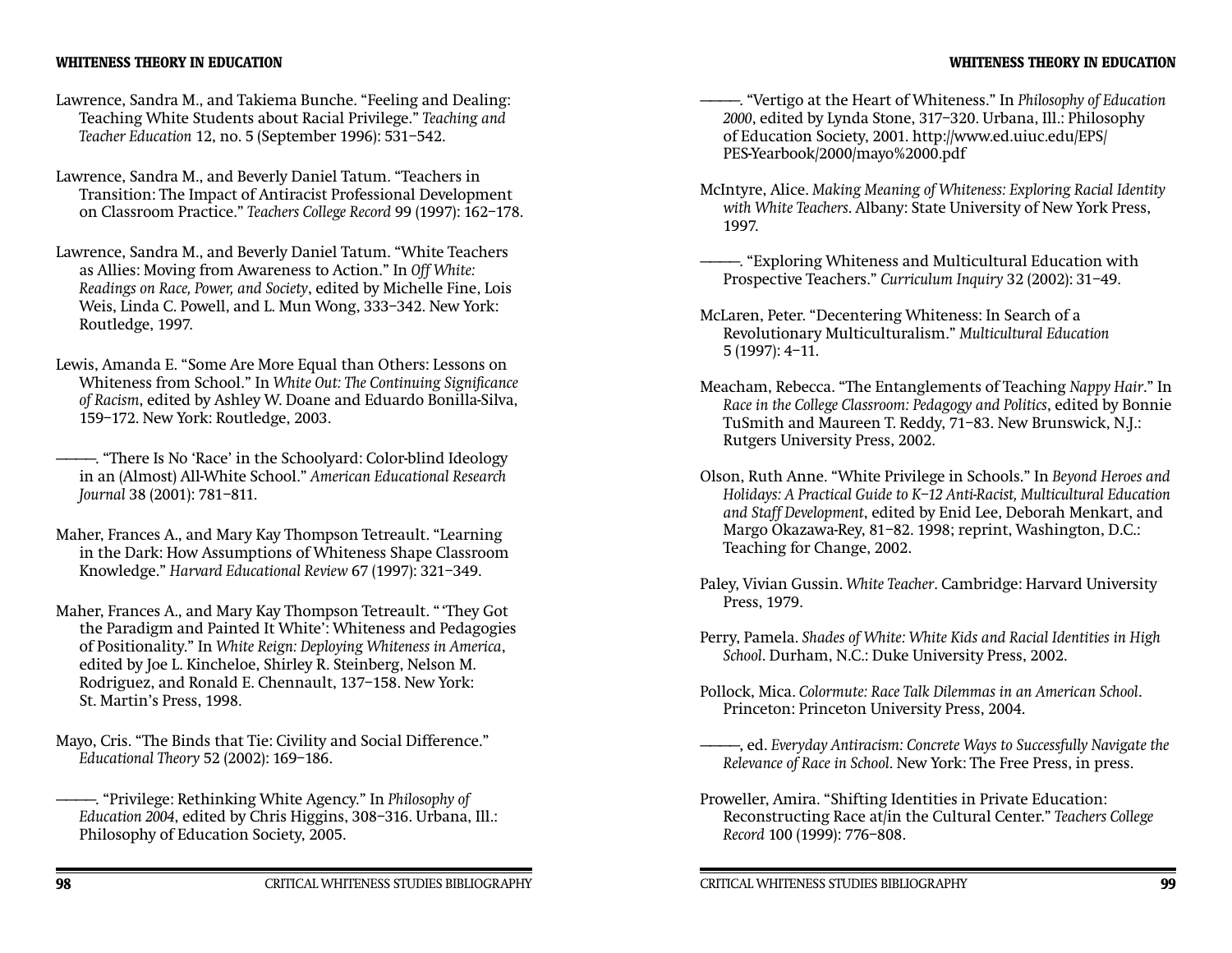Lawrence, Sandra M., and Takiema Bunche. "Feeling and Dealing: Teaching White Students about Racial Privilege." *Teaching and Teacher Education* 12, no. 5 (September 1996): 531–542.

Lawrence, Sandra M., and Beverly Daniel Tatum. "Teachers in Transition: The Impact of Antiracist Professional Development on Classroom Practice." *Teachers College Record* 99 (1997): 162–178.

Lawrence, Sandra M., and Beverly Daniel Tatum. "White Teachers as Allies: Moving from Awareness to Action." In *Off White: Readings on Race, Power, and Society*, edited by Michelle Fine, Lois Weis, Linda C. Powell, and L. Mun Wong, 333–342. New York: Routledge, 1997.

Lewis, Amanda E. "Some Are More Equal than Others: Lessons on Whiteness from School." In *White Out: The Continuing Significance of Racism*, edited by Ashley W. Doane and Eduardo Bonilla-Silva, 159–172. New York: Routledge, 2003.

———. "There Is No 'Race' in the Schoolyard: Color-blind Ideology in an (Almost) All-White School." *American Educational Research Journal* 38 (2001): 781–811.

Maher, Frances A., and Mary Kay Thompson Tetreault. "Learning in the Dark: How Assumptions of Whiteness Shape Classroom Knowledge." *Harvard Educational Review* 67 (1997): 321–349.

Maher, Frances A., and Mary Kay Thompson Tetreault. " 'They Got the Paradigm and Painted It White': Whiteness and Pedagogies of Positionality." In *White Reign: Deploying Whiteness in America*, edited by Joe L. Kincheloe, Shirley R. Steinberg, Nelson M. Rodriguez, and Ronald E. Chennault, 137–158. New York: St. Martin's Press, 1998.

Mayo, Cris. "The Binds that Tie: Civility and Social Difference." *Educational Theory* 52 (2002): 169–186.

———. "Privilege: Rethinking White Agency." In *Philosophy of Education 2004*, edited by Chris Higgins, 308–316. Urbana, Ill.: Philosophy of Education Society, 2005.

———. "Vertigo at the Heart of Whiteness." In *Philosophy of Education 2000*, edited by Lynda Stone, 317–320. Urbana, Ill.: Philosophy of Education Society, 2001. http://www.ed.uiuc.edu/EPS/PES-Yearbook/2000/mayo%2000.pdf

McIntyre, Alice. *Making Meaning of Whiteness: Exploring Racial Identity with White Teachers*. Albany: State University of New York Press, 1997.

———. "Exploring Whiteness and Multicultural Education with Prospective Teachers." *Curriculum Inquiry* 32 (2002): 31–49.

McLaren, Peter. "Decentering Whiteness: In Search of a Revolutionary Multiculturalism." *Multicultural Education* 5 (1997): 4–11.

Meacham, Rebecca. "The Entanglements of Teaching *Nappy Hair*." In *Race in the College Classroom: Pedagogy and Politics*, edited by Bonnie TuSmith and Maureen T. Reddy, 71–83. New Brunswick, N.J.: Rutgers University Press, 2002.

Olson, Ruth Anne. "White Privilege in Schools." In *Beyond Heroes and Holidays: A Practical Guide to K–12 Anti-Racist, Multicultural Education and Staff Development*, edited by Enid Lee, Deborah Menkart, and Margo Okazawa-Rey, 81–82. 1998; reprint, Washington, D.C.: Teaching for Change, 2002.

Paley, Vivian Gussin. *White Teacher*. Cambridge: Harvard University Press, 1979.

Perry, Pamela. *Shades of White: White Kids and Racial Identities in High School*. Durham, N.C.: Duke University Press, 2002.

Pollock, Mica. *Colormute: Race Talk Dilemmas in an American School*. Princeton: Princeton University Press, 2004.

———, ed. *Everyday Antiracism: Concrete Ways to Successfully Navigate the Relevance of Race in School*. New York: The Free Press, in press.

Proweller, Amira. "Shifting Identities in Private Education: Reconstructing Race at/in the Cultural Center." *Teachers College Record* 100 (1999): 776–808.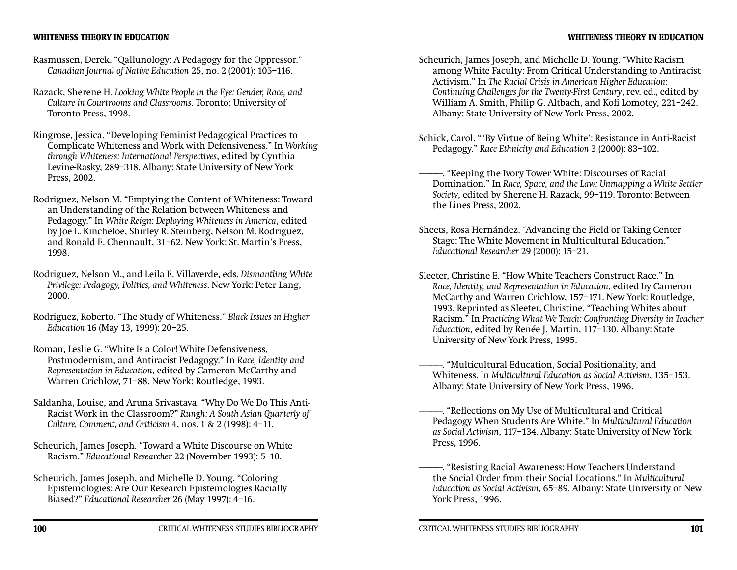Rasmussen, Derek. “Qallunology: A Pedagogy for the Oppressor.” *Canadian Journal of Native Education* 25, no. 2 (2001): 105–116.

Razack, Sherene H. *Looking White People in the Eye: Gender, Race, and Culture in Courtrooms and Classrooms*. Toronto: University of Toronto Press, 1998.

Ringrose, Jessica. “Developing Feminist Pedagogical Practices to Complicate Whiteness and Work with Defensiveness.” In *Working through Whiteness: International Perspectives*, edited by Cynthia Levine-Rasky, 289–318. Albany: State University of New York Press, 2002.

Rodriguez, Nelson M. “Emptying the Content of Whiteness: Toward an Understanding of the Relation between Whiteness and Pedagogy.” In *White Reign: Deploying Whiteness in America*, edited by Joe L. Kincheloe, Shirley R. Steinberg, Nelson M. Rodriguez, and Ronald E. Chennault, 31–62. New York: St. Martin’s Press, 1998.

Rodriguez, Nelson M., and Leila E. Villaverde, eds. *Dismantling White Privilege: Pedagogy, Politics, and Whiteness*. New York: Peter Lang, 2000.

Rodriguez, Roberto. “The Study of Whiteness.” *Black Issues in Higher Education* 16 (May 13, 1999): 20–25.

Roman, Leslie G. “White Is a Color! White Defensiveness, Postmodernism, and Antiracist Pedagogy.” In *Race, Identity and Representation in Education*, edited by Cameron McCarthy and Warren Crichlow, 71–88. New York: Routledge, 1993.

Saldanha, Louise, and Aruna Srivastava. “Why Do We Do This Anti-Racist Work in the Classroom?” *Rungh: A South Asian Quarterly of Culture, Comment, and Criticism* 4, nos. 1 & 2 (1998): 4–11.

Scheurich, James Joseph. “Toward a White Discourse on White Racism.” *Educational Researcher* 22 (November 1993): 5–10.

Scheurich, James Joseph, and Michelle D. Young. “Coloring Epistemologies: Are Our Research Epistemologies Racially Biased?” *Educational Researcher* 26 (May 1997): 4–16.

Scheurich, James Joseph, and Michelle D. Young. “White Racism among White Faculty: From Critical Understanding to Antiracist Activism.” In *The Racial Crisis in American Higher Education: Continuing Challenges for the Twenty-First Century*, rev. ed., edited by William A. Smith, Philip G. Altbach, and Kofi Lomotey, 221–242. Albany: State University of New York Press, 2002.

Schick, Carol. “‘By Virtue of Being White’: Resistance in Anti-Racist Pedagogy.” *Race Ethnicity and Education* 3 (2000): 83–102.

———. “Keeping the Ivory Tower White: Discourses of Racial Domination.” In *Race, Space, and the Law: Unmapping a White Settler Society*, edited by Sherene H. Razack, 99–119. Toronto: Between the Lines Press, 2002.

Sheets, Rosa Hernández. “Advancing the Field or Taking Center Stage: The White Movement in Multicultural Education.” *Educational Researcher* 29 (2000): 15–21.

Sleeter, Christine E. “How White Teachers Construct Race.” In *Race, Identity, and Representation in Education*, edited by Cameron McCarthy and Warren Crichlow, 157–171. New York: Routledge, 1993. Reprinted as Sleeter, Christine. “Teaching Whites about Racism.” In *Practicing What We Teach: Confronting Diversity in Teacher Education*, edited by Renée J. Martin, 117–130. Albany: State University of New York Press, 1995.

———. “Multicultural Education, Social Positionality, and Whiteness. In *Multicultural Education as Social Activism*, 135–153. Albany: State University of New York Press, 1996.

———. “Reflections on My Use of Multicultural and Critical Pedagogy When Students Are White.” In *Multicultural Education as Social Activism*, 117–134. Albany: State University of New York Press, 1996.

———. “Resisting Racial Awareness: How Teachers Understand the Social Order from their Social Locations.” In *Multicultural Education as Social Activism*, 65–89. Albany: State University of New York Press, 1996.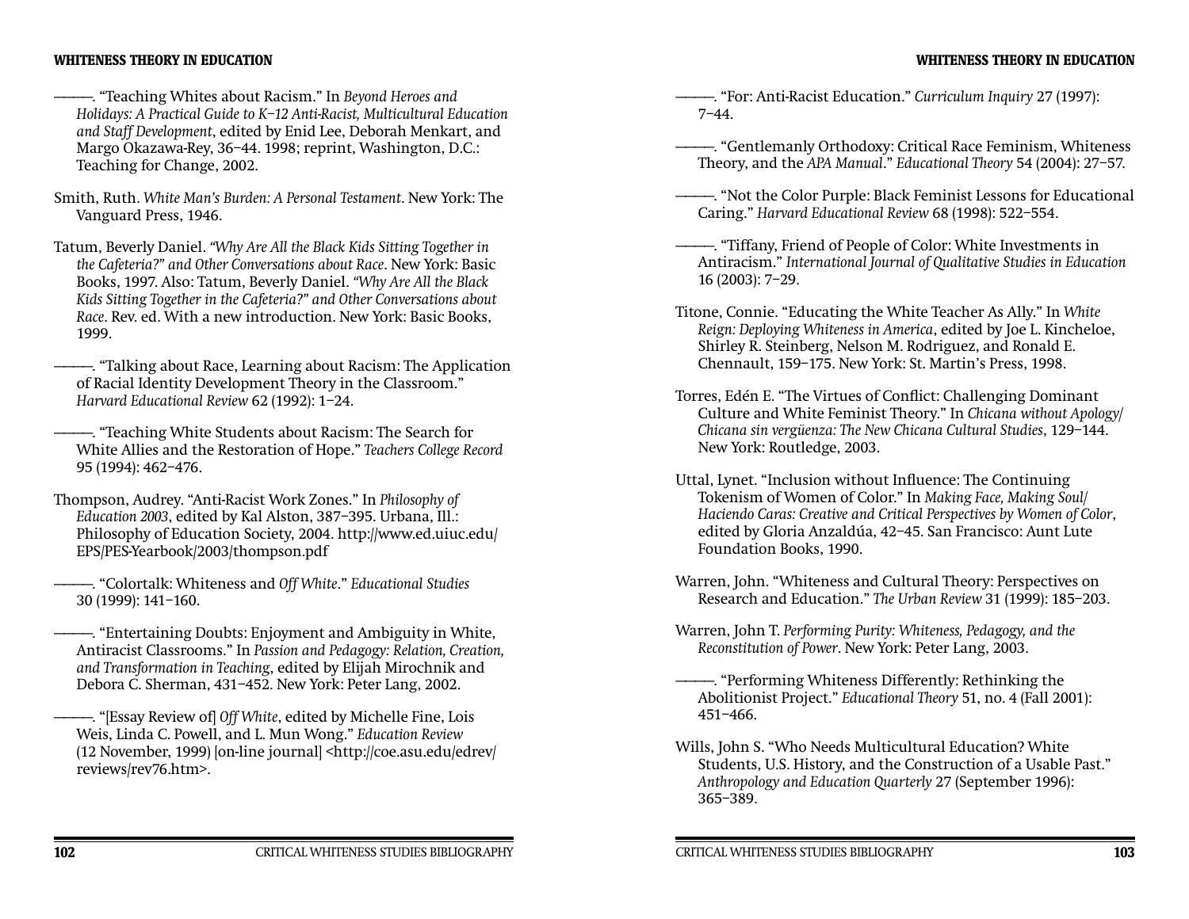———. "Teaching Whites about Racism." In *Beyond Heroes and Holidays: A Practical Guide to K–12 Anti-Racist, Multicultural Education and Staff Development*, edited by Enid Lee, Deborah Menkart, and Margo Okazawa-Rey, 36–44. 1998; reprint, Washington, D.C.: Teaching for Change, 2002.

Smith, Ruth. *White Man's Burden: A Personal Testament*. New York: The Vanguard Press, 1946.

Tatum, Beverly Daniel. *"Why Are All the Black Kids Sitting Together in the Cafeteria?" and Other Conversations about Race*. New York: Basic Books, 1997. Also: Tatum, Beverly Daniel. *"Why Are All the Black Kids Sitting Together in the Cafeteria?" and Other Conversations about Race*. Rev. ed. With a new introduction. New York: Basic Books, 1999.

———. "Talking about Race, Learning about Racism: The Application of Racial Identity Development Theory in the Classroom." *Harvard Educational Review* 62 (1992): 1–24.

———. "Teaching White Students about Racism: The Search for White Allies and the Restoration of Hope." *Teachers College Record* 95 (1994): 462–476.

Thompson, Audrey. "Anti-Racist Work Zones." In *Philosophy of Education 2003*, edited by Kal Alston, 387–395. Urbana, Ill.: Philosophy of Education Society, 2004. http://www.ed.uiuc.edu/EPS/PES-Yearbook/2003/thompson.pdf

———. "Colortalk: Whiteness and *Off White*." *Educational Studies* 30 (1999): 141–160.

———. "Entertaining Doubts: Enjoyment and Ambiguity in White, Antiracist Classrooms." In *Passion and Pedagogy: Relation, Creation, and Transformation in Teaching*, edited by Elijah Mirochnik and Debora C. Sherman, 431–452. New York: Peter Lang, 2002.

———. "[Essay Review of] *Off White*, edited by Michelle Fine, Lois Weis, Linda C. Powell, and L. Mun Wong." *Education Review* (12 November, 1999) [on-line journal] <http://coe.asu.edu/edrev/reviews/rev76.htm>.

———. "For: Anti-Racist Education." *Curriculum Inquiry* 27 (1997): 7–44.

———. "Gentlemanly Orthodoxy: Critical Race Feminism, Whiteness Theory, and the *APA Manual*." *Educational Theory* 54 (2004): 27–57.

———. "Not the Color Purple: Black Feminist Lessons for Educational Caring." *Harvard Educational Review* 68 (1998): 522–554.

———. "Tiffany, Friend of People of Color: White Investments in Antiracism." *International Journal of Qualitative Studies in Education* 16 (2003): 7–29.

Titone, Connie. "Educating the White Teacher As Ally." In *White Reign: Deploying Whiteness in America*, edited by Joe L. Kincheloe, Shirley R. Steinberg, Nelson M. Rodriguez, and Ronald E. Chennault, 159–175. New York: St. Martin's Press, 1998.

Torres, Edén E. "The Virtues of Conflict: Challenging Dominant Culture and White Feminist Theory." In *Chicana without Apology/Chicana sin vergüenza: The New Chicana Cultural Studies*, 129–144. New York: Routledge, 2003.

Uttal, Lynet. "Inclusion without Influence: The Continuing Tokenism of Women of Color." In *Making Face, Making Soul/Haciendo Caras: Creative and Critical Perspectives by Women of Color*, edited by Gloria Anzaldúa, 42–45. San Francisco: Aunt Lute Foundation Books, 1990.

Warren, John. "Whiteness and Cultural Theory: Perspectives on Research and Education." *The Urban Review* 31 (1999): 185–203.

Warren, John T. *Performing Purity: Whiteness, Pedagogy, and the Reconstitution of Power*. New York: Peter Lang, 2003.

———. "Performing Whiteness Differently: Rethinking the Abolitionist Project." *Educational Theory* 51, no. 4 (Fall 2001): 451–466.

Wills, John S. "Who Needs Multicultural Education? White Students, U.S. History, and the Construction of a Usable Past." *Anthropology and Education Quarterly* 27 (September 1996): 365–389.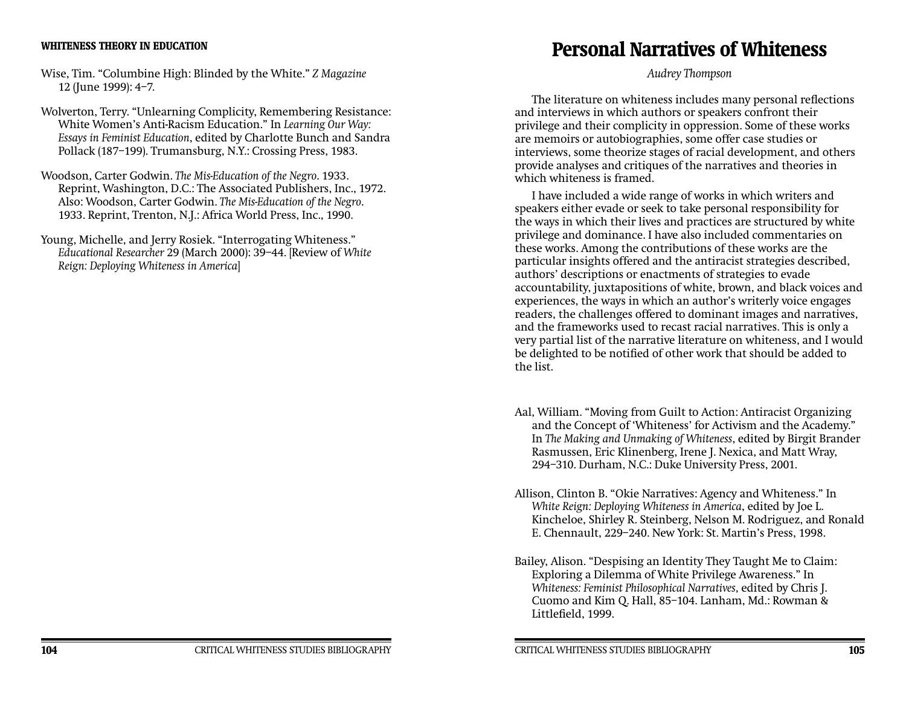Wise, Tim. "Columbine High: Blinded by the White." *Z Magazine* 12 (June 1999): 4–7.

Wolverton, Terry. "Unlearning Complicity, Remembering Resistance: White Women's Anti-Racism Education." In *Learning Our Way: Essays in Feminist Education*, edited by Charlotte Bunch and Sandra Pollack (187–199). Trumansburg, N.Y.: Crossing Press, 1983.

Woodson, Carter Godwin. *The Mis-Education of the Negro*. 1933. Reprint, Washington, D.C.: The Associated Publishers, Inc., 1972. Also: Woodson, Carter Godwin. *The Mis-Education of the Negro*. 1933. Reprint, Trenton, N.J.: Africa World Press, Inc., 1990.

Young, Michelle, and Jerry Rosiek. "Interrogating Whiteness." *Educational Researcher* 29 (March 2000): 39–44. [Review of *White Reign: Deploying Whiteness in America*]

# Personal Narratives of Whiteness

*Audrey Thompson*

The literature on whiteness includes many personal reflections and interviews in which authors or speakers confront their privilege and their complicity in oppression. Some of these works are memoirs or autobiographies, some offer case studies or interviews, some theorize stages of racial development, and others provide analyses and critiques of the narratives and theories in which whiteness is framed.

I have included a wide range of works in which writers and speakers either evade or seek to take personal responsibility for the ways in which their lives and practices are structured by white privilege and dominance. I have also included commentaries on these works. Among the contributions of these works are the particular insights offered and the antiracist strategies described, authors' descriptions or enactments of strategies to evade accountability, juxtapositions of white, brown, and black voices and experiences, the ways in which an author's writerly voice engages readers, the challenges offered to dominant images and narratives, and the frameworks used to recast racial narratives. This is only a very partial list of the narrative literature on whiteness, and I would be delighted to be notified of other work that should be added to the list.

Aal, William. "Moving from Guilt to Action: Antiracist Organizing and the Concept of 'Whiteness' for Activism and the Academy." In *The Making and Unmaking of Whiteness*, edited by Birgit Brander Rasmussen, Eric Klinenberg, Irene J. Nexica, and Matt Wray, 294–310. Durham, N.C.: Duke University Press, 2001.

Allison, Clinton B. "Okie Narratives: Agency and Whiteness." In *White Reign: Deploying Whiteness in America*, edited by Joe L. Kincheloe, Shirley R. Steinberg, Nelson M. Rodriguez, and Ronald E. Chennault, 229–240. New York: St. Martin's Press, 1998.

Bailey, Alison. "Despising an Identity They Taught Me to Claim: Exploring a Dilemma of White Privilege Awareness." In *Whiteness: Feminist Philosophical Narratives*, edited by Chris J. Cuomo and Kim Q. Hall, 85–104. Lanham, Md.: Rowman & Littlefield, 1999.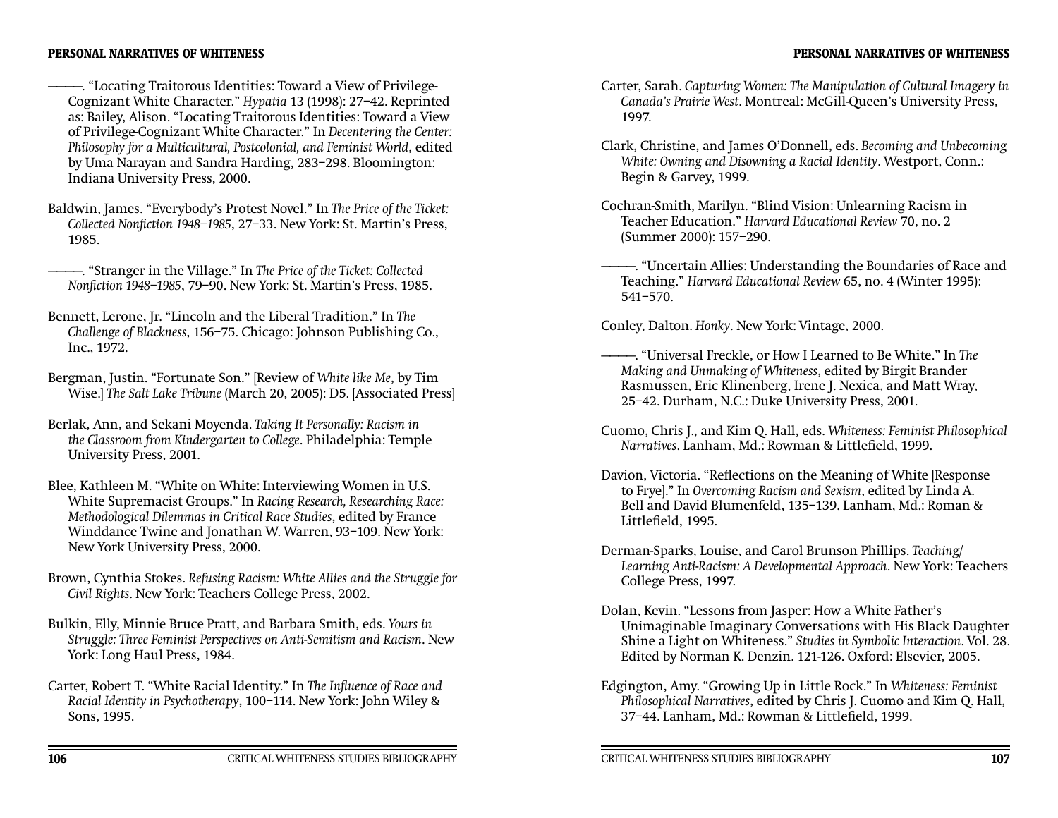———. "Locating Traitorous Identities: Toward a View of Privilege-Cognizant White Character." *Hypatia* 13 (1998): 27–42. Reprinted as: Bailey, Alison. "Locating Traitorous Identities: Toward a View of Privilege-Cognizant White Character." In *Decentering the Center: Philosophy for a Multicultural, Postcolonial, and Feminist World*, edited by Uma Narayan and Sandra Harding, 283–298. Bloomington: Indiana University Press, 2000.

Baldwin, James. "Everybody's Protest Novel." In *The Price of the Ticket: Collected Nonfiction 1948–1985*, 27–33. New York: St. Martin's Press, 1985.

———. "Stranger in the Village." In *The Price of the Ticket: Collected Nonfiction 1948–1985*, 79–90. New York: St. Martin's Press, 1985.

Bennett, Lerone, Jr. "Lincoln and the Liberal Tradition." In *The Challenge of Blackness*, 156–75. Chicago: Johnson Publishing Co., Inc., 1972.

Bergman, Justin. "Fortunate Son." [Review of *White like Me*, by Tim Wise.] *The Salt Lake Tribune* (March 20, 2005): D5. [Associated Press]

Berlak, Ann, and Sekani Moyenda. *Taking It Personally: Racism in the Classroom from Kindergarten to College*. Philadelphia: Temple University Press, 2001.

Blee, Kathleen M. "White on White: Interviewing Women in U.S. White Supremacist Groups." In *Racing Research, Researching Race: Methodological Dilemmas in Critical Race Studies*, edited by France Winddance Twine and Jonathan W. Warren, 93–109. New York: New York University Press, 2000.

Brown, Cynthia Stokes. *Refusing Racism: White Allies and the Struggle for Civil Rights*. New York: Teachers College Press, 2002.

Bulkin, Elly, Minnie Bruce Pratt, and Barbara Smith, eds. *Yours in Struggle: Three Feminist Perspectives on Anti-Semitism and Racism*. New York: Long Haul Press, 1984.

Carter, Robert T. "White Racial Identity." In *The Influence of Race and Racial Identity in Psychotherapy*, 100–114. New York: John Wiley & Sons, 1995.

Carter, Sarah. *Capturing Women: The Manipulation of Cultural Imagery in Canada's Prairie West*. Montreal: McGill-Queen's University Press, 1997.

Clark, Christine, and James O'Donnell, eds. *Becoming and Unbecoming White: Owning and Disowning a Racial Identity*. Westport, Conn.: Begin & Garvey, 1999.

Cochran-Smith, Marilyn. "Blind Vision: Unlearning Racism in Teacher Education." *Harvard Educational Review* 70, no. 2 (Summer 2000): 157–290.

———. "Uncertain Allies: Understanding the Boundaries of Race and Teaching." *Harvard Educational Review* 65, no. 4 (Winter 1995): 541–570.

Conley, Dalton. *Honky*. New York: Vintage, 2000.

———. "Universal Freckle, or How I Learned to Be White." In *The Making and Unmaking of Whiteness*, edited by Birgit Brander Rasmussen, Eric Klinenberg, Irene J. Nexica, and Matt Wray, 25–42. Durham, N.C.: Duke University Press, 2001.

Cuomo, Chris J., and Kim Q. Hall, eds. *Whiteness: Feminist Philosophical Narratives*. Lanham, Md.: Rowman & Littlefield, 1999.

Davion, Victoria. "Reflections on the Meaning of White [Response to Frye]." In *Overcoming Racism and Sexism*, edited by Linda A. Bell and David Blumenfeld, 135–139. Lanham, Md.: Roman & Littlefield, 1995.

Derman-Sparks, Louise, and Carol Brunson Phillips. *Teaching/Learning Anti-Racism: A Developmental Approach*. New York: Teachers College Press, 1997.

Dolan, Kevin. "Lessons from Jasper: How a White Father's Unimaginable Imaginary Conversations with His Black Daughter Shine a Light on Whiteness." *Studies in Symbolic Interaction*. Vol. 28. Edited by Norman K. Denzin. 121-126. Oxford: Elsevier, 2005.

Edgington, Amy. "Growing Up in Little Rock." In *Whiteness: Feminist Philosophical Narratives*, edited by Chris J. Cuomo and Kim Q. Hall, 37–44. Lanham, Md.: Rowman & Littlefield, 1999.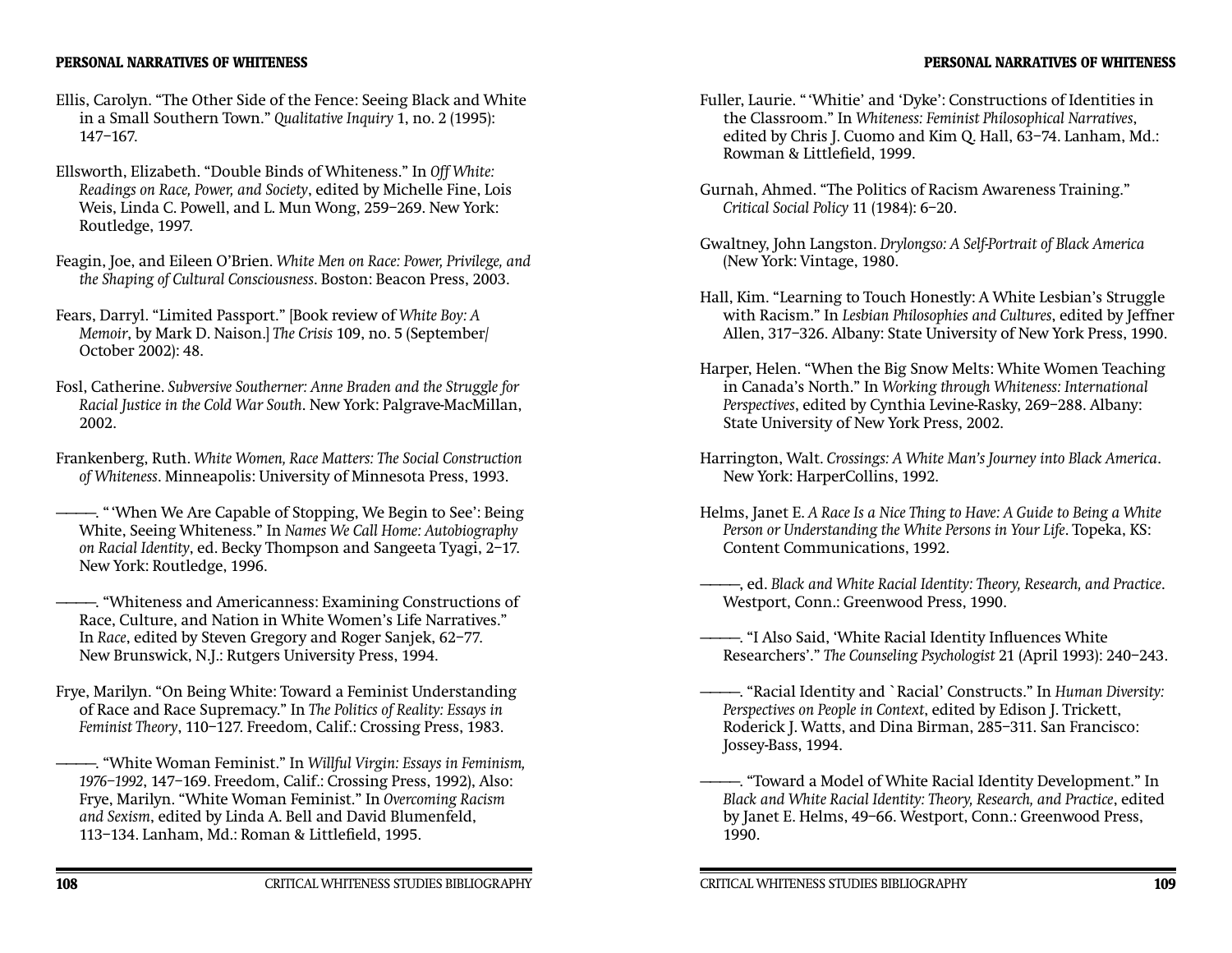Ellis, Carolyn. "The Other Side of the Fence: Seeing Black and White in a Small Southern Town." *Qualitative Inquiry* 1, no. 2 (1995): 147–167.

Ellsworth, Elizabeth. "Double Binds of Whiteness." In *Off White: Readings on Race, Power, and Society*, edited by Michelle Fine, Lois Weis, Linda C. Powell, and L. Mun Wong, 259–269. New York: Routledge, 1997.

Feagin, Joe, and Eileen O'Brien. *White Men on Race: Power, Privilege, and the Shaping of Cultural Consciousness*. Boston: Beacon Press, 2003.

Fears, Darryl. "Limited Passport." [Book review of *White Boy: A Memoir*, by Mark D. Naison.] *The Crisis* 109, no. 5 (September/October 2002): 48.

Fosl, Catherine. *Subversive Southerner: Anne Braden and the Struggle for Racial Justice in the Cold War South*. New York: Palgrave-MacMillan, 2002.

Frankenberg, Ruth. *White Women, Race Matters: The Social Construction of Whiteness*. Minneapolis: University of Minnesota Press, 1993.

———. " 'When We Are Capable of Stopping, We Begin to See': Being White, Seeing Whiteness." In *Names We Call Home: Autobiography on Racial Identity*, ed. Becky Thompson and Sangeeta Tyagi, 2–17. New York: Routledge, 1996.

———. "Whiteness and Americanness: Examining Constructions of Race, Culture, and Nation in White Women's Life Narratives." In *Race*, edited by Steven Gregory and Roger Sanjek, 62–77. New Brunswick, N.J.: Rutgers University Press, 1994.

Frye, Marilyn. "On Being White: Toward a Feminist Understanding of Race and Race Supremacy." In *The Politics of Reality: Essays in Feminist Theory*, 110–127. Freedom, Calif.: Crossing Press, 1983.

———. "White Woman Feminist." In *Willful Virgin: Essays in Feminism, 1976–1992*, 147–169. Freedom, Calif.: Crossing Press, 1992), Also: Frye, Marilyn. "White Woman Feminist." In *Overcoming Racism and Sexism*, edited by Linda A. Bell and David Blumenfeld, 113–134. Lanham, Md.: Roman & Littlefield, 1995.

Fuller, Laurie. " 'Whitie' and 'Dyke': Constructions of Identities in the Classroom." In *Whiteness: Feminist Philosophical Narratives*, edited by Chris J. Cuomo and Kim Q. Hall, 63–74. Lanham, Md.: Rowman & Littlefield, 1999.

Gurnah, Ahmed. "The Politics of Racism Awareness Training." *Critical Social Policy* 11 (1984): 6–20.

Gwaltney, John Langston. *Drylongso: A Self-Portrait of Black America* (New York: Vintage, 1980.

Hall, Kim. "Learning to Touch Honestly: A White Lesbian's Struggle with Racism." In *Lesbian Philosophies and Cultures*, edited by Jeffner Allen, 317–326. Albany: State University of New York Press, 1990.

Harper, Helen. "When the Big Snow Melts: White Women Teaching in Canada's North." In *Working through Whiteness: International Perspectives*, edited by Cynthia Levine-Rasky, 269–288. Albany: State University of New York Press, 2002.

Harrington, Walt. *Crossings: A White Man's Journey into Black America*. New York: HarperCollins, 1992.

Helms, Janet E. *A Race Is a Nice Thing to Have: A Guide to Being a White Person or Understanding the White Persons in Your Life*. Topeka, KS: Content Communications, 1992.

———, ed. *Black and White Racial Identity: Theory, Research, and Practice*. Westport, Conn.: Greenwood Press, 1990.

———. "I Also Said, 'White Racial Identity Influences White Researchers'." *The Counseling Psychologist* 21 (April 1993): 240–243.

———. "Racial Identity and `Racial' Constructs." In *Human Diversity: Perspectives on People in Context*, edited by Edison J. Trickett, Roderick J. Watts, and Dina Birman, 285–311. San Francisco: Jossey-Bass, 1994.

———. "Toward a Model of White Racial Identity Development." In *Black and White Racial Identity: Theory, Research, and Practice*, edited by Janet E. Helms, 49–66. Westport, Conn.: Greenwood Press, 1990.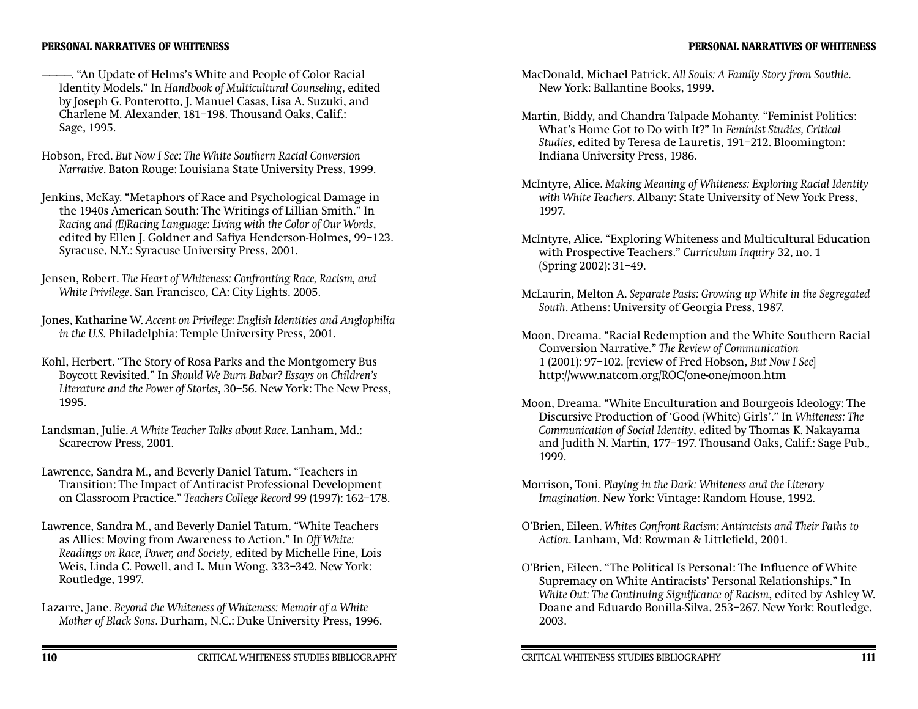———. "An Update of Helms's White and People of Color Racial Identity Models." In *Handbook of Multicultural Counseling*, edited by Joseph G. Ponterotto, J. Manuel Casas, Lisa A. Suzuki, and Charlene M. Alexander, 181–198. Thousand Oaks, Calif.: Sage, 1995.

Hobson, Fred. *But Now I See: The White Southern Racial Conversion Narrative*. Baton Rouge: Louisiana State University Press, 1999.

Jenkins, McKay. "Metaphors of Race and Psychological Damage in the 1940s American South: The Writings of Lillian Smith." In *Racing and (E)Racing Language: Living with the Color of Our Words*, edited by Ellen J. Goldner and Safiya Henderson-Holmes, 99–123. Syracuse, N.Y.: Syracuse University Press, 2001.

Jensen, Robert. *The Heart of Whiteness: Confronting Race, Racism, and White Privilege*. San Francisco, CA: City Lights. 2005.

Jones, Katharine W. *Accent on Privilege: English Identities and Anglophilia in the U.S.* Philadelphia: Temple University Press, 2001.

Kohl, Herbert. "The Story of Rosa Parks and the Montgomery Bus Boycott Revisited." In *Should We Burn Babar? Essays on Children's Literature and the Power of Stories*, 30–56. New York: The New Press, 1995.

Landsman, Julie. *A White Teacher Talks about Race*. Lanham, Md.: Scarecrow Press, 2001.

Lawrence, Sandra M., and Beverly Daniel Tatum. "Teachers in Transition: The Impact of Antiracist Professional Development on Classroom Practice." *Teachers College Record* 99 (1997): 162–178.

Lawrence, Sandra M., and Beverly Daniel Tatum. "White Teachers as Allies: Moving from Awareness to Action." In *Off White: Readings on Race, Power, and Society*, edited by Michelle Fine, Lois Weis, Linda C. Powell, and L. Mun Wong, 333–342. New York: Routledge, 1997.

Lazarre, Jane. *Beyond the Whiteness of Whiteness: Memoir of a White Mother of Black Sons*. Durham, N.C.: Duke University Press, 1996.

MacDonald, Michael Patrick. *All Souls: A Family Story from Southie*. New York: Ballantine Books, 1999.

Martin, Biddy, and Chandra Talpade Mohanty. "Feminist Politics: What's Home Got to Do with It?" In *Feminist Studies, Critical Studies*, edited by Teresa de Lauretis, 191–212. Bloomington: Indiana University Press, 1986.

McIntyre, Alice. *Making Meaning of Whiteness: Exploring Racial Identity with White Teachers*. Albany: State University of New York Press, 1997.

McIntyre, Alice. "Exploring Whiteness and Multicultural Education with Prospective Teachers." *Curriculum Inquiry* 32, no. 1 (Spring 2002): 31–49.

McLaurin, Melton A. *Separate Pasts: Growing up White in the Segregated South*. Athens: University of Georgia Press, 1987.

Moon, Dreama. "Racial Redemption and the White Southern Racial Conversion Narrative." *The Review of Communication* 1 (2001): 97–102. [review of Fred Hobson, *But Now I See*] http://www.natcom.org/ROC/one-one/moon.htm

Moon, Dreama. "White Enculturation and Bourgeois Ideology: The Discursive Production of 'Good (White) Girls'." In *Whiteness: The Communication of Social Identity*, edited by Thomas K. Nakayama and Judith N. Martin, 177–197. Thousand Oaks, Calif.: Sage Pub., 1999.

Morrison, Toni. *Playing in the Dark: Whiteness and the Literary Imagination*. New York: Vintage: Random House, 1992.

O'Brien, Eileen. *Whites Confront Racism: Antiracists and Their Paths to Action*. Lanham, Md: Rowman & Littlefield, 2001.

O'Brien, Eileen. "The Political Is Personal: The Influence of White Supremacy on White Antiracists' Personal Relationships." In *White Out: The Continuing Significance of Racism*, edited by Ashley W. Doane and Eduardo Bonilla-Silva, 253–267. New York: Routledge, 2003.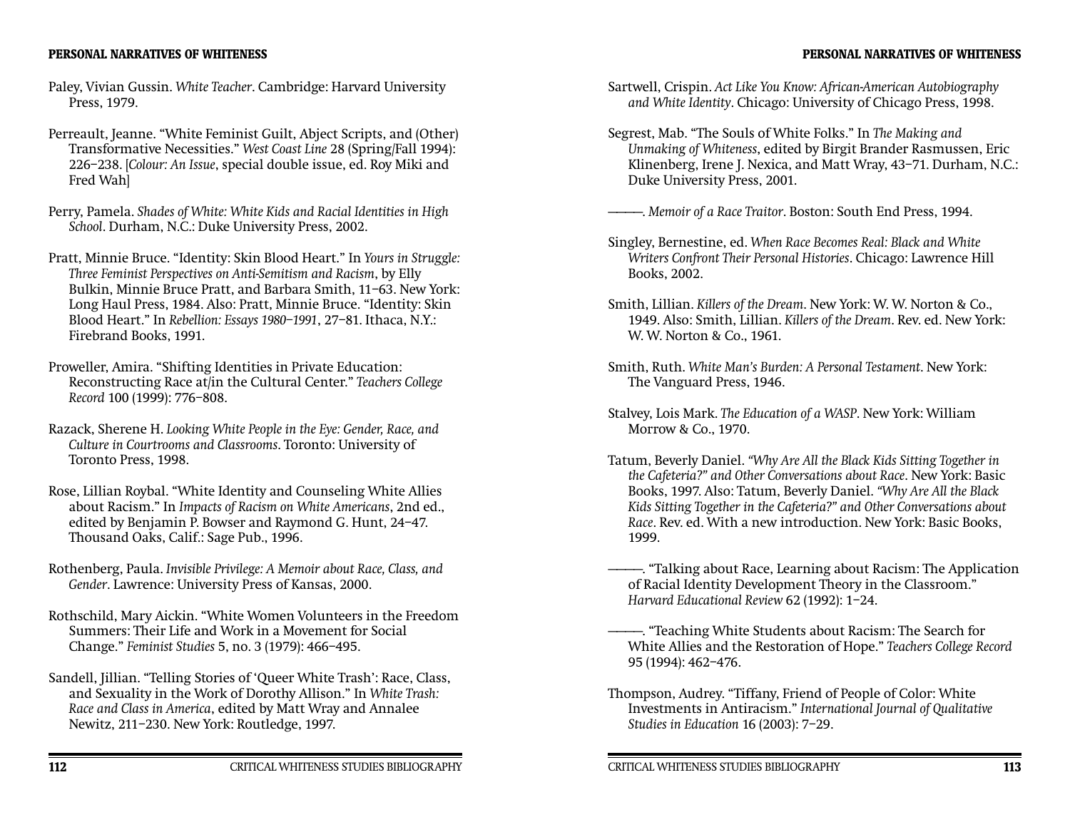Paley, Vivian Gussin. *White Teacher*. Cambridge: Harvard University Press, 1979.

Perreault, Jeanne. "White Feminist Guilt, Abject Scripts, and (Other) Transformative Necessities." *West Coast Line* 28 (Spring/Fall 1994): 226–238. [*Colour: An Issue*, special double issue, ed. Roy Miki and Fred Wah]

Perry, Pamela. *Shades of White: White Kids and Racial Identities in High School*. Durham, N.C.: Duke University Press, 2002.

Pratt, Minnie Bruce. "Identity: Skin Blood Heart." In *Yours in Struggle: Three Feminist Perspectives on Anti-Semitism and Racism*, by Elly Bulkin, Minnie Bruce Pratt, and Barbara Smith, 11–63. New York: Long Haul Press, 1984. Also: Pratt, Minnie Bruce. "Identity: Skin Blood Heart." In *Rebellion: Essays 1980–1991*, 27–81. Ithaca, N.Y.: Firebrand Books, 1991.

Proweller, Amira. "Shifting Identities in Private Education: Reconstructing Race at/in the Cultural Center." *Teachers College Record* 100 (1999): 776–808.

Razack, Sherene H. *Looking White People in the Eye: Gender, Race, and Culture in Courtrooms and Classrooms*. Toronto: University of Toronto Press, 1998.

Rose, Lillian Roybal. "White Identity and Counseling White Allies about Racism." In *Impacts of Racism on White Americans*, 2nd ed., edited by Benjamin P. Bowser and Raymond G. Hunt, 24–47. Thousand Oaks, Calif.: Sage Pub., 1996.

Rothenberg, Paula. *Invisible Privilege: A Memoir about Race, Class, and Gender*. Lawrence: University Press of Kansas, 2000.

Rothschild, Mary Aickin. "White Women Volunteers in the Freedom Summers: Their Life and Work in a Movement for Social Change." *Feminist Studies* 5, no. 3 (1979): 466–495.

Sandell, Jillian. "Telling Stories of 'Queer White Trash': Race, Class, and Sexuality in the Work of Dorothy Allison." In *White Trash: Race and Class in America*, edited by Matt Wray and Annalee Newitz, 211–230. New York: Routledge, 1997.

Sartwell, Crispin. *Act Like You Know: African-American Autobiography and White Identity*. Chicago: University of Chicago Press, 1998.

Segrest, Mab. "The Souls of White Folks." In *The Making and Unmaking of Whiteness*, edited by Birgit Brander Rasmussen, Eric Klinenberg, Irene J. Nexica, and Matt Wray, 43–71. Durham, N.C.: Duke University Press, 2001.

———. *Memoir of a Race Traitor*. Boston: South End Press, 1994.

Singley, Bernestine, ed. *When Race Becomes Real: Black and White Writers Confront Their Personal Histories*. Chicago: Lawrence Hill Books, 2002.

Smith, Lillian. *Killers of the Dream*. New York: W. W. Norton & Co., 1949. Also: Smith, Lillian. *Killers of the Dream*. Rev. ed. New York: W. W. Norton & Co., 1961.

Smith, Ruth. *White Man's Burden: A Personal Testament*. New York: The Vanguard Press, 1946.

Stalvey, Lois Mark. *The Education of a WASP*. New York: William Morrow & Co., 1970.

Tatum, Beverly Daniel. *"Why Are All the Black Kids Sitting Together in the Cafeteria?" and Other Conversations about Race*. New York: Basic Books, 1997. Also: Tatum, Beverly Daniel. *"Why Are All the Black Kids Sitting Together in the Cafeteria?" and Other Conversations about Race*. Rev. ed. With a new introduction. New York: Basic Books, 1999.

———. "Talking about Race, Learning about Racism: The Application of Racial Identity Development Theory in the Classroom." *Harvard Educational Review* 62 (1992): 1–24.

———. "Teaching White Students about Racism: The Search for White Allies and the Restoration of Hope." *Teachers College Record* 95 (1994): 462–476.

Thompson, Audrey. "Tiffany, Friend of People of Color: White Investments in Antiracism." *International Journal of Qualitative Studies in Education* 16 (2003): 7–29.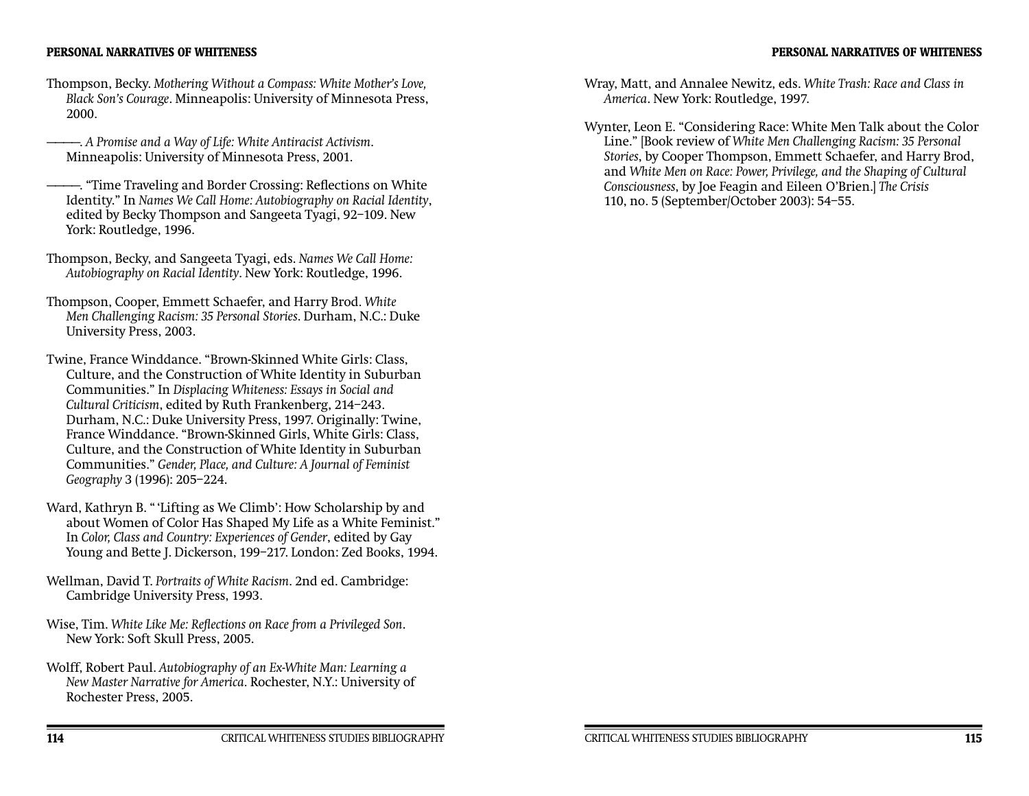Thompson, Becky. *Mothering Without a Compass: White Mother's Love, Black Son's Courage*. Minneapolis: University of Minnesota Press, 2000.

———. *A Promise and a Way of Life: White Antiracist Activism*. Minneapolis: University of Minnesota Press, 2001.

———. "Time Traveling and Border Crossing: Reflections on White Identity." In *Names We Call Home: Autobiography on Racial Identity*, edited by Becky Thompson and Sangeeta Tyagi, 92–109. New York: Routledge, 1996.

Thompson, Becky, and Sangeeta Tyagi, eds. *Names We Call Home: Autobiography on Racial Identity*. New York: Routledge, 1996.

Thompson, Cooper, Emmett Schaefer, and Harry Brod. *White Men Challenging Racism: 35 Personal Stories*. Durham, N.C.: Duke University Press, 2003.

Twine, France Winddance. "Brown-Skinned White Girls: Class, Culture, and the Construction of White Identity in Suburban Communities." In *Displacing Whiteness: Essays in Social and Cultural Criticism*, edited by Ruth Frankenberg, 214–243. Durham, N.C.: Duke University Press, 1997. Originally: Twine, France Winddance. "Brown-Skinned Girls, White Girls: Class, Culture, and the Construction of White Identity in Suburban Communities." *Gender, Place, and Culture: A Journal of Feminist Geography* 3 (1996): 205–224.

Ward, Kathryn B. " 'Lifting as We Climb': How Scholarship by and about Women of Color Has Shaped My Life as a White Feminist." In *Color, Class and Country: Experiences of Gender*, edited by Gay Young and Bette J. Dickerson, 199–217. London: Zed Books, 1994.

Wellman, David T. *Portraits of White Racism*. 2nd ed. Cambridge: Cambridge University Press, 1993.

Wise, Tim. *White Like Me: Reflections on Race from a Privileged Son*. New York: Soft Skull Press, 2005.

Wolff, Robert Paul. *Autobiography of an Ex-White Man: Learning a New Master Narrative for America*. Rochester, N.Y.: University of Rochester Press, 2005.

Wray, Matt, and Annalee Newitz, eds. *White Trash: Race and Class in America*. New York: Routledge, 1997.

Wynter, Leon E. "Considering Race: White Men Talk about the Color Line." [Book review of *White Men Challenging Racism: 35 Personal Stories*, by Cooper Thompson, Emmett Schaefer, and Harry Brod, and *White Men on Race: Power, Privilege, and the Shaping of Cultural Consciousness*, by Joe Feagin and Eileen O'Brien.] *The Crisis* 110, no. 5 (September/October 2003): 54–55.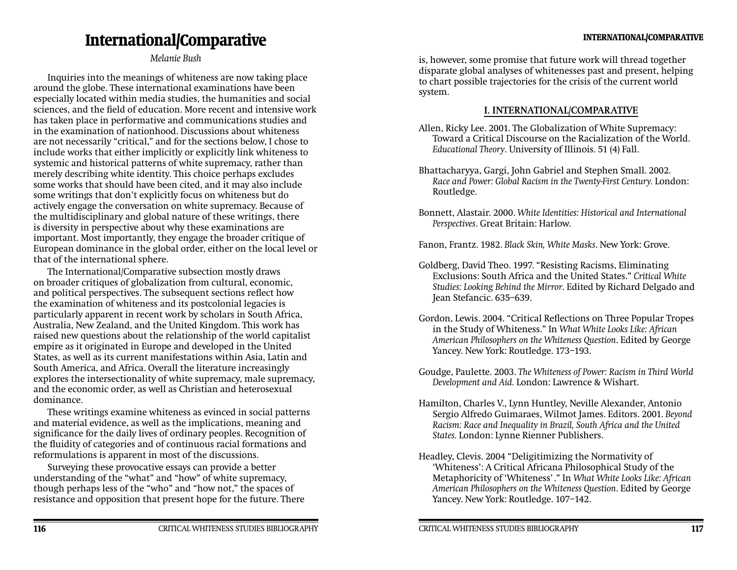# International/Comparative

*Melanie Bush*

Inquiries into the meanings of whiteness are now taking place around the globe. These international examinations have been especially located within media studies, the humanities and social sciences, and the field of education. More recent and intensive work has taken place in performative and communications studies and in the examination of nationhood. Discussions about whiteness are not necessarily "critical," and for the sections below, I chose to include works that either implicitly or explicitly link whiteness to systemic and historical patterns of white supremacy, rather than merely describing white identity. This choice perhaps excludes some works that should have been cited, and it may also include some writings that don't explicitly focus on whiteness but do actively engage the conversation on white supremacy. Because of the multidisciplinary and global nature of these writings, there is diversity in perspective about why these examinations are important. Most importantly, they engage the broader critique of European dominance in the global order, either on the local level or that of the international sphere.

The International/Comparative subsection mostly draws on broader critiques of globalization from cultural, economic, and political perspectives. The subsequent sections reflect how the examination of whiteness and its postcolonial legacies is particularly apparent in recent work by scholars in South Africa, Australia, New Zealand, and the United Kingdom. This work has raised new questions about the relationship of the world capitalist empire as it originated in Europe and developed in the United States, as well as its current manifestations within Asia, Latin and South America, and Africa. Overall the literature increasingly explores the intersectionality of white supremacy, male supremacy, and the economic order, as well as Christian and heterosexual dominance.

These writings examine whiteness as evinced in social patterns and material evidence, as well as the implications, meaning and significance for the daily lives of ordinary peoples. Recognition of the fluidity of categories and of continuous racial formations and reformulations is apparent in most of the discussions.

Surveying these provocative essays can provide a better understanding of the "what" and "how" of white supremacy, though perhaps less of the "who" and "how not," the spaces of resistance and opposition that present hope for the future. There is, however, some promise that future work will thread together disparate global analyses of whitenesses past and present, helping to chart possible trajectories for the crisis of the current world system.

## I. INTERNATIONAL/COMPARATIVE

Allen, Ricky Lee. 2001. The Globalization of White Supremacy: Toward a Critical Discourse on the Racialization of the World. *Educational Theory*. University of Illinois. 51 (4) Fall.

Bhattacharyya, Gargi, John Gabriel and Stephen Small. 2002. *Race and Power: Global Racism in the Twenty-First Century.* London: Routledge.

Bonnett, Alastair. 2000. *White Identities: Historical and International Perspectives*. Great Britain: Harlow.

Fanon, Frantz. 1982. *Black Skin, White Masks*. New York: Grove.

Goldberg, David Theo. 1997. "Resisting Racisms, Eliminating Exclusions: South Africa and the United States." *Critical White Studies: Looking Behind the Mirror*. Edited by Richard Delgado and Jean Stefancic. 635–639.

Gordon, Lewis. 2004. "Critical Reflections on Three Popular Tropes in the Study of Whiteness." In *What White Looks Like: African American Philosophers on the Whiteness Question*. Edited by George Yancey. New York: Routledge. 173–193.

Goudge, Paulette. 2003. *The Whiteness of Power: Racism in Third World Development and Aid.* London: Lawrence & Wishart.

Hamilton, Charles V., Lynn Huntley, Neville Alexander, Antonio Sergio Alfredo Guimaraes, Wilmot James. Editors. 2001. *Beyond Racism: Race and Inequality in Brazil, South Africa and the United States.* London: Lynne Rienner Publishers.

Headley, Clevis. 2004 "Deligitimizing the Normativity of 'Whiteness': A Critical Africana Philosophical Study of the Metaphoricity of 'Whiteness'." In *What White Looks Like: African American Philosophers on the Whiteness Question*. Edited by George Yancey. New York: Routledge. 107–142.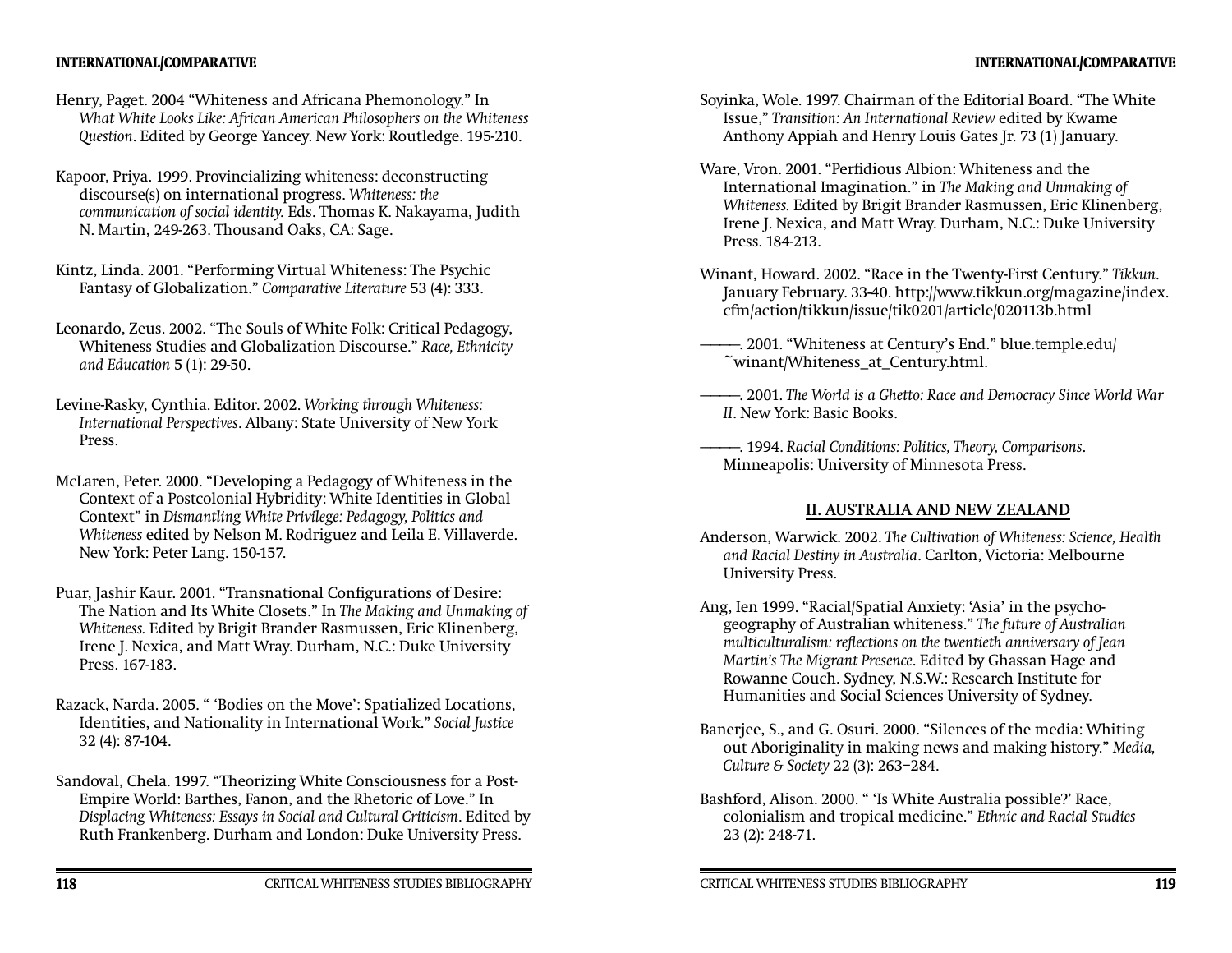Henry, Paget. 2004 "Whiteness and Africana Phemonology." In *What White Looks Like: African American Philosophers on the Whiteness Question*. Edited by George Yancey. New York: Routledge. 195-210.

Kapoor, Priya. 1999. Provincializing whiteness: deconstructing discourse(s) on international progress. *Whiteness: the communication of social identity.* Eds. Thomas K. Nakayama, Judith N. Martin, 249-263. Thousand Oaks, CA: Sage.

Kintz, Linda. 2001. "Performing Virtual Whiteness: The Psychic Fantasy of Globalization." *Comparative Literature* 53 (4): 333.

Leonardo, Zeus. 2002. "The Souls of White Folk: Critical Pedagogy, Whiteness Studies and Globalization Discourse." *Race, Ethnicity and Education* 5 (1): 29-50.

Levine-Rasky, Cynthia. Editor. 2002. *Working through Whiteness: International Perspectives*. Albany: State University of New York Press.

McLaren, Peter. 2000. "Developing a Pedagogy of Whiteness in the Context of a Postcolonial Hybridity: White Identities in Global Context" in *Dismantling White Privilege: Pedagogy, Politics and Whiteness* edited by Nelson M. Rodriguez and Leila E. Villaverde. New York: Peter Lang. 150-157.

Puar, Jashir Kaur. 2001. "Transnational Configurations of Desire: The Nation and Its White Closets." In *The Making and Unmaking of Whiteness.* Edited by Brigit Brander Rasmussen, Eric Klinenberg, Irene J. Nexica, and Matt Wray. Durham, N.C.: Duke University Press. 167-183.

Razack, Narda. 2005. " 'Bodies on the Move': Spatialized Locations, Identities, and Nationality in International Work." *Social Justice* 32 (4): 87-104.

Sandoval, Chela. 1997. "Theorizing White Consciousness for a Post-Empire World: Barthes, Fanon, and the Rhetoric of Love." In *Displacing Whiteness: Essays in Social and Cultural Criticism*. Edited by Ruth Frankenberg. Durham and London: Duke University Press.

Soyinka, Wole. 1997. Chairman of the Editorial Board. "The White Issue," *Transition: An International Review* edited by Kwame Anthony Appiah and Henry Louis Gates Jr. 73 (1) January.

Ware, Vron. 2001. "Perfidious Albion: Whiteness and the International Imagination." in *The Making and Unmaking of Whiteness.* Edited by Brigit Brander Rasmussen, Eric Klinenberg, Irene J. Nexica, and Matt Wray. Durham, N.C.: Duke University Press. 184-213.

Winant, Howard. 2002. "Race in the Twenty-First Century." *Tikkun*. January February. 33-40. http://www.tikkun.org/magazine/index.cfm/action/tikkun/issue/tik0201/article/020113b.html

———. 2001. "Whiteness at Century's End." blue.temple.edu/~winant/Whiteness_at_Century.html.

———. 2001. *The World is a Ghetto: Race and Democracy Since World War II*. New York: Basic Books.

———. 1994. *Racial Conditions: Politics, Theory, Comparisons*. Minneapolis: University of Minnesota Press.

## II. AUSTRALIA AND NEW ZEALAND

Anderson, Warwick. 2002. *The Cultivation of Whiteness: Science, Health and Racial Destiny in Australia*. Carlton, Victoria: Melbourne University Press.

Ang, Ien 1999. "Racial/Spatial Anxiety: 'Asia' in the psycho-geography of Australian whiteness." *The future of Australian multiculturalism: reflections on the twentieth anniversary of Jean Martin's The Migrant Presence*. Edited by Ghassan Hage and Rowanne Couch. Sydney, N.S.W.: Research Institute for Humanities and Social Sciences University of Sydney.

Banerjee, S., and G. Osuri. 2000. "Silences of the media: Whiting out Aboriginality in making news and making history." *Media, Culture & Society* 22 (3): 263–284.

Bashford, Alison. 2000. " 'Is White Australia possible?' Race, colonialism and tropical medicine." *Ethnic and Racial Studies* 23 (2): 248-71.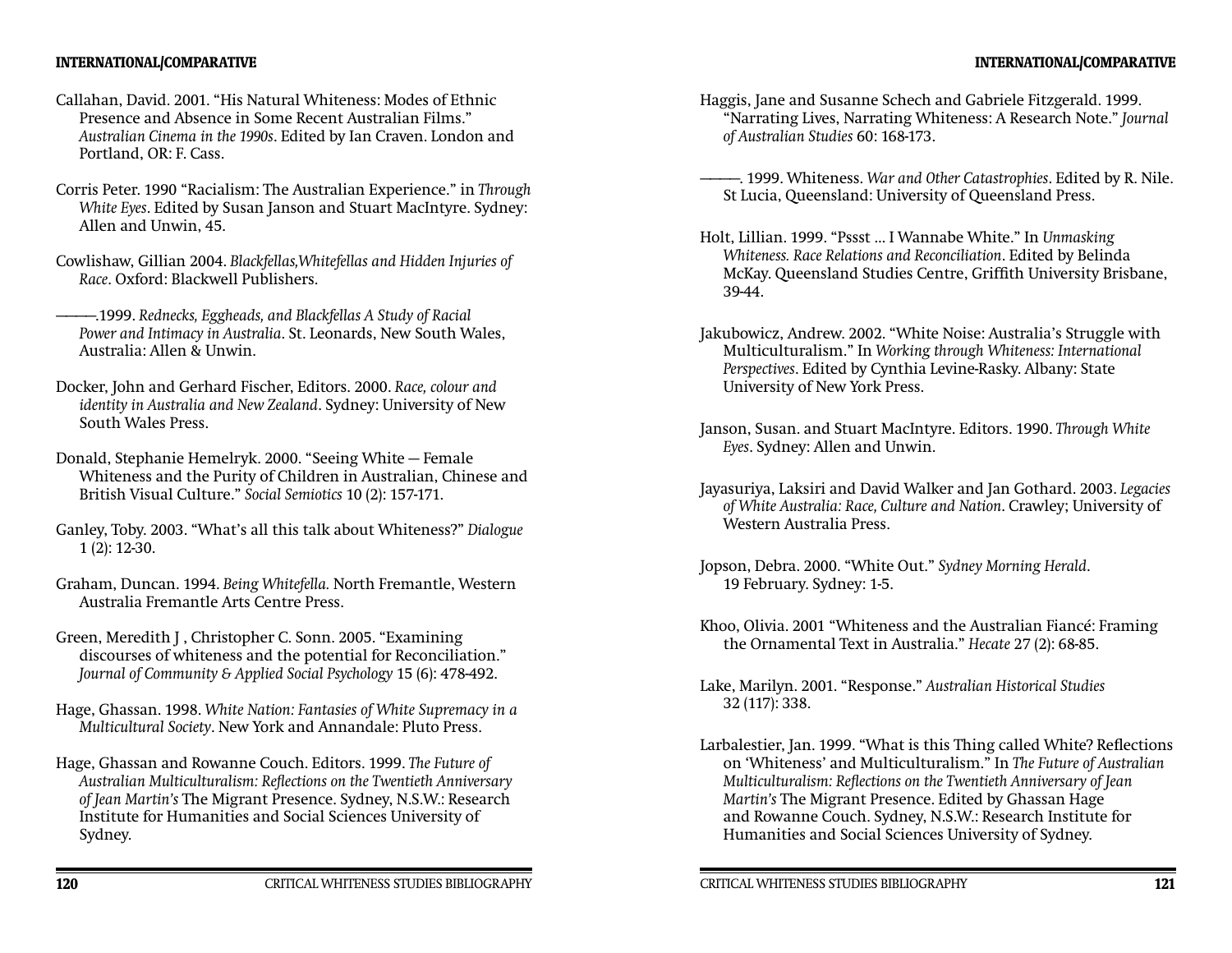Callahan, David. 2001. "His Natural Whiteness: Modes of Ethnic Presence and Absence in Some Recent Australian Films." *Australian Cinema in the 1990s*. Edited by Ian Craven. London and Portland, OR: F. Cass.

Corris Peter. 1990 "Racialism: The Australian Experience." in *Through White Eyes*. Edited by Susan Janson and Stuart MacIntyre. Sydney: Allen and Unwin, 45.

Cowlishaw, Gillian 2004. *Blackfellas,Whitefellas and Hidden Injuries of Race*. Oxford: Blackwell Publishers.

———.1999. *Rednecks, Eggheads, and Blackfellas A Study of Racial Power and Intimacy in Australia*. St. Leonards, New South Wales, Australia: Allen & Unwin.

Docker, John and Gerhard Fischer, Editors. 2000. *Race, colour and identity in Australia and New Zealand*. Sydney: University of New South Wales Press.

Donald, Stephanie Hemelryk. 2000. "Seeing White — Female Whiteness and the Purity of Children in Australian, Chinese and British Visual Culture." *Social Semiotics* 10 (2): 157-171.

Ganley, Toby. 2003. "What's all this talk about Whiteness?" *Dialogue* 1 (2): 12-30.

Graham, Duncan. 1994. *Being Whitefella.* North Fremantle, Western Australia Fremantle Arts Centre Press.

Green, Meredith J , Christopher C. Sonn. 2005. "Examining discourses of whiteness and the potential for Reconciliation." *Journal of Community & Applied Social Psychology* 15 (6): 478-492.

Hage, Ghassan. 1998. *White Nation: Fantasies of White Supremacy in a Multicultural Society*. New York and Annandale: Pluto Press.

Hage, Ghassan and Rowanne Couch. Editors. 1999. *The Future of Australian Multiculturalism: Reflections on the Twentieth Anniversary of Jean Martin's* The Migrant Presence. Sydney, N.S.W.: Research Institute for Humanities and Social Sciences University of Sydney.

Haggis, Jane and Susanne Schech and Gabriele Fitzgerald. 1999. "Narrating Lives, Narrating Whiteness: A Research Note." *Journal of Australian Studies* 60: 168-173.

———. 1999. Whiteness. *War and Other Catastrophies*. Edited by R. Nile. St Lucia, Queensland: University of Queensland Press.

Holt, Lillian. 1999. "Pssst ... I Wannabe White." In *Unmasking Whiteness. Race Relations and Reconciliation*. Edited by Belinda McKay. Queensland Studies Centre, Griffith University Brisbane, 39-44.

Jakubowicz, Andrew. 2002. "White Noise: Australia's Struggle with Multiculturalism." In *Working through Whiteness: International Perspectives*. Edited by Cynthia Levine-Rasky. Albany: State University of New York Press.

Janson, Susan. and Stuart MacIntyre. Editors. 1990. *Through White Eyes*. Sydney: Allen and Unwin.

Jayasuriya, Laksiri and David Walker and Jan Gothard. 2003. *Legacies of White Australia: Race, Culture and Nation*. Crawley; University of Western Australia Press.

Jopson, Debra. 2000. "White Out." *Sydney Morning Herald*. 19 February. Sydney: 1-5.

Khoo, Olivia. 2001 "Whiteness and the Australian Fiancé: Framing the Ornamental Text in Australia." *Hecate* 27 (2): 68-85.

Lake, Marilyn. 2001. "Response." *Australian Historical Studies* 32 (117): 338.

Larbalestier, Jan. 1999. "What is this Thing called White? Reflections on 'Whiteness' and Multiculturalism." In *The Future of Australian Multiculturalism: Reflections on the Twentieth Anniversary of Jean Martin's* The Migrant Presence. Edited by Ghassan Hage and Rowanne Couch. Sydney, N.S.W.: Research Institute for Humanities and Social Sciences University of Sydney.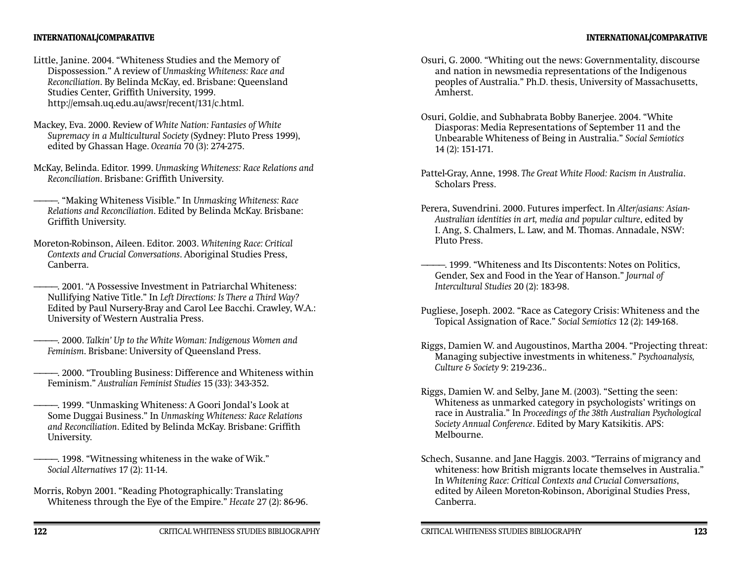Little, Janine. 2004. “Whiteness Studies and the Memory of Dispossession.” A review of *Unmasking Whiteness: Race and Reconciliation*. By Belinda McKay, ed. Brisbane: Queensland Studies Center, Griffith University, 1999. http://emsah.uq.edu.au/awsr/recent/131/c.html.

Mackey, Eva. 2000. Review of *White Nation: Fantasies of White Supremacy in a Multicultural Society* (Sydney: Pluto Press 1999), edited by Ghassan Hage. *Oceania* 70 (3): 274-275.

McKay, Belinda. Editor. 1999. *Unmasking Whiteness: Race Relations and Reconciliation*. Brisbane: Griffith University.

———. “Making Whiteness Visible.” In *Unmasking Whiteness: Race Relations and Reconciliation*. Edited by Belinda McKay. Brisbane: Griffith University.

Moreton-Robinson, Aileen. Editor. 2003. *Whitening Race: Critical Contexts and Crucial Conversations*. Aboriginal Studies Press, Canberra.

———. 2001. “A Possessive Investment in Patriarchal Whiteness: Nullifying Native Title.” In *Left Directions: Is There a Third Way?* Edited by Paul Nursery-Bray and Carol Lee Bacchi. Crawley, W.A.: University of Western Australia Press.

———. 2000. *Talkin’ Up to the White Woman: Indigenous Women and Feminism*. Brisbane: University of Queensland Press.

———. 2000. “Troubling Business: Difference and Whiteness within Feminism.” *Australian Feminist Studies* 15 (33): 343-352.

———. 1999. “Unmasking Whiteness: A Goori Jondal’s Look at Some Duggai Business.” In *Unmasking Whiteness: Race Relations and Reconciliation*. Edited by Belinda McKay. Brisbane: Griffith University.

———. 1998. “Witnessing whiteness in the wake of Wik.” *Social Alternatives* 17 (2): 11-14.

Morris, Robyn 2001. “Reading Photographically: Translating Whiteness through the Eye of the Empire.” *Hecate* 27 (2): 86-96.

Osuri, G. 2000. “Whiting out the news: Governmentality, discourse and nation in newsmedia representations of the Indigenous peoples of Australia.” Ph.D. thesis, University of Massachusetts, Amherst.

Osuri, Goldie, and Subhabrata Bobby Banerjee. 2004. “White Diasporas: Media Representations of September 11 and the Unbearable Whiteness of Being in Australia.” *Social Semiotics* 14 (2): 151-171.

Pattel-Gray, Anne, 1998. *The Great White Flood: Racism in Australia*. Scholars Press.

Perera, Suvendrini. 2000. Futures imperfect. In *Alter/asians: Asian-Australian identities in art, media and popular culture*, edited by I. Ang, S. Chalmers, L. Law, and M. Thomas. Annadale, NSW: Pluto Press.

———. 1999. “Whiteness and Its Discontents: Notes on Politics, Gender, Sex and Food in the Year of Hanson.” *Journal of Intercultural Studies* 20 (2): 183-98.

Pugliese, Joseph. 2002. “Race as Category Crisis: Whiteness and the Topical Assignation of Race.” *Social Semiotics* 12 (2): 149-168.

Riggs, Damien W. and Augoustinos, Martha 2004. “Projecting threat: Managing subjective investments in whiteness.” *Psychoanalysis, Culture & Society* 9: 219-236..

Riggs, Damien W. and Selby, Jane M. (2003). “Setting the seen: Whiteness as unmarked category in psychologists’ writings on race in Australia.” In *Proceedings of the 38th Australian Psychological Society Annual Conference*. Edited by Mary Katsikitis. APS: Melbourne.

Schech, Susanne. and Jane Haggis. 2003. “Terrains of migrancy and whiteness: how British migrants locate themselves in Australia.” In *Whitening Race: Critical Contexts and Crucial Conversations*, edited by Aileen Moreton-Robinson, Aboriginal Studies Press, Canberra.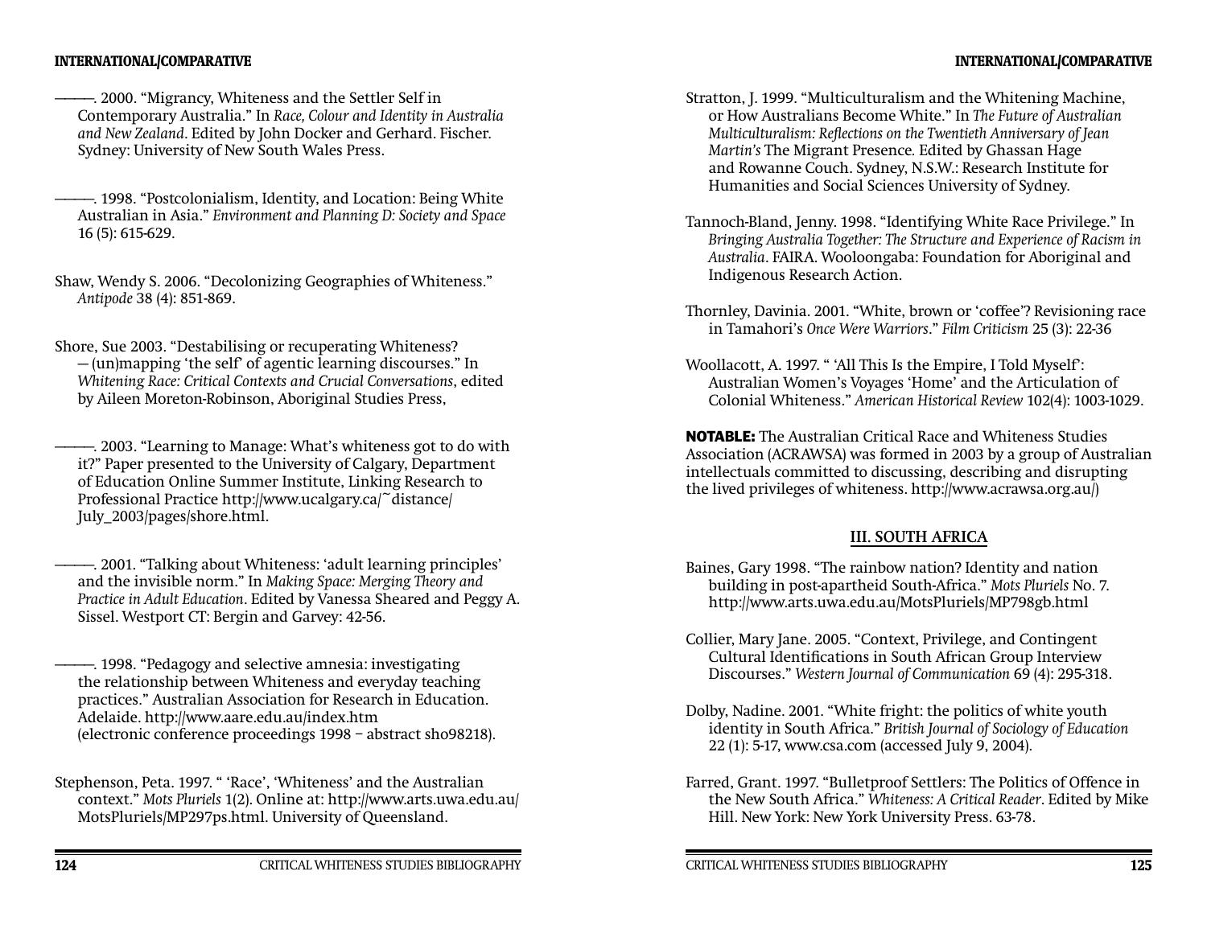———. 2000. “Migrancy, Whiteness and the Settler Self in Contemporary Australia.” In *Race, Colour and Identity in Australia and New Zealand*. Edited by John Docker and Gerhard. Fischer. Sydney: University of New South Wales Press.

———. 1998. “Postcolonialism, Identity, and Location: Being White Australian in Asia.” *Environment and Planning D: Society and Space* 16 (5): 615-629.

Shaw, Wendy S. 2006. “Decolonizing Geographies of Whiteness.” *Antipode* 38 (4): 851-869.

Shore, Sue 2003. “Destabilising or recuperating Whiteness? —(un)mapping ‘the self’ of agentic learning discourses.” In *Whitening Race: Critical Contexts and Crucial Conversations*, edited by Aileen Moreton-Robinson, Aboriginal Studies Press,

———. 2003. “Learning to Manage: What’s whiteness got to do with it?” Paper presented to the University of Calgary, Department of Education Online Summer Institute, Linking Research to Professional Practice http://www.ucalgary.ca/~distance/July_2003/pages/shore.html.

———. 2001. “Talking about Whiteness: ‘adult learning principles’ and the invisible norm.” In *Making Space: Merging Theory and Practice in Adult Education*. Edited by Vanessa Sheared and Peggy A. Sissel. Westport CT: Bergin and Garvey: 42-56.

———. 1998. “Pedagogy and selective amnesia: investigating the relationship between Whiteness and everyday teaching practices.” Australian Association for Research in Education. Adelaide. http://www.aare.edu.au/index.htm (electronic conference proceedings 1998 – abstract sho98218).

Stephenson, Peta. 1997. “ ‘Race’, ‘Whiteness’ and the Australian context.” *Mots Pluriels* 1(2). Online at: http://www.arts.uwa.edu.au/MotsPluriels/MP297ps.html. University of Queensland.

Stratton, J. 1999. “Multiculturalism and the Whitening Machine, or How Australians Become White.” In *The Future of Australian Multiculturalism: Reflections on the Twentieth Anniversary of Jean Martin’s* The Migrant Presence*.* Edited by Ghassan Hage and Rowanne Couch. Sydney, N.S.W.: Research Institute for Humanities and Social Sciences University of Sydney.

Tannoch-Bland, Jenny. 1998. “Identifying White Race Privilege.” In *Bringing Australia Together: The Structure and Experience of Racism in Australia*. FAIRA. Wooloongaba: Foundation for Aboriginal and Indigenous Research Action.

Thornley, Davinia. 2001. “White, brown or ‘coffee’? Revisioning race in Tamahori’s *Once Were Warriors*.” *Film Criticism* 25 (3): 22-36

Woollacott, A. 1997. “ ‘All This Is the Empire, I Told Myself’: Australian Women’s Voyages ‘Home’ and the Articulation of Colonial Whiteness.” *American Historical Review* 102(4): 1003-1029.

**NOTABLE:** The Australian Critical Race and Whiteness Studies Association (ACRAWSA) was formed in 2003 by a group of Australian intellectuals committed to discussing, describing and disrupting the lived privileges of whiteness. http://www.acrawsa.org.au/)

## III. SOUTH AFRICA

Baines, Gary 1998. “The rainbow nation? Identity and nation building in post-apartheid South-Africa.” *Mots Pluriels* No. 7. http://www.arts.uwa.edu.au/MotsPluriels/MP798gb.html

Collier, Mary Jane. 2005. “Context, Privilege, and Contingent Cultural Identifications in South African Group Interview Discourses.” *Western Journal of Communication* 69 (4): 295-318.

Dolby, Nadine. 2001. “White fright: the politics of white youth identity in South Africa.” *British Journal of Sociology of Education* 22 (1): 5-17, www.csa.com (accessed July 9, 2004).

Farred, Grant. 1997. “Bulletproof Settlers: The Politics of Offence in the New South Africa.” *Whiteness: A Critical Reader*. Edited by Mike Hill. New York: New York University Press. 63-78.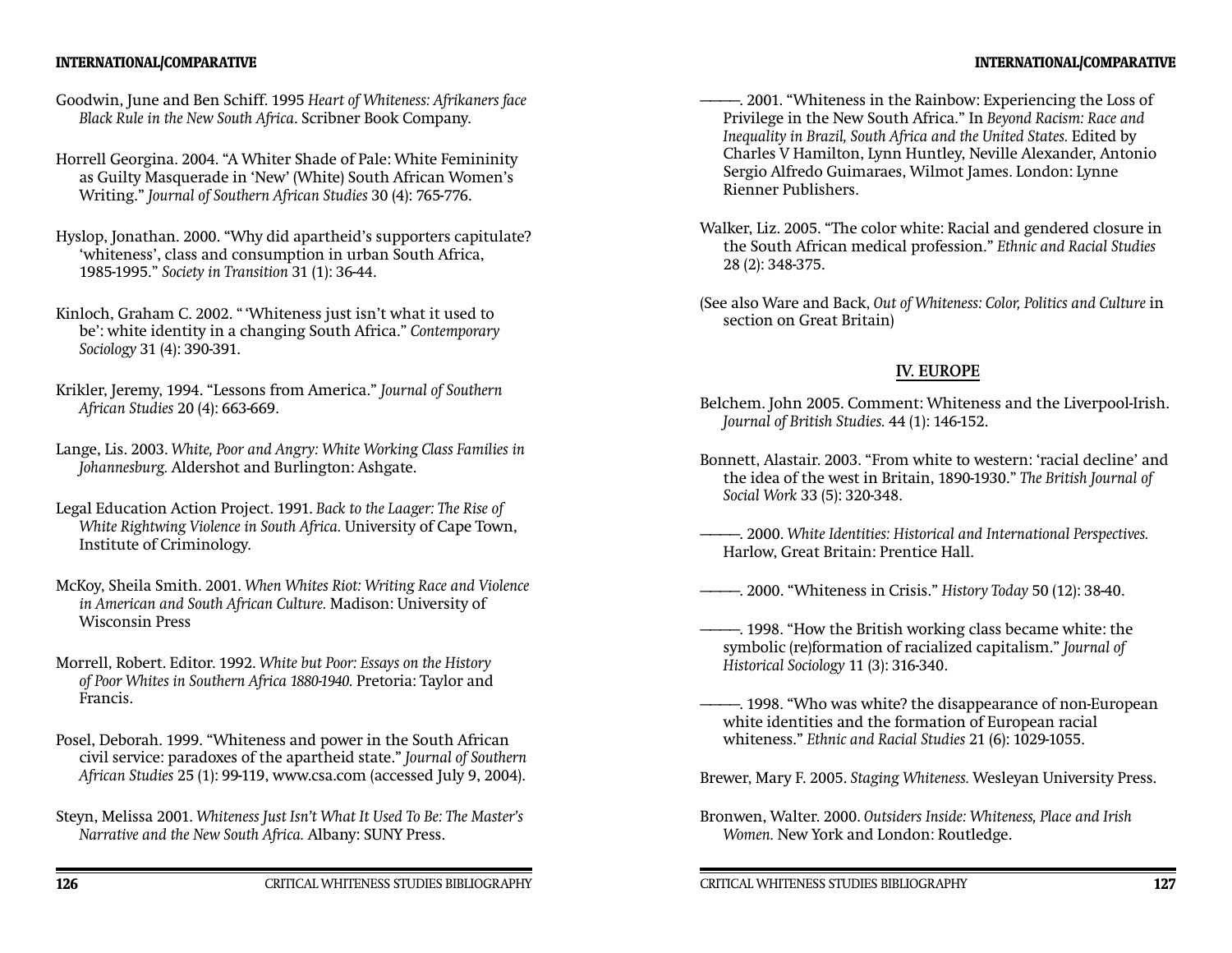Goodwin, June and Ben Schiff. 1995 *Heart of Whiteness: Afrikaners face Black Rule in the New South Africa*. Scribner Book Company.

Horrell Georgina. 2004. "A Whiter Shade of Pale: White Femininity as Guilty Masquerade in 'New' (White) South African Women's Writing." *Journal of Southern African Studies* 30 (4): 765-776.

Hyslop, Jonathan. 2000. "Why did apartheid's supporters capitulate? 'whiteness', class and consumption in urban South Africa, 1985-1995." *Society in Transition* 31 (1): 36-44.

Kinloch, Graham C. 2002. " 'Whiteness just isn't what it used to be': white identity in a changing South Africa." *Contemporary Sociology* 31 (4): 390-391.

Krikler, Jeremy, 1994. "Lessons from America." *Journal of Southern African Studies* 20 (4): 663-669.

Lange, Lis. 2003. *White, Poor and Angry: White Working Class Families in Johannesburg.* Aldershot and Burlington: Ashgate.

Legal Education Action Project. 1991. *Back to the Laager: The Rise of White Rightwing Violence in South Africa.* University of Cape Town, Institute of Criminology.

McKoy, Sheila Smith. 2001. *When Whites Riot: Writing Race and Violence in American and South African Culture.* Madison: University of Wisconsin Press

Morrell, Robert. Editor. 1992. *White but Poor: Essays on the History of Poor Whites in Southern Africa 1880-1940.* Pretoria: Taylor and Francis.

Posel, Deborah. 1999. "Whiteness and power in the South African civil service: paradoxes of the apartheid state." *Journal of Southern African Studies* 25 (1): 99-119, www.csa.com (accessed July 9, 2004).

Steyn, Melissa 2001. *Whiteness Just Isn't What It Used To Be: The Master's Narrative and the New South Africa.* Albany: SUNY Press.

———. 2001. "Whiteness in the Rainbow: Experiencing the Loss of Privilege in the New South Africa." In *Beyond Racism: Race and Inequality in Brazil, South Africa and the United States.* Edited by Charles V Hamilton, Lynn Huntley, Neville Alexander, Antonio Sergio Alfredo Guimaraes, Wilmot James. London: Lynne Rienner Publishers.

Walker, Liz. 2005. "The color white: Racial and gendered closure in the South African medical profession." *Ethnic and Racial Studies* 28 (2): 348-375.

(See also Ware and Back, *Out of Whiteness: Color, Politics and Culture* in section on Great Britain)

## IV. EUROPE

Belchem. John 2005. Comment: Whiteness and the Liverpool-Irish. *Journal of British Studies.* 44 (1): 146-152.

Bonnett, Alastair. 2003. "From white to western: 'racial decline' and the idea of the west in Britain, 1890-1930." *The British Journal of Social Work* 33 (5): 320-348.

———. 2000. *White Identities: Historical and International Perspectives.* Harlow, Great Britain: Prentice Hall.

———. 2000. "Whiteness in Crisis." *History Today* 50 (12): 38-40.

———. 1998. "How the British working class became white: the symbolic (re)formation of racialized capitalism." *Journal of Historical Sociology* 11 (3): 316-340.

———. 1998. "Who was white? the disappearance of non-European white identities and the formation of European racial whiteness." *Ethnic and Racial Studies* 21 (6): 1029-1055.

Brewer, Mary F. 2005. *Staging Whiteness.* Wesleyan University Press.

Bronwen, Walter. 2000. *Outsiders Inside: Whiteness, Place and Irish Women.* New York and London: Routledge.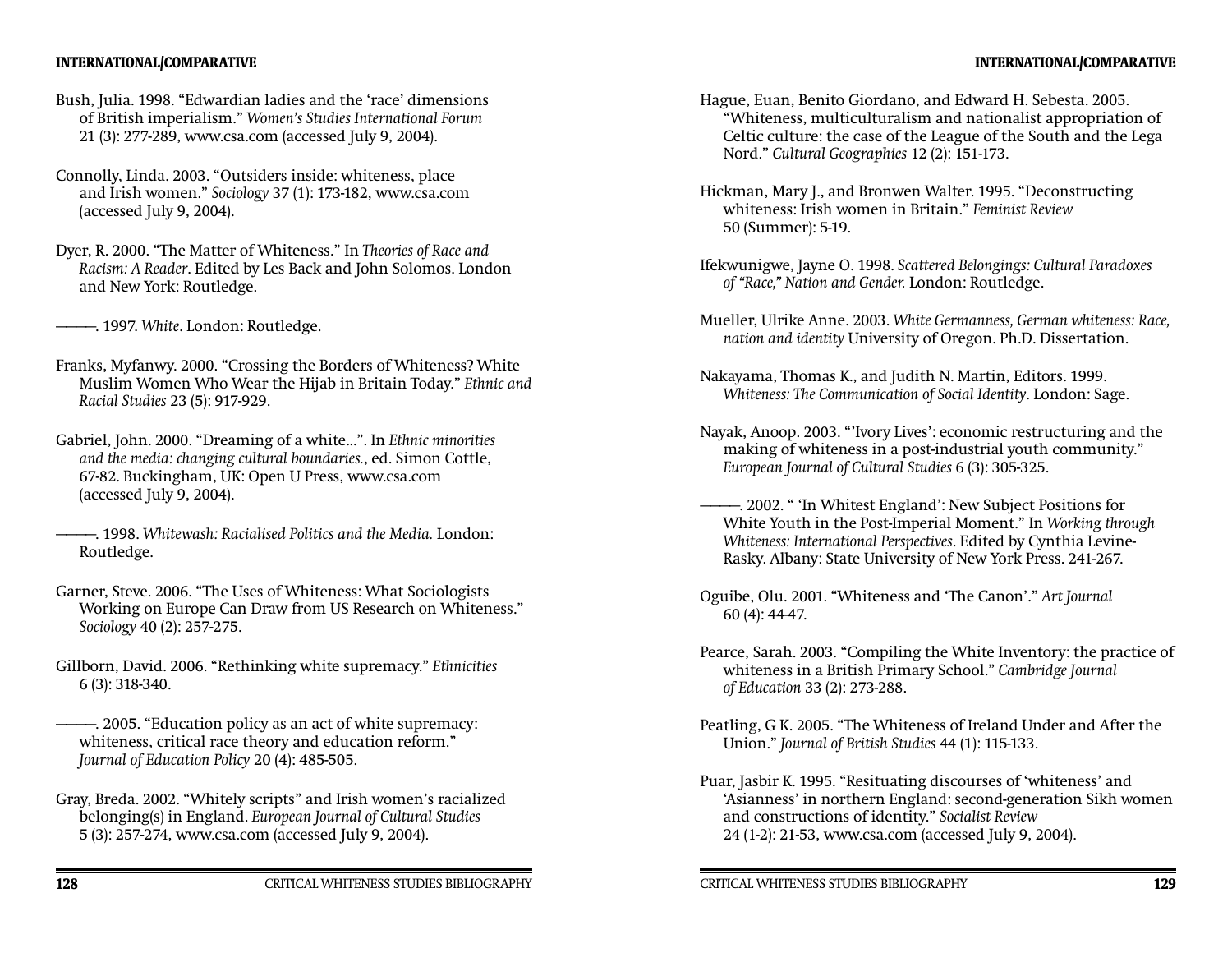Bush, Julia. 1998. “Edwardian ladies and the ‘race’ dimensions of British imperialism.” *Women's Studies International Forum* 21 (3): 277-289, www.csa.com (accessed July 9, 2004).

Connolly, Linda. 2003. “Outsiders inside: whiteness, place and Irish women.” *Sociology* 37 (1): 173-182, www.csa.com (accessed July 9, 2004).

Dyer, R. 2000. “The Matter of Whiteness.” In *Theories of Race and Racism: A Reader*. Edited by Les Back and John Solomos. London and New York: Routledge.

———. 1997. *White*. London: Routledge.

Franks, Myfanwy. 2000. “Crossing the Borders of Whiteness? White Muslim Women Who Wear the Hijab in Britain Today.” *Ethnic and Racial Studies* 23 (5): 917-929.

Gabriel, John. 2000. “Dreaming of a white...”. In *Ethnic minorities and the media: changing cultural boundaries.*, ed. Simon Cottle, 67-82. Buckingham, UK: Open U Press, www.csa.com (accessed July 9, 2004).

———. 1998. *Whitewash: Racialised Politics and the Media.* London: Routledge.

Garner, Steve. 2006. “The Uses of Whiteness: What Sociologists Working on Europe Can Draw from US Research on Whiteness.” *Sociology* 40 (2): 257-275.

Gillborn, David. 2006. “Rethinking white supremacy.” *Ethnicities* 6 (3): 318-340.

———. 2005. “Education policy as an act of white supremacy: whiteness, critical race theory and education reform.” *Journal of Education Policy* 20 (4): 485-505.

Gray, Breda. 2002. “Whitely scripts” and Irish women’s racialized belonging(s) in England. *European Journal of Cultural Studies* 5 (3): 257-274, www.csa.com (accessed July 9, 2004).

Hague, Euan, Benito Giordano, and Edward H. Sebesta. 2005. “Whiteness, multiculturalism and nationalist appropriation of Celtic culture: the case of the League of the South and the Lega Nord.” *Cultural Geographies* 12 (2): 151-173.

Hickman, Mary J., and Bronwen Walter. 1995. “Deconstructing whiteness: Irish women in Britain.” *Feminist Review* 50 (Summer): 5-19.

Ifekwunigwe, Jayne O. 1998. *Scattered Belongings: Cultural Paradoxes of “Race,” Nation and Gender.* London: Routledge.

Mueller, Ulrike Anne. 2003. *White Germanness, German whiteness: Race, nation and identity* University of Oregon. Ph.D. Dissertation.

Nakayama, Thomas K., and Judith N. Martin, Editors. 1999. *Whiteness: The Communication of Social Identity*. London: Sage.

Nayak, Anoop. 2003. “’Ivory Lives’: economic restructuring and the making of whiteness in a post-industrial youth community.” *European Journal of Cultural Studies* 6 (3): 305-325.

———. 2002. “ ‘In Whitest England’: New Subject Positions for White Youth in the Post-Imperial Moment.” In *Working through Whiteness: International Perspectives*. Edited by Cynthia Levine-Rasky. Albany: State University of New York Press. 241-267.

Oguibe, Olu. 2001. “Whiteness and ‘The Canon’.” *Art Journal* 60 (4): 44-47.

Pearce, Sarah. 2003. “Compiling the White Inventory: the practice of whiteness in a British Primary School.” *Cambridge Journal of Education* 33 (2): 273-288.

Peatling, G K. 2005. “The Whiteness of Ireland Under and After the Union.” *Journal of British Studies* 44 (1): 115-133.

Puar, Jasbir K. 1995. “Resituating discourses of ‘whiteness’ and ‘Asianness’ in northern England: second-generation Sikh women and constructions of identity.” *Socialist Review* 24 (1-2): 21-53, www.csa.com (accessed July 9, 2004).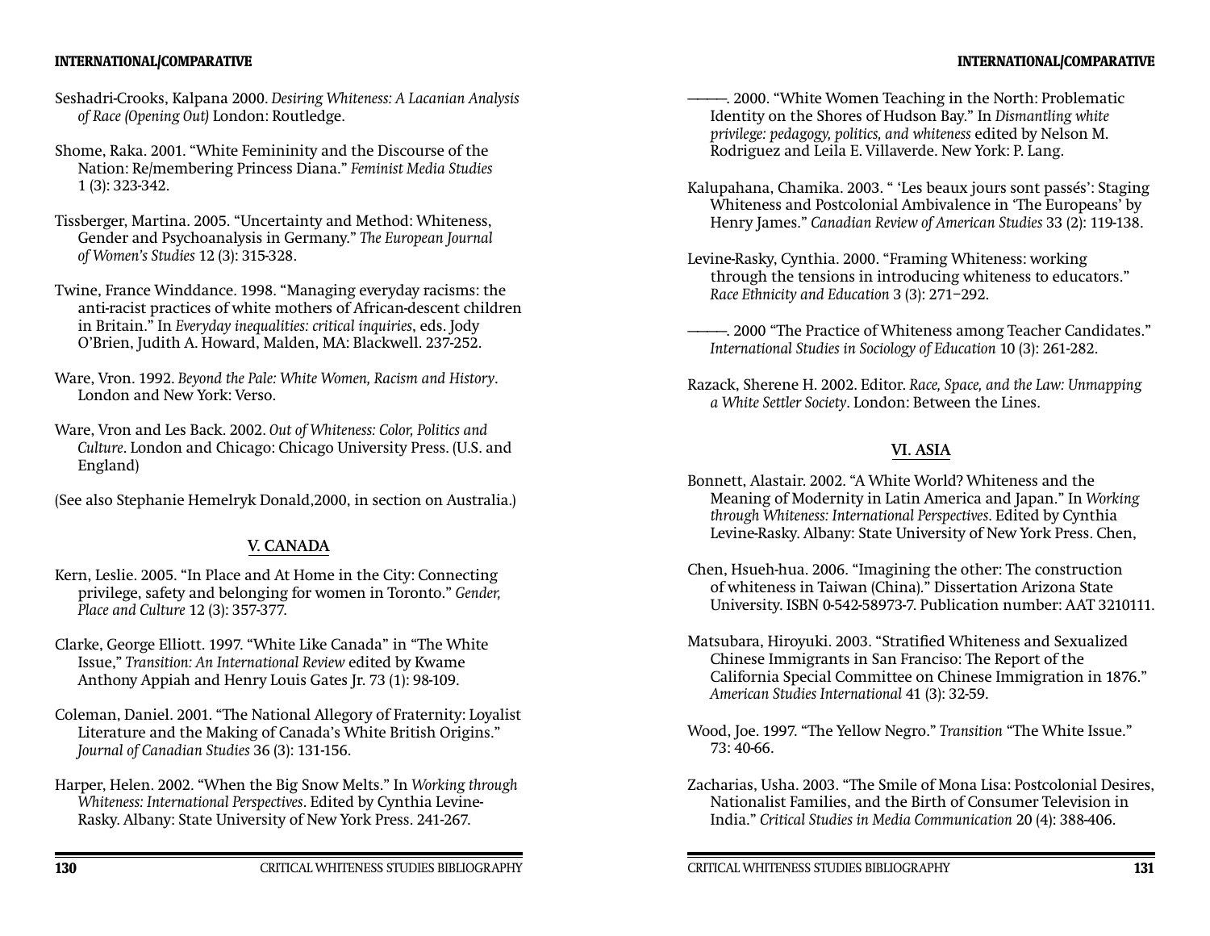Seshadri-Crooks, Kalpana 2000. *Desiring Whiteness: A Lacanian Analysis of Race (Opening Out)* London: Routledge.

Shome, Raka. 2001. "White Femininity and the Discourse of the Nation: Re/membering Princess Diana." *Feminist Media Studies* 1 (3): 323-342.

Tissberger, Martina. 2005. "Uncertainty and Method: Whiteness, Gender and Psychoanalysis in Germany." *The European Journal of Women's Studies* 12 (3): 315-328.

Twine, France Winddance. 1998. "Managing everyday racisms: the anti-racist practices of white mothers of African-descent children in Britain." In *Everyday inequalities: critical inquiries*, eds. Jody O'Brien, Judith A. Howard, Malden, MA: Blackwell. 237-252.

Ware, Vron. 1992. *Beyond the Pale: White Women, Racism and History*. London and New York: Verso.

Ware, Vron and Les Back. 2002. *Out of Whiteness: Color, Politics and Culture*. London and Chicago: Chicago University Press. (U.S. and England)

(See also Stephanie Hemelryk Donald,2000, in section on Australia.)

## V. CANADA

Kern, Leslie. 2005. "In Place and At Home in the City: Connecting privilege, safety and belonging for women in Toronto." *Gender, Place and Culture* 12 (3): 357-377.

Clarke, George Elliott. 1997. "White Like Canada" in "The White Issue," *Transition: An International Review* edited by Kwame Anthony Appiah and Henry Louis Gates Jr. 73 (1): 98-109.

Coleman, Daniel. 2001. "The National Allegory of Fraternity: Loyalist Literature and the Making of Canada's White British Origins." *Journal of Canadian Studies* 36 (3): 131-156.

Harper, Helen. 2002. "When the Big Snow Melts." In *Working through Whiteness: International Perspectives*. Edited by Cynthia Levine-Rasky. Albany: State University of New York Press. 241-267.

———. 2000. "White Women Teaching in the North: Problematic Identity on the Shores of Hudson Bay." In *Dismantling white privilege: pedagogy, politics, and whiteness* edited by Nelson M. Rodriguez and Leila E. Villaverde. New York: P. Lang.

Kalupahana, Chamika. 2003. " 'Les beaux jours sont passés': Staging Whiteness and Postcolonial Ambivalence in 'The Europeans' by Henry James." *Canadian Review of American Studies* 33 (2): 119-138.

Levine-Rasky, Cynthia. 2000. "Framing Whiteness: working through the tensions in introducing whiteness to educators." *Race Ethnicity and Education* 3 (3): 271–292.

———. 2000 "The Practice of Whiteness among Teacher Candidates." *International Studies in Sociology of Education* 10 (3): 261-282.

Razack, Sherene H. 2002. Editor. *Race, Space, and the Law: Unmapping a White Settler Society*. London: Between the Lines.

## VI. ASIA

Bonnett, Alastair. 2002. "A White World? Whiteness and the Meaning of Modernity in Latin America and Japan." In *Working through Whiteness: International Perspectives*. Edited by Cynthia Levine-Rasky. Albany: State University of New York Press. Chen,

Chen, Hsueh-hua. 2006. "Imagining the other: The construction of whiteness in Taiwan (China)." Dissertation Arizona State University. ISBN 0-542-58973-7. Publication number: AAT 3210111.

Matsubara, Hiroyuki. 2003. "Stratified Whiteness and Sexualized Chinese Immigrants in San Franciso: The Report of the California Special Committee on Chinese Immigration in 1876." *American Studies International* 41 (3): 32-59.

Wood, Joe. 1997. "The Yellow Negro." *Transition* "The White Issue." 73: 40-66.

Zacharias, Usha. 2003. "The Smile of Mona Lisa: Postcolonial Desires, Nationalist Families, and the Birth of Consumer Television in India." *Critical Studies in Media Communication* 20 (4): 388-406.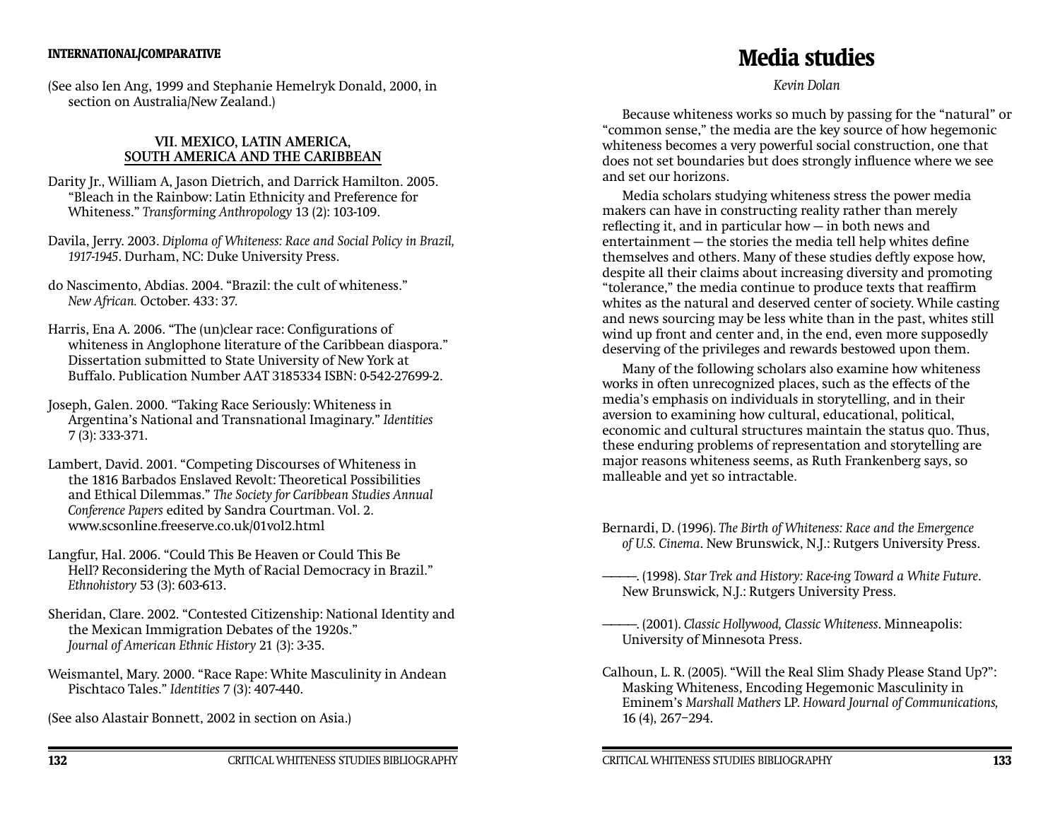(See also Ien Ang, 1999 and Stephanie Hemelryk Donald, 2000, in section on Australia/New Zealand.)

### VII. MEXICO, LATIN AMERICA, SOUTH AMERICA AND THE CARIBBEAN

Darity Jr., William A, Jason Dietrich, and Darrick Hamilton. 2005. "Bleach in the Rainbow: Latin Ethnicity and Preference for Whiteness." *Transforming Anthropology* 13 (2): 103-109.

Davila, Jerry. 2003. *Diploma of Whiteness: Race and Social Policy in Brazil, 1917-1945*. Durham, NC: Duke University Press.

do Nascimento, Abdias. 2004. "Brazil: the cult of whiteness." *New African.* October. 433: 37.

Harris, Ena A. 2006. "The (un)clear race: Configurations of whiteness in Anglophone literature of the Caribbean diaspora." Dissertation submitted to State University of New York at Buffalo. Publication Number AAT 3185334 ISBN: 0-542-27699-2.

Joseph, Galen. 2000. "Taking Race Seriously: Whiteness in Argentina's National and Transnational Imaginary." *Identities* 7 (3): 333-371.

Lambert, David. 2001. "Competing Discourses of Whiteness in the 1816 Barbados Enslaved Revolt: Theoretical Possibilities and Ethical Dilemmas." *The Society for Caribbean Studies Annual Conference Papers* edited by Sandra Courtman. Vol. 2. www.scsonline.freeserve.co.uk/01vol2.html

Langfur, Hal. 2006. "Could This Be Heaven or Could This Be Hell? Reconsidering the Myth of Racial Democracy in Brazil." *Ethnohistory* 53 (3): 603-613.

Sheridan, Clare. 2002. "Contested Citizenship: National Identity and the Mexican Immigration Debates of the 1920s." *Journal of American Ethnic History* 21 (3): 3-35.

Weismantel, Mary. 2000. "Race Rape: White Masculinity in Andean Pischtaco Tales." *Identities* 7 (3): 407-440.

(See also Alastair Bonnett, 2002 in section on Asia.)

# Media studies

*Kevin Dolan*

Because whiteness works so much by passing for the "natural" or "common sense," the media are the key source of how hegemonic whiteness becomes a very powerful social construction, one that does not set boundaries but does strongly influence where we see and set our horizons.

Media scholars studying whiteness stress the power media makers can have in constructing reality rather than merely reflecting it, and in particular how — in both news and entertainment — the stories the media tell help whites define themselves and others. Many of these studies deftly expose how, despite all their claims about increasing diversity and promoting "tolerance," the media continue to produce texts that reaffirm whites as the natural and deserved center of society. While casting and news sourcing may be less white than in the past, whites still wind up front and center and, in the end, even more supposedly deserving of the privileges and rewards bestowed upon them.

Many of the following scholars also examine how whiteness works in often unrecognized places, such as the effects of the media's emphasis on individuals in storytelling, and in their aversion to examining how cultural, educational, political, economic and cultural structures maintain the status quo. Thus, these enduring problems of representation and storytelling are major reasons whiteness seems, as Ruth Frankenberg says, so malleable and yet so intractable.

Bernardi, D. (1996). *The Birth of Whiteness: Race and the Emergence of U.S. Cinema*. New Brunswick, N.J.: Rutgers University Press.

———. (1998). *Star Trek and History: Race-ing Toward a White Future*. New Brunswick, N.J.: Rutgers University Press.

———. (2001). *Classic Hollywood, Classic Whiteness*. Minneapolis: University of Minnesota Press.

Calhoun, L. R. (2005). "Will the Real Slim Shady Please Stand Up?": Masking Whiteness, Encoding Hegemonic Masculinity in Eminem's *Marshall Mathers* LP. *Howard Journal of Communications,* 16 (4), 267–294.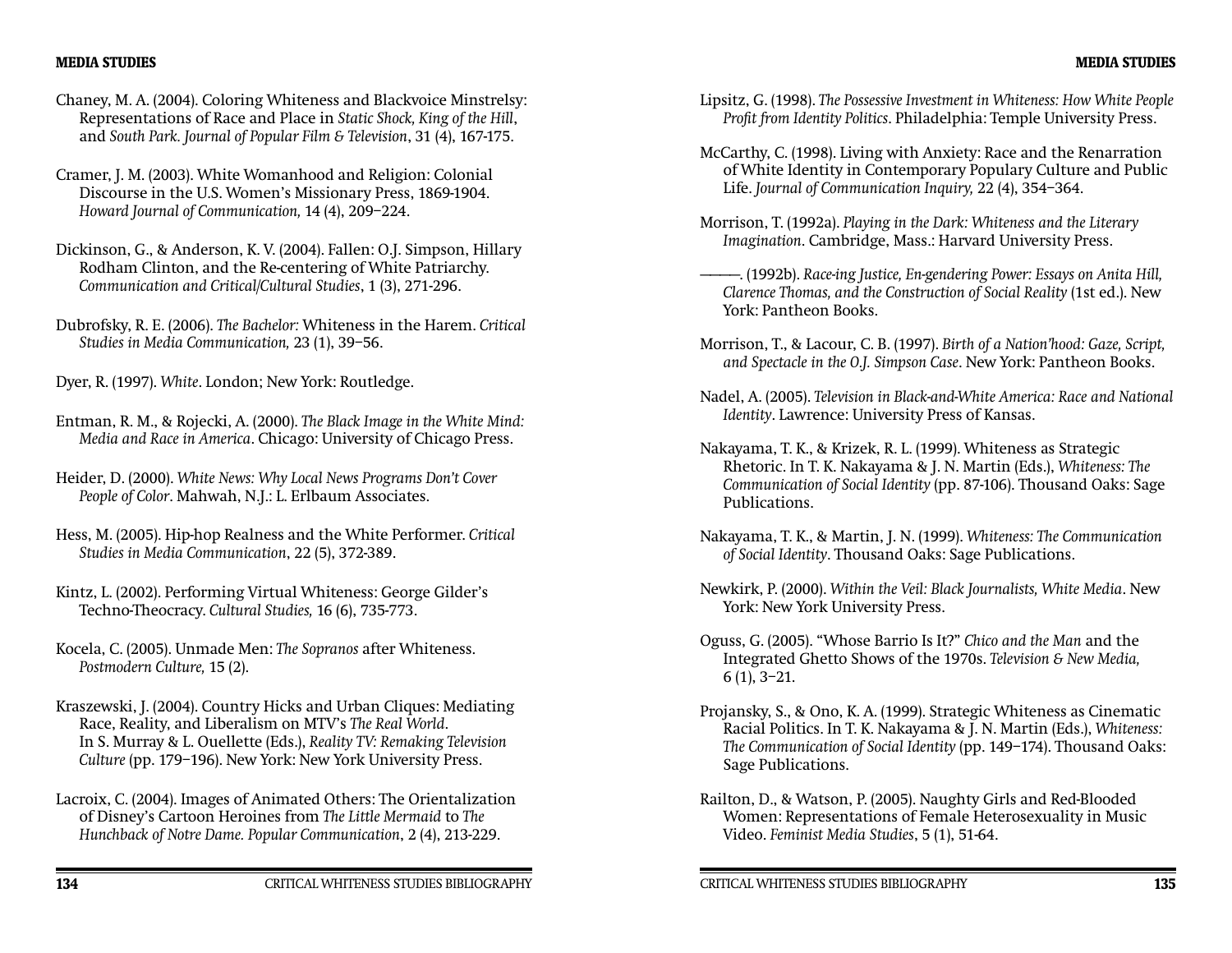Chaney, M. A. (2004). Coloring Whiteness and Blackvoice Minstrelsy: Representations of Race and Place in *Static Shock, King of the Hill*, and *South Park*. *Journal of Popular Film & Television*, 31 (4), 167-175.

Cramer, J. M. (2003). White Womanhood and Religion: Colonial Discourse in the U.S. Women's Missionary Press, 1869-1904. *Howard Journal of Communication,* 14 (4), 209–224.

Dickinson, G., & Anderson, K. V. (2004). Fallen: O.J. Simpson, Hillary Rodham Clinton, and the Re-centering of White Patriarchy. *Communication and Critical/Cultural Studies*, 1 (3), 271-296.

Dubrofsky, R. E. (2006). *The Bachelor:* Whiteness in the Harem. *Critical Studies in Media Communication,* 23 (1), 39–56.

Dyer, R. (1997). *White*. London; New York: Routledge.

Entman, R. M., & Rojecki, A. (2000). *The Black Image in the White Mind: Media and Race in America*. Chicago: University of Chicago Press.

Heider, D. (2000). *White News: Why Local News Programs Don't Cover People of Color*. Mahwah, N.J.: L. Erlbaum Associates.

Hess, M. (2005). Hip-hop Realness and the White Performer. *Critical Studies in Media Communication*, 22 (5), 372-389.

Kintz, L. (2002). Performing Virtual Whiteness: George Gilder's Techno-Theocracy. *Cultural Studies,* 16 (6), 735-773.

Kocela, C. (2005). Unmade Men: *The Sopranos* after Whiteness. *Postmodern Culture,* 15 (2).

Kraszewski, J. (2004). Country Hicks and Urban Cliques: Mediating Race, Reality, and Liberalism on MTV's *The Real World*. In S. Murray & L. Ouellette (Eds.), *Reality TV: Remaking Television Culture* (pp. 179–196). New York: New York University Press.

Lacroix, C. (2004). Images of Animated Others: The Orientalization of Disney's Cartoon Heroines from *The Little Mermaid* to *The Hunchback of Notre Dame*. *Popular Communication*, 2 (4), 213-229.

Lipsitz, G. (1998). *The Possessive Investment in Whiteness: How White People Profit from Identity Politics*. Philadelphia: Temple University Press.

McCarthy, C. (1998). Living with Anxiety: Race and the Renarration of White Identity in Contemporary Popular Culture and Public Life. *Journal of Communication Inquiry,* 22 (4), 354–364.

Morrison, T. (1992a). *Playing in the Dark: Whiteness and the Literary Imagination*. Cambridge, Mass.: Harvard University Press.

———. (1992b). *Race-ing Justice, En-gendering Power: Essays on Anita Hill, Clarence Thomas, and the Construction of Social Reality* (1st ed.). New York: Pantheon Books.

Morrison, T., & Lacour, C. B. (1997). *Birth of a Nation'hood: Gaze, Script, and Spectacle in the O.J. Simpson Case*. New York: Pantheon Books.

Nadel, A. (2005). *Television in Black-and-White America: Race and National Identity*. Lawrence: University Press of Kansas.

Nakayama, T. K., & Krizek, R. L. (1999). Whiteness as Strategic Rhetoric. In T. K. Nakayama & J. N. Martin (Eds.), *Whiteness: The Communication of Social Identity* (pp. 87-106). Thousand Oaks: Sage Publications.

Nakayama, T. K., & Martin, J. N. (1999). *Whiteness: The Communication of Social Identity*. Thousand Oaks: Sage Publications.

Newkirk, P. (2000). *Within the Veil: Black Journalists, White Media*. New York: New York University Press.

Oguss, G. (2005). "Whose Barrio Is It?" *Chico and the Man* and the Integrated Ghetto Shows of the 1970s. *Television & New Media,* 6 (1), 3–21.

Projansky, S., & Ono, K. A. (1999). Strategic Whiteness as Cinematic Racial Politics. In T. K. Nakayama & J. N. Martin (Eds.), *Whiteness: The Communication of Social Identity* (pp. 149–174). Thousand Oaks: Sage Publications.

Railton, D., & Watson, P. (2005). Naughty Girls and Red-Blooded Women: Representations of Female Heterosexuality in Music Video. *Feminist Media Studies*, 5 (1), 51-64.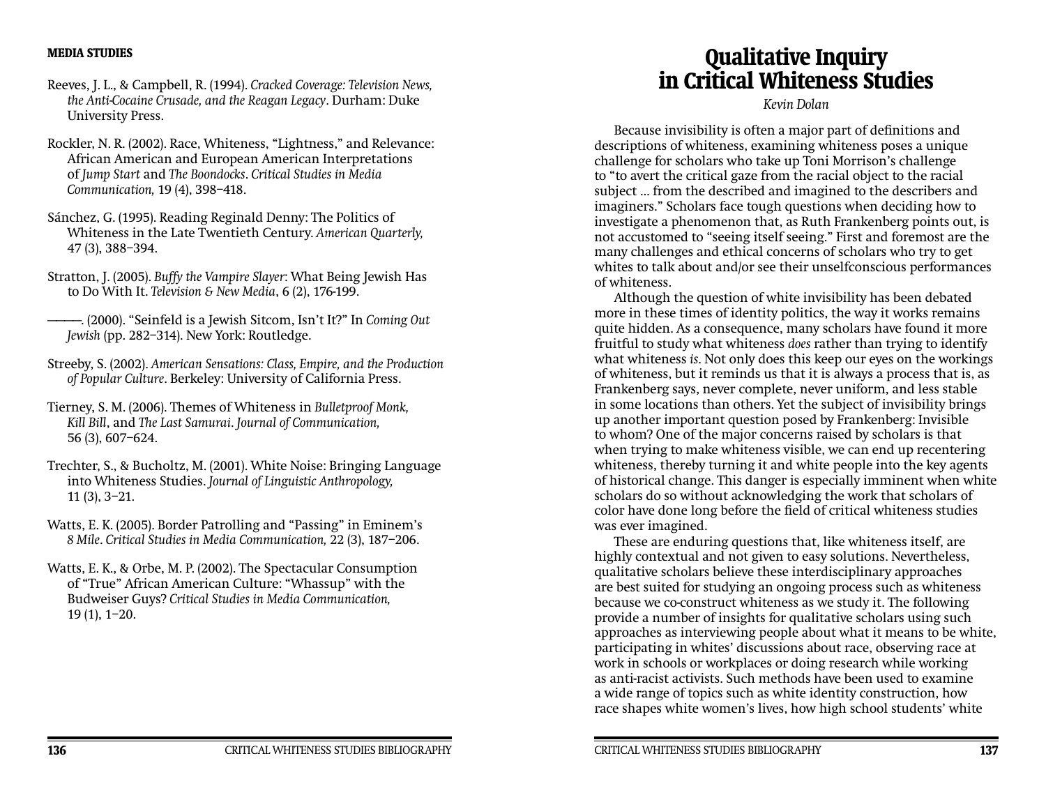Reeves, J. L., & Campbell, R. (1994). *Cracked Coverage: Television News, the Anti-Cocaine Crusade, and the Reagan Legacy*. Durham: Duke University Press.

Rockler, N. R. (2002). Race, Whiteness, "Lightness," and Relevance: African American and European American Interpretations of *Jump Start* and *The Boondocks*. *Critical Studies in Media Communication,* 19 (4), 398–418.

Sánchez, G. (1995). Reading Reginald Denny: The Politics of Whiteness in the Late Twentieth Century. *American Quarterly,* 47 (3), 388–394.

Stratton, J. (2005). *Buffy the Vampire Slayer*: What Being Jewish Has to Do With It. *Television & New Media*, 6 (2), 176-199.

———. (2000). "Seinfeld is a Jewish Sitcom, Isn't It?" In *Coming Out Jewish* (pp. 282–314). New York: Routledge.

Streeby, S. (2002). *American Sensations: Class, Empire, and the Production of Popular Culture*. Berkeley: University of California Press.

Tierney, S. M. (2006). Themes of Whiteness in *Bulletproof Monk, Kill Bill*, and *The Last Samurai*. *Journal of Communication,* 56 (3), 607–624.

Trechter, S., & Bucholtz, M. (2001). White Noise: Bringing Language into Whiteness Studies. *Journal of Linguistic Anthropology,* 11 (3), 3–21.

Watts, E. K. (2005). Border Patrolling and "Passing" in Eminem's *8 Mile*. *Critical Studies in Media Communication,* 22 (3), 187–206.

Watts, E. K., & Orbe, M. P. (2002). The Spectacular Consumption of "True" African American Culture: "Whassup" with the Budweiser Guys? *Critical Studies in Media Communication,* 19 (1), 1–20.

# Qualitative Inquiry in Critical Whiteness Studies

*Kevin Dolan*

Because invisibility is often a major part of definitions and descriptions of whiteness, examining whiteness poses a unique challenge for scholars who take up Toni Morrison's challenge to "to avert the critical gaze from the racial object to the racial subject ... from the described and imagined to the describers and imaginers." Scholars face tough questions when deciding how to investigate a phenomenon that, as Ruth Frankenberg points out, is not accustomed to "seeing itself seeing." First and foremost are the many challenges and ethical concerns of scholars who try to get whites to talk about and/or see their unselfconscious performances of whiteness.

Although the question of white invisibility has been debated more in these times of identity politics, the way it works remains quite hidden. As a consequence, many scholars have found it more fruitful to study what whiteness *does* rather than trying to identify what whiteness *is*. Not only does this keep our eyes on the workings of whiteness, but it reminds us that it is always a process that is, as Frankenberg says, never complete, never uniform, and less stable in some locations than others. Yet the subject of invisibility brings up another important question posed by Frankenberg: Invisible to whom? One of the major concerns raised by scholars is that when trying to make whiteness visible, we can end up recentering whiteness, thereby turning it and white people into the key agents of historical change. This danger is especially imminent when white scholars do so without acknowledging the work that scholars of color have done long before the field of critical whiteness studies was ever imagined.

These are enduring questions that, like whiteness itself, are highly contextual and not given to easy solutions. Nevertheless, qualitative scholars believe these interdisciplinary approaches are best suited for studying an ongoing process such as whiteness because we co-construct whiteness as we study it. The following provide a number of insights for qualitative scholars using such approaches as interviewing people about what it means to be white, participating in whites' discussions about race, observing race at work in schools or workplaces or doing research while working as anti-racist activists. Such methods have been used to examine a wide range of topics such as white identity construction, how race shapes white women's lives, how high school students' white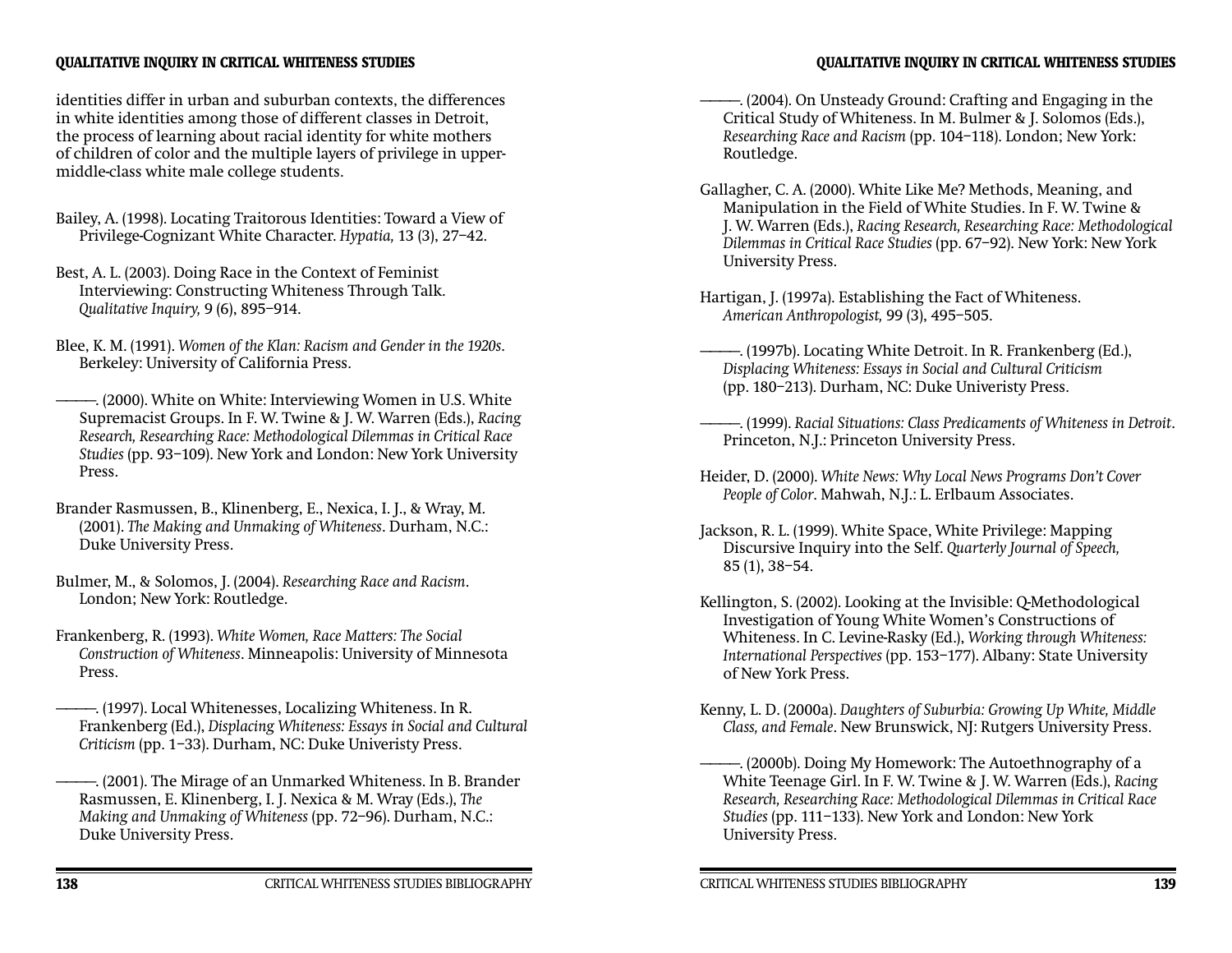identities differ in urban and suburban contexts, the differences in white identities among those of different classes in Detroit, the process of learning about racial identity for white mothers of children of color and the multiple layers of privilege in upper-middle-class white male college students.

Bailey, A. (1998). Locating Traitorous Identities: Toward a View of Privilege-Cognizant White Character. *Hypatia,* 13 (3), 27–42.

Best, A. L. (2003). Doing Race in the Context of Feminist Interviewing: Constructing Whiteness Through Talk. *Qualitative Inquiry,* 9 (6), 895–914.

Blee, K. M. (1991). *Women of the Klan: Racism and Gender in the 1920s*. Berkeley: University of California Press.

———. (2000). White on White: Interviewing Women in U.S. White Supremacist Groups. In F. W. Twine & J. W. Warren (Eds.), *Racing Research, Researching Race: Methodological Dilemmas in Critical Race Studies* (pp. 93–109). New York and London: New York University Press.

Brander Rasmussen, B., Klinenberg, E., Nexica, I. J., & Wray, M. (2001). *The Making and Unmaking of Whiteness*. Durham, N.C.: Duke University Press.

Bulmer, M., & Solomos, J. (2004). *Researching Race and Racism*. London; New York: Routledge.

Frankenberg, R. (1993). *White Women, Race Matters: The Social Construction of Whiteness*. Minneapolis: University of Minnesota Press.

———. (1997). Local Whitenesses, Localizing Whiteness. In R. Frankenberg (Ed.), *Displacing Whiteness: Essays in Social and Cultural Criticism* (pp. 1–33). Durham, NC: Duke Univeristy Press.

———. (2001). The Mirage of an Unmarked Whiteness. In B. Brander Rasmussen, E. Klinenberg, I. J. Nexica & M. Wray (Eds.), *The Making and Unmaking of Whiteness* (pp. 72–96). Durham, N.C.: Duke University Press.

———. (2004). On Unsteady Ground: Crafting and Engaging in the Critical Study of Whiteness. In M. Bulmer & J. Solomos (Eds.), *Researching Race and Racism* (pp. 104–118). London; New York: Routledge.

Gallagher, C. A. (2000). White Like Me? Methods, Meaning, and Manipulation in the Field of White Studies. In F. W. Twine & J. W. Warren (Eds.), *Racing Research, Researching Race: Methodological Dilemmas in Critical Race Studies* (pp. 67–92). New York: New York University Press.

Hartigan, J. (1997a). Establishing the Fact of Whiteness. *American Anthropologist,* 99 (3), 495–505.

———. (1997b). Locating White Detroit. In R. Frankenberg (Ed.), *Displacing Whiteness: Essays in Social and Cultural Criticism* (pp. 180–213). Durham, NC: Duke Univeristy Press.

———. (1999). *Racial Situations: Class Predicaments of Whiteness in Detroit*. Princeton, N.J.: Princeton University Press.

Heider, D. (2000). *White News: Why Local News Programs Don't Cover People of Color*. Mahwah, N.J.: L. Erlbaum Associates.

Jackson, R. L. (1999). White Space, White Privilege: Mapping Discursive Inquiry into the Self. *Quarterly Journal of Speech,* 85 (1), 38–54.

Kellington, S. (2002). Looking at the Invisible: Q-Methodological Investigation of Young White Women's Constructions of Whiteness. In C. Levine-Rasky (Ed.), *Working through Whiteness: International Perspectives* (pp. 153–177). Albany: State University of New York Press.

Kenny, L. D. (2000a). *Daughters of Suburbia: Growing Up White, Middle Class, and Female*. New Brunswick, NJ: Rutgers University Press.

———. (2000b). Doing My Homework: The Autoethnography of a White Teenage Girl. In F. W. Twine & J. W. Warren (Eds.), *Racing Research, Researching Race: Methodological Dilemmas in Critical Race Studies* (pp. 111–133). New York and London: New York University Press.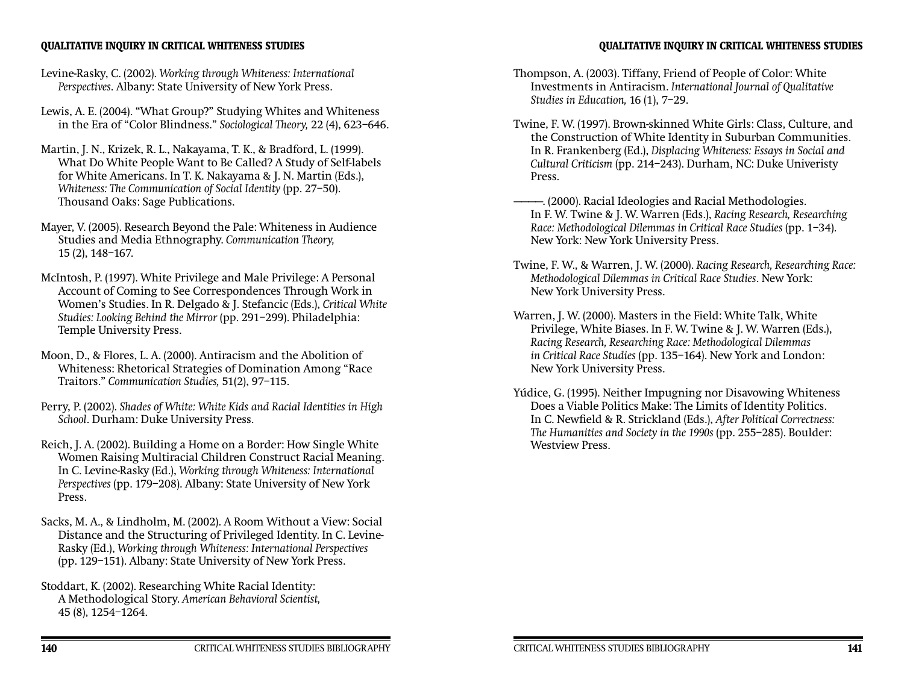Levine-Rasky, C. (2002). *Working through Whiteness: International Perspectives*. Albany: State University of New York Press.

Lewis, A. E. (2004). "What Group?" Studying Whites and Whiteness in the Era of "Color Blindness." *Sociological Theory,* 22 (4), 623–646.

Martin, J. N., Krizek, R. L., Nakayama, T. K., & Bradford, L. (1999). What Do White People Want to Be Called? A Study of Self-labels for White Americans. In T. K. Nakayama & J. N. Martin (Eds.), *Whiteness: The Communication of Social Identity* (pp. 27–50). Thousand Oaks: Sage Publications.

Mayer, V. (2005). Research Beyond the Pale: Whiteness in Audience Studies and Media Ethnography. *Communication Theory,* 15 (2), 148–167.

McIntosh, P. (1997). White Privilege and Male Privilege: A Personal Account of Coming to See Correspondences Through Work in Women's Studies. In R. Delgado & J. Stefancic (Eds.), *Critical White Studies: Looking Behind the Mirror* (pp. 291–299). Philadelphia: Temple University Press.

Moon, D., & Flores, L. A. (2000). Antiracism and the Abolition of Whiteness: Rhetorical Strategies of Domination Among "Race Traitors." *Communication Studies,* 51(2), 97–115.

Perry, P. (2002). *Shades of White: White Kids and Racial Identities in High School*. Durham: Duke University Press.

Reich, J. A. (2002). Building a Home on a Border: How Single White Women Raising Multiracial Children Construct Racial Meaning. In C. Levine-Rasky (Ed.), *Working through Whiteness: International Perspectives* (pp. 179–208). Albany: State University of New York Press.

Sacks, M. A., & Lindholm, M. (2002). A Room Without a View: Social Distance and the Structuring of Privileged Identity. In C. Levine-Rasky (Ed.), *Working through Whiteness: International Perspectives* (pp. 129–151). Albany: State University of New York Press.

Stoddart, K. (2002). Researching White Racial Identity: A Methodological Story. *American Behavioral Scientist,* 45 (8), 1254–1264.

Thompson, A. (2003). Tiffany, Friend of People of Color: White Investments in Antiracism. *International Journal of Qualitative Studies in Education,* 16 (1), 7–29.

Twine, F. W. (1997). Brown-skinned White Girls: Class, Culture, and the Construction of White Identity in Suburban Communities. In R. Frankenberg (Ed.), *Displacing Whiteness: Essays in Social and Cultural Criticism* (pp. 214–243). Durham, NC: Duke Univeristy Press.

———. (2000). Racial Ideologies and Racial Methodologies. In F. W. Twine & J. W. Warren (Eds.), *Racing Research, Researching Race: Methodological Dilemmas in Critical Race Studies* (pp. 1–34). New York: New York University Press.

Twine, F. W., & Warren, J. W. (2000). *Racing Research, Researching Race: Methodological Dilemmas in Critical Race Studies*. New York: New York University Press.

Warren, J. W. (2000). Masters in the Field: White Talk, White Privilege, White Biases. In F. W. Twine & J. W. Warren (Eds.), *Racing Research, Researching Race: Methodological Dilemmas in Critical Race Studies* (pp. 135–164). New York and London: New York University Press.

Yúdice, G. (1995). Neither Impugning nor Disavowing Whiteness Does a Viable Politics Make: The Limits of Identity Politics. In C. Newfield & R. Strickland (Eds.), *After Political Correctness: The Humanities and Society in the 1990s* (pp. 255–285). Boulder: Westview Press.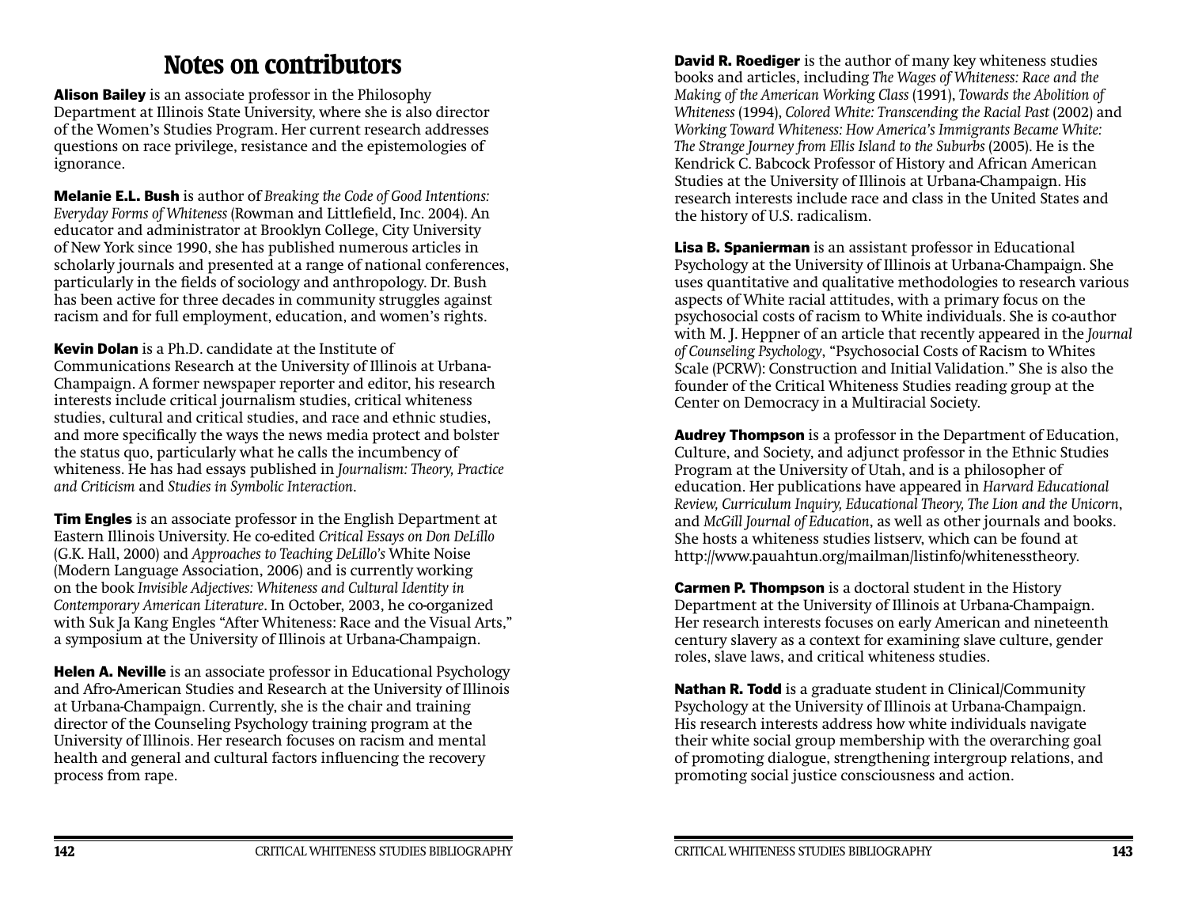# Notes on contributors

**Alison Bailey** is an associate professor in the Philosophy Department at Illinois State University, where she is also director of the Women's Studies Program. Her current research addresses questions on race privilege, resistance and the epistemologies of ignorance.

**Melanie E.L. Bush** is author of *Breaking the Code of Good Intentions: Everyday Forms of Whiteness* (Rowman and Littlefield, Inc. 2004). An educator and administrator at Brooklyn College, City University of New York since 1990, she has published numerous articles in scholarly journals and presented at a range of national conferences, particularly in the fields of sociology and anthropology. Dr. Bush has been active for three decades in community struggles against racism and for full employment, education, and women's rights.

**Kevin Dolan** is a Ph.D. candidate at the Institute of Communications Research at the University of Illinois at Urbana-Champaign. A former newspaper reporter and editor, his research interests include critical journalism studies, critical whiteness studies, cultural and critical studies, and race and ethnic studies, and more specifically the ways the news media protect and bolster the status quo, particularly what he calls the incumbency of whiteness. He has had essays published in *Journalism: Theory, Practice and Criticism* and *Studies in Symbolic Interaction*.

**Tim Engles** is an associate professor in the English Department at Eastern Illinois University. He co-edited *Critical Essays on Don DeLillo* (G.K. Hall, 2000) and *Approaches to Teaching DeLillo's* White Noise (Modern Language Association, 2006) and is currently working on the book *Invisible Adjectives: Whiteness and Cultural Identity in Contemporary American Literature*. In October, 2003, he co-organized with Suk Ja Kang Engles "After Whiteness: Race and the Visual Arts," a symposium at the University of Illinois at Urbana-Champaign.

**Helen A. Neville** is an associate professor in Educational Psychology and Afro-American Studies and Research at the University of Illinois at Urbana-Champaign. Currently, she is the chair and training director of the Counseling Psychology training program at the University of Illinois. Her research focuses on racism and mental health and general and cultural factors influencing the recovery process from rape.

**David R. Roediger** is the author of many key whiteness studies books and articles, including *The Wages of Whiteness: Race and the Making of the American Working Class* (1991), *Towards the Abolition of Whiteness* (1994), *Colored White: Transcending the Racial Past* (2002) and *Working Toward Whiteness: How America's Immigrants Became White: The Strange Journey from Ellis Island to the Suburbs* (2005). He is the Kendrick C. Babcock Professor of History and African American Studies at the University of Illinois at Urbana-Champaign. His research interests include race and class in the United States and the history of U.S. radicalism.

**Lisa B. Spanierman** is an assistant professor in Educational Psychology at the University of Illinois at Urbana-Champaign. She uses quantitative and qualitative methodologies to research various aspects of White racial attitudes, with a primary focus on the psychosocial costs of racism to White individuals. She is co-author with M. J. Heppner of an article that recently appeared in the *Journal of Counseling Psychology*, "Psychosocial Costs of Racism to Whites Scale (PCRW): Construction and Initial Validation." She is also the founder of the Critical Whiteness Studies reading group at the Center on Democracy in a Multiracial Society.

**Audrey Thompson** is a professor in the Department of Education, Culture, and Society, and adjunct professor in the Ethnic Studies Program at the University of Utah, and is a philosopher of education. Her publications have appeared in *Harvard Educational Review, Curriculum Inquiry, Educational Theory, The Lion and the Unicorn*, and *McGill Journal of Education*, as well as other journals and books. She hosts a whiteness studies listserv, which can be found at http://www.pauahtun.org/mailman/listinfo/whitenesstheory.

**Carmen P. Thompson** is a doctoral student in the History Department at the University of Illinois at Urbana-Champaign. Her research interests focuses on early American and nineteenth century slavery as a context for examining slave culture, gender roles, slave laws, and critical whiteness studies.

**Nathan R. Todd** is a graduate student in Clinical/Community Psychology at the University of Illinois at Urbana-Champaign. His research interests address how white individuals navigate their white social group membership with the overarching goal of promoting dialogue, strengthening intergroup relations, and promoting social justice consciousness and action.